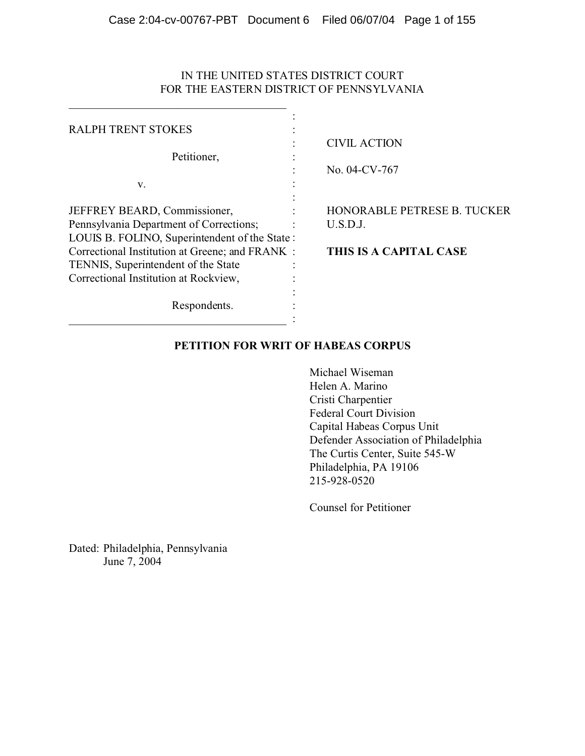IN THE UNITED STATES DISTRICT COURT
FOR THE EASTERN DISTRICT OF PENNSYLVANIA

| | |
|---|---|
| RALPH TRENT STOKES | CIVIL ACTION |
| Petitioner, | No. 04-CV-767 |
| v. | |
| JEFFREY BEARD, Commissioner, Pennsylvania Department of Corrections; LOUIS B. FOLINO, Superintendent of the State Correctional Institution at Greene; and FRANK TENNIS, Superintendent of the State Correctional Institution at Rockview, | HONORABLE PETRESE B. TUCKER U.S.D.J. **THIS IS A CAPITAL CASE** |
| Respondents. | |

**PETITION FOR WRIT OF HABEAS CORPUS**

Michael Wiseman
Helen A. Marino
Cristi Charpentier
Federal Court Division
Capital Habeas Corpus Unit
Defender Association of Philadelphia
The Curtis Center, Suite 545-W
Philadelphia, PA 19106
215-928-0520

Counsel for Petitioner

Dated: Philadelphia, Pennsylvania
June 7, 2004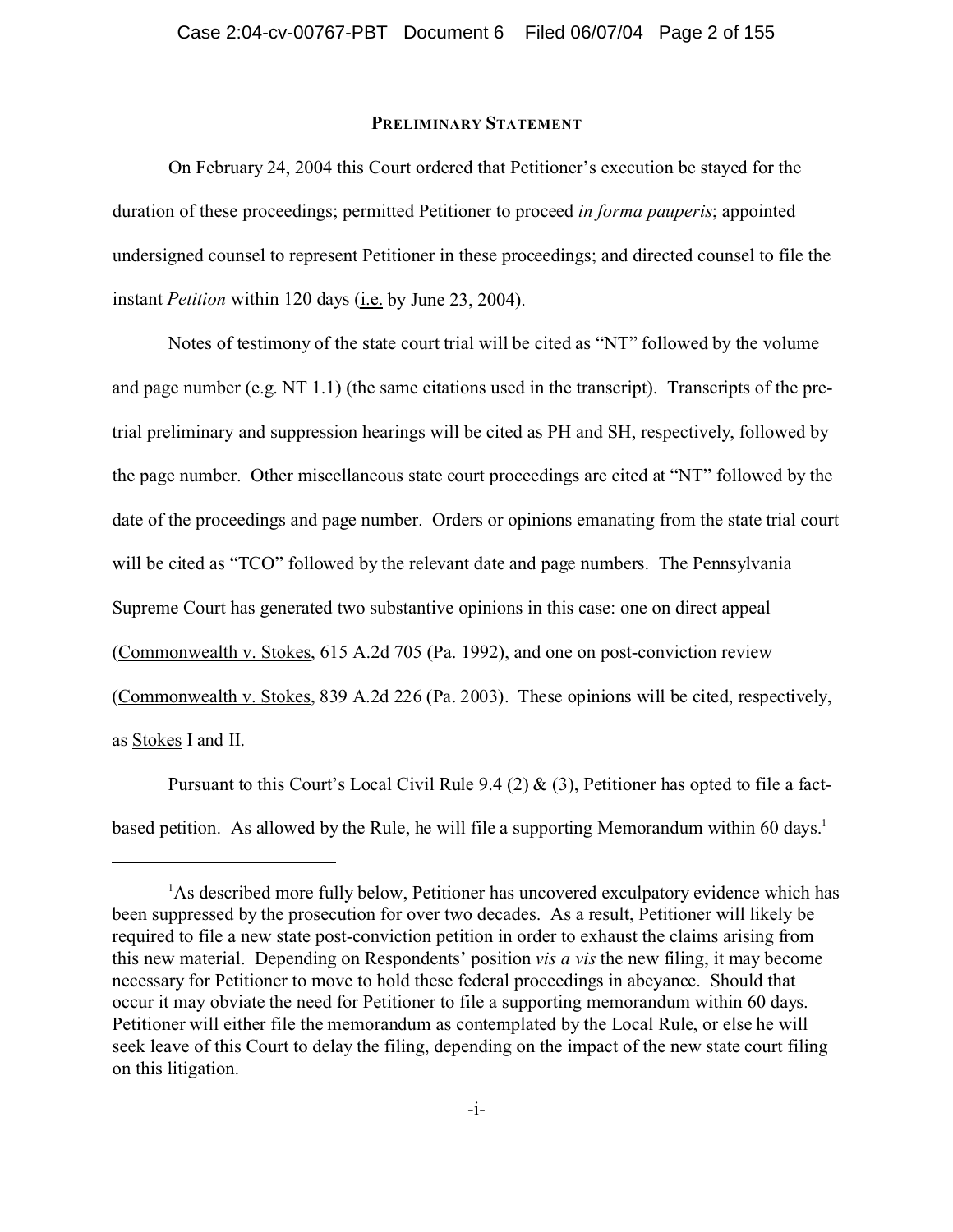## PRELIMINARY STATEMENT

On February 24, 2004 this Court ordered that Petitioner's execution be stayed for the duration of these proceedings; permitted Petitioner to proceed *in forma pauperis*; appointed undersigned counsel to represent Petitioner in these proceedings; and directed counsel to file the instant *Petition* within 120 days (i.e. by June 23, 2004).

Notes of testimony of the state court trial will be cited as "NT" followed by the volume and page number (e.g. NT 1.1) (the same citations used in the transcript). Transcripts of the pre-trial preliminary and suppression hearings will be cited as PH and SH, respectively, followed by the page number. Other miscellaneous state court proceedings are cited at "NT" followed by the date of the proceedings and page number. Orders or opinions emanating from the state trial court will be cited as "TCO" followed by the relevant date and page numbers. The Pennsylvania Supreme Court has generated two substantive opinions in this case: one on direct appeal (Commonwealth v. Stokes, 615 A.2d 705 (Pa. 1992), and one on post-conviction review (Commonwealth v. Stokes, 839 A.2d 226 (Pa. 2003). These opinions will be cited, respectively, as Stokes I and II.

Pursuant to this Court's Local Civil Rule 9.4 (2) & (3), Petitioner has opted to file a fact-based petition. As allowed by the Rule, he will file a supporting Memorandum within 60 days.[1]

---

[1]As described more fully below, Petitioner has uncovered exculpatory evidence which has been suppressed by the prosecution for over two decades. As a result, Petitioner will likely be required to file a new state post-conviction petition in order to exhaust the claims arising from this new material. Depending on Respondents' position *vis a vis* the new filing, it may become necessary for Petitioner to move to hold these federal proceedings in abeyance. Should that occur it may obviate the need for Petitioner to file a supporting memorandum within 60 days. Petitioner will either file the memorandum as contemplated by the Local Rule, or else he will seek leave of this Court to delay the filing, depending on the impact of the new state court filing on this litigation.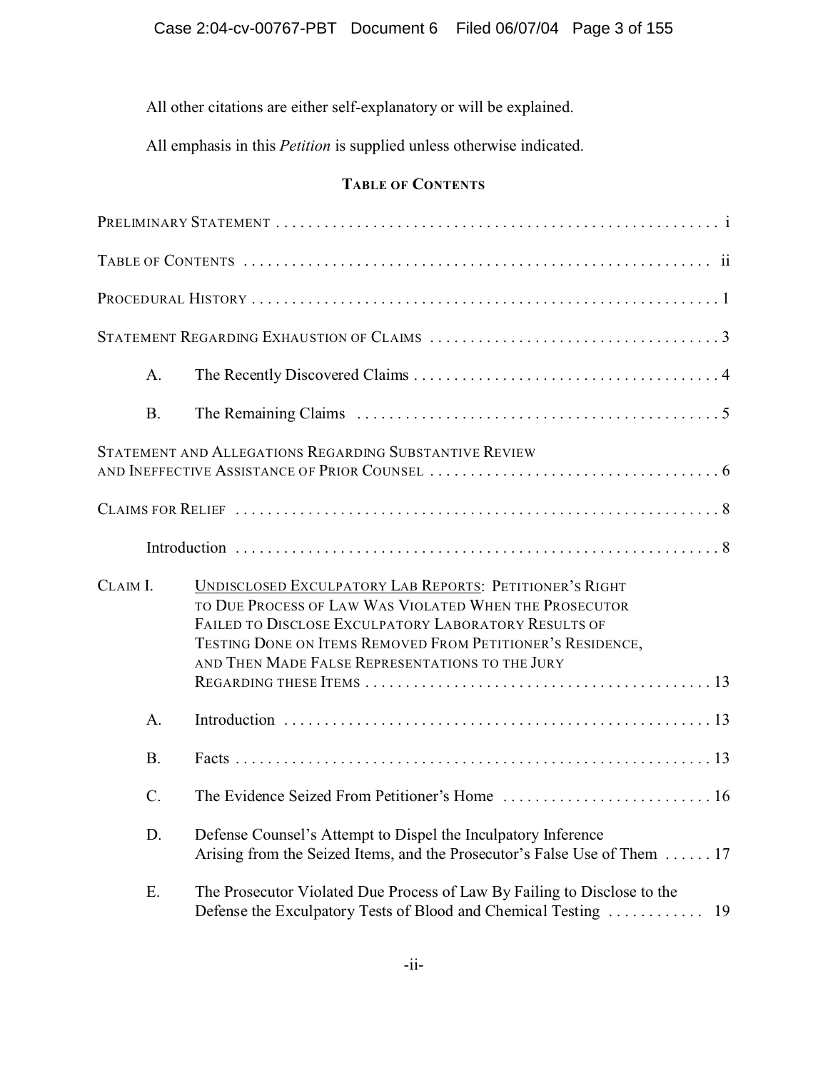All other citations are either self-explanatory or will be explained.

All emphasis in this *Petition* is supplied unless otherwise indicated.

## TABLE OF CONTENTS

PRELIMINARY STATEMENT . . . . . . . . . . . . . . . . . . . . . . . . . . . . . . . . . . . . . . . . . . . . . . . . . . . . . . i

TABLE OF CONTENTS . . . . . . . . . . . . . . . . . . . . . . . . . . . . . . . . . . . . . . . . . . . . . . . . . . . . . . . ii

PROCEDURAL HISTORY . . . . . . . . . . . . . . . . . . . . . . . . . . . . . . . . . . . . . . . . . . . . . . . . . . . . . . 1

STATEMENT REGARDING EXHAUSTION OF CLAIMS . . . . . . . . . . . . . . . . . . . . . . . . . . . . . . . . . . . 3

A. The Recently Discovered Claims . . . . . . . . . . . . . . . . . . . . . . . . . . . . . . . . . . . . . . 4

B. The Remaining Claims . . . . . . . . . . . . . . . . . . . . . . . . . . . . . . . . . . . . . . . . . . . . . 5

STATEMENT AND ALLEGATIONS REGARDING SUBSTANTIVE REVIEW AND INEFFECTIVE ASSISTANCE OF PRIOR COUNSEL . . . . . . . . . . . . . . . . . . . . . . . . . . . . . . . . . . . . 6

CLAIMS FOR RELIEF . . . . . . . . . . . . . . . . . . . . . . . . . . . . . . . . . . . . . . . . . . . . . . . . . . . . . . . . . 8

Introduction . . . . . . . . . . . . . . . . . . . . . . . . . . . . . . . . . . . . . . . . . . . . . . . . . . . . . . . . . . 8

CLAIM I. <u>UNDISCLOSED EXCULPATORY LAB REPORTS</u>: PETITIONER'S RIGHT TO DUE PROCESS OF LAW WAS VIOLATED WHEN THE PROSECUTOR FAILED TO DISCLOSE EXCULPATORY LABORATORY RESULTS OF TESTING DONE ON ITEMS REMOVED FROM PETITIONER'S RESIDENCE, AND THEN MADE FALSE REPRESENTATIONS TO THE JURY REGARDING THESE ITEMS . . . . . . . . . . . . . . . . . . . . . . . . . . . . . . . . . . . . . . . . . . 13

A. Introduction . . . . . . . . . . . . . . . . . . . . . . . . . . . . . . . . . . . . . . . . . . . . . . . . . . . . . 13

B. Facts . . . . . . . . . . . . . . . . . . . . . . . . . . . . . . . . . . . . . . . . . . . . . . . . . . . . . . . . . . . 13

C. The Evidence Seized From Petitioner's Home . . . . . . . . . . . . . . . . . . . . . . . . . . 16

D. Defense Counsel's Attempt to Dispel the Inculpatory Inference Arising from the Seized Items, and the Prosecutor's False Use of Them . . . . . . 17

E. The Prosecutor Violated Due Process of Law By Failing to Disclose to the Defense the Exculpatory Tests of Blood and Chemical Testing . . . . . . . . . . . . 19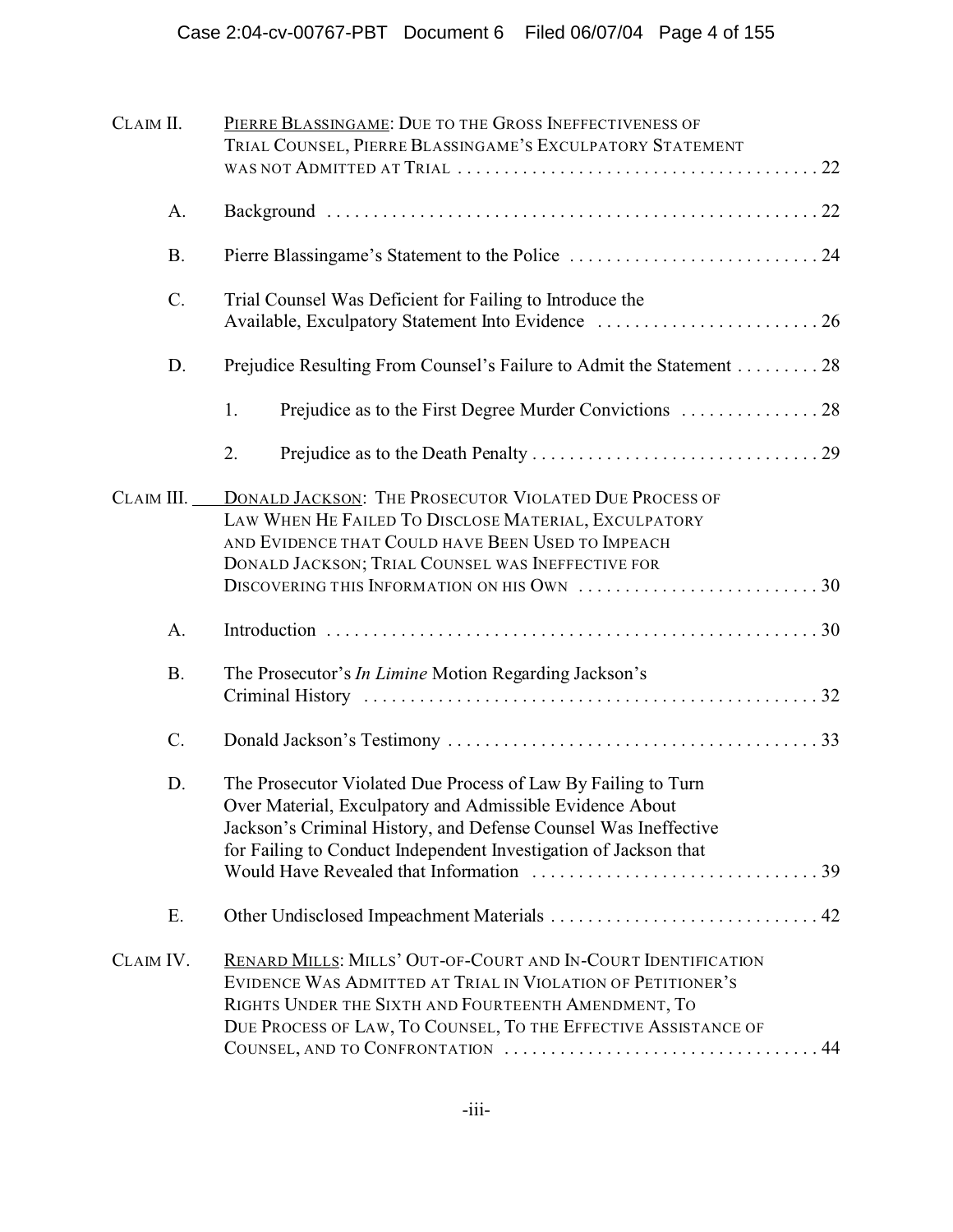CLAIM II. PIERRE BLASSINGAME: DUE TO THE GROSS INEFFECTIVENESS OF TRIAL COUNSEL, PIERRE BLASSINGAME'S EXCULPATORY STATEMENT WAS NOT ADMITTED AT TRIAL . . . . . . . . . . . . . . . . . . . . . . . . . . . . . . . . . . . . . . . 22

A. Background . . . . . . . . . . . . . . . . . . . . . . . . . . . . . . . . . . . . . . . . . . . . . . . . . . . . 22

B. Pierre Blassingame's Statement to the Police . . . . . . . . . . . . . . . . . . . . . . . . . . . 24

C. Trial Counsel Was Deficient for Failing to Introduce the Available, Exculpatory Statement Into Evidence . . . . . . . . . . . . . . . . . . . . . . . . . 26

D. Prejudice Resulting From Counsel's Failure to Admit the Statement . . . . . . . . . 28

1. Prejudice as to the First Degree Murder Convictions . . . . . . . . . . . . . . . 28

2. Prejudice as to the Death Penalty . . . . . . . . . . . . . . . . . . . . . . . . . . . . . . . 29

CLAIM III. DONALD JACKSON: THE PROSECUTOR VIOLATED DUE PROCESS OF LAW WHEN HE FAILED TO DISCLOSE MATERIAL, EXCULPATORY AND EVIDENCE THAT COULD HAVE BEEN USED TO IMPEACH DONALD JACKSON; TRIAL COUNSEL WAS INEFFECTIVE FOR DISCOVERING THIS INFORMATION ON HIS OWN . . . . . . . . . . . . . . . . . . . . . . . . . . 30

A. Introduction . . . . . . . . . . . . . . . . . . . . . . . . . . . . . . . . . . . . . . . . . . . . . . . . . . . . 30

B. The Prosecutor's *In Limine* Motion Regarding Jackson's Criminal History . . . . . . . . . . . . . . . . . . . . . . . . . . . . . . . . . . . . . . . . . . . . . . . . . 32

C. Donald Jackson's Testimony . . . . . . . . . . . . . . . . . . . . . . . . . . . . . . . . . . . . . . . . 33

D. The Prosecutor Violated Due Process of Law By Failing to Turn Over Material, Exculpatory and Admissible Evidence About Jackson's Criminal History, and Defense Counsel Was Ineffective for Failing to Conduct Independent Investigation of Jackson that Would Have Revealed that Information . . . . . . . . . . . . . . . . . . . . . . . . . . . . . . 39

E. Other Undisclosed Impeachment Materials . . . . . . . . . . . . . . . . . . . . . . . . . . . . . 42

CLAIM IV. RENARD MILLS: MILLS' OUT-OF-COURT AND IN-COURT IDENTIFICATION EVIDENCE WAS ADMITTED AT TRIAL IN VIOLATION OF PETITIONER'S RIGHTS UNDER THE SIXTH AND FOURTEENTH AMENDMENT, TO DUE PROCESS OF LAW, TO COUNSEL, TO THE EFFECTIVE ASSISTANCE OF COUNSEL, AND TO CONFRONTATION . . . . . . . . . . . . . . . . . . . . . . . . . . . . . . . . . . 44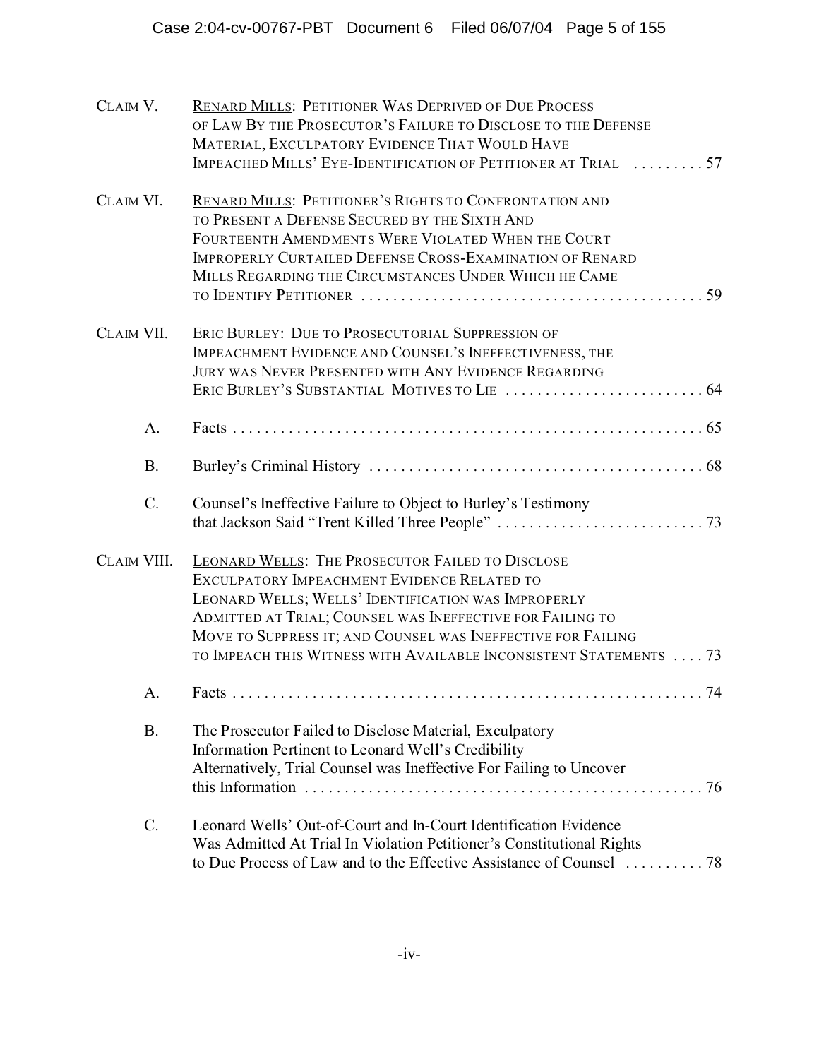CLAIM V. RENARD MILLS: PETITIONER WAS DEPRIVED OF DUE PROCESS OF LAW BY THE PROSECUTOR'S FAILURE TO DISCLOSE TO THE DEFENSE MATERIAL, EXCULPATORY EVIDENCE THAT WOULD HAVE IMPEACHED MILLS' EYE-IDENTIFICATION OF PETITIONER AT TRIAL . . . . . . . . . 57

CLAIM VI. RENARD MILLS: PETITIONER'S RIGHTS TO CONFRONTATION AND TO PRESENT A DEFENSE SECURED BY THE SIXTH AND FOURTEENTH AMENDMENTS WERE VIOLATED WHEN THE COURT IMPROPERLY CURTAILED DEFENSE CROSS-EXAMINATION OF RENARD MILLS REGARDING THE CIRCUMSTANCES UNDER WHICH HE CAME TO IDENTIFY PETITIONER . . . . . . . . . . . . . . . . . . . . . . . . . . . . . . . . . . . . . . . . . . 59

CLAIM VII. ERIC BURLEY: DUE TO PROSECUTORIAL SUPPRESSION OF IMPEACHMENT EVIDENCE AND COUNSEL'S INEFFECTIVENESS, THE JURY WAS NEVER PRESENTED WITH ANY EVIDENCE REGARDING ERIC BURLEY'S SUBSTANTIAL MOTIVES TO LIE . . . . . . . . . . . . . . . . . . . . . . . . . 64

A. Facts . . . . . . . . . . . . . . . . . . . . . . . . . . . . . . . . . . . . . . . . . . . . . . . . . . . . . . . . . . . . 65

B. Burley's Criminal History . . . . . . . . . . . . . . . . . . . . . . . . . . . . . . . . . . . . . . . . . 68

C. Counsel's Ineffective Failure to Object to Burley's Testimony that Jackson Said "Trent Killed Three People" . . . . . . . . . . . . . . . . . . . . . . . . . . 73

CLAIM VIII. LEONARD WELLS: THE PROSECUTOR FAILED TO DISCLOSE EXCULPATORY IMPEACHMENT EVIDENCE RELATED TO LEONARD WELLS; WELLS' IDENTIFICATION WAS IMPROPERLY ADMITTED AT TRIAL; COUNSEL WAS INEFFECTIVE FOR FAILING TO MOVE TO SUPPRESS IT; AND COUNSEL WAS INEFFECTIVE FOR FAILING TO IMPEACH THIS WITNESS WITH AVAILABLE INCONSISTENT STATEMENTS . . . . 73

A. Facts . . . . . . . . . . . . . . . . . . . . . . . . . . . . . . . . . . . . . . . . . . . . . . . . . . . . . . . . . . . . 74

B. The Prosecutor Failed to Disclose Material, Exculpatory Information Pertinent to Leonard Well's Credibility Alternatively, Trial Counsel was Ineffective For Failing to Uncover this Information . . . . . . . . . . . . . . . . . . . . . . . . . . . . . . . . . . . . . . . . . . . . . . . . . . . 76

C. Leonard Wells' Out-of-Court and In-Court Identification Evidence Was Admitted At Trial In Violation Petitioner's Constitutional Rights to Due Process of Law and to the Effective Assistance of Counsel . . . . . . . . . . 78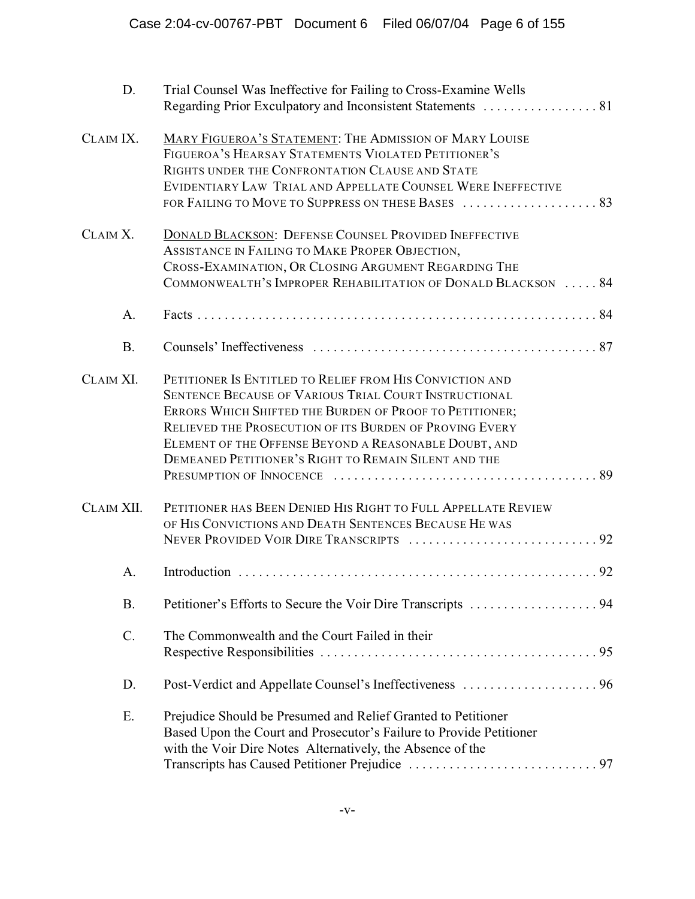| | | |
|---|---|---|
| D. | Trial Counsel Was Ineffective for Failing to Cross-Examine Wells Regarding Prior Exculpatory and Inconsistent Statements | 81 |
| CLAIM IX. | MARY FIGUEROA'S STATEMENT: THE ADMISSION OF MARY LOUISE FIGUEROA'S HEARSAY STATEMENTS VIOLATED PETITIONER'S RIGHTS UNDER THE CONFRONTATION CLAUSE AND STATE EVIDENTIARY LAW TRIAL AND APPELLATE COUNSEL WERE INEFFECTIVE FOR FAILING TO MOVE TO SUPPRESS ON THESE BASES | 83 |
| CLAIM X. | DONALD BLACKSON: DEFENSE COUNSEL PROVIDED INEFFECTIVE ASSISTANCE IN FAILING TO MAKE PROPER OBJECTION, CROSS-EXAMINATION, OR CLOSING ARGUMENT REGARDING THE COMMONWEALTH'S IMPROPER REHABILITATION OF DONALD BLACKSON | 84 |
| A. | Facts | 84 |
| B. | Counsels' Ineffectiveness | 87 |
| CLAIM XI. | PETITIONER IS ENTITLED TO RELIEF FROM HIS CONVICTION AND SENTENCE BECAUSE OF VARIOUS TRIAL COURT INSTRUCTIONAL ERRORS WHICH SHIFTED THE BURDEN OF PROOF TO PETITIONER; RELIEVED THE PROSECUTION OF ITS BURDEN OF PROVING EVERY ELEMENT OF THE OFFENSE BEYOND A REASONABLE DOUBT, AND DEMEANED PETITIONER'S RIGHT TO REMAIN SILENT AND THE PRESUMPTION OF INNOCENCE | 89 |
| CLAIM XII. | PETITIONER HAS BEEN DENIED HIS RIGHT TO FULL APPELLATE REVIEW OF HIS CONVICTIONS AND DEATH SENTENCES BECAUSE HE WAS NEVER PROVIDED VOIR DIRE TRANSCRIPTS | 92 |
| A. | Introduction | 92 |
| B. | Petitioner's Efforts to Secure the Voir Dire Transcripts | 94 |
| C. | The Commonwealth and the Court Failed in their Respective Responsibilities | 95 |
| D. | Post-Verdict and Appellate Counsel's Ineffectiveness | 96 |
| E. | Prejudice Should be Presumed and Relief Granted to Petitioner Based Upon the Court and Prosecutor's Failure to Provide Petitioner with the Voir Dire Notes Alternatively, the Absence of the Transcripts has Caused Petitioner Prejudice | 97 |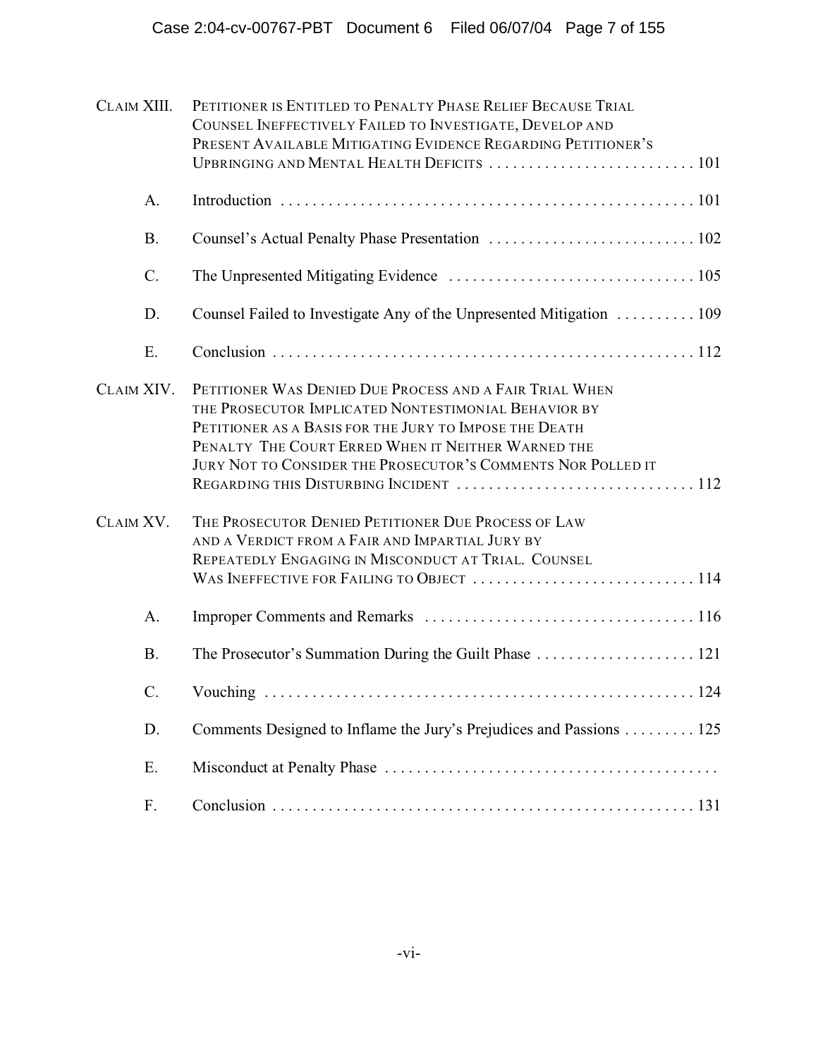CLAIM XIII. PETITIONER IS ENTITLED TO PENALTY PHASE RELIEF BECAUSE TRIAL COUNSEL INEFFECTIVELY FAILED TO INVESTIGATE, DEVELOP AND PRESENT AVAILABLE MITIGATING EVIDENCE REGARDING PETITIONER'S UPBRINGING AND MENTAL HEALTH DEFICITS . . . . . . . . . . . . . . . . . . . . . . . . . . 101

A. Introduction . . . . . . . . . . . . . . . . . . . . . . . . . . . . . . . . . . . . . . . . . . . . . . . . . . . . 101

B. Counsel's Actual Penalty Phase Presentation . . . . . . . . . . . . . . . . . . . . . . . . . . 102

C. The Unpresented Mitigating Evidence . . . . . . . . . . . . . . . . . . . . . . . . . . . . . . . 105

D. Counsel Failed to Investigate Any of the Unpresented Mitigation . . . . . . . . . . 109

E. Conclusion . . . . . . . . . . . . . . . . . . . . . . . . . . . . . . . . . . . . . . . . . . . . . . . . . . . . 112

CLAIM XIV. PETITIONER WAS DENIED DUE PROCESS AND A FAIR TRIAL WHEN THE PROSECUTOR IMPLICATED NONTESTIMONIAL BEHAVIOR BY PETITIONER AS A BASIS FOR THE JURY TO IMPOSE THE DEATH PENALTY THE COURT ERRED WHEN IT NEITHER WARNED THE JURY NOT TO CONSIDER THE PROSECUTOR'S COMMENTS NOR POLLED IT REGARDING THIS DISTURBING INCIDENT . . . . . . . . . . . . . . . . . . . . . . . . . . . . . . 112

CLAIM XV. THE PROSECUTOR DENIED PETITIONER DUE PROCESS OF LAW AND A VERDICT FROM A FAIR AND IMPARTIAL JURY BY REPEATEDLY ENGAGING IN MISCONDUCT AT TRIAL. COUNSEL WAS INEFFECTIVE FOR FAILING TO OBJECT . . . . . . . . . . . . . . . . . . . . . . . . . . . . 114

A. Improper Comments and Remarks . . . . . . . . . . . . . . . . . . . . . . . . . . . . . . . . . . 116

B. The Prosecutor's Summation During the Guilt Phase . . . . . . . . . . . . . . . . . . . . 121

C. Vouching . . . . . . . . . . . . . . . . . . . . . . . . . . . . . . . . . . . . . . . . . . . . . . . . . . . . . . 124

D. Comments Designed to Inflame the Jury's Prejudices and Passions . . . . . . . . . 125

E. Misconduct at Penalty Phase . . . . . . . . . . . . . . . . . . . . . . . . . . . . . . . . . . . . . . . . . .

F. Conclusion . . . . . . . . . . . . . . . . . . . . . . . . . . . . . . . . . . . . . . . . . . . . . . . . . . . . 131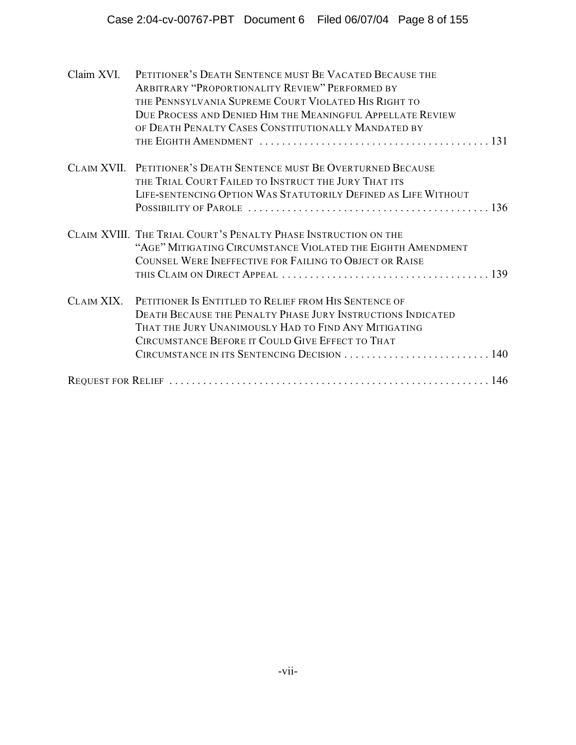Claim XVI. PETITIONER'S DEATH SENTENCE MUST BE VACATED BECAUSE THE ARBITRARY "PROPORTIONALITY REVIEW" PERFORMED BY THE PENNSYLVANIA SUPREME COURT VIOLATED HIS RIGHT TO DUE PROCESS AND DENIED HIM THE MEANINGFUL APPELLATE REVIEW OF DEATH PENALTY CASES CONSTITUTIONALLY MANDATED BY THE EIGHTH AMENDMENT . . . . . . . . . . . . . . . . . . . . . . . . . . . . . . . . . . . . . . . . 131

CLAIM XVII. PETITIONER'S DEATH SENTENCE MUST BE OVERTURNED BECAUSE THE TRIAL COURT FAILED TO INSTRUCT THE JURY THAT ITS LIFE-SENTENCING OPTION WAS STATUTORILY DEFINED AS LIFE WITHOUT POSSIBILITY OF PAROLE . . . . . . . . . . . . . . . . . . . . . . . . . . . . . . . . . . . . . . . . . 136

CLAIM XVIII. THE TRIAL COURT'S PENALTY PHASE INSTRUCTION ON THE "AGE" MITIGATING CIRCUMSTANCE VIOLATED THE EIGHTH AMENDMENT COUNSEL WERE INEFFECTIVE FOR FAILING TO OBJECT OR RAISE THIS CLAIM ON DIRECT APPEAL . . . . . . . . . . . . . . . . . . . . . . . . . . . . . . . . . . . . 139

CLAIM XIX. PETITIONER IS ENTITLED TO RELIEF FROM HIS SENTENCE OF DEATH BECAUSE THE PENALTY PHASE JURY INSTRUCTIONS INDICATED THAT THE JURY UNANIMOUSLY HAD TO FIND ANY MITIGATING CIRCUMSTANCE BEFORE IT COULD GIVE EFFECT TO THAT CIRCUMSTANCE IN ITS SENTENCING DECISION . . . . . . . . . . . . . . . . . . . . . . . . . 140

REQUEST FOR RELIEF . . . . . . . . . . . . . . . . . . . . . . . . . . . . . . . . . . . . . . . . . . . . . . . . . . . . . . . 146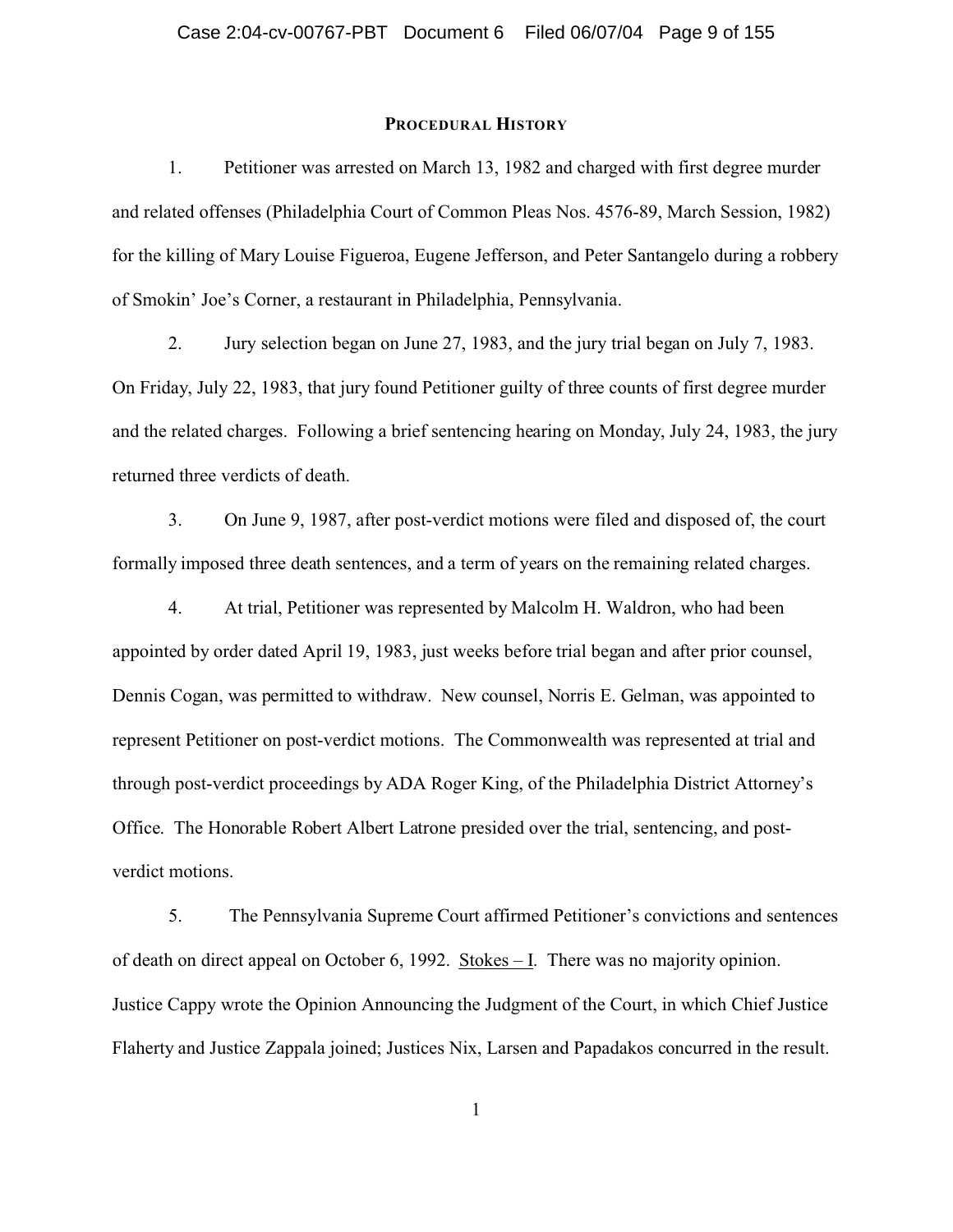## PROCEDURAL HISTORY

1. Petitioner was arrested on March 13, 1982 and charged with first degree murder and related offenses (Philadelphia Court of Common Pleas Nos. 4576-89, March Session, 1982) for the killing of Mary Louise Figueroa, Eugene Jefferson, and Peter Santangelo during a robbery of Smokin' Joe's Corner, a restaurant in Philadelphia, Pennsylvania.

2. Jury selection began on June 27, 1983, and the jury trial began on July 7, 1983. On Friday, July 22, 1983, that jury found Petitioner guilty of three counts of first degree murder and the related charges. Following a brief sentencing hearing on Monday, July 24, 1983, the jury returned three verdicts of death.

3. On June 9, 1987, after post-verdict motions were filed and disposed of, the court formally imposed three death sentences, and a term of years on the remaining related charges.

4. At trial, Petitioner was represented by Malcolm H. Waldron, who had been appointed by order dated April 19, 1983, just weeks before trial began and after prior counsel, Dennis Cogan, was permitted to withdraw. New counsel, Norris E. Gelman, was appointed to represent Petitioner on post-verdict motions. The Commonwealth was represented at trial and through post-verdict proceedings by ADA Roger King, of the Philadelphia District Attorney's Office. The Honorable Robert Albert Latrone presided over the trial, sentencing, and post-verdict motions.

5. The Pennsylvania Supreme Court affirmed Petitioner's convictions and sentences of death on direct appeal on October 6, 1992. Stokes – I. There was no majority opinion. Justice Cappy wrote the Opinion Announcing the Judgment of the Court, in which Chief Justice Flaherty and Justice Zappala joined; Justices Nix, Larsen and Papadakos concurred in the result.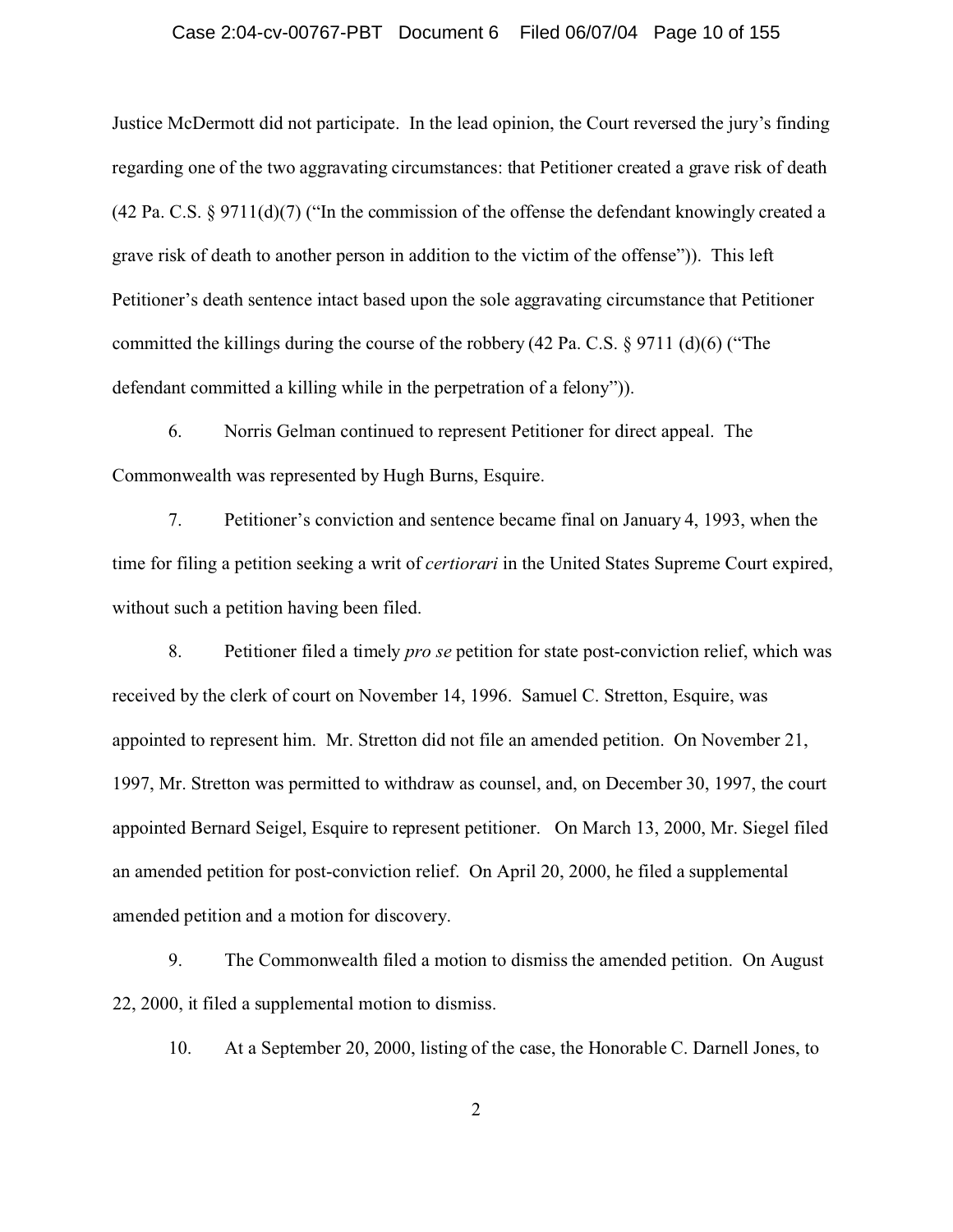Justice McDermott did not participate. In the lead opinion, the Court reversed the jury's finding regarding one of the two aggravating circumstances: that Petitioner created a grave risk of death (42 Pa. C.S. § 9711(d)(7) ("In the commission of the offense the defendant knowingly created a grave risk of death to another person in addition to the victim of the offense")). This left Petitioner's death sentence intact based upon the sole aggravating circumstance that Petitioner committed the killings during the course of the robbery (42 Pa. C.S. § 9711 (d)(6) ("The defendant committed a killing while in the perpetration of a felony")).

6. Norris Gelman continued to represent Petitioner for direct appeal. The Commonwealth was represented by Hugh Burns, Esquire.

7. Petitioner's conviction and sentence became final on January 4, 1993, when the time for filing a petition seeking a writ of *certiorari* in the United States Supreme Court expired, without such a petition having been filed.

8. Petitioner filed a timely *pro se* petition for state post-conviction relief, which was received by the clerk of court on November 14, 1996. Samuel C. Stretton, Esquire, was appointed to represent him. Mr. Stretton did not file an amended petition. On November 21, 1997, Mr. Stretton was permitted to withdraw as counsel, and, on December 30, 1997, the court appointed Bernard Seigel, Esquire to represent petitioner. On March 13, 2000, Mr. Siegel filed an amended petition for post-conviction relief. On April 20, 2000, he filed a supplemental amended petition and a motion for discovery.

9. The Commonwealth filed a motion to dismiss the amended petition. On August 22, 2000, it filed a supplemental motion to dismiss.

10. At a September 20, 2000, listing of the case, the Honorable C. Darnell Jones, to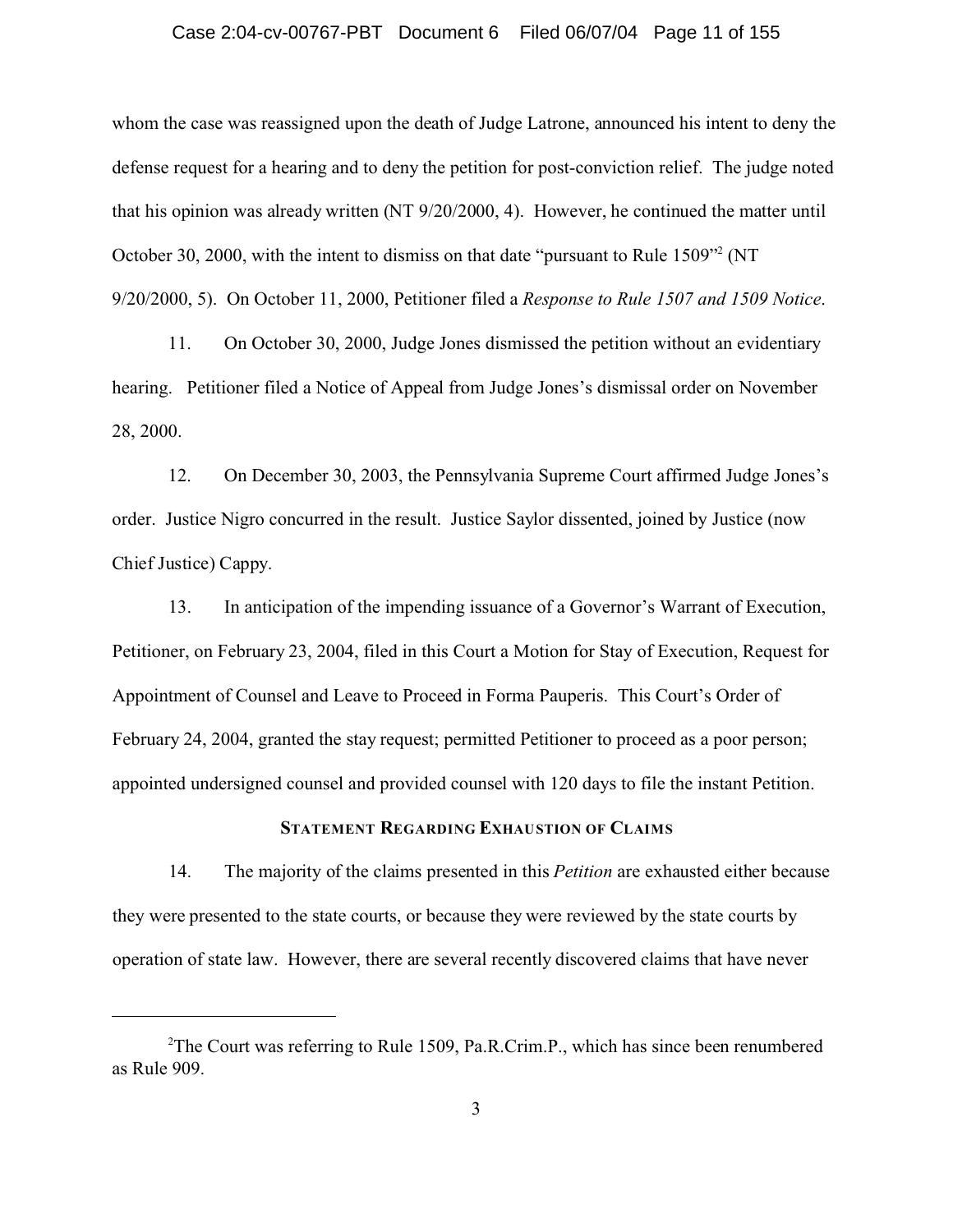whom the case was reassigned upon the death of Judge Latrone, announced his intent to deny the defense request for a hearing and to deny the petition for post-conviction relief. The judge noted that his opinion was already written (NT 9/20/2000, 4). However, he continued the matter until October 30, 2000, with the intent to dismiss on that date "pursuant to Rule 1509"[2] (NT 9/20/2000, 5). On October 11, 2000, Petitioner filed a *Response to Rule 1507 and 1509 Notice*.

11. On October 30, 2000, Judge Jones dismissed the petition without an evidentiary hearing. Petitioner filed a Notice of Appeal from Judge Jones's dismissal order on November 28, 2000.

12. On December 30, 2003, the Pennsylvania Supreme Court affirmed Judge Jones's order. Justice Nigro concurred in the result. Justice Saylor dissented, joined by Justice (now Chief Justice) Cappy.

13. In anticipation of the impending issuance of a Governor's Warrant of Execution, Petitioner, on February 23, 2004, filed in this Court a Motion for Stay of Execution, Request for Appointment of Counsel and Leave to Proceed in Forma Pauperis. This Court's Order of February 24, 2004, granted the stay request; permitted Petitioner to proceed as a poor person; appointed undersigned counsel and provided counsel with 120 days to file the instant Petition.

## STATEMENT REGARDING EXHAUSTION OF CLAIMS

14. The majority of the claims presented in this *Petition* are exhausted either because they were presented to the state courts, or because they were reviewed by the state courts by operation of state law. However, there are several recently discovered claims that have never

---

[2] The Court was referring to Rule 1509, Pa.R.Crim.P., which has since been renumbered as Rule 909.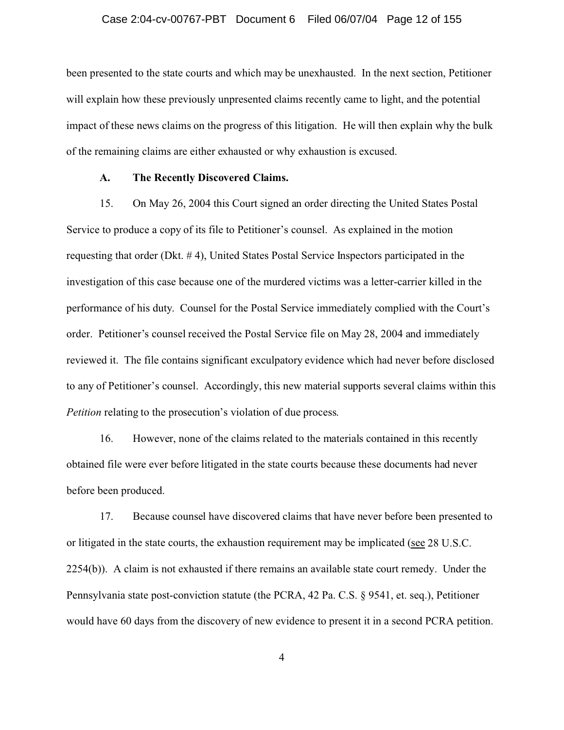been presented to the state courts and which may be unexhausted. In the next section, Petitioner will explain how these previously unpresented claims recently came to light, and the potential impact of these news claims on the progress of this litigation. He will then explain why the bulk of the remaining claims are either exhausted or why exhaustion is excused.

### A. The Recently Discovered Claims.

15. On May 26, 2004 this Court signed an order directing the United States Postal Service to produce a copy of its file to Petitioner's counsel. As explained in the motion requesting that order (Dkt. # 4), United States Postal Service Inspectors participated in the investigation of this case because one of the murdered victims was a letter-carrier killed in the performance of his duty. Counsel for the Postal Service immediately complied with the Court's order. Petitioner's counsel received the Postal Service file on May 28, 2004 and immediately reviewed it. The file contains significant exculpatory evidence which had never before disclosed to any of Petitioner's counsel. Accordingly, this new material supports several claims within this *Petition* relating to the prosecution's violation of due process.

16. However, none of the claims related to the materials contained in this recently obtained file were ever before litigated in the state courts because these documents had never before been produced.

17. Because counsel have discovered claims that have never before been presented to or litigated in the state courts, the exhaustion requirement may be implicated (see 28 U.S.C. 2254(b)). A claim is not exhausted if there remains an available state court remedy. Under the Pennsylvania state post-conviction statute (the PCRA, 42 Pa. C.S. § 9541, et. seq.), Petitioner would have 60 days from the discovery of new evidence to present it in a second PCRA petition.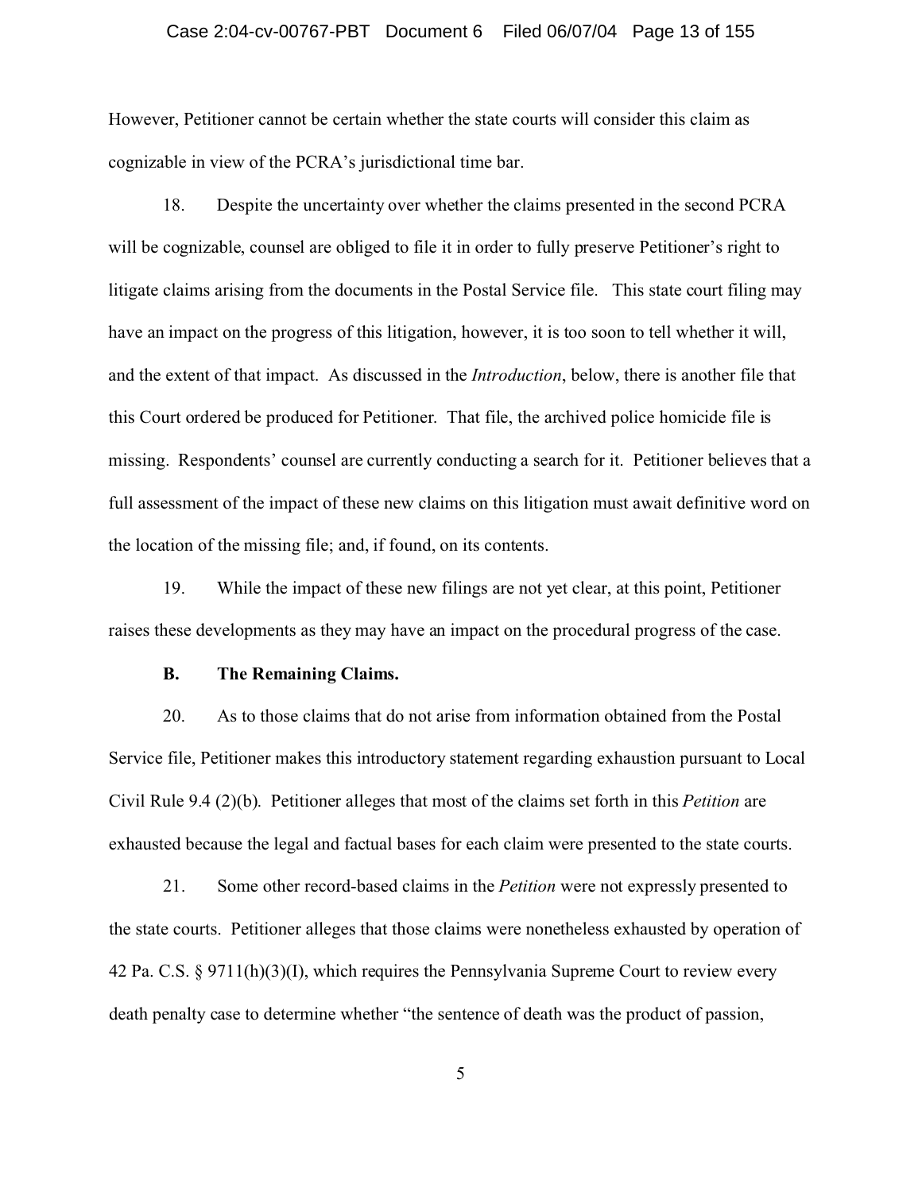However, Petitioner cannot be certain whether the state courts will consider this claim as cognizable in view of the PCRA's jurisdictional time bar.

18. Despite the uncertainty over whether the claims presented in the second PCRA will be cognizable, counsel are obliged to file it in order to fully preserve Petitioner's right to litigate claims arising from the documents in the Postal Service file. This state court filing may have an impact on the progress of this litigation, however, it is too soon to tell whether it will, and the extent of that impact. As discussed in the *Introduction*, below, there is another file that this Court ordered be produced for Petitioner. That file, the archived police homicide file is missing. Respondents' counsel are currently conducting a search for it. Petitioner believes that a full assessment of the impact of these new claims on this litigation must await definitive word on the location of the missing file; and, if found, on its contents.

19. While the impact of these new filings are not yet clear, at this point, Petitioner raises these developments as they may have an impact on the procedural progress of the case.

**B. The Remaining Claims.**

20. As to those claims that do not arise from information obtained from the Postal Service file, Petitioner makes this introductory statement regarding exhaustion pursuant to Local Civil Rule 9.4 (2)(b). Petitioner alleges that most of the claims set forth in this *Petition* are exhausted because the legal and factual bases for each claim were presented to the state courts.

21. Some other record-based claims in the *Petition* were not expressly presented to the state courts. Petitioner alleges that those claims were nonetheless exhausted by operation of 42 Pa. C.S. § 9711(h)(3)(I), which requires the Pennsylvania Supreme Court to review every death penalty case to determine whether "the sentence of death was the product of passion,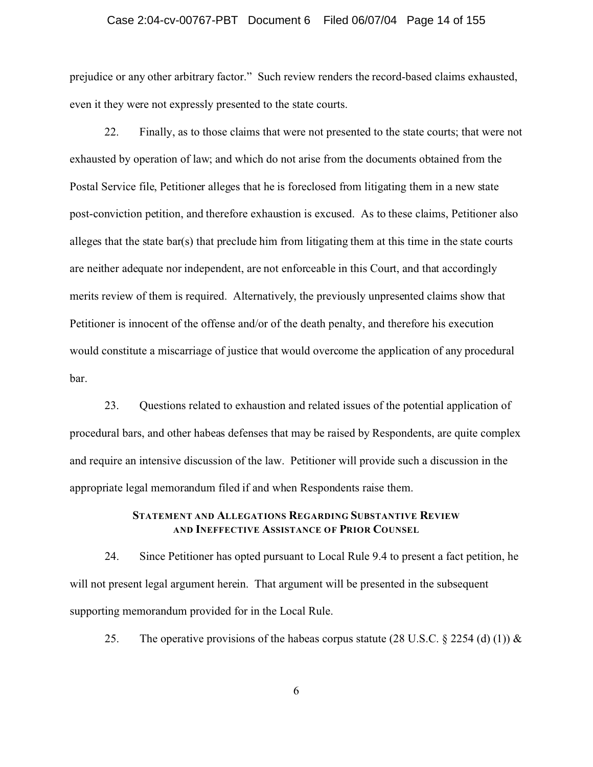prejudice or any other arbitrary factor." Such review renders the record-based claims exhausted, even it they were not expressly presented to the state courts.

22. Finally, as to those claims that were not presented to the state courts; that were not exhausted by operation of law; and which do not arise from the documents obtained from the Postal Service file, Petitioner alleges that he is foreclosed from litigating them in a new state post-conviction petition, and therefore exhaustion is excused. As to these claims, Petitioner also alleges that the state bar(s) that preclude him from litigating them at this time in the state courts are neither adequate nor independent, are not enforceable in this Court, and that accordingly merits review of them is required. Alternatively, the previously unpresented claims show that Petitioner is innocent of the offense and/or of the death penalty, and therefore his execution would constitute a miscarriage of justice that would overcome the application of any procedural bar.

23. Questions related to exhaustion and related issues of the potential application of procedural bars, and other habeas defenses that may be raised by Respondents, are quite complex and require an intensive discussion of the law. Petitioner will provide such a discussion in the appropriate legal memorandum filed if and when Respondents raise them.

## Statement and Allegations Regarding Substantive Review and Ineffective Assistance of Prior Counsel

24. Since Petitioner has opted pursuant to Local Rule 9.4 to present a fact petition, he will not present legal argument herein. That argument will be presented in the subsequent supporting memorandum provided for in the Local Rule.

25. The operative provisions of the habeas corpus statute (28 U.S.C. § 2254 (d) (1)) &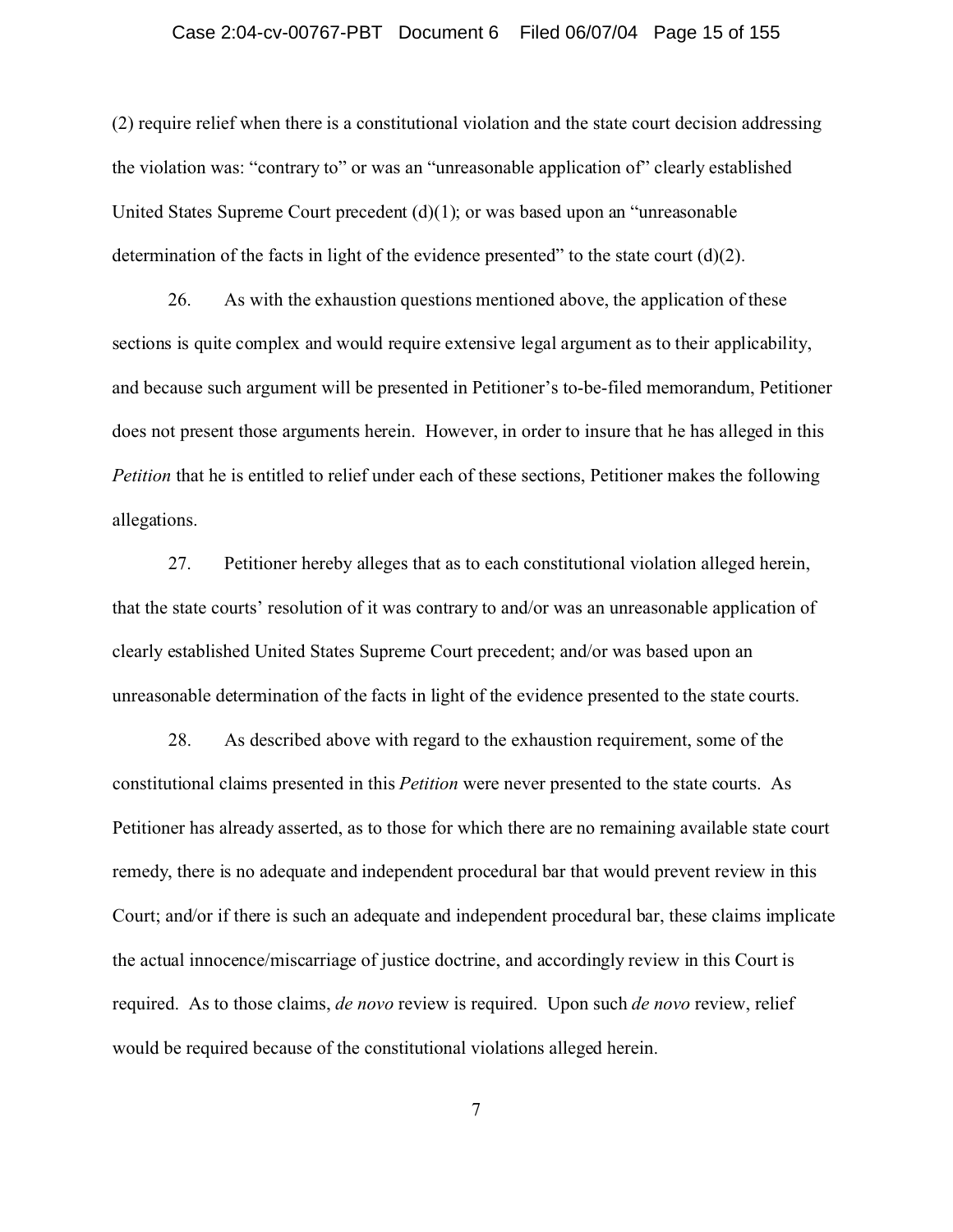(2) require relief when there is a constitutional violation and the state court decision addressing the violation was: "contrary to" or was an "unreasonable application of" clearly established United States Supreme Court precedent (d)(1); or was based upon an "unreasonable determination of the facts in light of the evidence presented" to the state court (d)(2).

26. As with the exhaustion questions mentioned above, the application of these sections is quite complex and would require extensive legal argument as to their applicability, and because such argument will be presented in Petitioner's to-be-filed memorandum, Petitioner does not present those arguments herein. However, in order to insure that he has alleged in this *Petition* that he is entitled to relief under each of these sections, Petitioner makes the following allegations.

27. Petitioner hereby alleges that as to each constitutional violation alleged herein, that the state courts' resolution of it was contrary to and/or was an unreasonable application of clearly established United States Supreme Court precedent; and/or was based upon an unreasonable determination of the facts in light of the evidence presented to the state courts.

28. As described above with regard to the exhaustion requirement, some of the constitutional claims presented in this *Petition* were never presented to the state courts. As Petitioner has already asserted, as to those for which there are no remaining available state court remedy, there is no adequate and independent procedural bar that would prevent review in this Court; and/or if there is such an adequate and independent procedural bar, these claims implicate the actual innocence/miscarriage of justice doctrine, and accordingly review in this Court is required. As to those claims, *de novo* review is required. Upon such *de novo* review, relief would be required because of the constitutional violations alleged herein.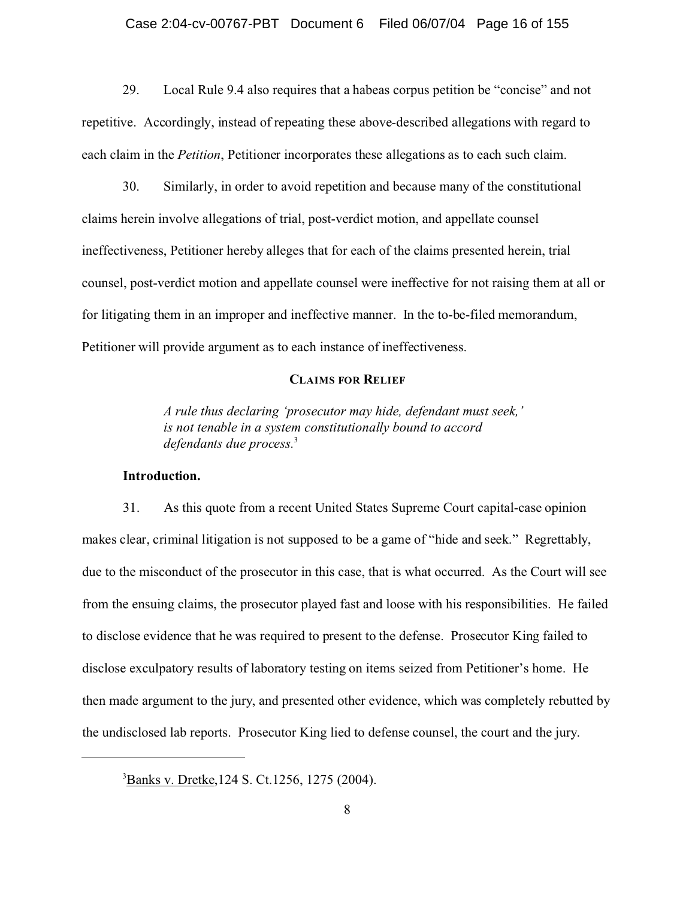29. Local Rule 9.4 also requires that a habeas corpus petition be "concise" and not repetitive. Accordingly, instead of repeating these above-described allegations with regard to each claim in the *Petition*, Petitioner incorporates these allegations as to each such claim.

30. Similarly, in order to avoid repetition and because many of the constitutional claims herein involve allegations of trial, post-verdict motion, and appellate counsel ineffectiveness, Petitioner hereby alleges that for each of the claims presented herein, trial counsel, post-verdict motion and appellate counsel were ineffective for not raising them at all or for litigating them in an improper and ineffective manner. In the to-be-filed memorandum, Petitioner will provide argument as to each instance of ineffectiveness.

## CLAIMS FOR RELIEF

> *A rule thus declaring 'prosecutor may hide, defendant must seek,' is not tenable in a system constitutionally bound to accord defendants due process.*[3]

**Introduction.**

31. As this quote from a recent United States Supreme Court capital-case opinion makes clear, criminal litigation is not supposed to be a game of "hide and seek." Regrettably, due to the misconduct of the prosecutor in this case, that is what occurred. As the Court will see from the ensuing claims, the prosecutor played fast and loose with his responsibilities. He failed to disclose evidence that he was required to present to the defense. Prosecutor King failed to disclose exculpatory results of laboratory testing on items seized from Petitioner's home. He then made argument to the jury, and presented other evidence, which was completely rebutted by the undisclosed lab reports. Prosecutor King lied to defense counsel, the court and the jury.

---

[3] Banks v. Dretke, 124 S. Ct. 1256, 1275 (2004).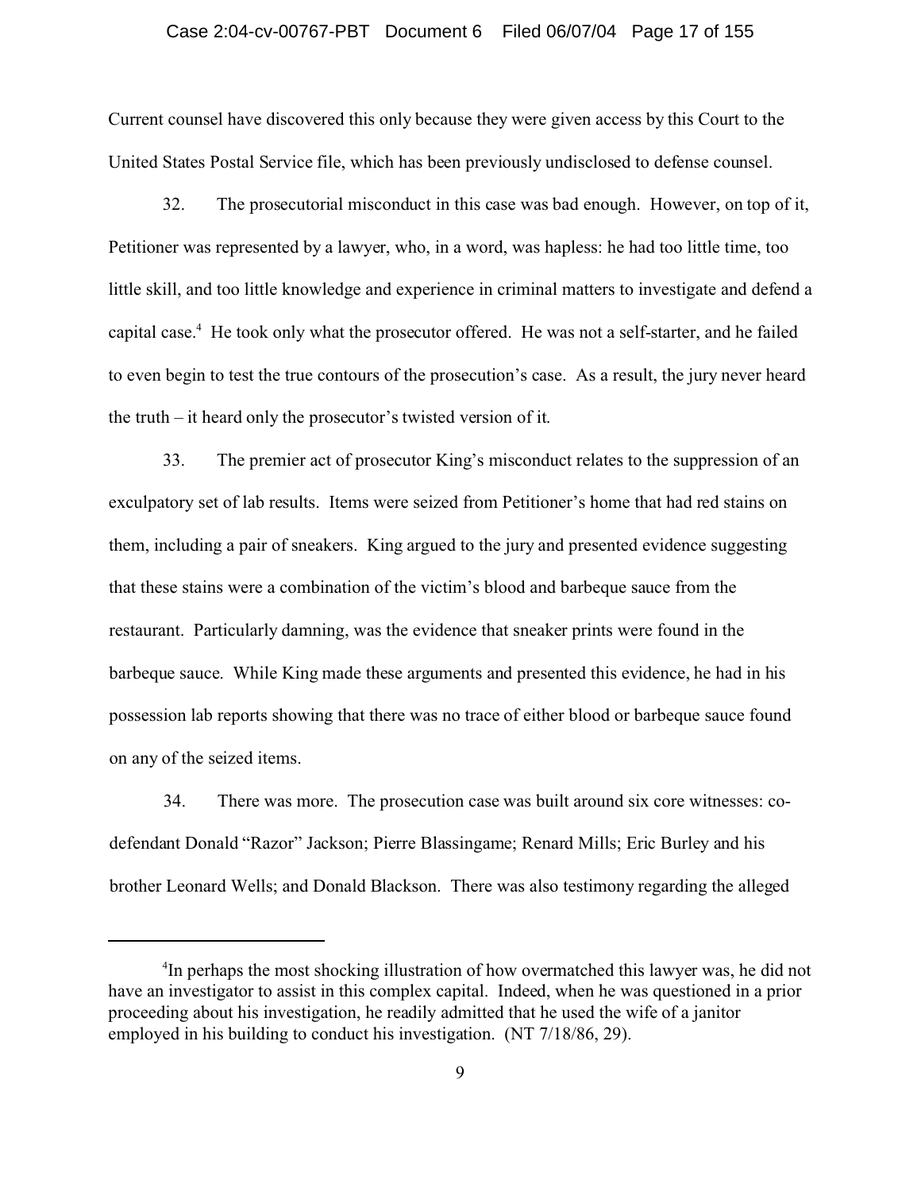Current counsel have discovered this only because they were given access by this Court to the United States Postal Service file, which has been previously undisclosed to defense counsel.

32. The prosecutorial misconduct in this case was bad enough. However, on top of it, Petitioner was represented by a lawyer, who, in a word, was hapless: he had too little time, too little skill, and too little knowledge and experience in criminal matters to investigate and defend a capital case.[4] He took only what the prosecutor offered. He was not a self-starter, and he failed to even begin to test the true contours of the prosecution's case. As a result, the jury never heard the truth – it heard only the prosecutor's twisted version of it.

33. The premier act of prosecutor King's misconduct relates to the suppression of an exculpatory set of lab results. Items were seized from Petitioner's home that had red stains on them, including a pair of sneakers. King argued to the jury and presented evidence suggesting that these stains were a combination of the victim's blood and barbeque sauce from the restaurant. Particularly damning, was the evidence that sneaker prints were found in the barbeque sauce. While King made these arguments and presented this evidence, he had in his possession lab reports showing that there was no trace of either blood or barbeque sauce found on any of the seized items.

34. There was more. The prosecution case was built around six core witnesses: co-defendant Donald "Razor" Jackson; Pierre Blassingame; Renard Mills; Eric Burley and his brother Leonard Wells; and Donald Blackson. There was also testimony regarding the alleged

---

[4]In perhaps the most shocking illustration of how overmatched this lawyer was, he did not have an investigator to assist in this complex capital. Indeed, when he was questioned in a prior proceeding about his investigation, he readily admitted that he used the wife of a janitor employed in his building to conduct his investigation. (NT 7/18/86, 29).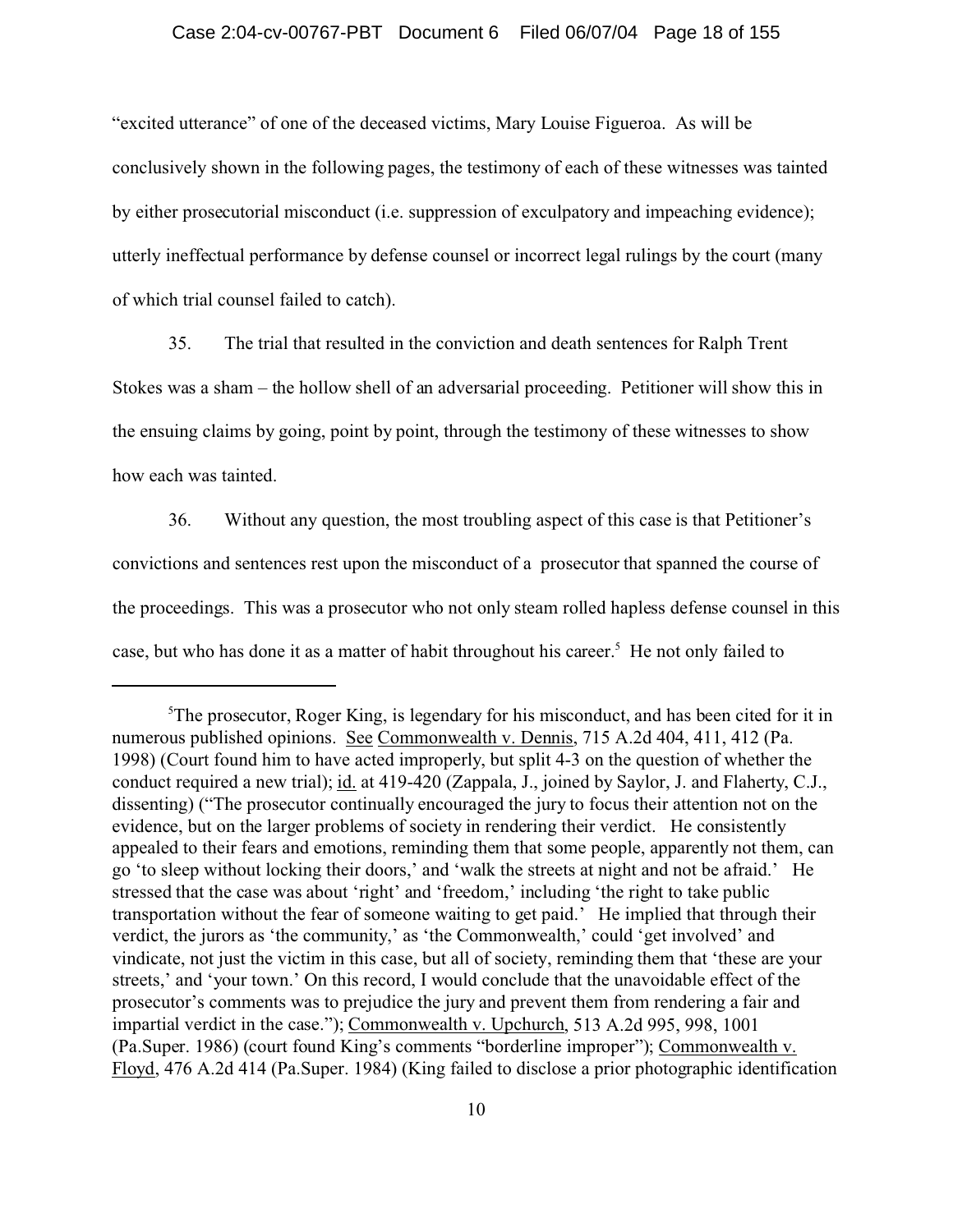"excited utterance" of one of the deceased victims, Mary Louise Figueroa. As will be conclusively shown in the following pages, the testimony of each of these witnesses was tainted by either prosecutorial misconduct (i.e. suppression of exculpatory and impeaching evidence); utterly ineffectual performance by defense counsel or incorrect legal rulings by the court (many of which trial counsel failed to catch).

35. The trial that resulted in the conviction and death sentences for Ralph Trent Stokes was a sham – the hollow shell of an adversarial proceeding. Petitioner will show this in the ensuing claims by going, point by point, through the testimony of these witnesses to show how each was tainted.

36. Without any question, the most troubling aspect of this case is that Petitioner's convictions and sentences rest upon the misconduct of a prosecutor that spanned the course of the proceedings. This was a prosecutor who not only steam rolled hapless defense counsel in this case, but who has done it as a matter of habit throughout his career.[5] He not only failed to

---

[5]The prosecutor, Roger King, is legendary for his misconduct, and has been cited for it in numerous published opinions. See Commonwealth v. Dennis, 715 A.2d 404, 411, 412 (Pa. 1998) (Court found him to have acted improperly, but split 4-3 on the question of whether the conduct required a new trial); id. at 419-420 (Zappala, J., joined by Saylor, J. and Flaherty, C.J., dissenting) ("The prosecutor continually encouraged the jury to focus their attention not on the evidence, but on the larger problems of society in rendering their verdict. He consistently appealed to their fears and emotions, reminding them that some people, apparently not them, can go 'to sleep without locking their doors,' and 'walk the streets at night and not be afraid.' He stressed that the case was about 'right' and 'freedom,' including 'the right to take public transportation without the fear of someone waiting to get paid.' He implied that through their verdict, the jurors as 'the community,' as 'the Commonwealth,' could 'get involved' and vindicate, not just the victim in this case, but all of society, reminding them that 'these are your streets,' and 'your town.' On this record, I would conclude that the unavoidable effect of the prosecutor's comments was to prejudice the jury and prevent them from rendering a fair and impartial verdict in the case."); Commonwealth v. Upchurch, 513 A.2d 995, 998, 1001 (Pa.Super. 1986) (court found King's comments "borderline improper"); Commonwealth v. Floyd, 476 A.2d 414 (Pa.Super. 1984) (King failed to disclose a prior photographic identification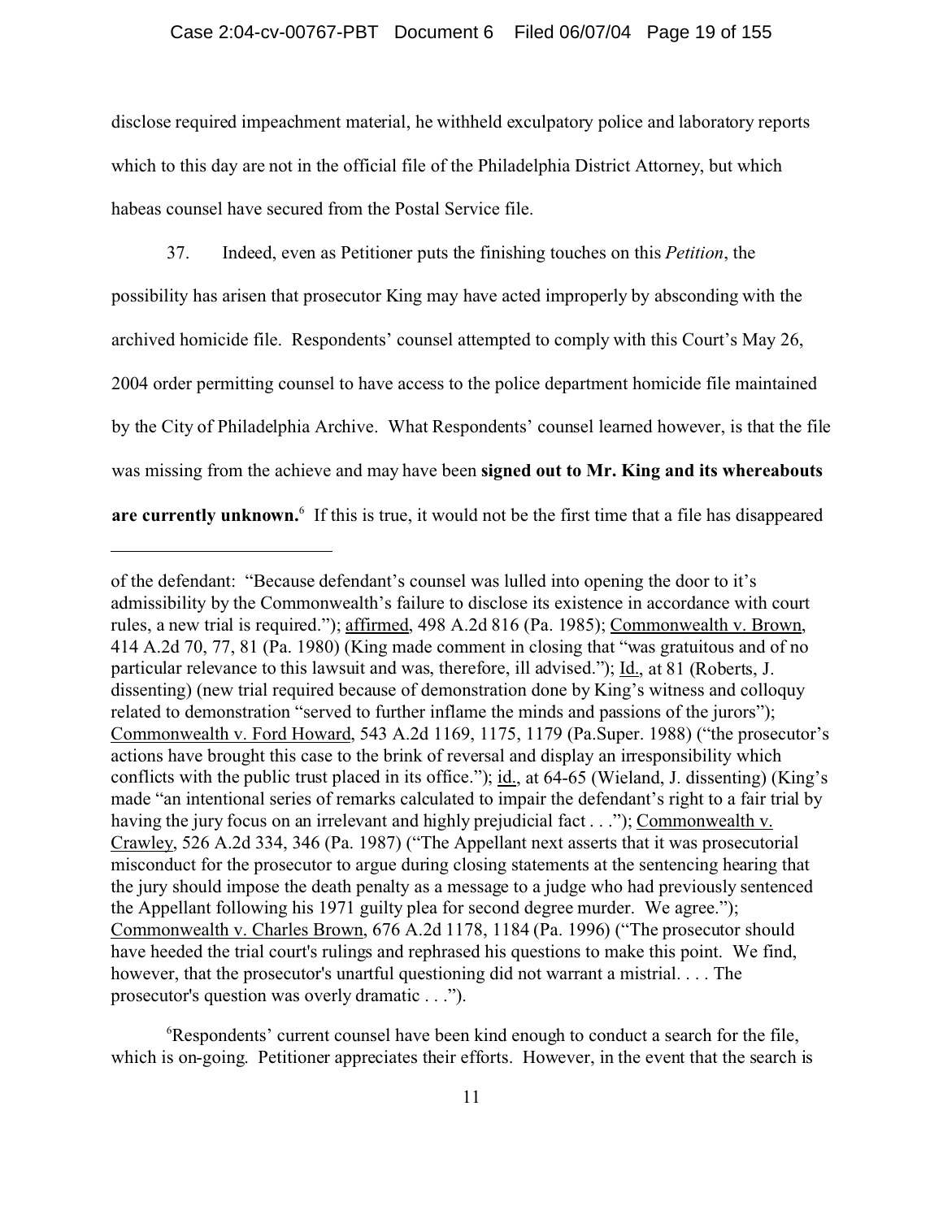disclose required impeachment material, he withheld exculpatory police and laboratory reports which to this day are not in the official file of the Philadelphia District Attorney, but which habeas counsel have secured from the Postal Service file.

37. Indeed, even as Petitioner puts the finishing touches on this *Petition*, the possibility has arisen that prosecutor King may have acted improperly by absconding with the archived homicide file. Respondents' counsel attempted to comply with this Court's May 26, 2004 order permitting counsel to have access to the police department homicide file maintained by the City of Philadelphia Archive. What Respondents' counsel learned however, is that the file was missing from the achieve and may have been **signed out to Mr. King and its whereabouts are currently unknown.**[6] If this is true, it would not be the first time that a file has disappeared

---

of the defendant: "Because defendant's counsel was lulled into opening the door to it's admissibility by the Commonwealth's failure to disclose its existence in accordance with court rules, a new trial is required."); affirmed, 498 A.2d 816 (Pa. 1985); Commonwealth v. Brown, 414 A.2d 70, 77, 81 (Pa. 1980) (King made comment in closing that "was gratuitous and of no particular relevance to this lawsuit and was, therefore, ill advised."); Id., at 81 (Roberts, J. dissenting) (new trial required because of demonstration done by King's witness and colloquy related to demonstration "served to further inflame the minds and passions of the jurors"); Commonwealth v. Ford Howard, 543 A.2d 1169, 1175, 1179 (Pa.Super. 1988) ("the prosecutor's actions have brought this case to the brink of reversal and display an irresponsibility which conflicts with the public trust placed in its office."); id., at 64-65 (Wieland, J. dissenting) (King's made "an intentional series of remarks calculated to impair the defendant's right to a fair trial by having the jury focus on an irrelevant and highly prejudicial fact . . ."); Commonwealth v. Crawley, 526 A.2d 334, 346 (Pa. 1987) ("The Appellant next asserts that it was prosecutorial misconduct for the prosecutor to argue during closing statements at the sentencing hearing that the jury should impose the death penalty as a message to a judge who had previously sentenced the Appellant following his 1971 guilty plea for second degree murder. We agree."); Commonwealth v. Charles Brown, 676 A.2d 1178, 1184 (Pa. 1996) ("The prosecutor should have heeded the trial court's rulings and rephrased his questions to make this point. We find, however, that the prosecutor's unartful questioning did not warrant a mistrial. . . . The prosecutor's question was overly dramatic . . .").

[6]Respondents' current counsel have been kind enough to conduct a search for the file, which is on-going. Petitioner appreciates their efforts. However, in the event that the search is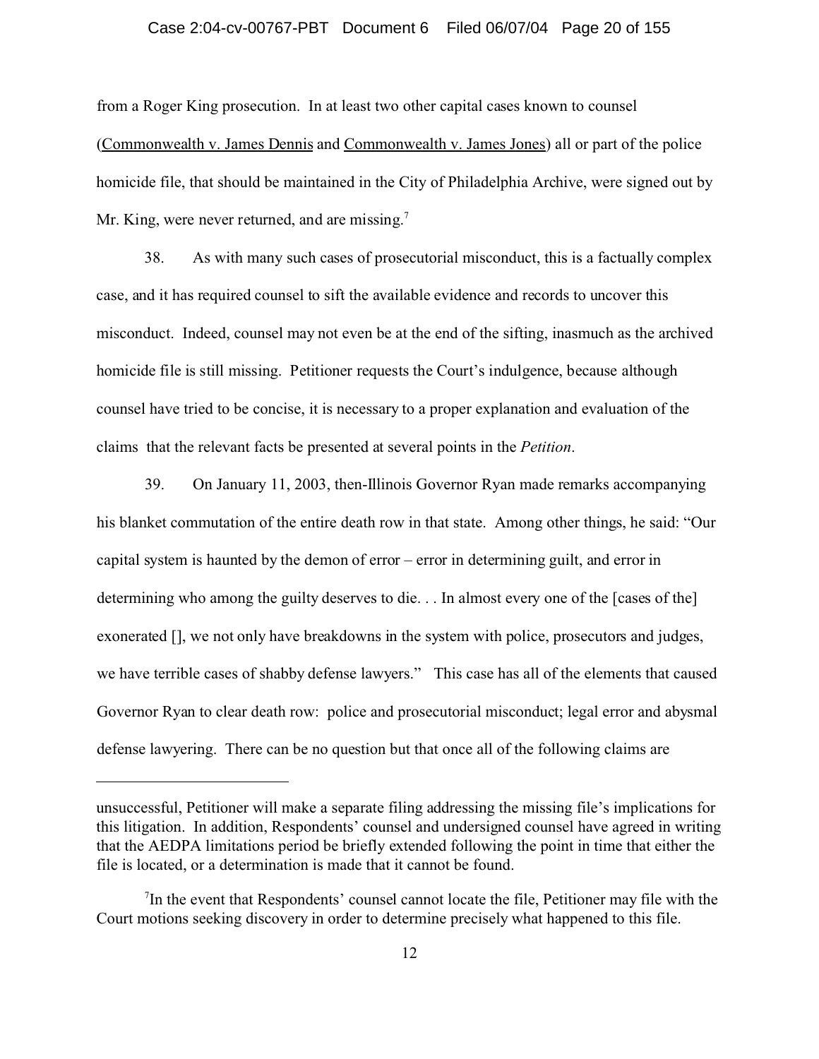from a Roger King prosecution. In at least two other capital cases known to counsel (Commonwealth v. James Dennis and Commonwealth v. James Jones) all or part of the police homicide file, that should be maintained in the City of Philadelphia Archive, were signed out by Mr. King, were never returned, and are missing.[7]

38. As with many such cases of prosecutorial misconduct, this is a factually complex case, and it has required counsel to sift the available evidence and records to uncover this misconduct. Indeed, counsel may not even be at the end of the sifting, inasmuch as the archived homicide file is still missing. Petitioner requests the Court's indulgence, because although counsel have tried to be concise, it is necessary to a proper explanation and evaluation of the claims that the relevant facts be presented at several points in the *Petition*.

39. On January 11, 2003, then-Illinois Governor Ryan made remarks accompanying his blanket commutation of the entire death row in that state. Among other things, he said: "Our capital system is haunted by the demon of error – error in determining guilt, and error in determining who among the guilty deserves to die. . . In almost every one of the [cases of the] exonerated [], we not only have breakdowns in the system with police, prosecutors and judges, we have terrible cases of shabby defense lawyers." This case has all of the elements that caused Governor Ryan to clear death row: police and prosecutorial misconduct; legal error and abysmal defense lawyering. There can be no question but that once all of the following claims are

---

unsuccessful, Petitioner will make a separate filing addressing the missing file's implications for this litigation. In addition, Respondents' counsel and undersigned counsel have agreed in writing that the AEDPA limitations period be briefly extended following the point in time that either the file is located, or a determination is made that it cannot be found.

[7] In the event that Respondents' counsel cannot locate the file, Petitioner may file with the Court motions seeking discovery in order to determine precisely what happened to this file.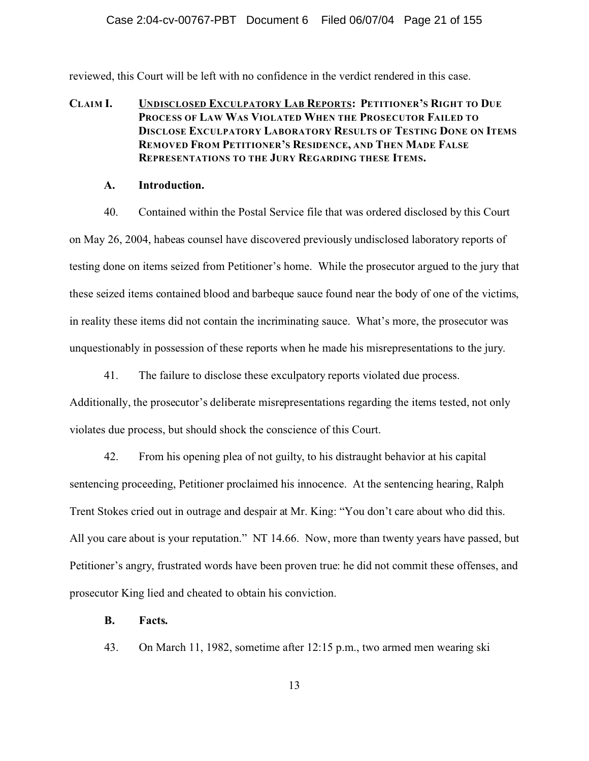reviewed, this Court will be left with no confidence in the verdict rendered in this case.

## CLAIM I. UNDISCLOSED EXCULPATORY LAB REPORTS: PETITIONER'S RIGHT TO DUE PROCESS OF LAW WAS VIOLATED WHEN THE PROSECUTOR FAILED TO DISCLOSE EXCULPATORY LABORATORY RESULTS OF TESTING DONE ON ITEMS REMOVED FROM PETITIONER'S RESIDENCE, AND THEN MADE FALSE REPRESENTATIONS TO THE JURY REGARDING THESE ITEMS.

### A. Introduction.

40. Contained within the Postal Service file that was ordered disclosed by this Court on May 26, 2004, habeas counsel have discovered previously undisclosed laboratory reports of testing done on items seized from Petitioner's home. While the prosecutor argued to the jury that these seized items contained blood and barbeque sauce found near the body of one of the victims, in reality these items did not contain the incriminating sauce. What's more, the prosecutor was unquestionably in possession of these reports when he made his misrepresentations to the jury.

41. The failure to disclose these exculpatory reports violated due process. Additionally, the prosecutor's deliberate misrepresentations regarding the items tested, not only violates due process, but should shock the conscience of this Court.

42. From his opening plea of not guilty, to his distraught behavior at his capital sentencing proceeding, Petitioner proclaimed his innocence. At the sentencing hearing, Ralph Trent Stokes cried out in outrage and despair at Mr. King: "You don't care about who did this. All you care about is your reputation." NT 14.66. Now, more than twenty years have passed, but Petitioner's angry, frustrated words have been proven true: he did not commit these offenses, and prosecutor King lied and cheated to obtain his conviction.

### B. Facts.

43. On March 11, 1982, sometime after 12:15 p.m., two armed men wearing ski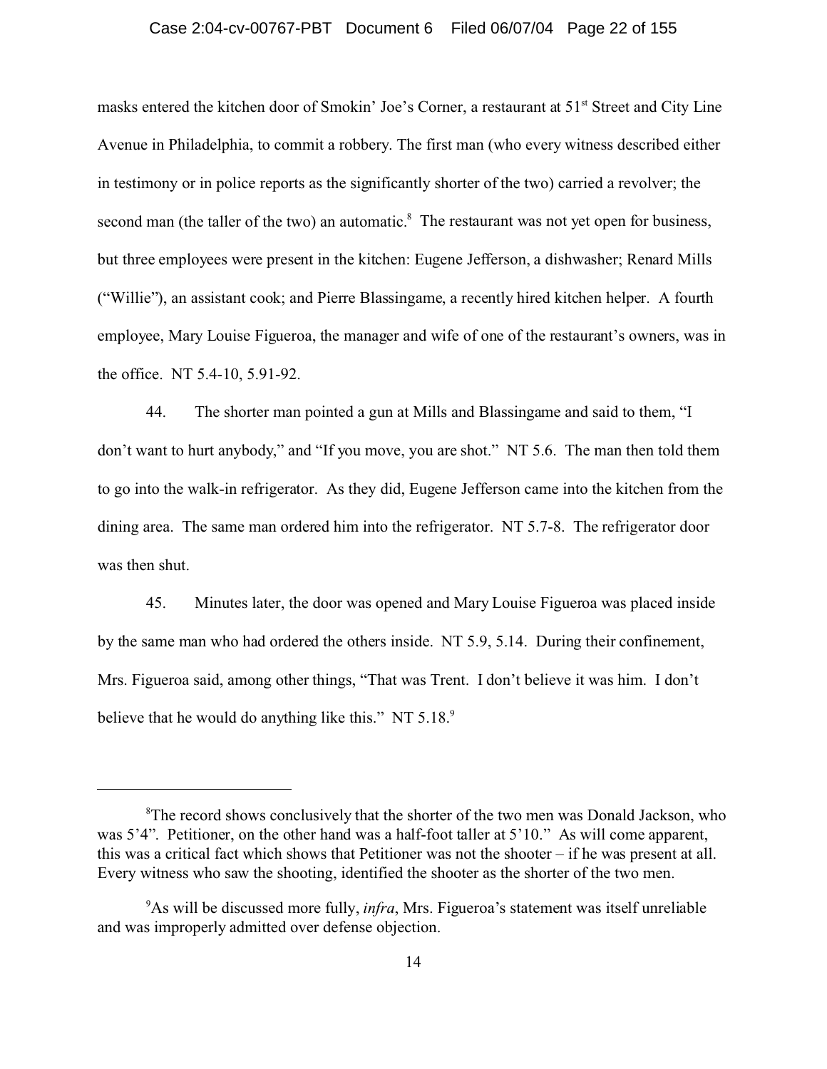masks entered the kitchen door of Smokin' Joe's Corner, a restaurant at 51st Street and City Line Avenue in Philadelphia, to commit a robbery. The first man (who every witness described either in testimony or in police reports as the significantly shorter of the two) carried a revolver; the second man (the taller of the two) an automatic.[8] The restaurant was not yet open for business, but three employees were present in the kitchen: Eugene Jefferson, a dishwasher; Renard Mills ("Willie"), an assistant cook; and Pierre Blassingame, a recently hired kitchen helper. A fourth employee, Mary Louise Figueroa, the manager and wife of one of the restaurant's owners, was in the office. NT 5.4-10, 5.91-92.

44. The shorter man pointed a gun at Mills and Blassingame and said to them, "I don't want to hurt anybody," and "If you move, you are shot." NT 5.6. The man then told them to go into the walk-in refrigerator. As they did, Eugene Jefferson came into the kitchen from the dining area. The same man ordered him into the refrigerator. NT 5.7-8. The refrigerator door was then shut.

45. Minutes later, the door was opened and Mary Louise Figueroa was placed inside by the same man who had ordered the others inside. NT 5.9, 5.14. During their confinement, Mrs. Figueroa said, among other things, "That was Trent. I don't believe it was him. I don't believe that he would do anything like this." NT 5.18.[9]

---

[8]The record shows conclusively that the shorter of the two men was Donald Jackson, who was 5'4". Petitioner, on the other hand was a half-foot taller at 5'10." As will come apparent, this was a critical fact which shows that Petitioner was not the shooter – if he was present at all. Every witness who saw the shooting, identified the shooter as the shorter of the two men.

[9]As will be discussed more fully, *infra*, Mrs. Figueroa's statement was itself unreliable and was improperly admitted over defense objection.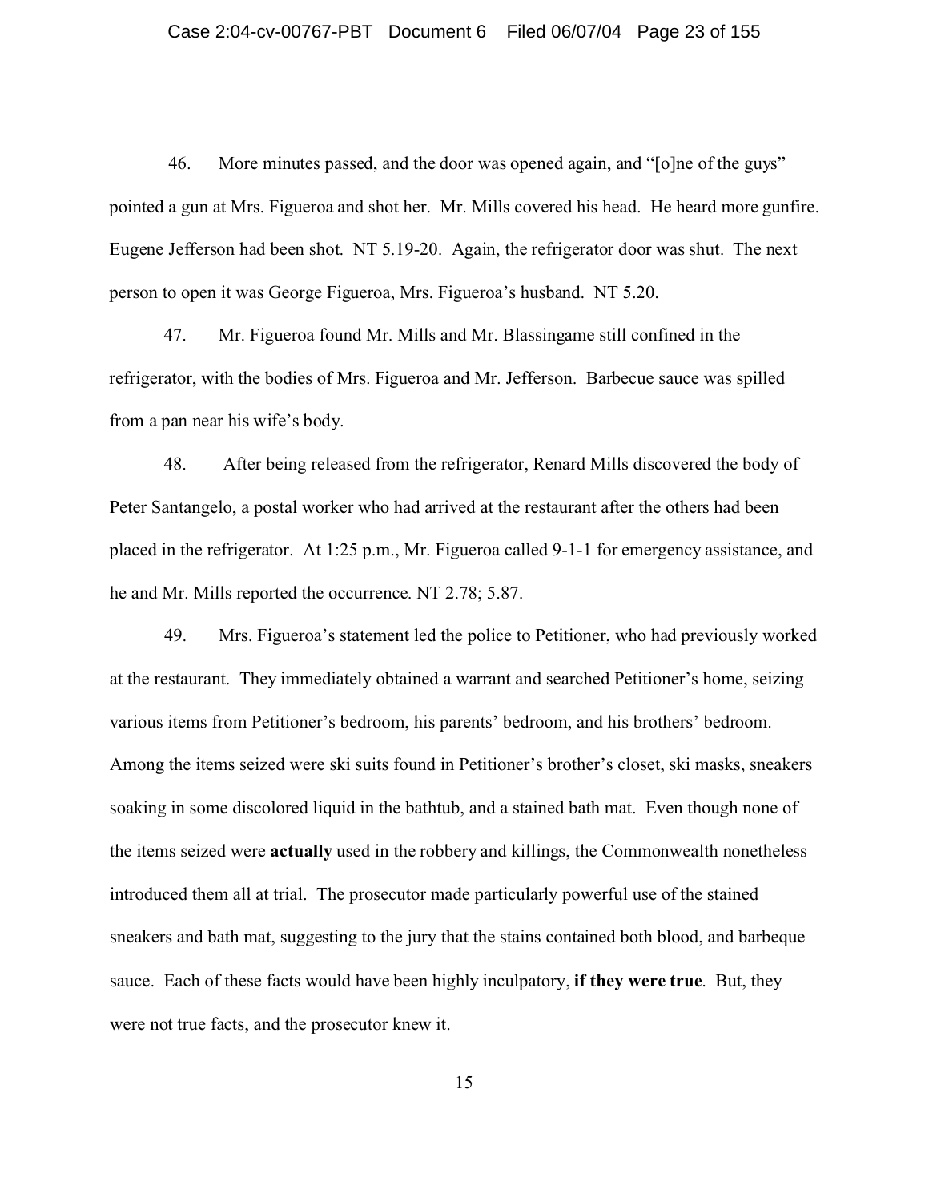46. More minutes passed, and the door was opened again, and "[o]ne of the guys" pointed a gun at Mrs. Figueroa and shot her. Mr. Mills covered his head. He heard more gunfire. Eugene Jefferson had been shot. NT 5.19-20. Again, the refrigerator door was shut. The next person to open it was George Figueroa, Mrs. Figueroa's husband. NT 5.20.

47. Mr. Figueroa found Mr. Mills and Mr. Blassingame still confined in the refrigerator, with the bodies of Mrs. Figueroa and Mr. Jefferson. Barbecue sauce was spilled from a pan near his wife's body.

48. After being released from the refrigerator, Renard Mills discovered the body of Peter Santangelo, a postal worker who had arrived at the restaurant after the others had been placed in the refrigerator. At 1:25 p.m., Mr. Figueroa called 9-1-1 for emergency assistance, and he and Mr. Mills reported the occurrence. NT 2.78; 5.87.

49. Mrs. Figueroa's statement led the police to Petitioner, who had previously worked at the restaurant. They immediately obtained a warrant and searched Petitioner's home, seizing various items from Petitioner's bedroom, his parents' bedroom, and his brothers' bedroom. Among the items seized were ski suits found in Petitioner's brother's closet, ski masks, sneakers soaking in some discolored liquid in the bathtub, and a stained bath mat. Even though none of the items seized were **actually** used in the robbery and killings, the Commonwealth nonetheless introduced them all at trial. The prosecutor made particularly powerful use of the stained sneakers and bath mat, suggesting to the jury that the stains contained both blood, and barbeque sauce. Each of these facts would have been highly inculpatory, **if they were true**. But, they were not true facts, and the prosecutor knew it.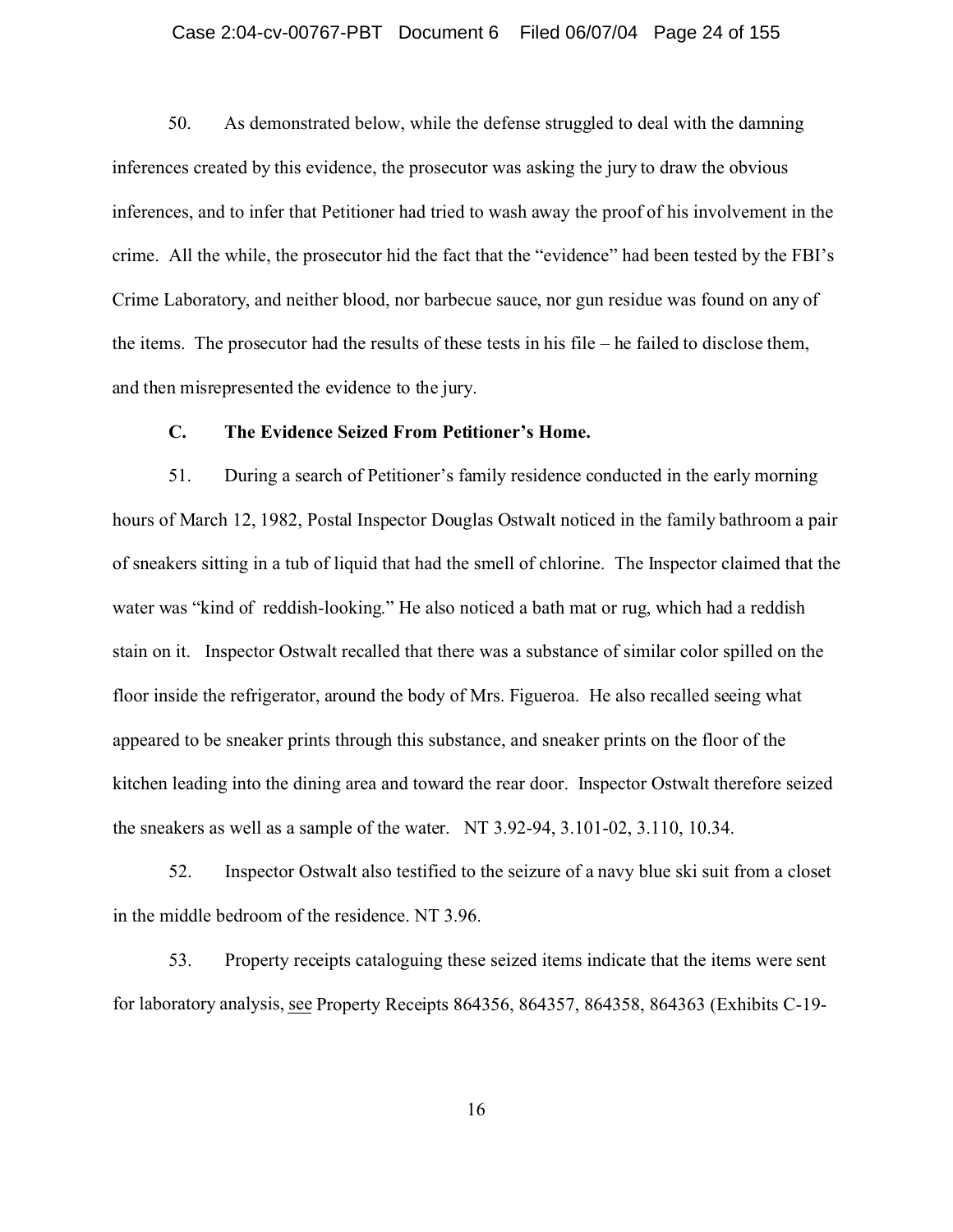50. As demonstrated below, while the defense struggled to deal with the damning inferences created by this evidence, the prosecutor was asking the jury to draw the obvious inferences, and to infer that Petitioner had tried to wash away the proof of his involvement in the crime. All the while, the prosecutor hid the fact that the "evidence" had been tested by the FBI's Crime Laboratory, and neither blood, nor barbecue sauce, nor gun residue was found on any of the items. The prosecutor had the results of these tests in his file – he failed to disclose them, and then misrepresented the evidence to the jury.

### C. The Evidence Seized From Petitioner's Home.

51. During a search of Petitioner's family residence conducted in the early morning hours of March 12, 1982, Postal Inspector Douglas Ostwalt noticed in the family bathroom a pair of sneakers sitting in a tub of liquid that had the smell of chlorine. The Inspector claimed that the water was "kind of reddish-looking." He also noticed a bath mat or rug, which had a reddish stain on it. Inspector Ostwalt recalled that there was a substance of similar color spilled on the floor inside the refrigerator, around the body of Mrs. Figueroa. He also recalled seeing what appeared to be sneaker prints through this substance, and sneaker prints on the floor of the kitchen leading into the dining area and toward the rear door. Inspector Ostwalt therefore seized the sneakers as well as a sample of the water. NT 3.92-94, 3.101-02, 3.110, 10.34.

52. Inspector Ostwalt also testified to the seizure of a navy blue ski suit from a closet in the middle bedroom of the residence. NT 3.96.

53. Property receipts cataloguing these seized items indicate that the items were sent for laboratory analysis, see Property Receipts 864356, 864357, 864358, 864363 (Exhibits C-19-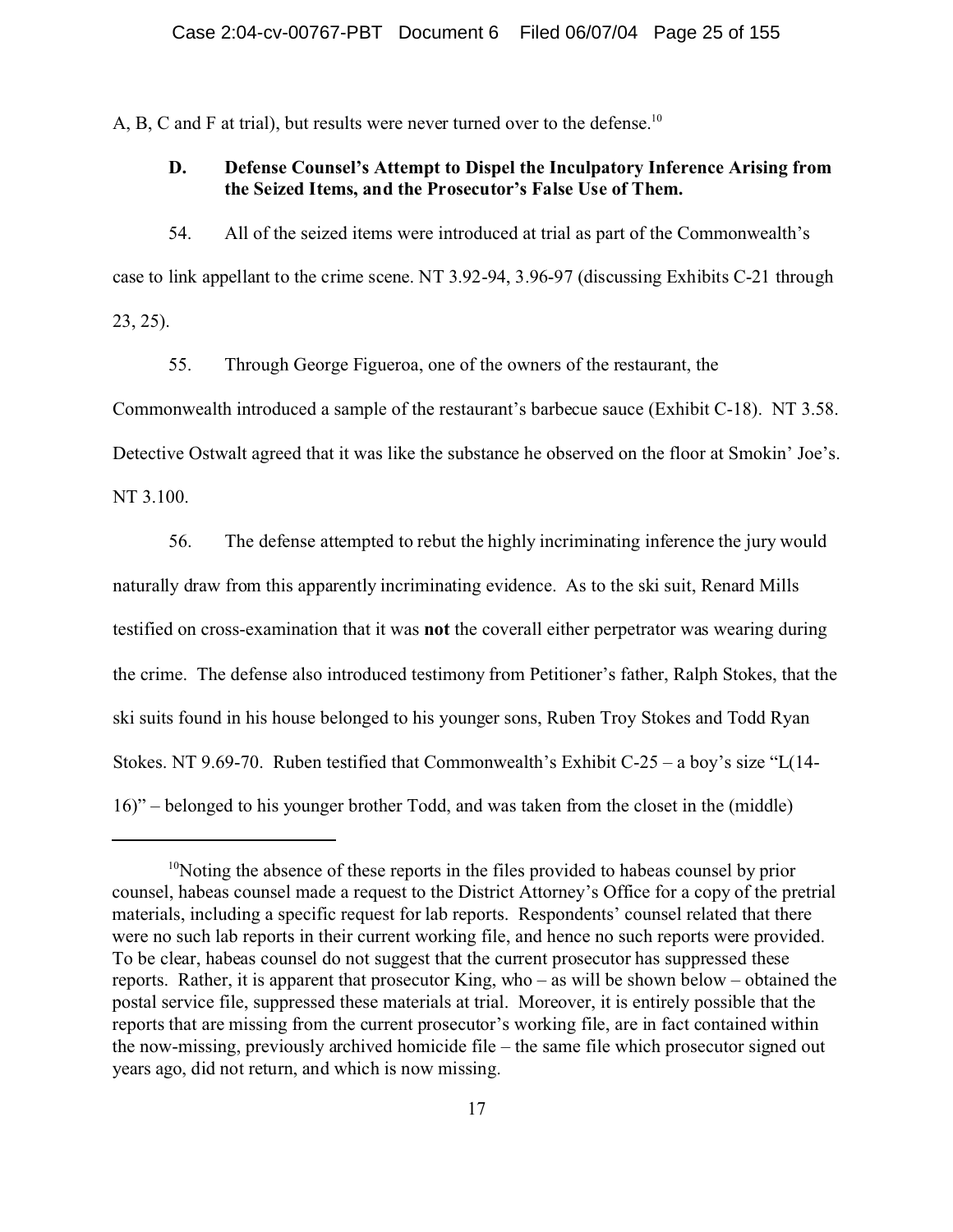A, B, C and F at trial), but results were never turned over to the defense.[10]

**D. Defense Counsel's Attempt to Dispel the Inculpatory Inference Arising from the Seized Items, and the Prosecutor's False Use of Them.**

54. All of the seized items were introduced at trial as part of the Commonwealth's case to link appellant to the crime scene. NT 3.92-94, 3.96-97 (discussing Exhibits C-21 through 23, 25).

55. Through George Figueroa, one of the owners of the restaurant, the Commonwealth introduced a sample of the restaurant's barbecue sauce (Exhibit C-18). NT 3.58. Detective Ostwalt agreed that it was like the substance he observed on the floor at Smokin' Joe's. NT 3.100.

56. The defense attempted to rebut the highly incriminating inference the jury would naturally draw from this apparently incriminating evidence. As to the ski suit, Renard Mills testified on cross-examination that it was **not** the coverall either perpetrator was wearing during the crime. The defense also introduced testimony from Petitioner's father, Ralph Stokes, that the ski suits found in his house belonged to his younger sons, Ruben Troy Stokes and Todd Ryan Stokes. NT 9.69-70. Ruben testified that Commonwealth's Exhibit C-25 – a boy's size "L(14-16)" – belonged to his younger brother Todd, and was taken from the closet in the (middle)

---

[10]Noting the absence of these reports in the files provided to habeas counsel by prior counsel, habeas counsel made a request to the District Attorney's Office for a copy of the pretrial materials, including a specific request for lab reports. Respondents' counsel related that there were no such lab reports in their current working file, and hence no such reports were provided. To be clear, habeas counsel do not suggest that the current prosecutor has suppressed these reports. Rather, it is apparent that prosecutor King, who – as will be shown below – obtained the postal service file, suppressed these materials at trial. Moreover, it is entirely possible that the reports that are missing from the current prosecutor's working file, are in fact contained within the now-missing, previously archived homicide file – the same file which prosecutor signed out years ago, did not return, and which is now missing.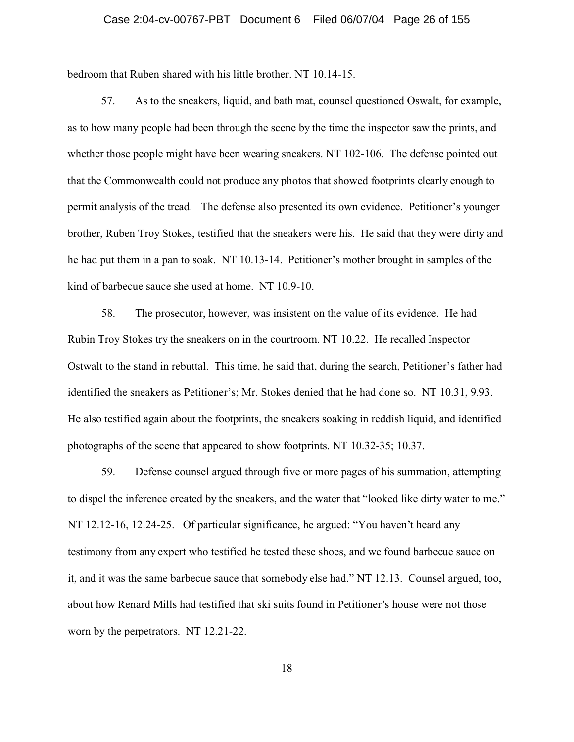bedroom that Ruben shared with his little brother. NT 10.14-15.

57. As to the sneakers, liquid, and bath mat, counsel questioned Oswalt, for example, as to how many people had been through the scene by the time the inspector saw the prints, and whether those people might have been wearing sneakers. NT 102-106. The defense pointed out that the Commonwealth could not produce any photos that showed footprints clearly enough to permit analysis of the tread. The defense also presented its own evidence. Petitioner's younger brother, Ruben Troy Stokes, testified that the sneakers were his. He said that they were dirty and he had put them in a pan to soak. NT 10.13-14. Petitioner's mother brought in samples of the kind of barbecue sauce she used at home. NT 10.9-10.

58. The prosecutor, however, was insistent on the value of its evidence. He had Rubin Troy Stokes try the sneakers on in the courtroom. NT 10.22. He recalled Inspector Ostwalt to the stand in rebuttal. This time, he said that, during the search, Petitioner's father had identified the sneakers as Petitioner's; Mr. Stokes denied that he had done so. NT 10.31, 9.93. He also testified again about the footprints, the sneakers soaking in reddish liquid, and identified photographs of the scene that appeared to show footprints. NT 10.32-35; 10.37.

59. Defense counsel argued through five or more pages of his summation, attempting to dispel the inference created by the sneakers, and the water that "looked like dirty water to me." NT 12.12-16, 12.24-25. Of particular significance, he argued: "You haven't heard any testimony from any expert who testified he tested these shoes, and we found barbecue sauce on it, and it was the same barbecue sauce that somebody else had." NT 12.13. Counsel argued, too, about how Renard Mills had testified that ski suits found in Petitioner's house were not those worn by the perpetrators. NT 12.21-22.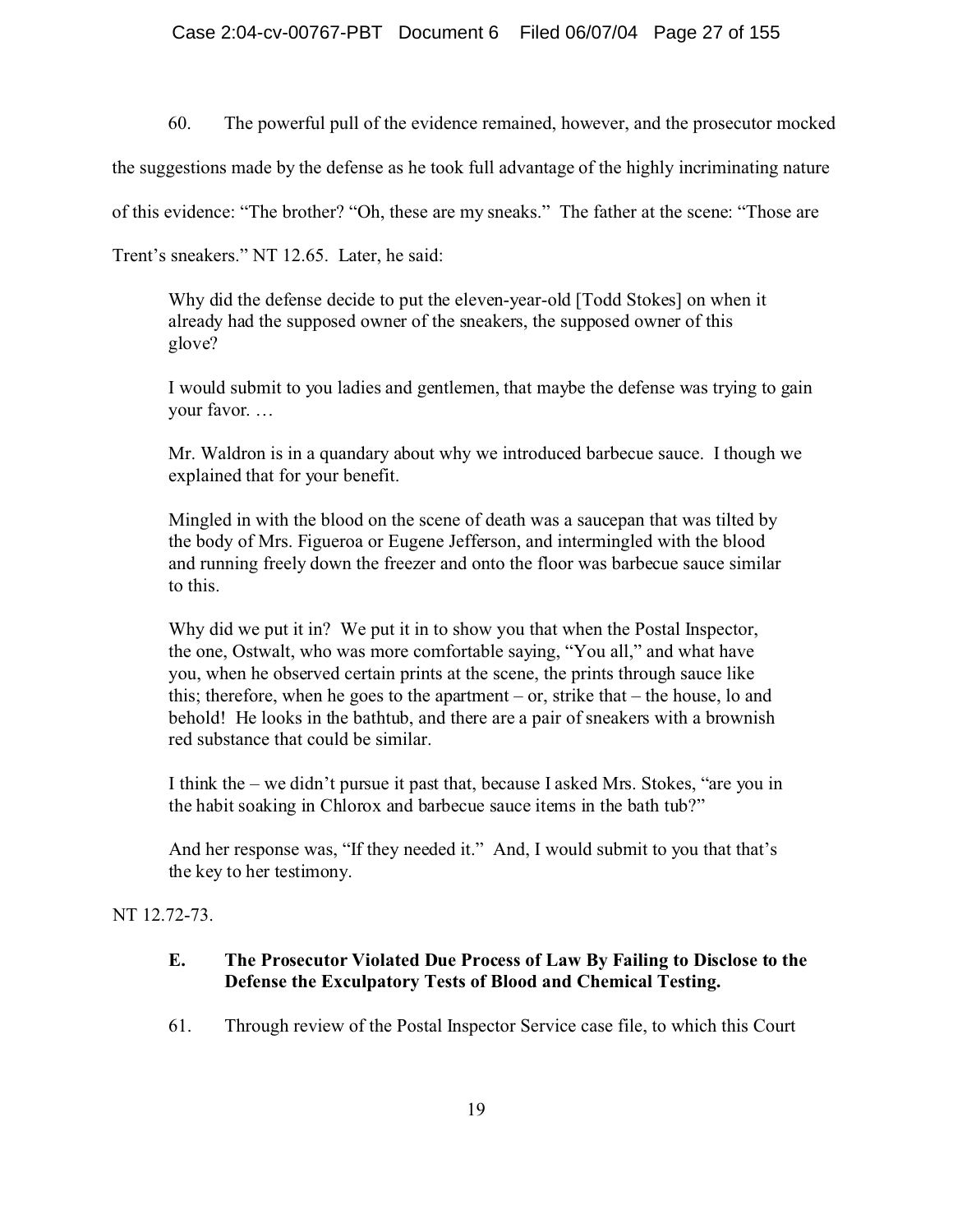60. The powerful pull of the evidence remained, however, and the prosecutor mocked the suggestions made by the defense as he took full advantage of the highly incriminating nature of this evidence: "The brother? "Oh, these are my sneaks." The father at the scene: "Those are Trent's sneakers." NT 12.65. Later, he said:

> Why did the defense decide to put the eleven-year-old [Todd Stokes] on when it already had the supposed owner of the sneakers, the supposed owner of this glove?
>
> I would submit to you ladies and gentlemen, that maybe the defense was trying to gain your favor. …
>
> Mr. Waldron is in a quandary about why we introduced barbecue sauce. I though we explained that for your benefit.
>
> Mingled in with the blood on the scene of death was a saucepan that was tilted by the body of Mrs. Figueroa or Eugene Jefferson, and intermingled with the blood and running freely down the freezer and onto the floor was barbecue sauce similar to this.
>
> Why did we put it in? We put it in to show you that when the Postal Inspector, the one, Ostwalt, who was more comfortable saying, "You all," and what have you, when he observed certain prints at the scene, the prints through sauce like this; therefore, when he goes to the apartment – or, strike that – the house, lo and behold! He looks in the bathtub, and there are a pair of sneakers with a brownish red substance that could be similar.
>
> I think the – we didn't pursue it past that, because I asked Mrs. Stokes, "are you in the habit soaking in Chlorox and barbecue sauce items in the bath tub?"
>
> And her response was, "If they needed it." And, I would submit to you that that's the key to her testimony.

NT 12.72-73.

### E. The Prosecutor Violated Due Process of Law By Failing to Disclose to the Defense the Exculpatory Tests of Blood and Chemical Testing.

61. Through review of the Postal Inspector Service case file, to which this Court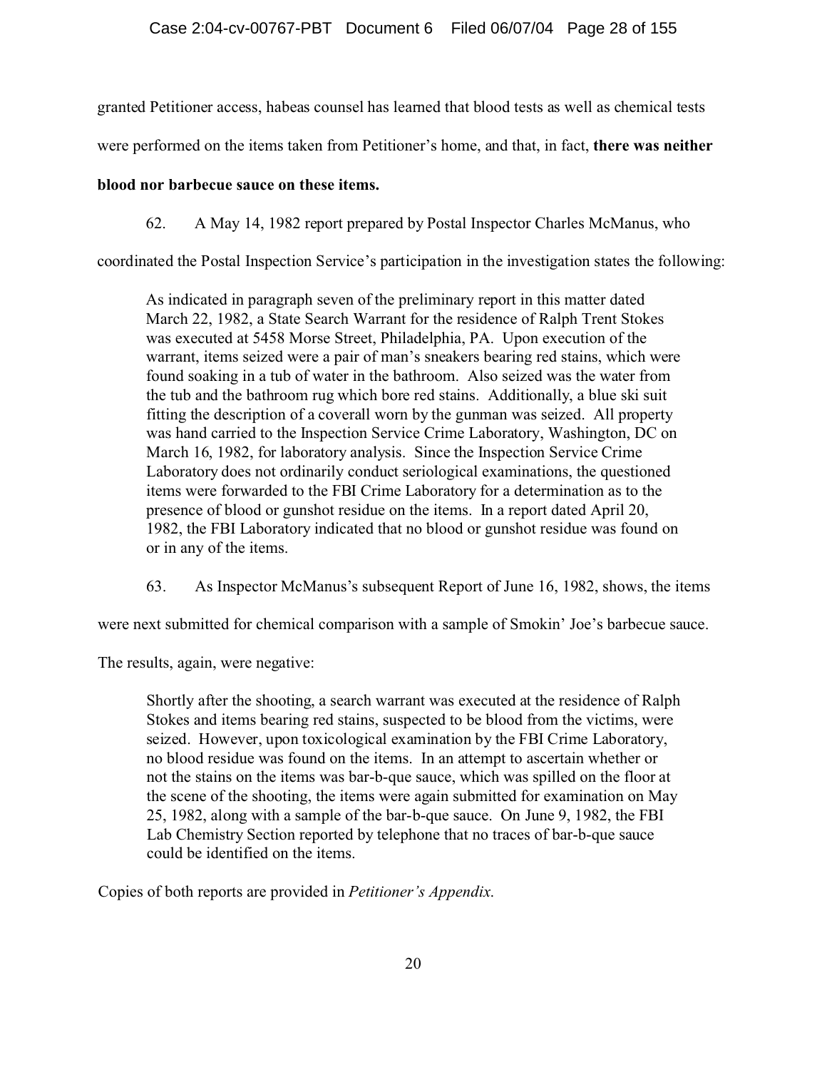granted Petitioner access, habeas counsel has learned that blood tests as well as chemical tests were performed on the items taken from Petitioner's home, and that, in fact, **there was neither blood nor barbecue sauce on these items.**

62. A May 14, 1982 report prepared by Postal Inspector Charles McManus, who coordinated the Postal Inspection Service's participation in the investigation states the following:

> As indicated in paragraph seven of the preliminary report in this matter dated March 22, 1982, a State Search Warrant for the residence of Ralph Trent Stokes was executed at 5458 Morse Street, Philadelphia, PA. Upon execution of the warrant, items seized were a pair of man's sneakers bearing red stains, which were found soaking in a tub of water in the bathroom. Also seized was the water from the tub and the bathroom rug which bore red stains. Additionally, a blue ski suit fitting the description of a coverall worn by the gunman was seized. All property was hand carried to the Inspection Service Crime Laboratory, Washington, DC on March 16, 1982, for laboratory analysis. Since the Inspection Service Crime Laboratory does not ordinarily conduct seriological examinations, the questioned items were forwarded to the FBI Crime Laboratory for a determination as to the presence of blood or gunshot residue on the items. In a report dated April 20, 1982, the FBI Laboratory indicated that no blood or gunshot residue was found on or in any of the items.

63. As Inspector McManus's subsequent Report of June 16, 1982, shows, the items were next submitted for chemical comparison with a sample of Smokin' Joe's barbecue sauce. The results, again, were negative:

> Shortly after the shooting, a search warrant was executed at the residence of Ralph Stokes and items bearing red stains, suspected to be blood from the victims, were seized. However, upon toxicological examination by the FBI Crime Laboratory, no blood residue was found on the items. In an attempt to ascertain whether or not the stains on the items was bar-b-que sauce, which was spilled on the floor at the scene of the shooting, the items were again submitted for examination on May 25, 1982, along with a sample of the bar-b-que sauce. On June 9, 1982, the FBI Lab Chemistry Section reported by telephone that no traces of bar-b-que sauce could be identified on the items.

Copies of both reports are provided in *Petitioner's Appendix*.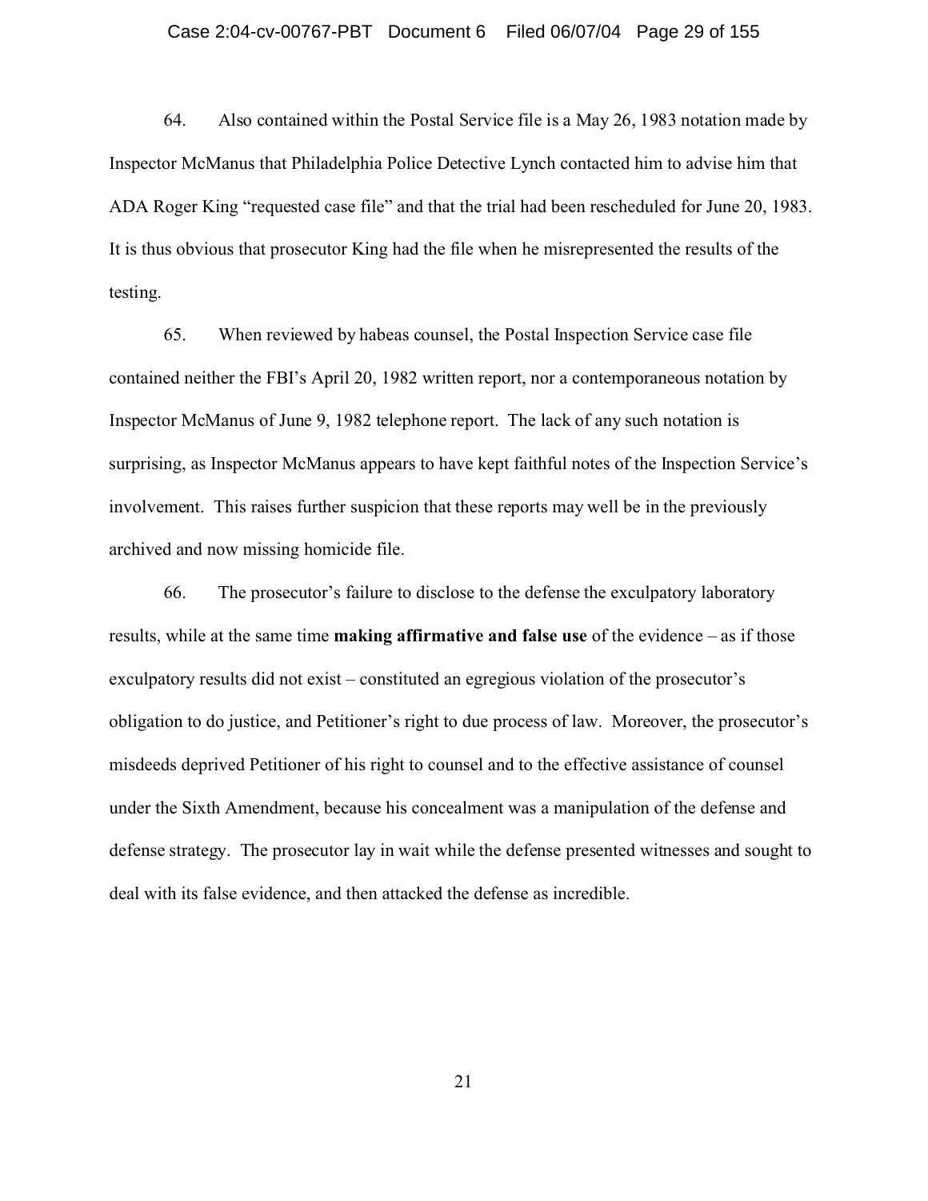64. Also contained within the Postal Service file is a May 26, 1983 notation made by Inspector McManus that Philadelphia Police Detective Lynch contacted him to advise him that ADA Roger King "requested case file" and that the trial had been rescheduled for June 20, 1983. It is thus obvious that prosecutor King had the file when he misrepresented the results of the testing.

65. When reviewed by habeas counsel, the Postal Inspection Service case file contained neither the FBI's April 20, 1982 written report, nor a contemporaneous notation by Inspector McManus of June 9, 1982 telephone report. The lack of any such notation is surprising, as Inspector McManus appears to have kept faithful notes of the Inspection Service's involvement. This raises further suspicion that these reports may well be in the previously archived and now missing homicide file.

66. The prosecutor's failure to disclose to the defense the exculpatory laboratory results, while at the same time **making affirmative and false use** of the evidence – as if those exculpatory results did not exist – constituted an egregious violation of the prosecutor's obligation to do justice, and Petitioner's right to due process of law. Moreover, the prosecutor's misdeeds deprived Petitioner of his right to counsel and to the effective assistance of counsel under the Sixth Amendment, because his concealment was a manipulation of the defense and defense strategy. The prosecutor lay in wait while the defense presented witnesses and sought to deal with its false evidence, and then attacked the defense as incredible.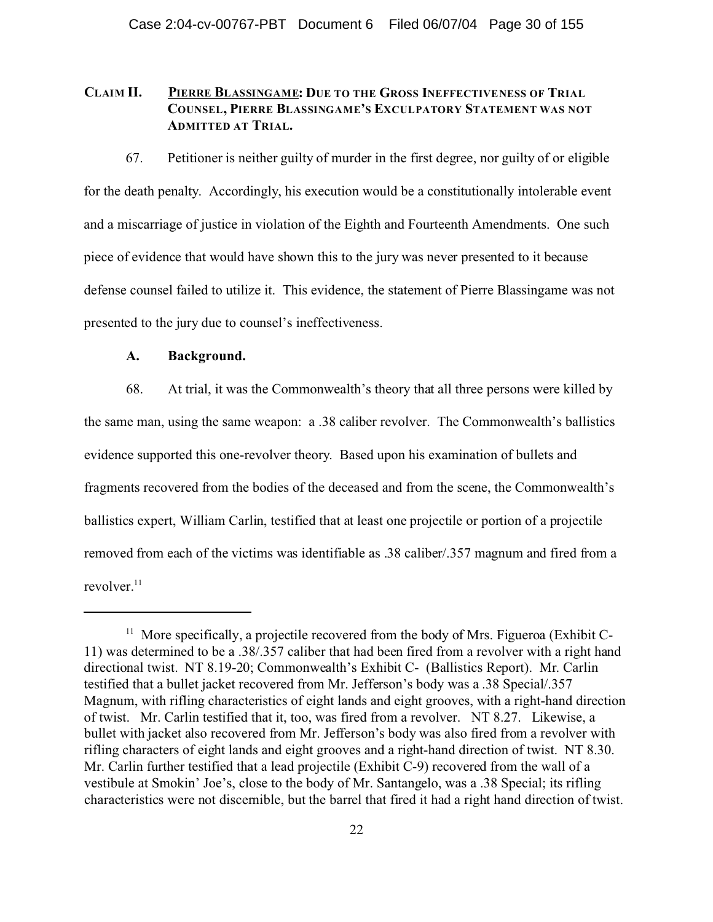## CLAIM II. PIERRE BLASSINGAME: DUE TO THE GROSS INEFFECTIVENESS OF TRIAL COUNSEL, PIERRE BLASSINGAME'S EXCULPATORY STATEMENT WAS NOT ADMITTED AT TRIAL.

67. Petitioner is neither guilty of murder in the first degree, nor guilty of or eligible for the death penalty. Accordingly, his execution would be a constitutionally intolerable event and a miscarriage of justice in violation of the Eighth and Fourteenth Amendments. One such piece of evidence that would have shown this to the jury was never presented to it because defense counsel failed to utilize it. This evidence, the statement of Pierre Blassingame was not presented to the jury due to counsel's ineffectiveness.

### A. Background.

68. At trial, it was the Commonwealth's theory that all three persons were killed by the same man, using the same weapon: a .38 caliber revolver. The Commonwealth's ballistics evidence supported this one-revolver theory. Based upon his examination of bullets and fragments recovered from the bodies of the deceased and from the scene, the Commonwealth's ballistics expert, William Carlin, testified that at least one projectile or portion of a projectile removed from each of the victims was identifiable as .38 caliber/.357 magnum and fired from a revolver.[11]

---

[11] More specifically, a projectile recovered from the body of Mrs. Figueroa (Exhibit C-11) was determined to be a .38/.357 caliber that had been fired from a revolver with a right hand directional twist. NT 8.19-20; Commonwealth's Exhibit C- (Ballistics Report). Mr. Carlin testified that a bullet jacket recovered from Mr. Jefferson's body was a .38 Special/.357 Magnum, with rifling characteristics of eight lands and eight grooves, with a right-hand direction of twist. Mr. Carlin testified that it, too, was fired from a revolver. NT 8.27. Likewise, a bullet with jacket also recovered from Mr. Jefferson's body was also fired from a revolver with rifling characters of eight lands and eight grooves and a right-hand direction of twist. NT 8.30. Mr. Carlin further testified that a lead projectile (Exhibit C-9) recovered from the wall of a vestibule at Smokin' Joe's, close to the body of Mr. Santangelo, was a .38 Special; its rifling characteristics were not discernible, but the barrel that fired it had a right hand direction of twist.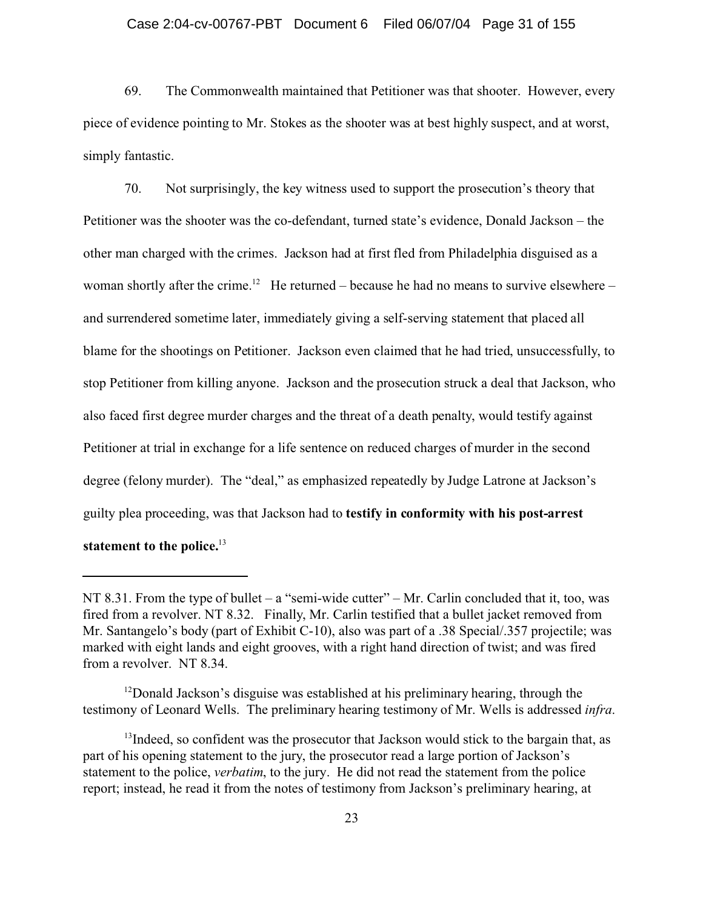69. The Commonwealth maintained that Petitioner was that shooter. However, every piece of evidence pointing to Mr. Stokes as the shooter was at best highly suspect, and at worst, simply fantastic.

70. Not surprisingly, the key witness used to support the prosecution's theory that Petitioner was the shooter was the co-defendant, turned state's evidence, Donald Jackson – the other man charged with the crimes. Jackson had at first fled from Philadelphia disguised as a woman shortly after the crime.[12] He returned – because he had no means to survive elsewhere – and surrendered sometime later, immediately giving a self-serving statement that placed all blame for the shootings on Petitioner. Jackson even claimed that he had tried, unsuccessfully, to stop Petitioner from killing anyone. Jackson and the prosecution struck a deal that Jackson, who also faced first degree murder charges and the threat of a death penalty, would testify against Petitioner at trial in exchange for a life sentence on reduced charges of murder in the second degree (felony murder). The "deal," as emphasized repeatedly by Judge Latrone at Jackson's guilty plea proceeding, was that Jackson had to **testify in conformity with his post-arrest statement to the police.**[13]

---

NT 8.31. From the type of bullet – a "semi-wide cutter" – Mr. Carlin concluded that it, too, was fired from a revolver. NT 8.32. Finally, Mr. Carlin testified that a bullet jacket removed from Mr. Santangelo's body (part of Exhibit C-10), also was part of a .38 Special/.357 projectile; was marked with eight lands and eight grooves, with a right hand direction of twist; and was fired from a revolver. NT 8.34.

[12] Donald Jackson's disguise was established at his preliminary hearing, through the testimony of Leonard Wells. The preliminary hearing testimony of Mr. Wells is addressed *infra*.

[13] Indeed, so confident was the prosecutor that Jackson would stick to the bargain that, as part of his opening statement to the jury, the prosecutor read a large portion of Jackson's statement to the police, *verbatim*, to the jury. He did not read the statement from the police report; instead, he read it from the notes of testimony from Jackson's preliminary hearing, at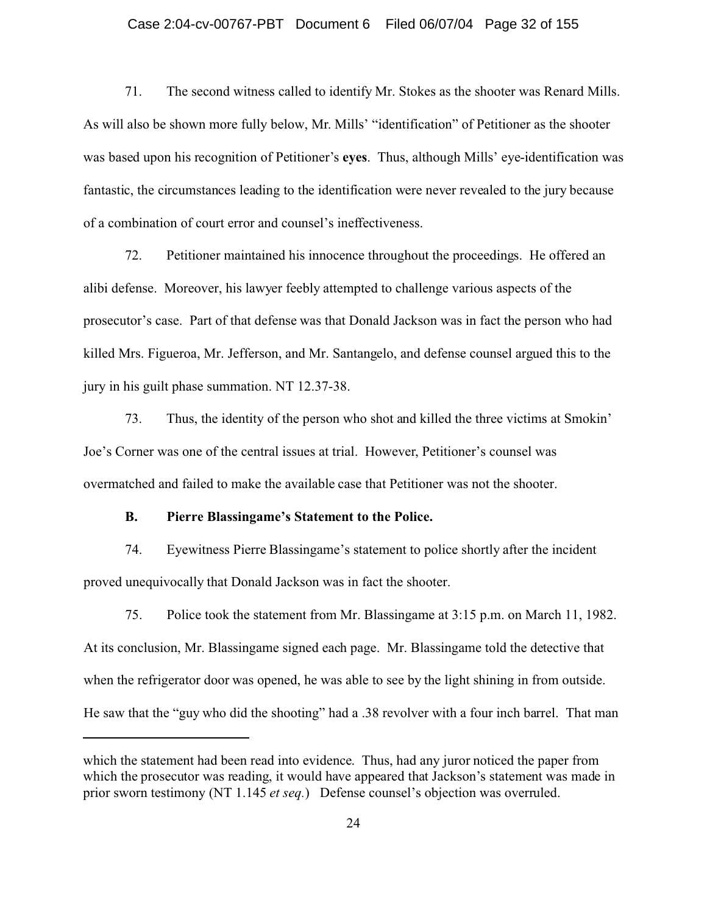71. The second witness called to identify Mr. Stokes as the shooter was Renard Mills. As will also be shown more fully below, Mr. Mills' "identification" of Petitioner as the shooter was based upon his recognition of Petitioner's **eyes**. Thus, although Mills' eye-identification was fantastic, the circumstances leading to the identification were never revealed to the jury because of a combination of court error and counsel's ineffectiveness.

72. Petitioner maintained his innocence throughout the proceedings. He offered an alibi defense. Moreover, his lawyer feebly attempted to challenge various aspects of the prosecutor's case. Part of that defense was that Donald Jackson was in fact the person who had killed Mrs. Figueroa, Mr. Jefferson, and Mr. Santangelo, and defense counsel argued this to the jury in his guilt phase summation. NT 12.37-38.

73. Thus, the identity of the person who shot and killed the three victims at Smokin' Joe's Corner was one of the central issues at trial. However, Petitioner's counsel was overmatched and failed to make the available case that Petitioner was not the shooter.

### B. Pierre Blassingame's Statement to the Police.

74. Eyewitness Pierre Blassingame's statement to police shortly after the incident proved unequivocally that Donald Jackson was in fact the shooter.

75. Police took the statement from Mr. Blassingame at 3:15 p.m. on March 11, 1982. At its conclusion, Mr. Blassingame signed each page. Mr. Blassingame told the detective that when the refrigerator door was opened, he was able to see by the light shining in from outside. He saw that the "guy who did the shooting" had a .38 revolver with a four inch barrel. That man

---

which the statement had been read into evidence. Thus, had any juror noticed the paper from which the prosecutor was reading, it would have appeared that Jackson's statement was made in prior sworn testimony (NT 1.145 *et seq.*) Defense counsel's objection was overruled.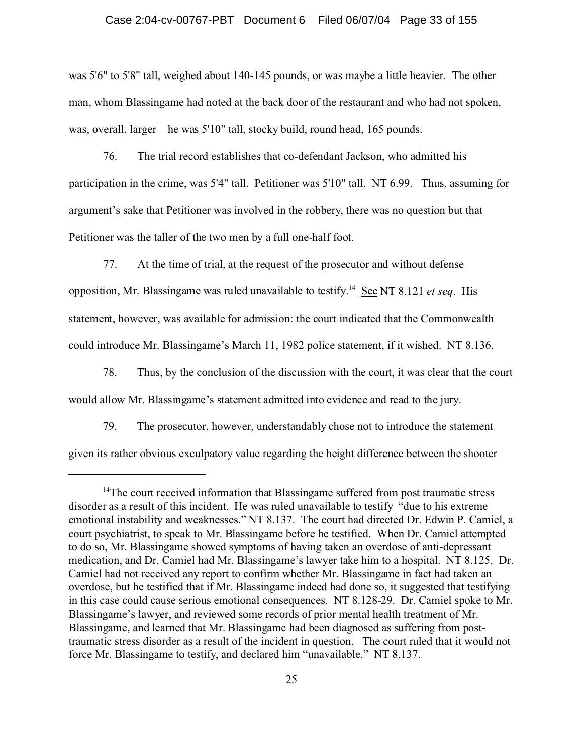was 5'6" to 5'8" tall, weighed about 140-145 pounds, or was maybe a little heavier. The other man, whom Blassingame had noted at the back door of the restaurant and who had not spoken, was, overall, larger – he was 5'10" tall, stocky build, round head, 165 pounds.

76. The trial record establishes that co-defendant Jackson, who admitted his participation in the crime, was 5'4" tall. Petitioner was 5'10" tall. NT 6.99. Thus, assuming for argument's sake that Petitioner was involved in the robbery, there was no question but that Petitioner was the taller of the two men by a full one-half foot.

77. At the time of trial, at the request of the prosecutor and without defense opposition, Mr. Blassingame was ruled unavailable to testify.[14] See NT 8.121 *et seq*. His statement, however, was available for admission: the court indicated that the Commonwealth could introduce Mr. Blassingame's March 11, 1982 police statement, if it wished. NT 8.136.

78. Thus, by the conclusion of the discussion with the court, it was clear that the court would allow Mr. Blassingame's statement admitted into evidence and read to the jury.

79. The prosecutor, however, understandably chose not to introduce the statement given its rather obvious exculpatory value regarding the height difference between the shooter

[14]The court received information that Blassingame suffered from post traumatic stress disorder as a result of this incident. He was ruled unavailable to testify "due to his extreme emotional instability and weaknesses." NT 8.137. The court had directed Dr. Edwin P. Camiel, a court psychiatrist, to speak to Mr. Blassingame before he testified. When Dr. Camiel attempted to do so, Mr. Blassingame showed symptoms of having taken an overdose of anti-depressant medication, and Dr. Camiel had Mr. Blassingame's lawyer take him to a hospital. NT 8.125. Dr. Camiel had not received any report to confirm whether Mr. Blassingame in fact had taken an overdose, but he testified that if Mr. Blassingame indeed had done so, it suggested that testifying in this case could cause serious emotional consequences. NT 8.128-29. Dr. Camiel spoke to Mr. Blassingame's lawyer, and reviewed some records of prior mental health treatment of Mr. Blassingame, and learned that Mr. Blassingame had been diagnosed as suffering from post-traumatic stress disorder as a result of the incident in question. The court ruled that it would not force Mr. Blassingame to testify, and declared him "unavailable." NT 8.137.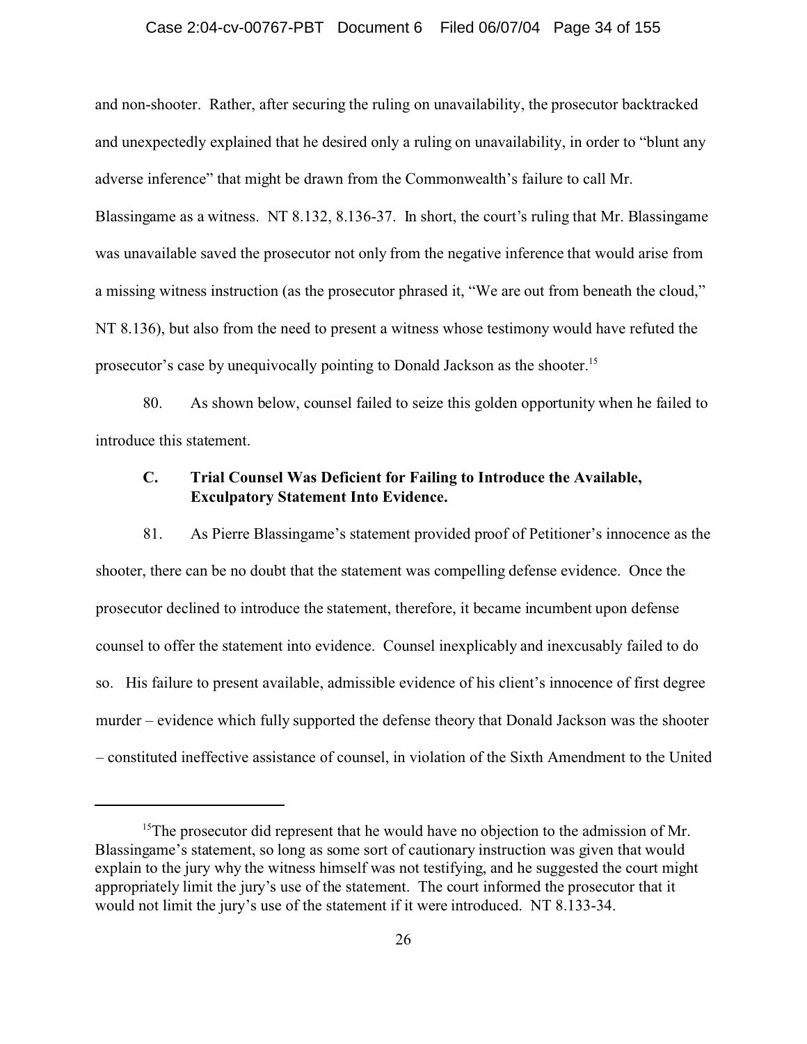and non-shooter. Rather, after securing the ruling on unavailability, the prosecutor backtracked and unexpectedly explained that he desired only a ruling on unavailability, in order to "blunt any adverse inference" that might be drawn from the Commonwealth's failure to call Mr. Blassingame as a witness. NT 8.132, 8.136-37. In short, the court's ruling that Mr. Blassingame was unavailable saved the prosecutor not only from the negative inference that would arise from a missing witness instruction (as the prosecutor phrased it, "We are out from beneath the cloud," NT 8.136), but also from the need to present a witness whose testimony would have refuted the prosecutor's case by unequivocally pointing to Donald Jackson as the shooter.[15]

80. As shown below, counsel failed to seize this golden opportunity when he failed to introduce this statement.

### C. Trial Counsel Was Deficient for Failing to Introduce the Available, Exculpatory Statement Into Evidence.

81. As Pierre Blassingame's statement provided proof of Petitioner's innocence as the shooter, there can be no doubt that the statement was compelling defense evidence. Once the prosecutor declined to introduce the statement, therefore, it became incumbent upon defense counsel to offer the statement into evidence. Counsel inexplicably and inexcusably failed to do so. His failure to present available, admissible evidence of his client's innocence of first degree murder – evidence which fully supported the defense theory that Donald Jackson was the shooter – constituted ineffective assistance of counsel, in violation of the Sixth Amendment to the United

---

[15] The prosecutor did represent that he would have no objection to the admission of Mr. Blassingame's statement, so long as some sort of cautionary instruction was given that would explain to the jury why the witness himself was not testifying, and he suggested the court might appropriately limit the jury's use of the statement. The court informed the prosecutor that it would not limit the jury's use of the statement if it were introduced. NT 8.133-34.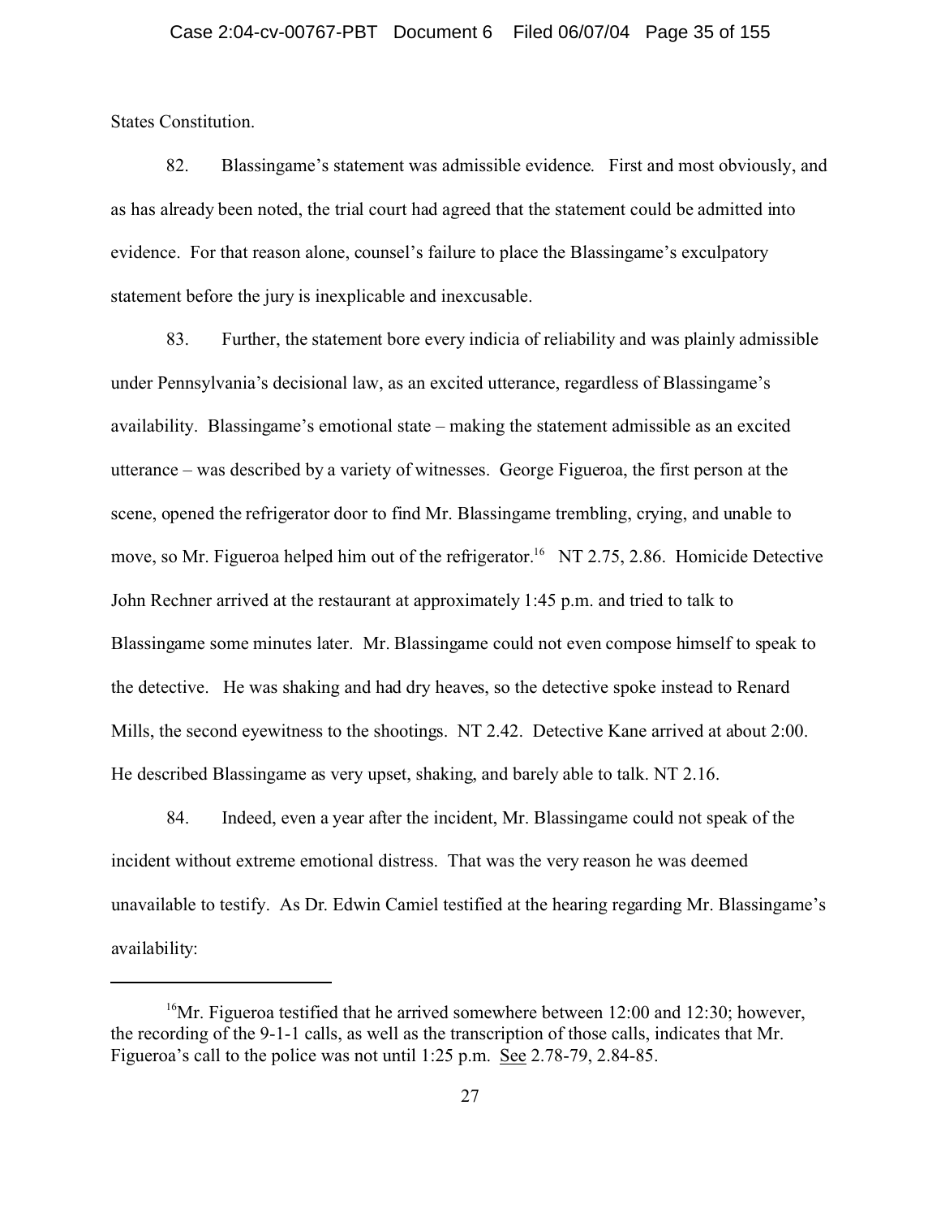States Constitution.

82. Blassingame's statement was admissible evidence. First and most obviously, and as has already been noted, the trial court had agreed that the statement could be admitted into evidence. For that reason alone, counsel's failure to place the Blassingame's exculpatory statement before the jury is inexplicable and inexcusable.

83. Further, the statement bore every indicia of reliability and was plainly admissible under Pennsylvania's decisional law, as an excited utterance, regardless of Blassingame's availability. Blassingame's emotional state – making the statement admissible as an excited utterance – was described by a variety of witnesses. George Figueroa, the first person at the scene, opened the refrigerator door to find Mr. Blassingame trembling, crying, and unable to move, so Mr. Figueroa helped him out of the refrigerator.[16] NT 2.75, 2.86. Homicide Detective John Rechner arrived at the restaurant at approximately 1:45 p.m. and tried to talk to Blassingame some minutes later. Mr. Blassingame could not even compose himself to speak to the detective. He was shaking and had dry heaves, so the detective spoke instead to Renard Mills, the second eyewitness to the shootings. NT 2.42. Detective Kane arrived at about 2:00. He described Blassingame as very upset, shaking, and barely able to talk. NT 2.16.

84. Indeed, even a year after the incident, Mr. Blassingame could not speak of the incident without extreme emotional distress. That was the very reason he was deemed unavailable to testify. As Dr. Edwin Camiel testified at the hearing regarding Mr. Blassingame's availability:

---

[16] Mr. Figueroa testified that he arrived somewhere between 12:00 and 12:30; however, the recording of the 9-1-1 calls, as well as the transcription of those calls, indicates that Mr. Figueroa's call to the police was not until 1:25 p.m. See 2.78-79, 2.84-85.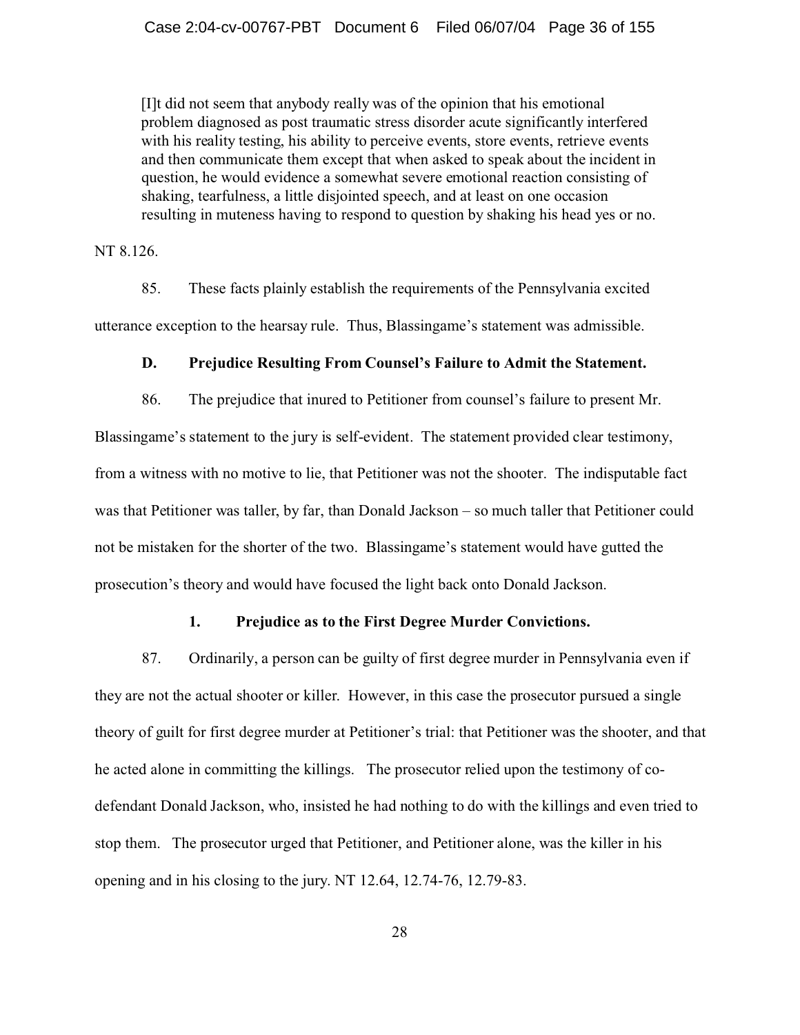> [I]t did not seem that anybody really was of the opinion that his emotional problem diagnosed as post traumatic stress disorder acute significantly interfered with his reality testing, his ability to perceive events, store events, retrieve events and then communicate them except that when asked to speak about the incident in question, he would evidence a somewhat severe emotional reaction consisting of shaking, tearfulness, a little disjointed speech, and at least on one occasion resulting in muteness having to respond to question by shaking his head yes or no.

NT 8.126.

85. These facts plainly establish the requirements of the Pennsylvania excited utterance exception to the hearsay rule. Thus, Blassingame's statement was admissible.

### D. Prejudice Resulting From Counsel's Failure to Admit the Statement.

86. The prejudice that inured to Petitioner from counsel's failure to present Mr. Blassingame's statement to the jury is self-evident. The statement provided clear testimony, from a witness with no motive to lie, that Petitioner was not the shooter. The indisputable fact was that Petitioner was taller, by far, than Donald Jackson – so much taller that Petitioner could not be mistaken for the shorter of the two. Blassingame's statement would have gutted the prosecution's theory and would have focused the light back onto Donald Jackson.

#### 1. Prejudice as to the First Degree Murder Convictions.

87. Ordinarily, a person can be guilty of first degree murder in Pennsylvania even if they are not the actual shooter or killer. However, in this case the prosecutor pursued a single theory of guilt for first degree murder at Petitioner's trial: that Petitioner was the shooter, and that he acted alone in committing the killings. The prosecutor relied upon the testimony of co-defendant Donald Jackson, who, insisted he had nothing to do with the killings and even tried to stop them. The prosecutor urged that Petitioner, and Petitioner alone, was the killer in his opening and in his closing to the jury. NT 12.64, 12.74-76, 12.79-83.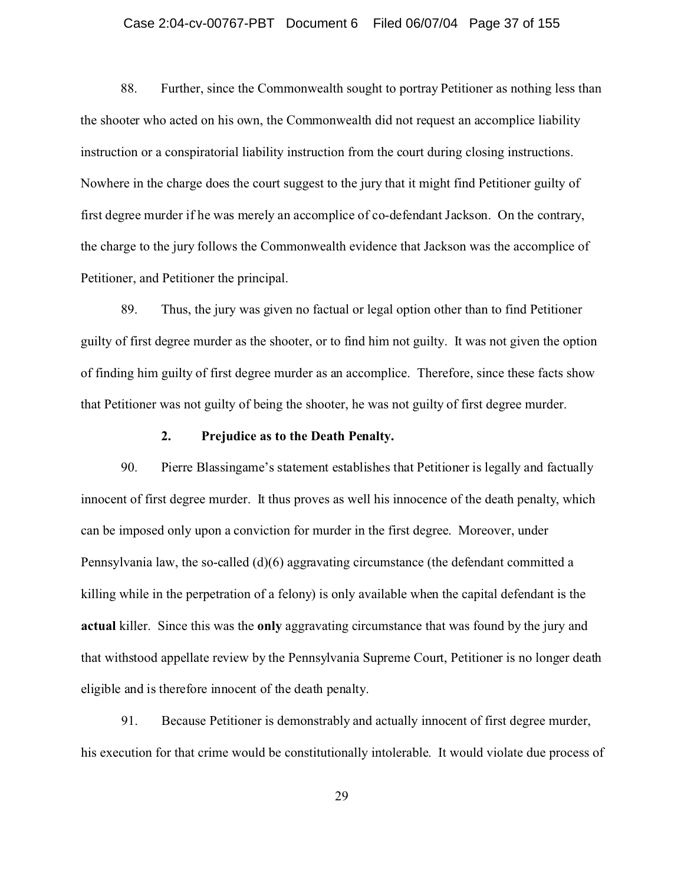88. Further, since the Commonwealth sought to portray Petitioner as nothing less than the shooter who acted on his own, the Commonwealth did not request an accomplice liability instruction or a conspiratorial liability instruction from the court during closing instructions. Nowhere in the charge does the court suggest to the jury that it might find Petitioner guilty of first degree murder if he was merely an accomplice of co-defendant Jackson. On the contrary, the charge to the jury follows the Commonwealth evidence that Jackson was the accomplice of Petitioner, and Petitioner the principal.

89. Thus, the jury was given no factual or legal option other than to find Petitioner guilty of first degree murder as the shooter, or to find him not guilty. It was not given the option of finding him guilty of first degree murder as an accomplice. Therefore, since these facts show that Petitioner was not guilty of being the shooter, he was not guilty of first degree murder.

### 2. Prejudice as to the Death Penalty.

90. Pierre Blassingame's statement establishes that Petitioner is legally and factually innocent of first degree murder. It thus proves as well his innocence of the death penalty, which can be imposed only upon a conviction for murder in the first degree. Moreover, under Pennsylvania law, the so-called (d)(6) aggravating circumstance (the defendant committed a killing while in the perpetration of a felony) is only available when the capital defendant is the **actual** killer. Since this was the **only** aggravating circumstance that was found by the jury and that withstood appellate review by the Pennsylvania Supreme Court, Petitioner is no longer death eligible and is therefore innocent of the death penalty.

91. Because Petitioner is demonstrably and actually innocent of first degree murder, his execution for that crime would be constitutionally intolerable. It would violate due process of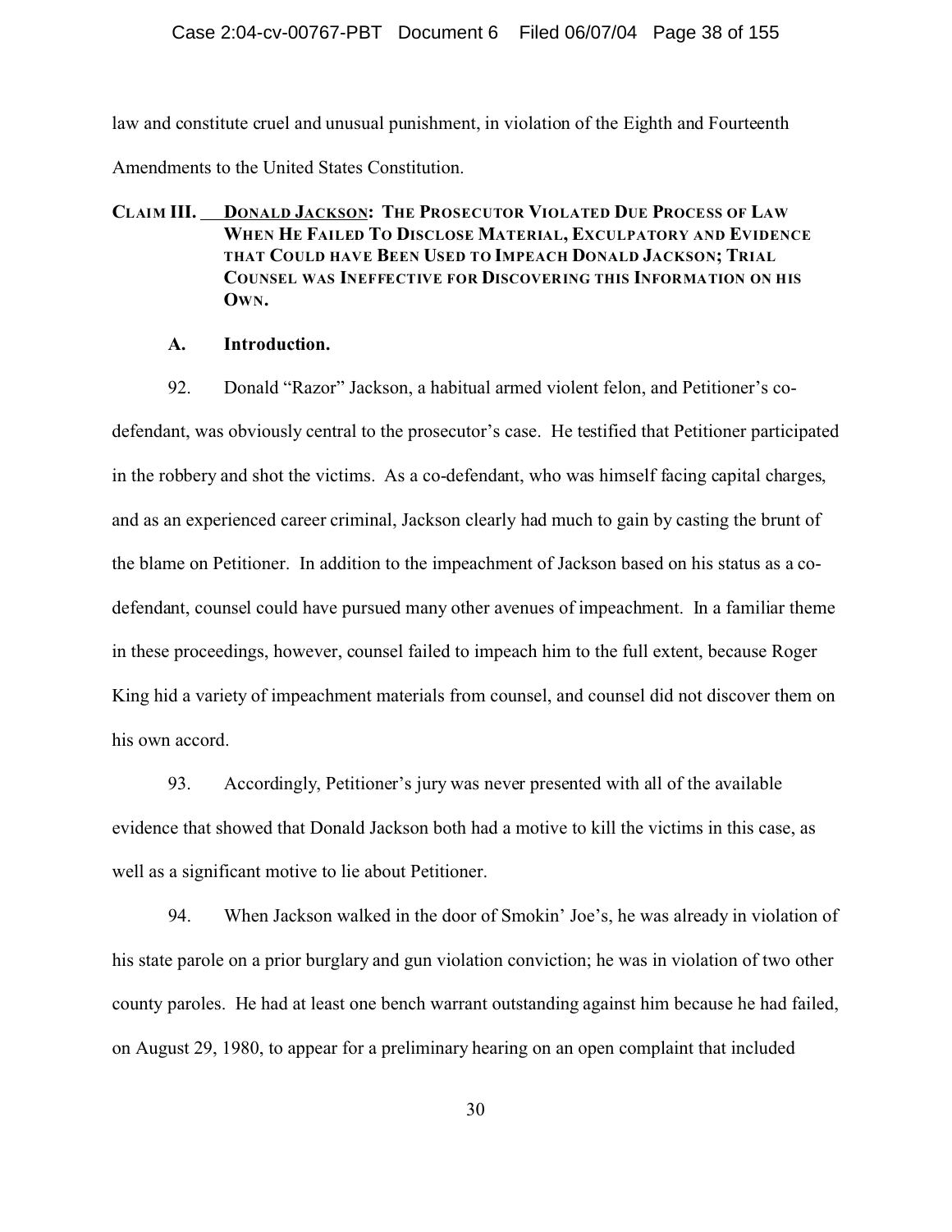law and constitute cruel and unusual punishment, in violation of the Eighth and Fourteenth Amendments to the United States Constitution.

## CLAIM III. DONALD JACKSON: THE PROSECUTOR VIOLATED DUE PROCESS OF LAW WHEN HE FAILED TO DISCLOSE MATERIAL, EXCULPATORY AND EVIDENCE THAT COULD HAVE BEEN USED TO IMPEACH DONALD JACKSON; TRIAL COUNSEL WAS INEFFECTIVE FOR DISCOVERING THIS INFORMATION ON HIS OWN.

### A. Introduction.

92. Donald "Razor" Jackson, a habitual armed violent felon, and Petitioner's co-defendant, was obviously central to the prosecutor's case. He testified that Petitioner participated in the robbery and shot the victims. As a co-defendant, who was himself facing capital charges, and as an experienced career criminal, Jackson clearly had much to gain by casting the brunt of the blame on Petitioner. In addition to the impeachment of Jackson based on his status as a co-defendant, counsel could have pursued many other avenues of impeachment. In a familiar theme in these proceedings, however, counsel failed to impeach him to the full extent, because Roger King hid a variety of impeachment materials from counsel, and counsel did not discover them on his own accord.

93. Accordingly, Petitioner's jury was never presented with all of the available evidence that showed that Donald Jackson both had a motive to kill the victims in this case, as well as a significant motive to lie about Petitioner.

94. When Jackson walked in the door of Smokin' Joe's, he was already in violation of his state parole on a prior burglary and gun violation conviction; he was in violation of two other county paroles. He had at least one bench warrant outstanding against him because he had failed, on August 29, 1980, to appear for a preliminary hearing on an open complaint that included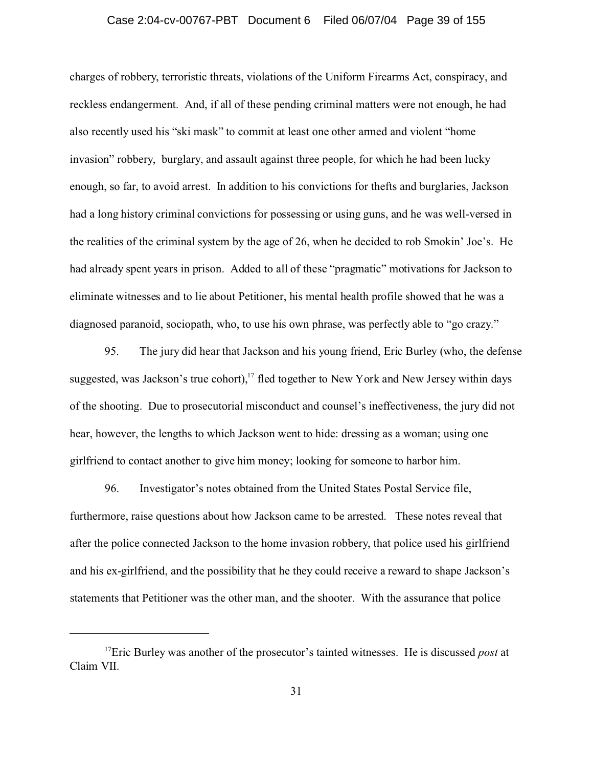charges of robbery, terroristic threats, violations of the Uniform Firearms Act, conspiracy, and reckless endangerment. And, if all of these pending criminal matters were not enough, he had also recently used his "ski mask" to commit at least one other armed and violent "home invasion" robbery, burglary, and assault against three people, for which he had been lucky enough, so far, to avoid arrest. In addition to his convictions for thefts and burglaries, Jackson had a long history criminal convictions for possessing or using guns, and he was well-versed in the realities of the criminal system by the age of 26, when he decided to rob Smokin' Joe's. He had already spent years in prison. Added to all of these "pragmatic" motivations for Jackson to eliminate witnesses and to lie about Petitioner, his mental health profile showed that he was a diagnosed paranoid, sociopath, who, to use his own phrase, was perfectly able to "go crazy."

95. The jury did hear that Jackson and his young friend, Eric Burley (who, the defense suggested, was Jackson's true cohort),[17] fled together to New York and New Jersey within days of the shooting. Due to prosecutorial misconduct and counsel's ineffectiveness, the jury did not hear, however, the lengths to which Jackson went to hide: dressing as a woman; using one girlfriend to contact another to give him money; looking for someone to harbor him.

96. Investigator's notes obtained from the United States Postal Service file, furthermore, raise questions about how Jackson came to be arrested. These notes reveal that after the police connected Jackson to the home invasion robbery, that police used his girlfriend and his ex-girlfriend, and the possibility that he they could receive a reward to shape Jackson's statements that Petitioner was the other man, and the shooter. With the assurance that police

---

[17] Eric Burley was another of the prosecutor's tainted witnesses. He is discussed *post* at Claim VII.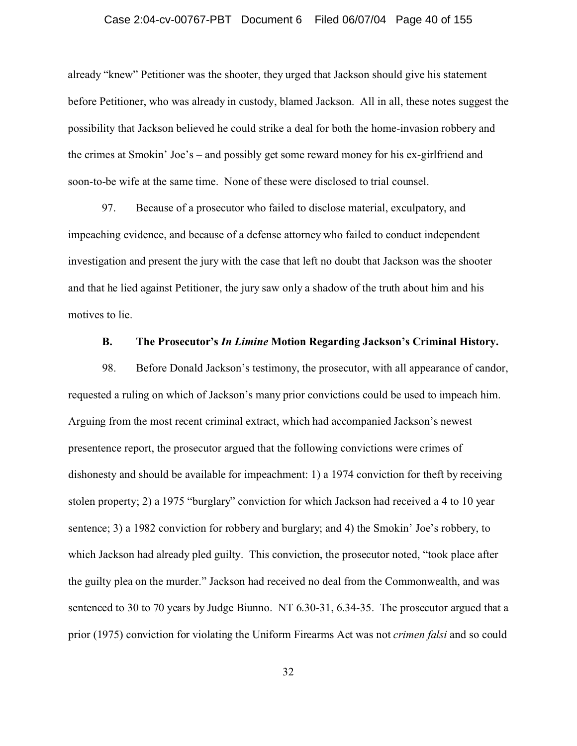already "knew" Petitioner was the shooter, they urged that Jackson should give his statement before Petitioner, who was already in custody, blamed Jackson. All in all, these notes suggest the possibility that Jackson believed he could strike a deal for both the home-invasion robbery and the crimes at Smokin' Joe's – and possibly get some reward money for his ex-girlfriend and soon-to-be wife at the same time. None of these were disclosed to trial counsel.

97. Because of a prosecutor who failed to disclose material, exculpatory, and impeaching evidence, and because of a defense attorney who failed to conduct independent investigation and present the jury with the case that left no doubt that Jackson was the shooter and that he lied against Petitioner, the jury saw only a shadow of the truth about him and his motives to lie.

**B. The Prosecutor's *In Limine* Motion Regarding Jackson's Criminal History.**

98. Before Donald Jackson's testimony, the prosecutor, with all appearance of candor, requested a ruling on which of Jackson's many prior convictions could be used to impeach him. Arguing from the most recent criminal extract, which had accompanied Jackson's newest presentence report, the prosecutor argued that the following convictions were crimes of dishonesty and should be available for impeachment: 1) a 1974 conviction for theft by receiving stolen property; 2) a 1975 "burglary" conviction for which Jackson had received a 4 to 10 year sentence; 3) a 1982 conviction for robbery and burglary; and 4) the Smokin' Joe's robbery, to which Jackson had already pled guilty. This conviction, the prosecutor noted, "took place after the guilty plea on the murder." Jackson had received no deal from the Commonwealth, and was sentenced to 30 to 70 years by Judge Biunno. NT 6.30-31, 6.34-35. The prosecutor argued that a prior (1975) conviction for violating the Uniform Firearms Act was not *crimen falsi* and so could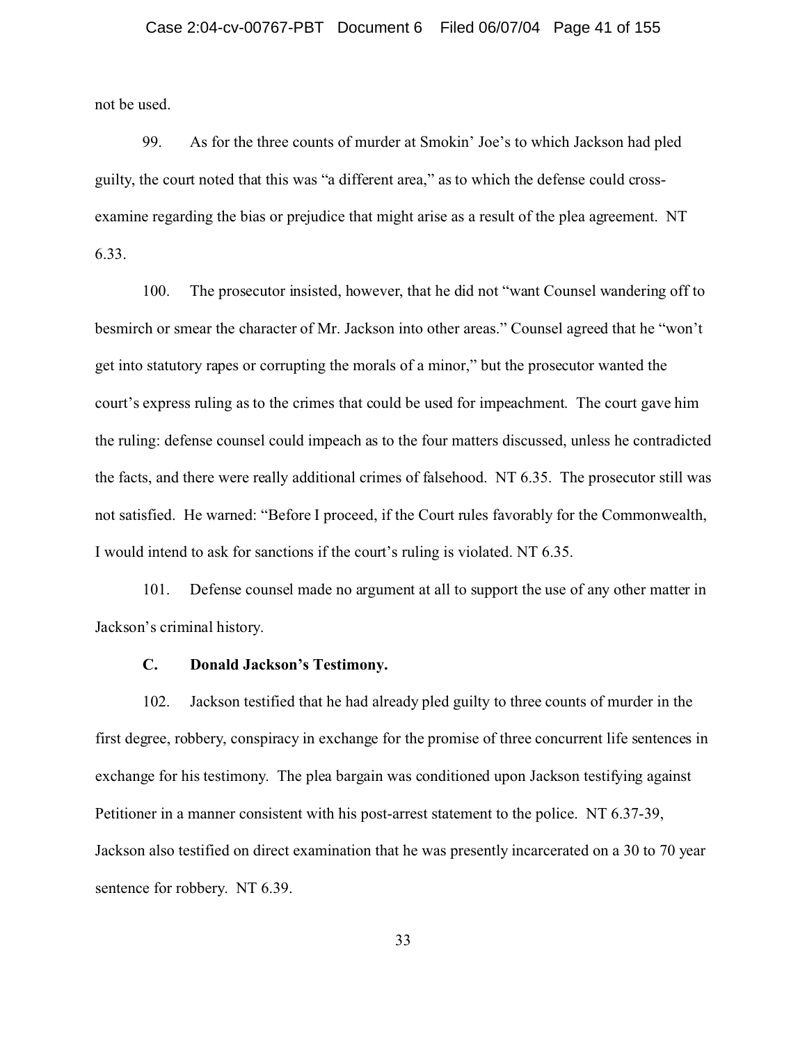not be used.

99. As for the three counts of murder at Smokin' Joe's to which Jackson had pled guilty, the court noted that this was "a different area," as to which the defense could cross-examine regarding the bias or prejudice that might arise as a result of the plea agreement. NT 6.33.

100. The prosecutor insisted, however, that he did not "want Counsel wandering off to besmirch or smear the character of Mr. Jackson into other areas." Counsel agreed that he "won't get into statutory rapes or corrupting the morals of a minor," but the prosecutor wanted the court's express ruling as to the crimes that could be used for impeachment. The court gave him the ruling: defense counsel could impeach as to the four matters discussed, unless he contradicted the facts, and there were really additional crimes of falsehood. NT 6.35. The prosecutor still was not satisfied. He warned: "Before I proceed, if the Court rules favorably for the Commonwealth, I would intend to ask for sanctions if the court's ruling is violated. NT 6.35.

101. Defense counsel made no argument at all to support the use of any other matter in Jackson's criminal history.

### C. Donald Jackson's Testimony.

102. Jackson testified that he had already pled guilty to three counts of murder in the first degree, robbery, conspiracy in exchange for the promise of three concurrent life sentences in exchange for his testimony. The plea bargain was conditioned upon Jackson testifying against Petitioner in a manner consistent with his post-arrest statement to the police. NT 6.37-39, Jackson also testified on direct examination that he was presently incarcerated on a 30 to 70 year sentence for robbery. NT 6.39.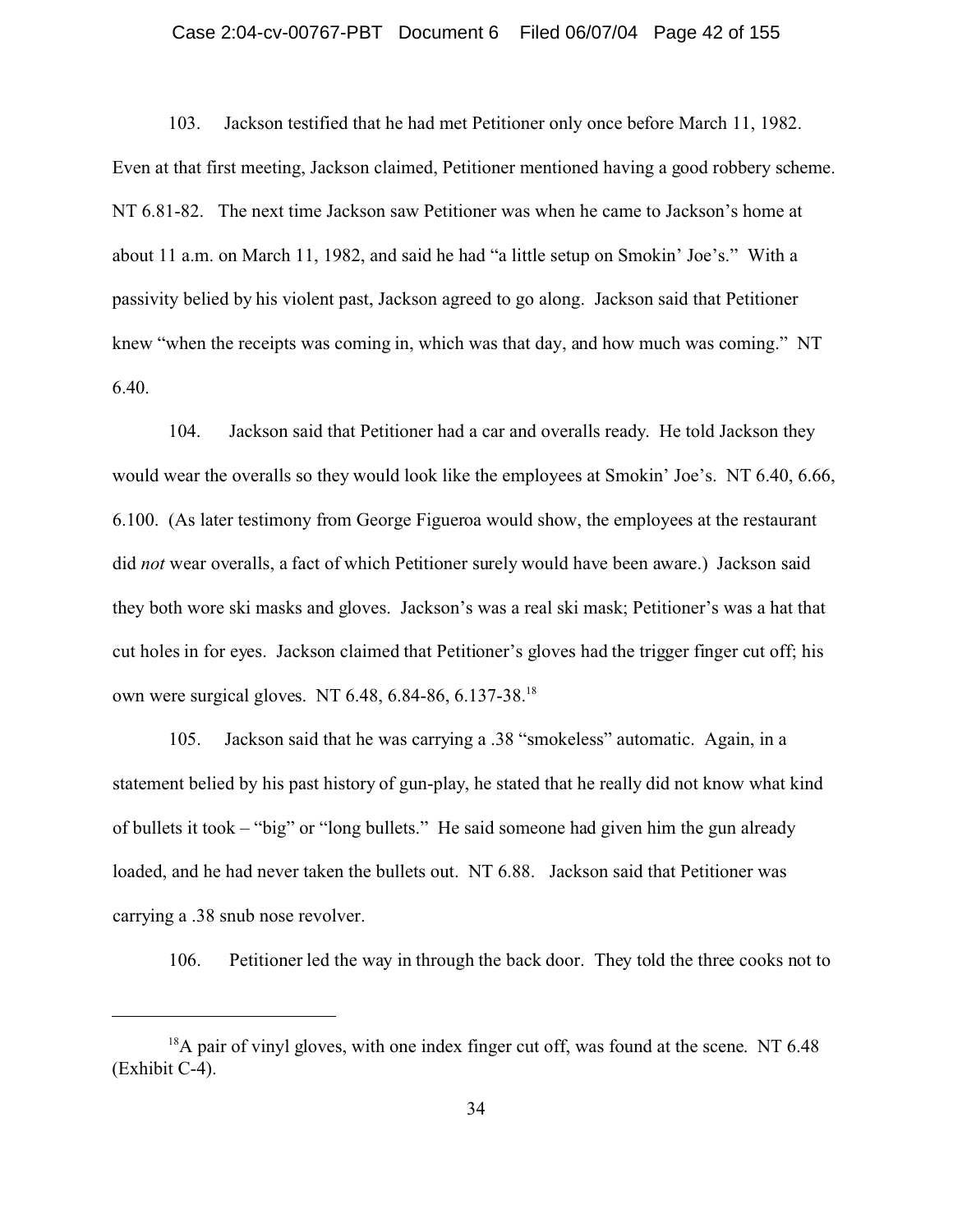103. Jackson testified that he had met Petitioner only once before March 11, 1982. Even at that first meeting, Jackson claimed, Petitioner mentioned having a good robbery scheme. NT 6.81-82. The next time Jackson saw Petitioner was when he came to Jackson's home at about 11 a.m. on March 11, 1982, and said he had "a little setup on Smokin' Joe's." With a passivity belied by his violent past, Jackson agreed to go along. Jackson said that Petitioner knew "when the receipts was coming in, which was that day, and how much was coming." NT 6.40.

104. Jackson said that Petitioner had a car and overalls ready. He told Jackson they would wear the overalls so they would look like the employees at Smokin' Joe's. NT 6.40, 6.66, 6.100. (As later testimony from George Figueroa would show, the employees at the restaurant did *not* wear overalls, a fact of which Petitioner surely would have been aware.) Jackson said they both wore ski masks and gloves. Jackson's was a real ski mask; Petitioner's was a hat that cut holes in for eyes. Jackson claimed that Petitioner's gloves had the trigger finger cut off; his own were surgical gloves. NT 6.48, 6.84-86, 6.137-38.[18]

105. Jackson said that he was carrying a .38 "smokeless" automatic. Again, in a statement belied by his past history of gun-play, he stated that he really did not know what kind of bullets it took – "big" or "long bullets." He said someone had given him the gun already loaded, and he had never taken the bullets out. NT 6.88. Jackson said that Petitioner was carrying a .38 snub nose revolver.

106. Petitioner led the way in through the back door. They told the three cooks not to

[18]A pair of vinyl gloves, with one index finger cut off, was found at the scene. NT 6.48 (Exhibit C-4).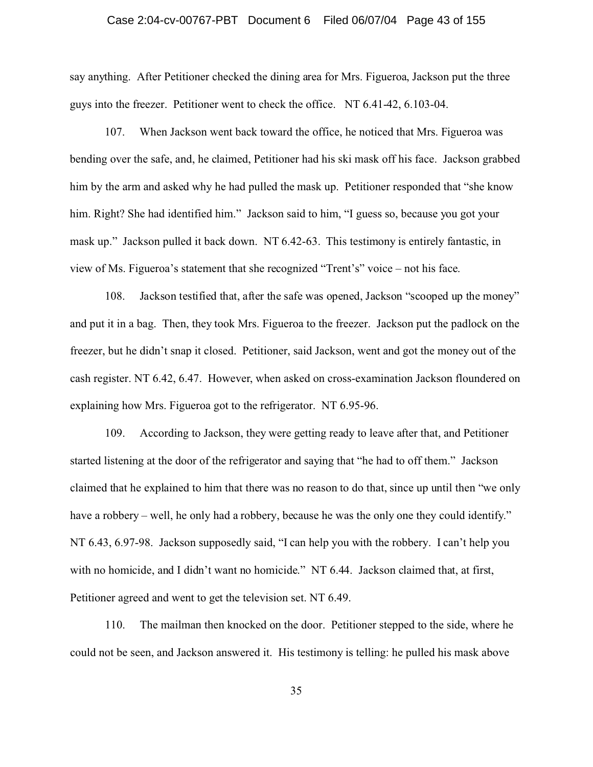say anything. After Petitioner checked the dining area for Mrs. Figueroa, Jackson put the three guys into the freezer. Petitioner went to check the office. NT 6.41-42, 6.103-04.

107. When Jackson went back toward the office, he noticed that Mrs. Figueroa was bending over the safe, and, he claimed, Petitioner had his ski mask off his face. Jackson grabbed him by the arm and asked why he had pulled the mask up. Petitioner responded that "she know him. Right? She had identified him." Jackson said to him, "I guess so, because you got your mask up." Jackson pulled it back down. NT 6.42-63. This testimony is entirely fantastic, in view of Ms. Figueroa's statement that she recognized "Trent's" voice – not his face.

108. Jackson testified that, after the safe was opened, Jackson "scooped up the money" and put it in a bag. Then, they took Mrs. Figueroa to the freezer. Jackson put the padlock on the freezer, but he didn't snap it closed. Petitioner, said Jackson, went and got the money out of the cash register. NT 6.42, 6.47. However, when asked on cross-examination Jackson floundered on explaining how Mrs. Figueroa got to the refrigerator. NT 6.95-96.

109. According to Jackson, they were getting ready to leave after that, and Petitioner started listening at the door of the refrigerator and saying that "he had to off them." Jackson claimed that he explained to him that there was no reason to do that, since up until then "we only have a robbery – well, he only had a robbery, because he was the only one they could identify." NT 6.43, 6.97-98. Jackson supposedly said, "I can help you with the robbery. I can't help you with no homicide, and I didn't want no homicide." NT 6.44. Jackson claimed that, at first, Petitioner agreed and went to get the television set. NT 6.49.

110. The mailman then knocked on the door. Petitioner stepped to the side, where he could not be seen, and Jackson answered it. His testimony is telling: he pulled his mask above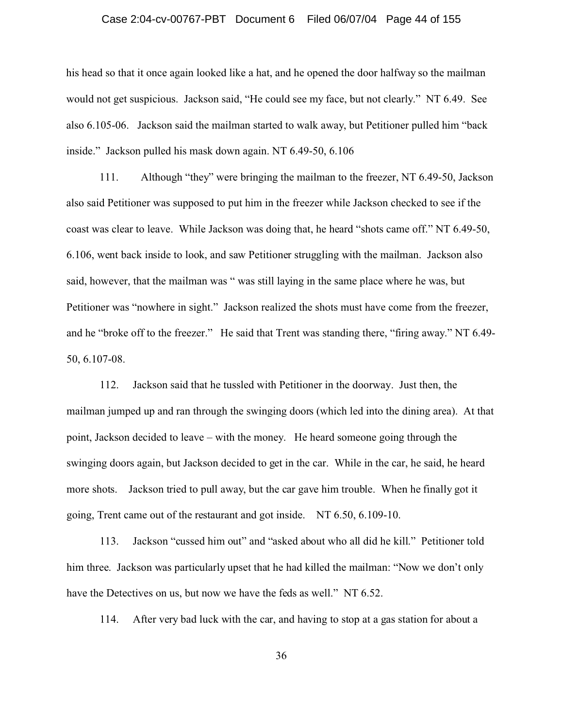his head so that it once again looked like a hat, and he opened the door halfway so the mailman would not get suspicious. Jackson said, "He could see my face, but not clearly." NT 6.49. See also 6.105-06. Jackson said the mailman started to walk away, but Petitioner pulled him "back inside." Jackson pulled his mask down again. NT 6.49-50, 6.106

111. Although "they" were bringing the mailman to the freezer, NT 6.49-50, Jackson also said Petitioner was supposed to put him in the freezer while Jackson checked to see if the coast was clear to leave. While Jackson was doing that, he heard "shots came off." NT 6.49-50, 6.106, went back inside to look, and saw Petitioner struggling with the mailman. Jackson also said, however, that the mailman was " was still laying in the same place where he was, but Petitioner was "nowhere in sight." Jackson realized the shots must have come from the freezer, and he "broke off to the freezer." He said that Trent was standing there, "firing away." NT 6.49-50, 6.107-08.

112. Jackson said that he tussled with Petitioner in the doorway. Just then, the mailman jumped up and ran through the swinging doors (which led into the dining area). At that point, Jackson decided to leave – with the money. He heard someone going through the swinging doors again, but Jackson decided to get in the car. While in the car, he said, he heard more shots. Jackson tried to pull away, but the car gave him trouble. When he finally got it going, Trent came out of the restaurant and got inside. NT 6.50, 6.109-10.

113. Jackson "cussed him out" and "asked about who all did he kill." Petitioner told him three. Jackson was particularly upset that he had killed the mailman: "Now we don't only have the Detectives on us, but now we have the feds as well." NT 6.52.

114. After very bad luck with the car, and having to stop at a gas station for about a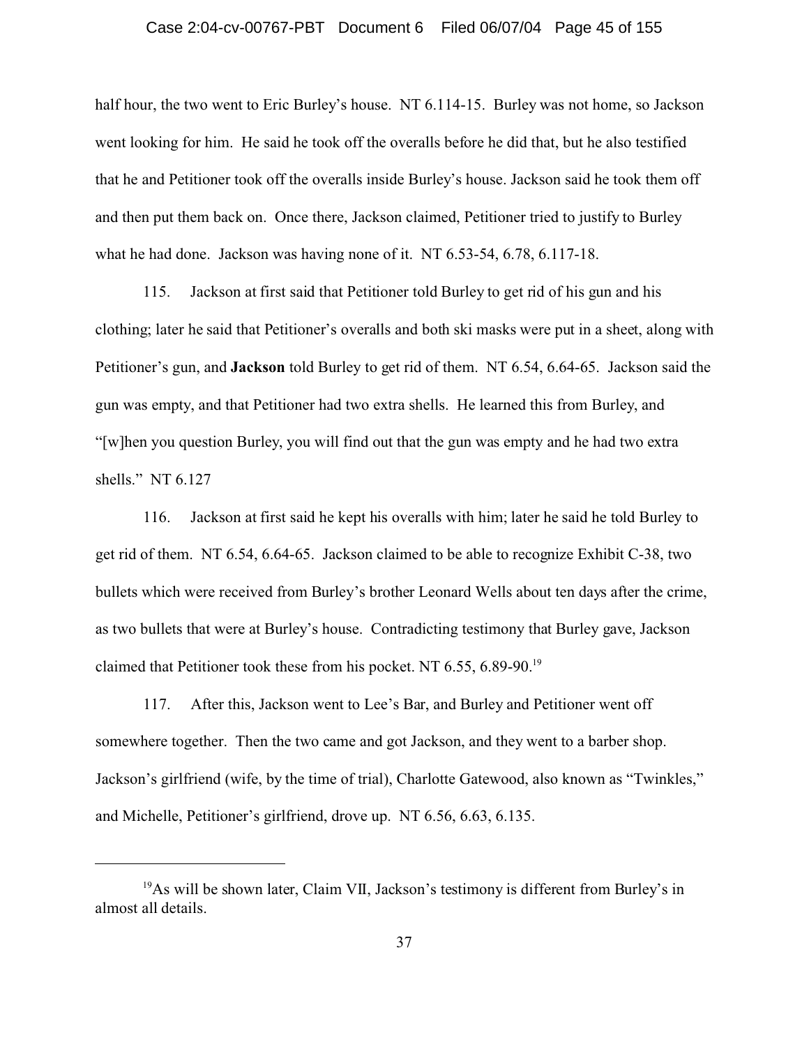half hour, the two went to Eric Burley's house. NT 6.114-15. Burley was not home, so Jackson went looking for him. He said he took off the overalls before he did that, but he also testified that he and Petitioner took off the overalls inside Burley's house. Jackson said he took them off and then put them back on. Once there, Jackson claimed, Petitioner tried to justify to Burley what he had done. Jackson was having none of it. NT 6.53-54, 6.78, 6.117-18.

115. Jackson at first said that Petitioner told Burley to get rid of his gun and his clothing; later he said that Petitioner's overalls and both ski masks were put in a sheet, along with Petitioner's gun, and **Jackson** told Burley to get rid of them. NT 6.54, 6.64-65. Jackson said the gun was empty, and that Petitioner had two extra shells. He learned this from Burley, and "[w]hen you question Burley, you will find out that the gun was empty and he had two extra shells." NT 6.127

116. Jackson at first said he kept his overalls with him; later he said he told Burley to get rid of them. NT 6.54, 6.64-65. Jackson claimed to be able to recognize Exhibit C-38, two bullets which were received from Burley's brother Leonard Wells about ten days after the crime, as two bullets that were at Burley's house. Contradicting testimony that Burley gave, Jackson claimed that Petitioner took these from his pocket. NT 6.55, 6.89-90.[19]

117. After this, Jackson went to Lee's Bar, and Burley and Petitioner went off somewhere together. Then the two came and got Jackson, and they went to a barber shop. Jackson's girlfriend (wife, by the time of trial), Charlotte Gatewood, also known as "Twinkles," and Michelle, Petitioner's girlfriend, drove up. NT 6.56, 6.63, 6.135.

---

[19]As will be shown later, Claim VII, Jackson's testimony is different from Burley's in almost all details.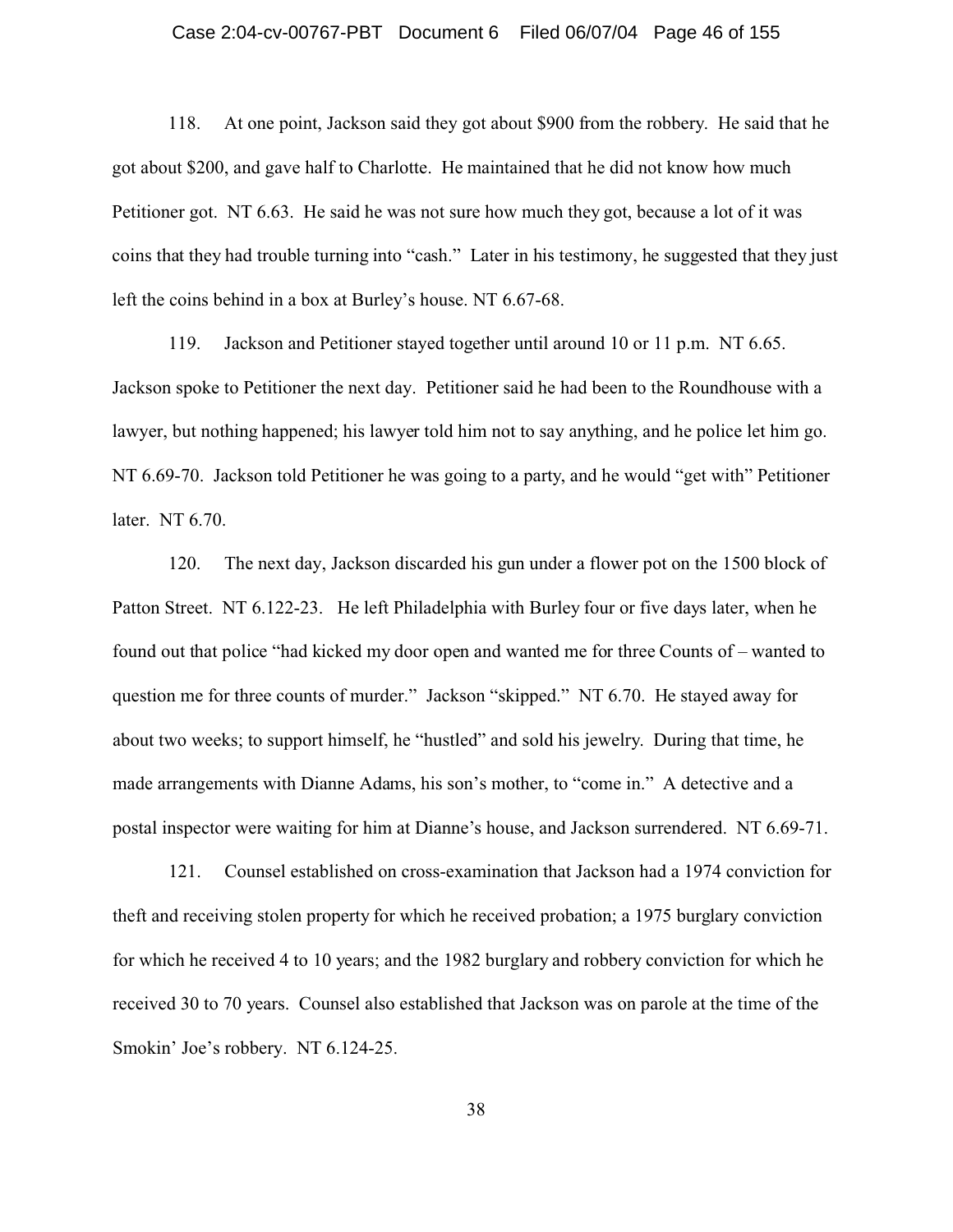118. At one point, Jackson said they got about $900 from the robbery. He said that he got about $200, and gave half to Charlotte. He maintained that he did not know how much Petitioner got. NT 6.63. He said he was not sure how much they got, because a lot of it was coins that they had trouble turning into "cash." Later in his testimony, he suggested that they just left the coins behind in a box at Burley's house. NT 6.67-68.

119. Jackson and Petitioner stayed together until around 10 or 11 p.m. NT 6.65. Jackson spoke to Petitioner the next day. Petitioner said he had been to the Roundhouse with a lawyer, but nothing happened; his lawyer told him not to say anything, and he police let him go. NT 6.69-70. Jackson told Petitioner he was going to a party, and he would "get with" Petitioner later. NT 6.70.

120. The next day, Jackson discarded his gun under a flower pot on the 1500 block of Patton Street. NT 6.122-23. He left Philadelphia with Burley four or five days later, when he found out that police "had kicked my door open and wanted me for three Counts of – wanted to question me for three counts of murder." Jackson "skipped." NT 6.70. He stayed away for about two weeks; to support himself, he "hustled" and sold his jewelry. During that time, he made arrangements with Dianne Adams, his son's mother, to "come in." A detective and a postal inspector were waiting for him at Dianne's house, and Jackson surrendered. NT 6.69-71.

121. Counsel established on cross-examination that Jackson had a 1974 conviction for theft and receiving stolen property for which he received probation; a 1975 burglary conviction for which he received 4 to 10 years; and the 1982 burglary and robbery conviction for which he received 30 to 70 years. Counsel also established that Jackson was on parole at the time of the Smokin' Joe's robbery. NT 6.124-25.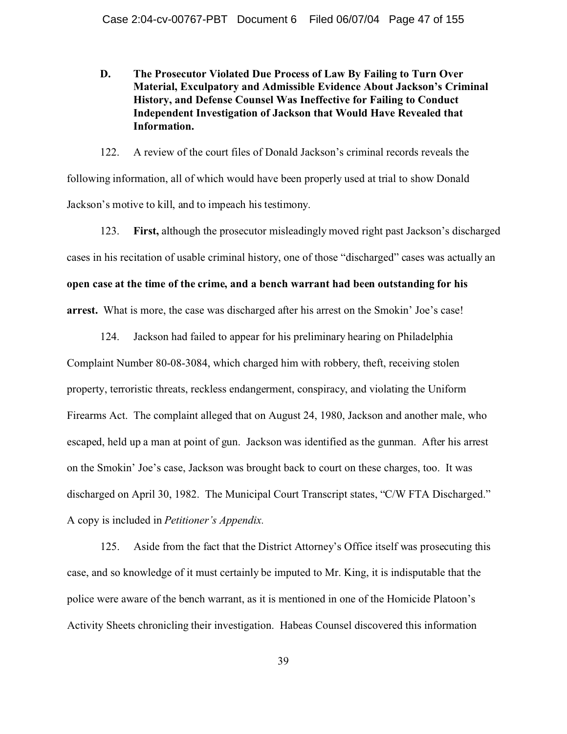**D. The Prosecutor Violated Due Process of Law By Failing to Turn Over Material, Exculpatory and Admissible Evidence About Jackson's Criminal History, and Defense Counsel Was Ineffective for Failing to Conduct Independent Investigation of Jackson that Would Have Revealed that Information.**

122. A review of the court files of Donald Jackson's criminal records reveals the following information, all of which would have been properly used at trial to show Donald Jackson's motive to kill, and to impeach his testimony.

123. **First,** although the prosecutor misleadingly moved right past Jackson's discharged cases in his recitation of usable criminal history, one of those "discharged" cases was actually an **open case at the time of the crime, and a bench warrant had been outstanding for his arrest.** What is more, the case was discharged after his arrest on the Smokin' Joe's case!

124. Jackson had failed to appear for his preliminary hearing on Philadelphia Complaint Number 80-08-3084, which charged him with robbery, theft, receiving stolen property, terroristic threats, reckless endangerment, conspiracy, and violating the Uniform Firearms Act. The complaint alleged that on August 24, 1980, Jackson and another male, who escaped, held up a man at point of gun. Jackson was identified as the gunman. After his arrest on the Smokin' Joe's case, Jackson was brought back to court on these charges, too. It was discharged on April 30, 1982. The Municipal Court Transcript states, "C/W FTA Discharged." A copy is included in *Petitioner's Appendix.*

125. Aside from the fact that the District Attorney's Office itself was prosecuting this case, and so knowledge of it must certainly be imputed to Mr. King, it is indisputable that the police were aware of the bench warrant, as it is mentioned in one of the Homicide Platoon's Activity Sheets chronicling their investigation. Habeas Counsel discovered this information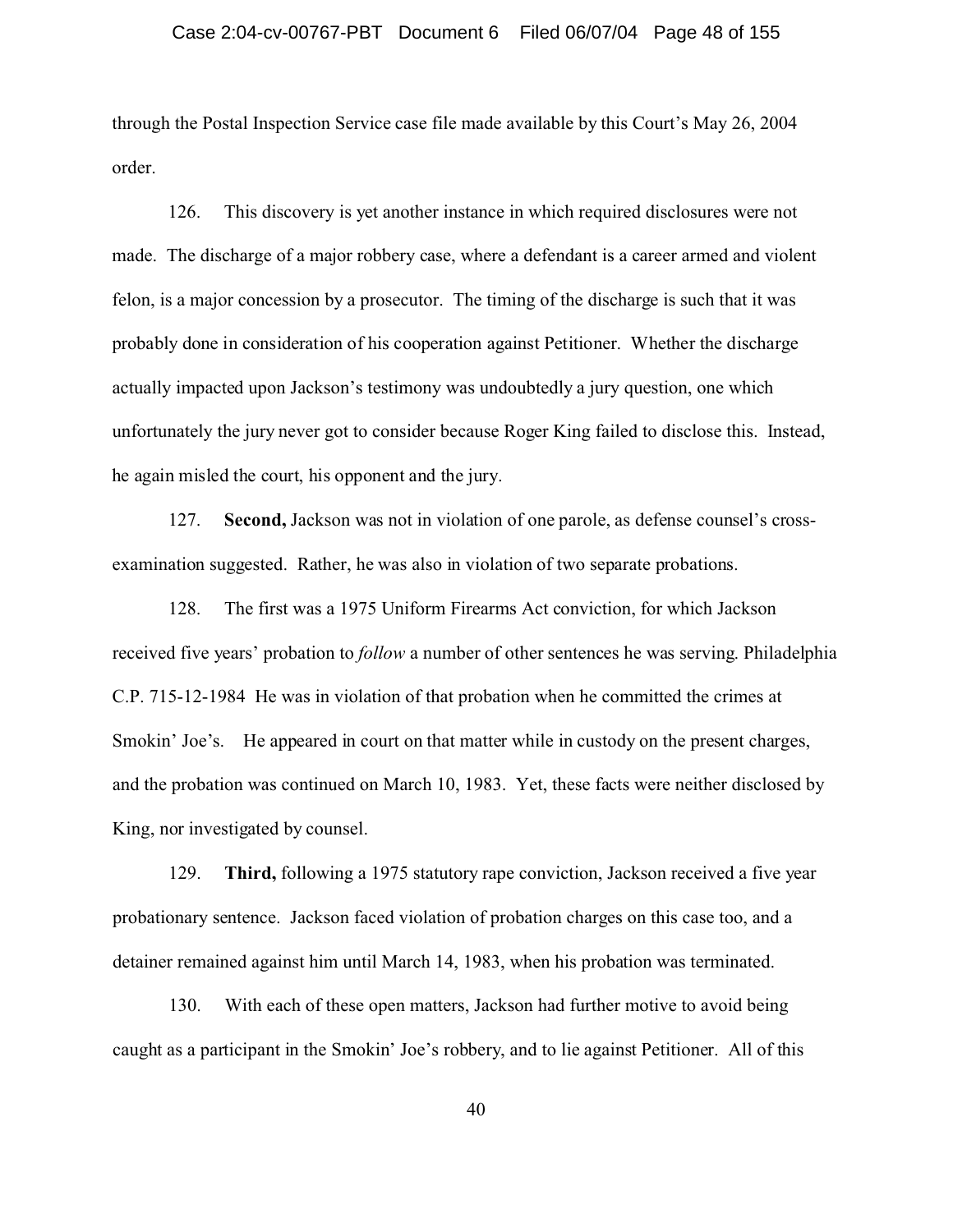through the Postal Inspection Service case file made available by this Court's May 26, 2004 order.

126. This discovery is yet another instance in which required disclosures were not made. The discharge of a major robbery case, where a defendant is a career armed and violent felon, is a major concession by a prosecutor. The timing of the discharge is such that it was probably done in consideration of his cooperation against Petitioner. Whether the discharge actually impacted upon Jackson's testimony was undoubtedly a jury question, one which unfortunately the jury never got to consider because Roger King failed to disclose this. Instead, he again misled the court, his opponent and the jury.

127. **Second,** Jackson was not in violation of one parole, as defense counsel's cross-examination suggested. Rather, he was also in violation of two separate probations.

128. The first was a 1975 Uniform Firearms Act conviction, for which Jackson received five years' probation to *follow* a number of other sentences he was serving. Philadelphia C.P. 715-12-1984 He was in violation of that probation when he committed the crimes at Smokin' Joe's. He appeared in court on that matter while in custody on the present charges, and the probation was continued on March 10, 1983. Yet, these facts were neither disclosed by King, nor investigated by counsel.

129. **Third,** following a 1975 statutory rape conviction, Jackson received a five year probationary sentence. Jackson faced violation of probation charges on this case too, and a detainer remained against him until March 14, 1983, when his probation was terminated.

130. With each of these open matters, Jackson had further motive to avoid being caught as a participant in the Smokin' Joe's robbery, and to lie against Petitioner. All of this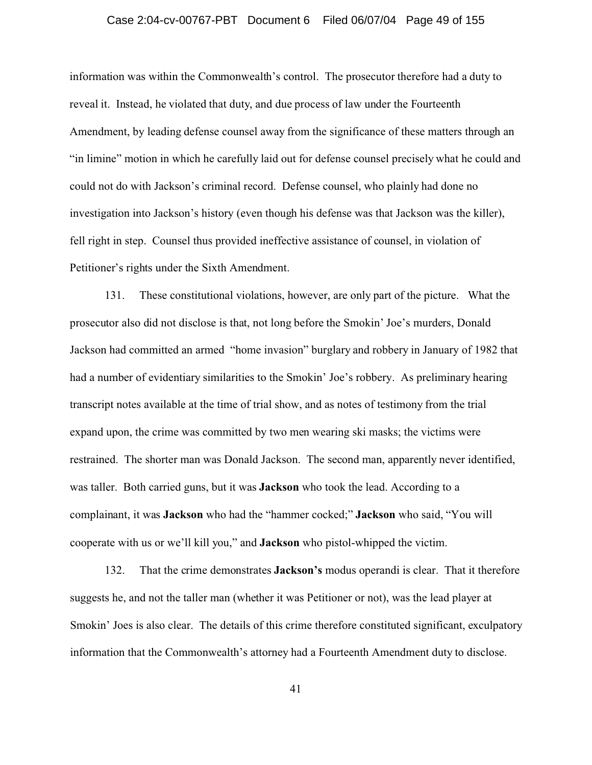information was within the Commonwealth's control. The prosecutor therefore had a duty to reveal it. Instead, he violated that duty, and due process of law under the Fourteenth Amendment, by leading defense counsel away from the significance of these matters through an "in limine" motion in which he carefully laid out for defense counsel precisely what he could and could not do with Jackson's criminal record. Defense counsel, who plainly had done no investigation into Jackson's history (even though his defense was that Jackson was the killer), fell right in step. Counsel thus provided ineffective assistance of counsel, in violation of Petitioner's rights under the Sixth Amendment.

131. These constitutional violations, however, are only part of the picture. What the prosecutor also did not disclose is that, not long before the Smokin' Joe's murders, Donald Jackson had committed an armed "home invasion" burglary and robbery in January of 1982 that had a number of evidentiary similarities to the Smokin' Joe's robbery. As preliminary hearing transcript notes available at the time of trial show, and as notes of testimony from the trial expand upon, the crime was committed by two men wearing ski masks; the victims were restrained. The shorter man was Donald Jackson. The second man, apparently never identified, was taller. Both carried guns, but it was **Jackson** who took the lead. According to a complainant, it was **Jackson** who had the "hammer cocked;" **Jackson** who said, "You will cooperate with us or we'll kill you," and **Jackson** who pistol-whipped the victim.

132. That the crime demonstrates **Jackson's** modus operandi is clear. That it therefore suggests he, and not the taller man (whether it was Petitioner or not), was the lead player at Smokin' Joes is also clear. The details of this crime therefore constituted significant, exculpatory information that the Commonwealth's attorney had a Fourteenth Amendment duty to disclose.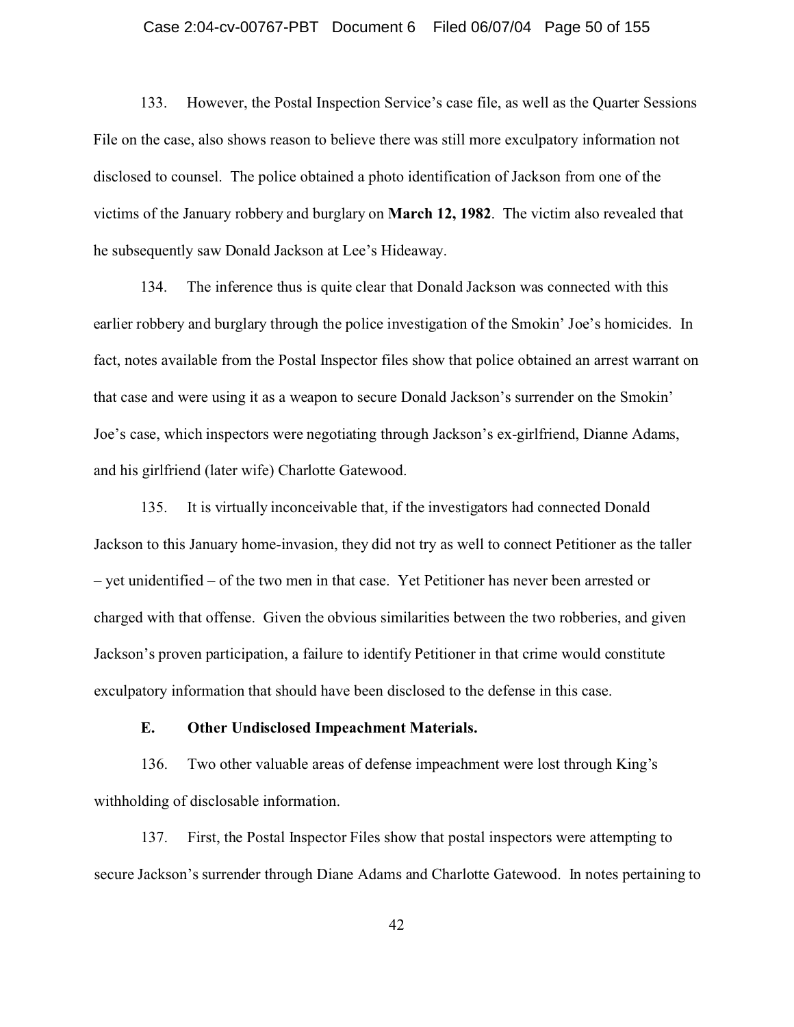133. However, the Postal Inspection Service's case file, as well as the Quarter Sessions File on the case, also shows reason to believe there was still more exculpatory information not disclosed to counsel. The police obtained a photo identification of Jackson from one of the victims of the January robbery and burglary on **March 12, 1982**. The victim also revealed that he subsequently saw Donald Jackson at Lee's Hideaway.

134. The inference thus is quite clear that Donald Jackson was connected with this earlier robbery and burglary through the police investigation of the Smokin' Joe's homicides. In fact, notes available from the Postal Inspector files show that police obtained an arrest warrant on that case and were using it as a weapon to secure Donald Jackson's surrender on the Smokin' Joe's case, which inspectors were negotiating through Jackson's ex-girlfriend, Dianne Adams, and his girlfriend (later wife) Charlotte Gatewood.

135. It is virtually inconceivable that, if the investigators had connected Donald Jackson to this January home-invasion, they did not try as well to connect Petitioner as the taller – yet unidentified – of the two men in that case. Yet Petitioner has never been arrested or charged with that offense. Given the obvious similarities between the two robberies, and given Jackson's proven participation, a failure to identify Petitioner in that crime would constitute exculpatory information that should have been disclosed to the defense in this case.

**E. Other Undisclosed Impeachment Materials.**

136. Two other valuable areas of defense impeachment were lost through King's withholding of disclosable information.

137. First, the Postal Inspector Files show that postal inspectors were attempting to secure Jackson's surrender through Diane Adams and Charlotte Gatewood. In notes pertaining to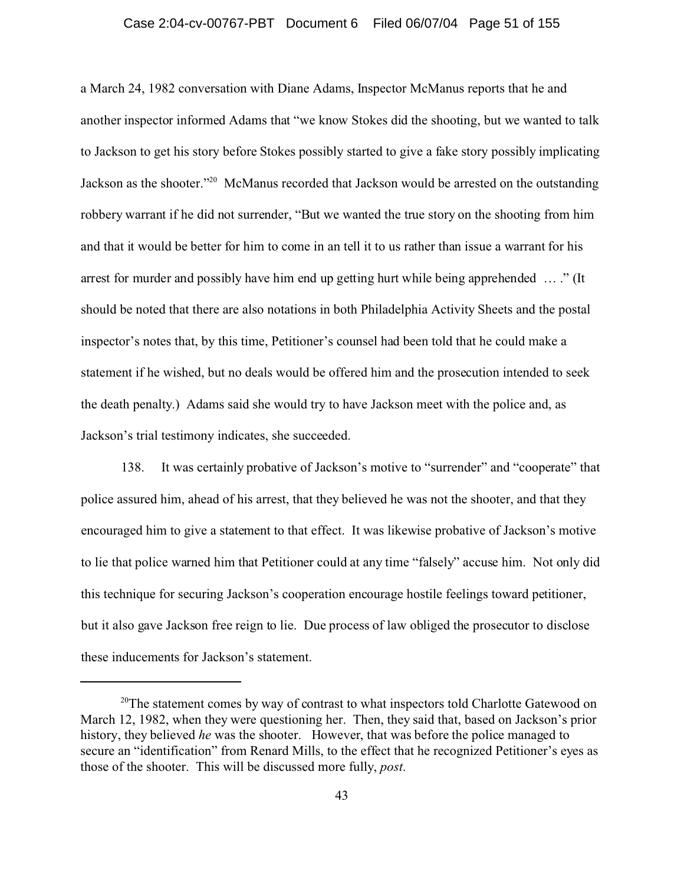a March 24, 1982 conversation with Diane Adams, Inspector McManus reports that he and another inspector informed Adams that "we know Stokes did the shooting, but we wanted to talk to Jackson to get his story before Stokes possibly started to give a fake story possibly implicating Jackson as the shooter."[20] McManus recorded that Jackson would be arrested on the outstanding robbery warrant if he did not surrender, "But we wanted the true story on the shooting from him and that it would be better for him to come in an tell it to us rather than issue a warrant for his arrest for murder and possibly have him end up getting hurt while being apprehended … ." (It should be noted that there are also notations in both Philadelphia Activity Sheets and the postal inspector's notes that, by this time, Petitioner's counsel had been told that he could make a statement if he wished, but no deals would be offered him and the prosecution intended to seek the death penalty.) Adams said she would try to have Jackson meet with the police and, as Jackson's trial testimony indicates, she succeeded.

138. It was certainly probative of Jackson's motive to "surrender" and "cooperate" that police assured him, ahead of his arrest, that they believed he was not the shooter, and that they encouraged him to give a statement to that effect. It was likewise probative of Jackson's motive to lie that police warned him that Petitioner could at any time "falsely" accuse him. Not only did this technique for securing Jackson's cooperation encourage hostile feelings toward petitioner, but it also gave Jackson free reign to lie. Due process of law obliged the prosecutor to disclose these inducements for Jackson's statement.

---

[20]The statement comes by way of contrast to what inspectors told Charlotte Gatewood on March 12, 1982, when they were questioning her. Then, they said that, based on Jackson's prior history, they believed *he* was the shooter. However, that was before the police managed to secure an "identification" from Renard Mills, to the effect that he recognized Petitioner's eyes as those of the shooter. This will be discussed more fully, *post*.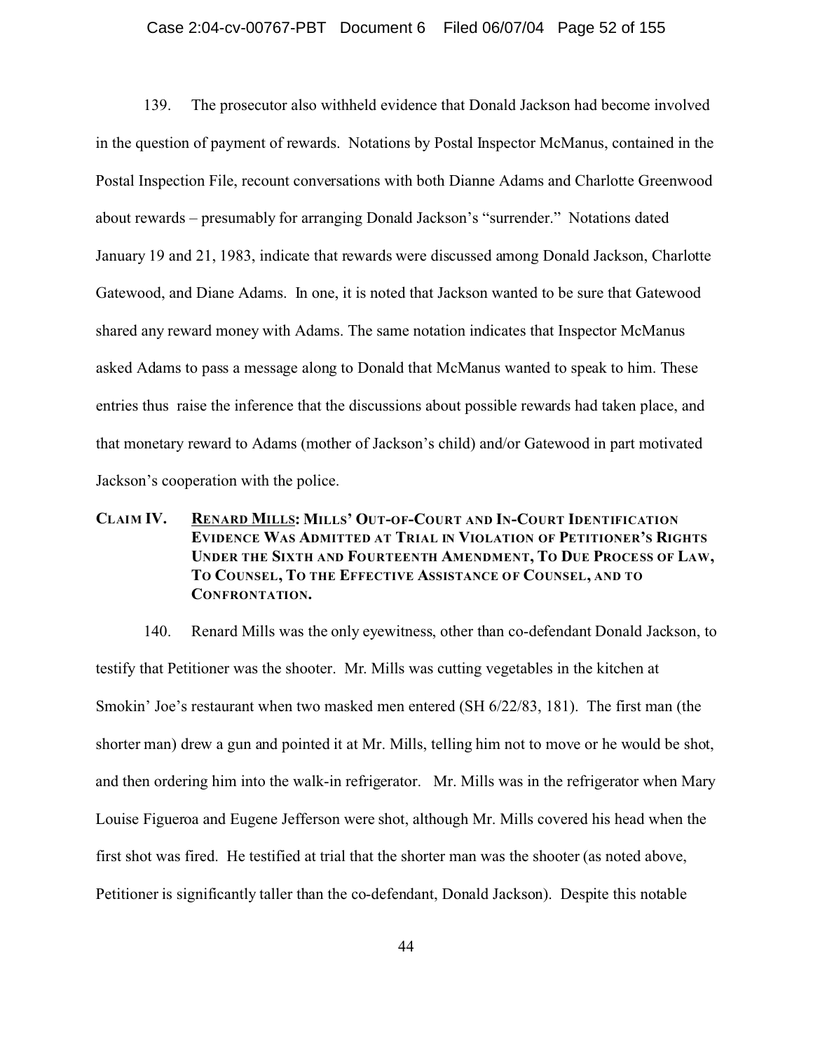139. The prosecutor also withheld evidence that Donald Jackson had become involved in the question of payment of rewards. Notations by Postal Inspector McManus, contained in the Postal Inspection File, recount conversations with both Dianne Adams and Charlotte Greenwood about rewards – presumably for arranging Donald Jackson's "surrender." Notations dated January 19 and 21, 1983, indicate that rewards were discussed among Donald Jackson, Charlotte Gatewood, and Diane Adams. In one, it is noted that Jackson wanted to be sure that Gatewood shared any reward money with Adams. The same notation indicates that Inspector McManus asked Adams to pass a message along to Donald that McManus wanted to speak to him. These entries thus raise the inference that the discussions about possible rewards had taken place, and that monetary reward to Adams (mother of Jackson's child) and/or Gatewood in part motivated Jackson's cooperation with the police.

**CLAIM IV. <u>RENARD MILLS</u>: MILLS' OUT-OF-COURT AND IN-COURT IDENTIFICATION EVIDENCE WAS ADMITTED AT TRIAL IN VIOLATION OF PETITIONER'S RIGHTS UNDER THE SIXTH AND FOURTEENTH AMENDMENT, TO DUE PROCESS OF LAW, TO COUNSEL, TO THE EFFECTIVE ASSISTANCE OF COUNSEL, AND TO CONFRONTATION.**

140. Renard Mills was the only eyewitness, other than co-defendant Donald Jackson, to testify that Petitioner was the shooter. Mr. Mills was cutting vegetables in the kitchen at Smokin' Joe's restaurant when two masked men entered (SH 6/22/83, 181). The first man (the shorter man) drew a gun and pointed it at Mr. Mills, telling him not to move or he would be shot, and then ordering him into the walk-in refrigerator. Mr. Mills was in the refrigerator when Mary Louise Figueroa and Eugene Jefferson were shot, although Mr. Mills covered his head when the first shot was fired. He testified at trial that the shorter man was the shooter (as noted above, Petitioner is significantly taller than the co-defendant, Donald Jackson). Despite this notable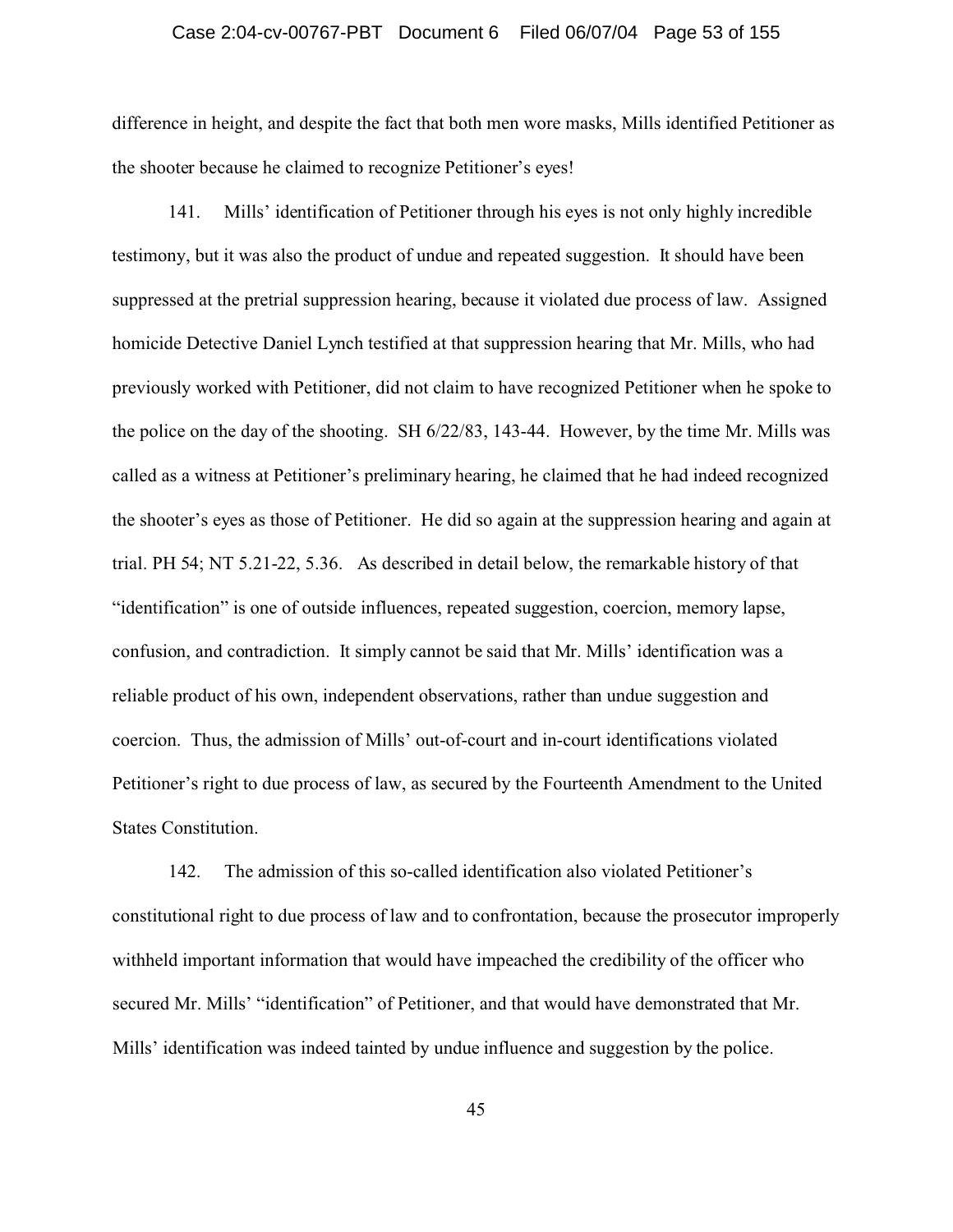difference in height, and despite the fact that both men wore masks, Mills identified Petitioner as the shooter because he claimed to recognize Petitioner's eyes!

141. Mills' identification of Petitioner through his eyes is not only highly incredible testimony, but it was also the product of undue and repeated suggestion. It should have been suppressed at the pretrial suppression hearing, because it violated due process of law. Assigned homicide Detective Daniel Lynch testified at that suppression hearing that Mr. Mills, who had previously worked with Petitioner, did not claim to have recognized Petitioner when he spoke to the police on the day of the shooting. SH 6/22/83, 143-44. However, by the time Mr. Mills was called as a witness at Petitioner's preliminary hearing, he claimed that he had indeed recognized the shooter's eyes as those of Petitioner. He did so again at the suppression hearing and again at trial. PH 54; NT 5.21-22, 5.36. As described in detail below, the remarkable history of that "identification" is one of outside influences, repeated suggestion, coercion, memory lapse, confusion, and contradiction. It simply cannot be said that Mr. Mills' identification was a reliable product of his own, independent observations, rather than undue suggestion and coercion. Thus, the admission of Mills' out-of-court and in-court identifications violated Petitioner's right to due process of law, as secured by the Fourteenth Amendment to the United States Constitution.

142. The admission of this so-called identification also violated Petitioner's constitutional right to due process of law and to confrontation, because the prosecutor improperly withheld important information that would have impeached the credibility of the officer who secured Mr. Mills' "identification" of Petitioner, and that would have demonstrated that Mr. Mills' identification was indeed tainted by undue influence and suggestion by the police.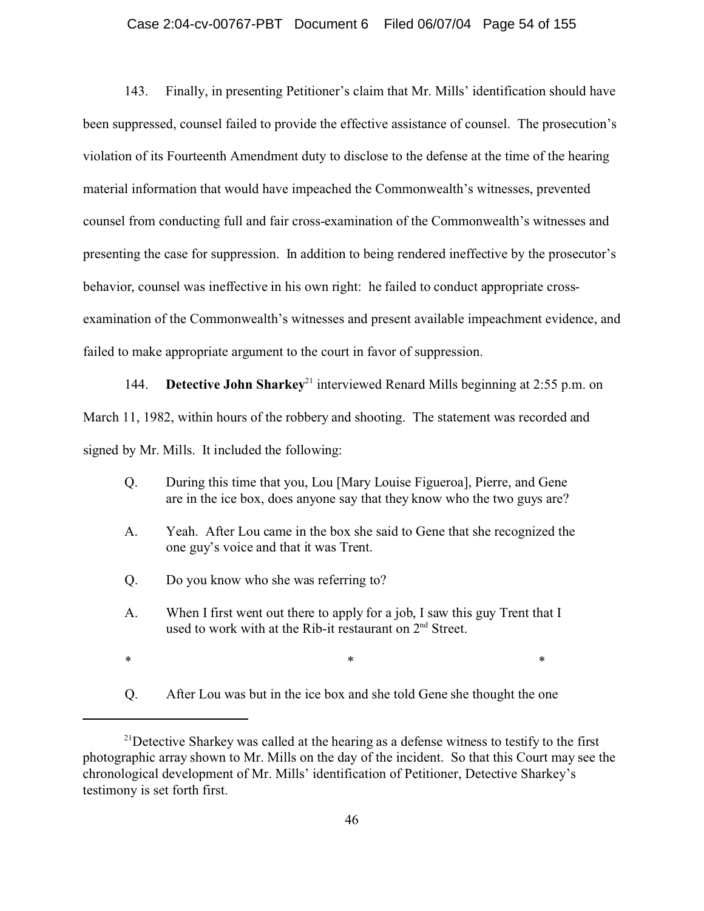143. Finally, in presenting Petitioner's claim that Mr. Mills' identification should have been suppressed, counsel failed to provide the effective assistance of counsel. The prosecution's violation of its Fourteenth Amendment duty to disclose to the defense at the time of the hearing material information that would have impeached the Commonwealth's witnesses, prevented counsel from conducting full and fair cross-examination of the Commonwealth's witnesses and presenting the case for suppression. In addition to being rendered ineffective by the prosecutor's behavior, counsel was ineffective in his own right: he failed to conduct appropriate cross-examination of the Commonwealth's witnesses and present available impeachment evidence, and failed to make appropriate argument to the court in favor of suppression.

144. **Detective John Sharkey**[21] interviewed Renard Mills beginning at 2:55 p.m. on March 11, 1982, within hours of the robbery and shooting. The statement was recorded and signed by Mr. Mills. It included the following:

> Q. During this time that you, Lou [Mary Louise Figueroa], Pierre, and Gene are in the ice box, does anyone say that they know who the two guys are?
>
> A. Yeah. After Lou came in the box she said to Gene that she recognized the one guy's voice and that it was Trent.
>
> Q. Do you know who she was referring to?
>
> A. When I first went out there to apply for a job, I saw this guy Trent that I used to work with at the Rib-it restaurant on 2nd Street.
>
> \* \* \*
>
> Q. After Lou was but in the ice box and she told Gene she thought the one

[21] Detective Sharkey was called at the hearing as a defense witness to testify to the first photographic array shown to Mr. Mills on the day of the incident. So that this Court may see the chronological development of Mr. Mills' identification of Petitioner, Detective Sharkey's testimony is set forth first.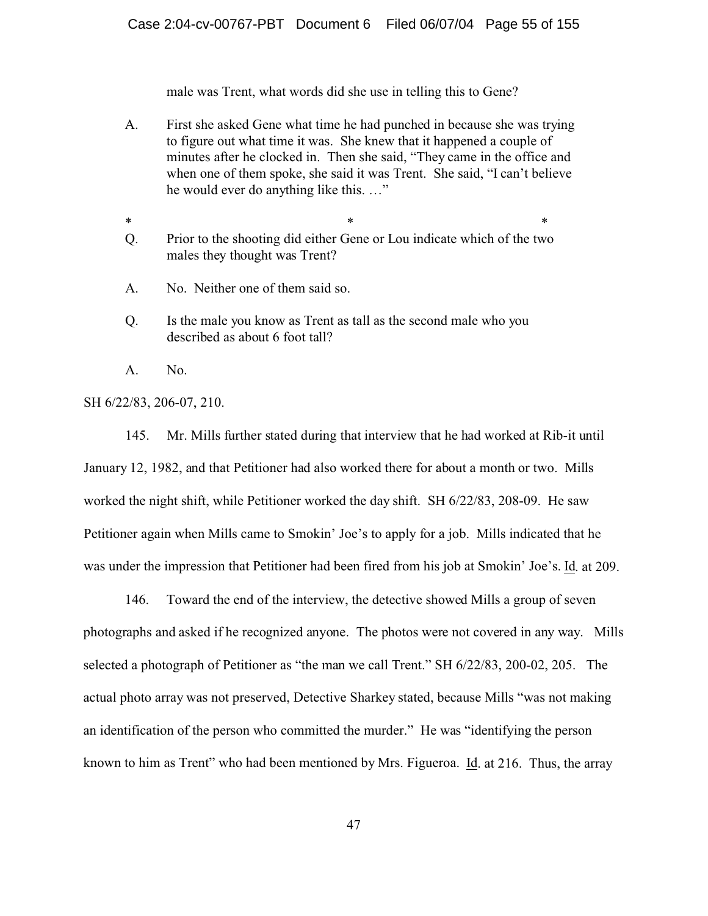male was Trent, what words did she use in telling this to Gene?

A. First she asked Gene what time he had punched in because she was trying to figure out what time it was. She knew that it happened a couple of minutes after he clocked in. Then she said, "They came in the office and when one of them spoke, she said it was Trent. She said, "I can't believe he would ever do anything like this. …"

\* \* \*

Q. Prior to the shooting did either Gene or Lou indicate which of the two males they thought was Trent?

A. No. Neither one of them said so.

Q. Is the male you know as Trent as tall as the second male who you described as about 6 foot tall?

A. No.

SH 6/22/83, 206-07, 210.

145. Mr. Mills further stated during that interview that he had worked at Rib-it until January 12, 1982, and that Petitioner had also worked there for about a month or two. Mills worked the night shift, while Petitioner worked the day shift. SH 6/22/83, 208-09. He saw Petitioner again when Mills came to Smokin' Joe's to apply for a job. Mills indicated that he was under the impression that Petitioner had been fired from his job at Smokin' Joe's. Id. at 209.

146. Toward the end of the interview, the detective showed Mills a group of seven photographs and asked if he recognized anyone. The photos were not covered in any way. Mills selected a photograph of Petitioner as "the man we call Trent." SH 6/22/83, 200-02, 205. The actual photo array was not preserved, Detective Sharkey stated, because Mills "was not making an identification of the person who committed the murder." He was "identifying the person known to him as Trent" who had been mentioned by Mrs. Figueroa. Id. at 216. Thus, the array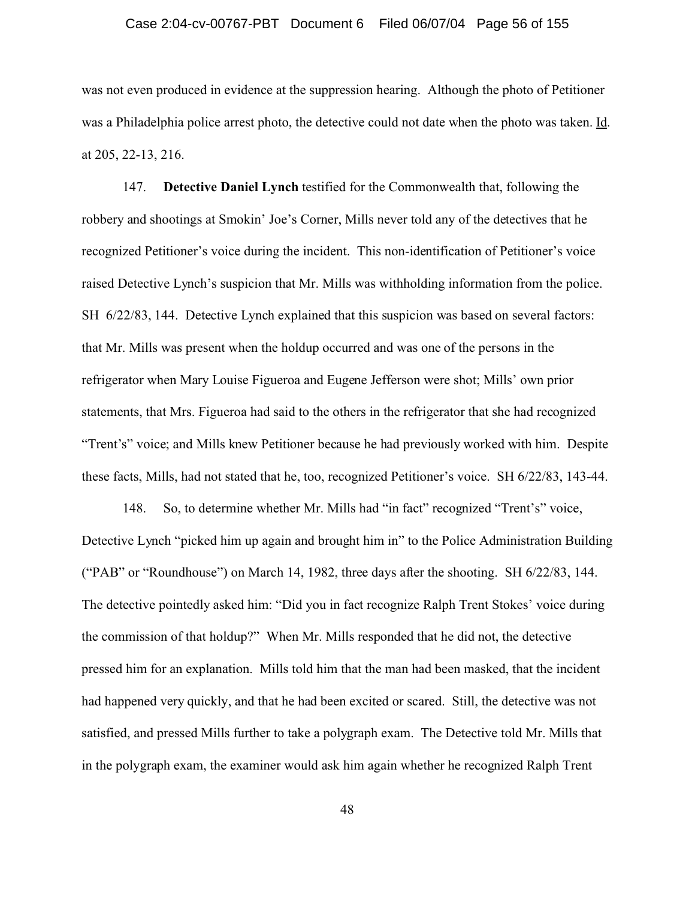was not even produced in evidence at the suppression hearing. Although the photo of Petitioner was a Philadelphia police arrest photo, the detective could not date when the photo was taken. Id. at 205, 22-13, 216.

147. **Detective Daniel Lynch** testified for the Commonwealth that, following the robbery and shootings at Smokin' Joe's Corner, Mills never told any of the detectives that he recognized Petitioner's voice during the incident. This non-identification of Petitioner's voice raised Detective Lynch's suspicion that Mr. Mills was withholding information from the police. SH 6/22/83, 144. Detective Lynch explained that this suspicion was based on several factors: that Mr. Mills was present when the holdup occurred and was one of the persons in the refrigerator when Mary Louise Figueroa and Eugene Jefferson were shot; Mills' own prior statements, that Mrs. Figueroa had said to the others in the refrigerator that she had recognized "Trent's" voice; and Mills knew Petitioner because he had previously worked with him. Despite these facts, Mills, had not stated that he, too, recognized Petitioner's voice. SH 6/22/83, 143-44.

148. So, to determine whether Mr. Mills had "in fact" recognized "Trent's" voice, Detective Lynch "picked him up again and brought him in" to the Police Administration Building ("PAB" or "Roundhouse") on March 14, 1982, three days after the shooting. SH 6/22/83, 144. The detective pointedly asked him: "Did you in fact recognize Ralph Trent Stokes' voice during the commission of that holdup?" When Mr. Mills responded that he did not, the detective pressed him for an explanation. Mills told him that the man had been masked, that the incident had happened very quickly, and that he had been excited or scared. Still, the detective was not satisfied, and pressed Mills further to take a polygraph exam. The Detective told Mr. Mills that in the polygraph exam, the examiner would ask him again whether he recognized Ralph Trent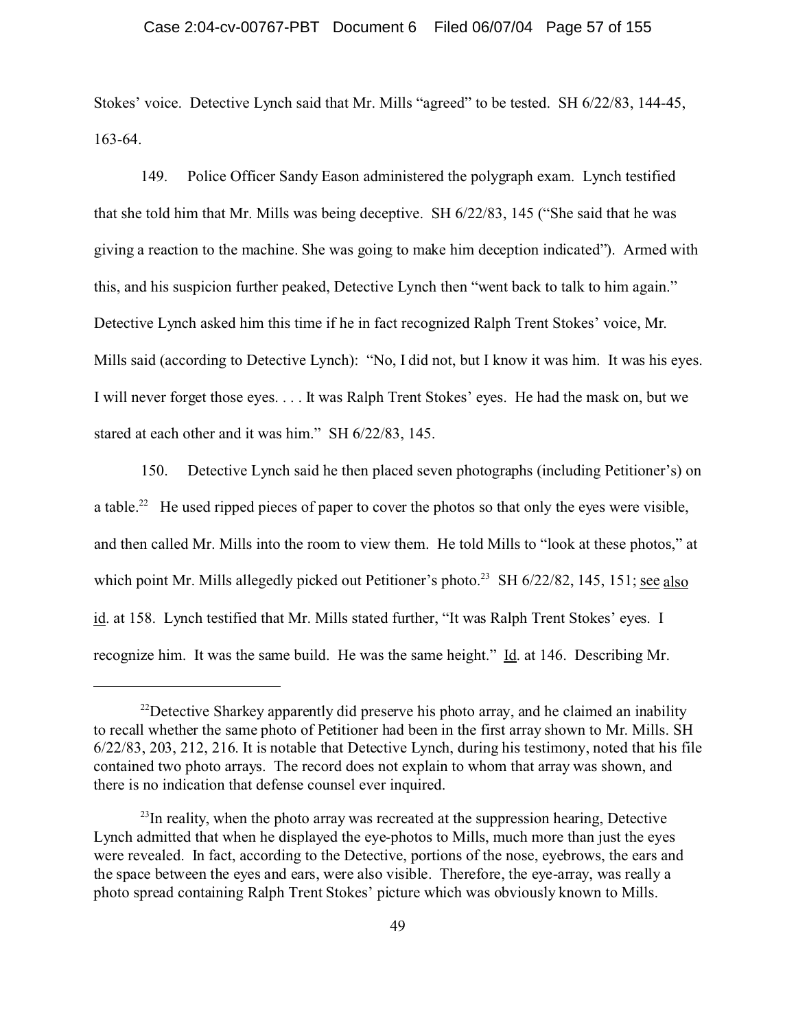Stokes' voice. Detective Lynch said that Mr. Mills "agreed" to be tested. SH 6/22/83, 144-45, 163-64.

149. Police Officer Sandy Eason administered the polygraph exam. Lynch testified that she told him that Mr. Mills was being deceptive. SH 6/22/83, 145 ("She said that he was giving a reaction to the machine. She was going to make him deception indicated"). Armed with this, and his suspicion further peaked, Detective Lynch then "went back to talk to him again." Detective Lynch asked him this time if he in fact recognized Ralph Trent Stokes' voice, Mr. Mills said (according to Detective Lynch): "No, I did not, but I know it was him. It was his eyes. I will never forget those eyes. . . . It was Ralph Trent Stokes' eyes. He had the mask on, but we stared at each other and it was him." SH 6/22/83, 145.

150. Detective Lynch said he then placed seven photographs (including Petitioner's) on a table.[22] He used ripped pieces of paper to cover the photos so that only the eyes were visible, and then called Mr. Mills into the room to view them. He told Mills to "look at these photos," at which point Mr. Mills allegedly picked out Petitioner's photo.[23] SH 6/22/82, 145, 151; see also id. at 158. Lynch testified that Mr. Mills stated further, "It was Ralph Trent Stokes' eyes. I recognize him. It was the same build. He was the same height." Id. at 146. Describing Mr.

---

[22]Detective Sharkey apparently did preserve his photo array, and he claimed an inability to recall whether the same photo of Petitioner had been in the first array shown to Mr. Mills. SH 6/22/83, 203, 212, 216. It is notable that Detective Lynch, during his testimony, noted that his file contained two photo arrays. The record does not explain to whom that array was shown, and there is no indication that defense counsel ever inquired.

[23]In reality, when the photo array was recreated at the suppression hearing, Detective Lynch admitted that when he displayed the eye-photos to Mills, much more than just the eyes were revealed. In fact, according to the Detective, portions of the nose, eyebrows, the ears and the space between the eyes and ears, were also visible. Therefore, the eye-array, was really a photo spread containing Ralph Trent Stokes' picture which was obviously known to Mills.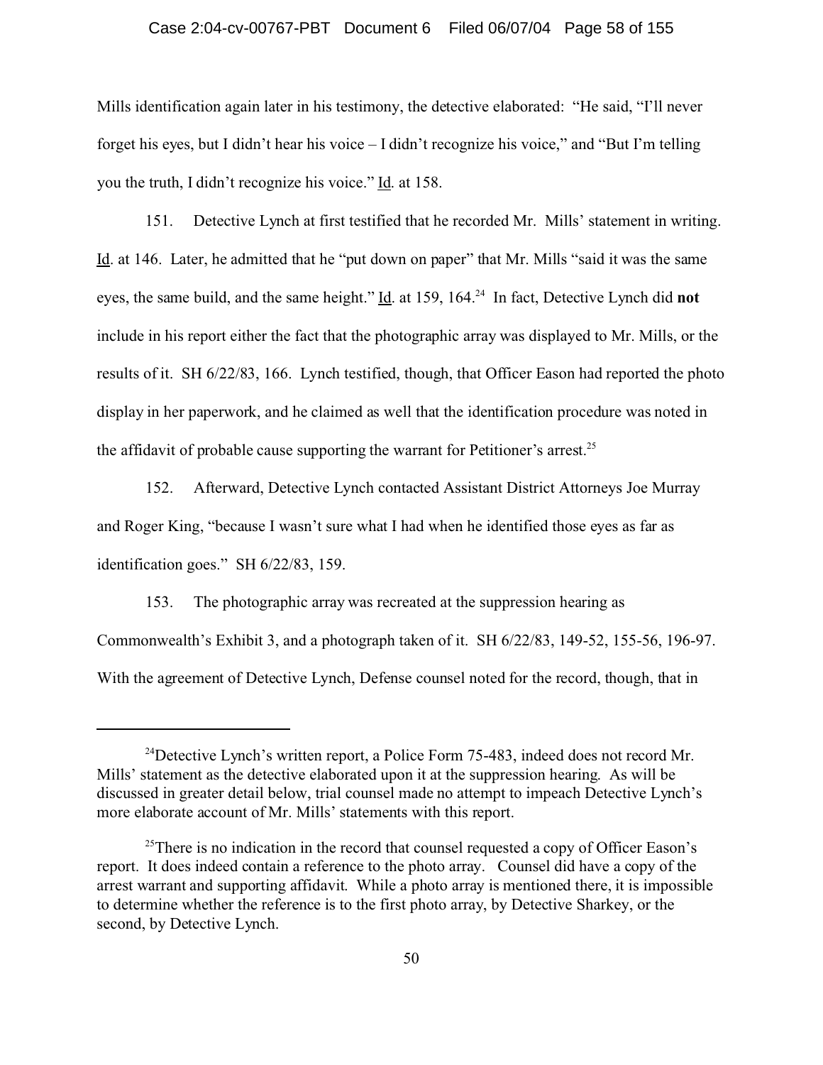Mills identification again later in his testimony, the detective elaborated: "He said, "I'll never forget his eyes, but I didn't hear his voice – I didn't recognize his voice," and "But I'm telling you the truth, I didn't recognize his voice." Id. at 158.

151. Detective Lynch at first testified that he recorded Mr. Mills' statement in writing. Id. at 146. Later, he admitted that he "put down on paper" that Mr. Mills "said it was the same eyes, the same build, and the same height." Id. at 159, 164.[24] In fact, Detective Lynch did **not** include in his report either the fact that the photographic array was displayed to Mr. Mills, or the results of it. SH 6/22/83, 166. Lynch testified, though, that Officer Eason had reported the photo display in her paperwork, and he claimed as well that the identification procedure was noted in the affidavit of probable cause supporting the warrant for Petitioner's arrest.[25]

152. Afterward, Detective Lynch contacted Assistant District Attorneys Joe Murray and Roger King, "because I wasn't sure what I had when he identified those eyes as far as identification goes." SH 6/22/83, 159.

153. The photographic array was recreated at the suppression hearing as Commonwealth's Exhibit 3, and a photograph taken of it. SH 6/22/83, 149-52, 155-56, 196-97. With the agreement of Detective Lynch, Defense counsel noted for the record, though, that in

---

[24]Detective Lynch's written report, a Police Form 75-483, indeed does not record Mr. Mills' statement as the detective elaborated upon it at the suppression hearing. As will be discussed in greater detail below, trial counsel made no attempt to impeach Detective Lynch's more elaborate account of Mr. Mills' statements with this report.

[25]There is no indication in the record that counsel requested a copy of Officer Eason's report. It does indeed contain a reference to the photo array. Counsel did have a copy of the arrest warrant and supporting affidavit. While a photo array is mentioned there, it is impossible to determine whether the reference is to the first photo array, by Detective Sharkey, or the second, by Detective Lynch.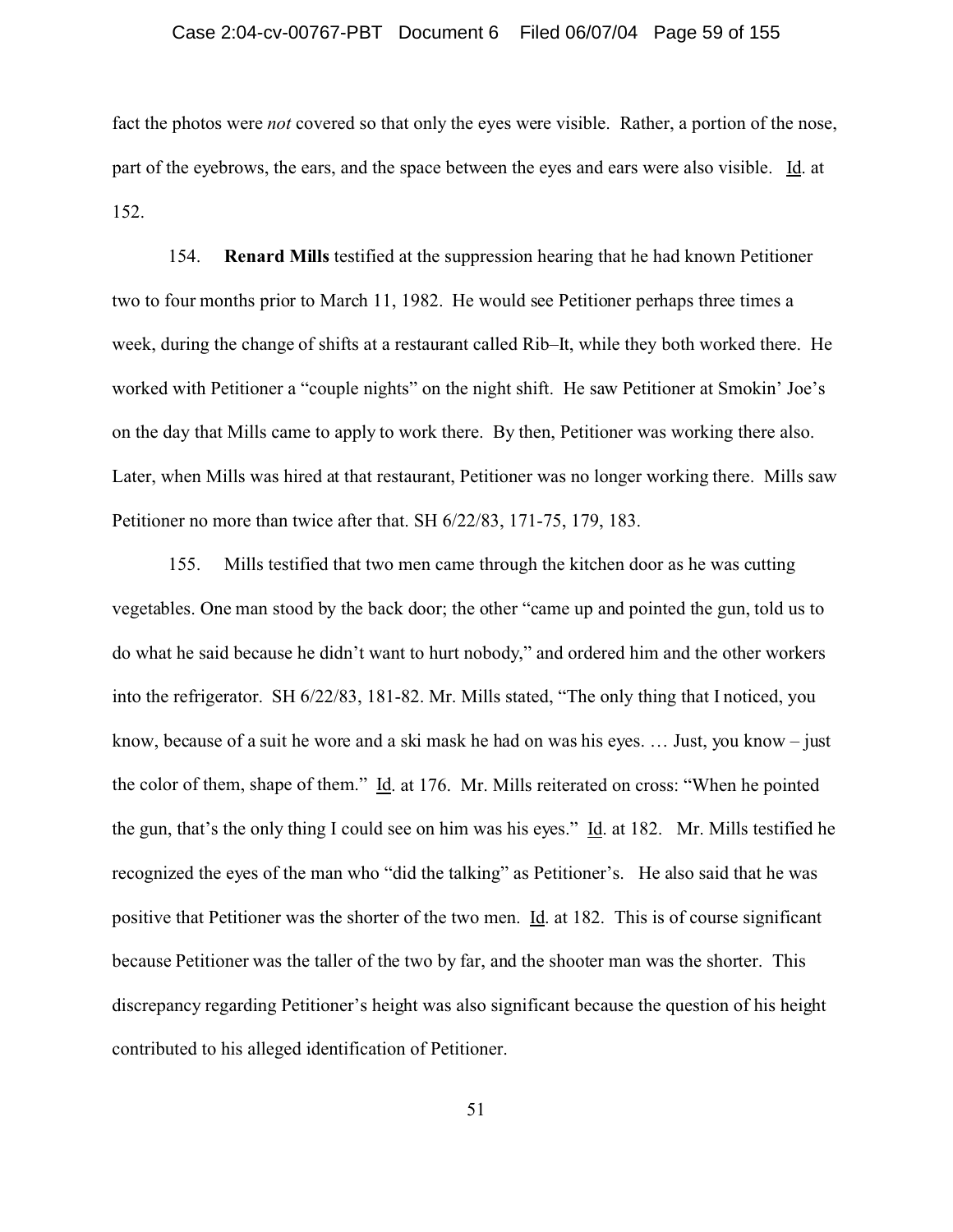fact the photos were *not* covered so that only the eyes were visible. Rather, a portion of the nose, part of the eyebrows, the ears, and the space between the eyes and ears were also visible. Id. at 152.

154. **Renard Mills** testified at the suppression hearing that he had known Petitioner two to four months prior to March 11, 1982. He would see Petitioner perhaps three times a week, during the change of shifts at a restaurant called Rib–It, while they both worked there. He worked with Petitioner a "couple nights" on the night shift. He saw Petitioner at Smokin' Joe's on the day that Mills came to apply to work there. By then, Petitioner was working there also. Later, when Mills was hired at that restaurant, Petitioner was no longer working there. Mills saw Petitioner no more than twice after that. SH 6/22/83, 171-75, 179, 183.

155. Mills testified that two men came through the kitchen door as he was cutting vegetables. One man stood by the back door; the other "came up and pointed the gun, told us to do what he said because he didn't want to hurt nobody," and ordered him and the other workers into the refrigerator. SH 6/22/83, 181-82. Mr. Mills stated, "The only thing that I noticed, you know, because of a suit he wore and a ski mask he had on was his eyes. … Just, you know – just the color of them, shape of them." Id. at 176. Mr. Mills reiterated on cross: "When he pointed the gun, that's the only thing I could see on him was his eyes." Id. at 182. Mr. Mills testified he recognized the eyes of the man who "did the talking" as Petitioner's. He also said that he was positive that Petitioner was the shorter of the two men. Id. at 182. This is of course significant because Petitioner was the taller of the two by far, and the shooter man was the shorter. This discrepancy regarding Petitioner's height was also significant because the question of his height contributed to his alleged identification of Petitioner.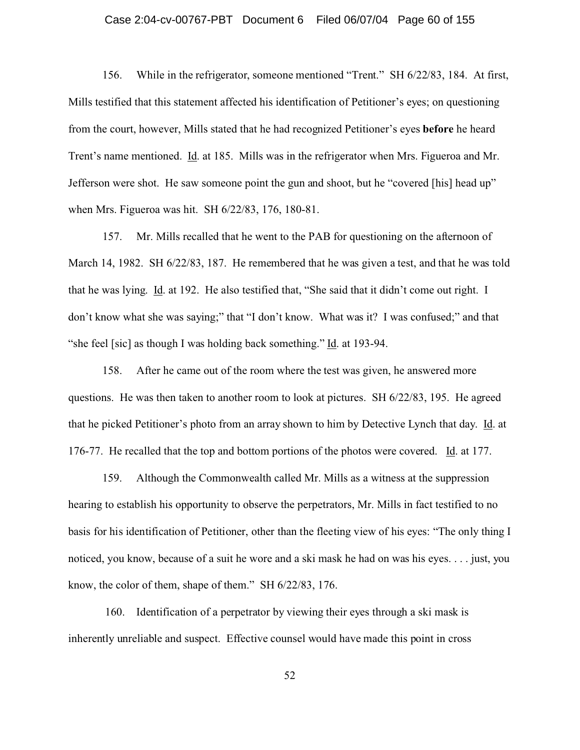156. While in the refrigerator, someone mentioned "Trent." SH 6/22/83, 184. At first, Mills testified that this statement affected his identification of Petitioner's eyes; on questioning from the court, however, Mills stated that he had recognized Petitioner's eyes **before** he heard Trent's name mentioned. Id. at 185. Mills was in the refrigerator when Mrs. Figueroa and Mr. Jefferson were shot. He saw someone point the gun and shoot, but he "covered [his] head up" when Mrs. Figueroa was hit. SH 6/22/83, 176, 180-81.

157. Mr. Mills recalled that he went to the PAB for questioning on the afternoon of March 14, 1982. SH 6/22/83, 187. He remembered that he was given a test, and that he was told that he was lying. Id. at 192. He also testified that, "She said that it didn't come out right. I don't know what she was saying;" that "I don't know. What was it? I was confused;" and that "she feel [sic] as though I was holding back something." Id. at 193-94.

158. After he came out of the room where the test was given, he answered more questions. He was then taken to another room to look at pictures. SH 6/22/83, 195. He agreed that he picked Petitioner's photo from an array shown to him by Detective Lynch that day. Id. at 176-77. He recalled that the top and bottom portions of the photos were covered. Id. at 177.

159. Although the Commonwealth called Mr. Mills as a witness at the suppression hearing to establish his opportunity to observe the perpetrators, Mr. Mills in fact testified to no basis for his identification of Petitioner, other than the fleeting view of his eyes: "The only thing I noticed, you know, because of a suit he wore and a ski mask he had on was his eyes. . . . just, you know, the color of them, shape of them." SH 6/22/83, 176.

160. Identification of a perpetrator by viewing their eyes through a ski mask is inherently unreliable and suspect. Effective counsel would have made this point in cross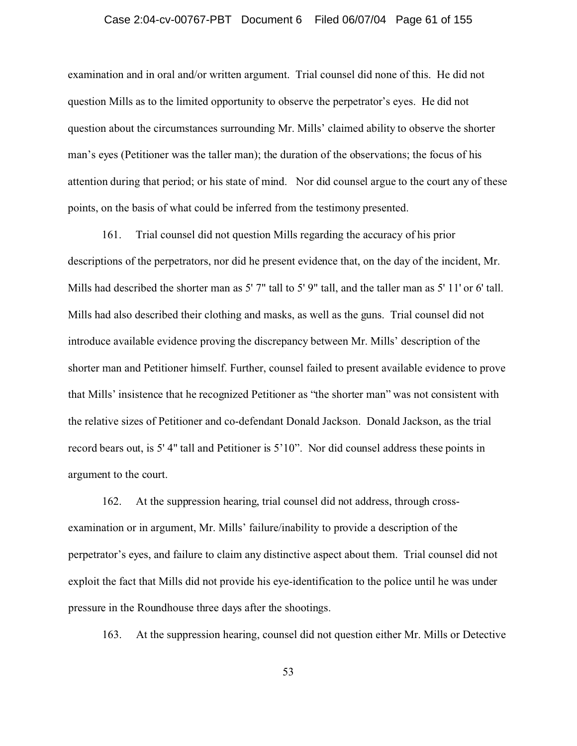examination and in oral and/or written argument. Trial counsel did none of this. He did not question Mills as to the limited opportunity to observe the perpetrator's eyes. He did not question about the circumstances surrounding Mr. Mills' claimed ability to observe the shorter man's eyes (Petitioner was the taller man); the duration of the observations; the focus of his attention during that period; or his state of mind. Nor did counsel argue to the court any of these points, on the basis of what could be inferred from the testimony presented.

161. Trial counsel did not question Mills regarding the accuracy of his prior descriptions of the perpetrators, nor did he present evidence that, on the day of the incident, Mr. Mills had described the shorter man as 5' 7" tall to 5' 9" tall, and the taller man as 5' 11' or 6' tall. Mills had also described their clothing and masks, as well as the guns. Trial counsel did not introduce available evidence proving the discrepancy between Mr. Mills' description of the shorter man and Petitioner himself. Further, counsel failed to present available evidence to prove that Mills' insistence that he recognized Petitioner as "the shorter man" was not consistent with the relative sizes of Petitioner and co-defendant Donald Jackson. Donald Jackson, as the trial record bears out, is 5' 4" tall and Petitioner is 5'10". Nor did counsel address these points in argument to the court.

162. At the suppression hearing, trial counsel did not address, through cross-examination or in argument, Mr. Mills' failure/inability to provide a description of the perpetrator's eyes, and failure to claim any distinctive aspect about them. Trial counsel did not exploit the fact that Mills did not provide his eye-identification to the police until he was under pressure in the Roundhouse three days after the shootings.

163. At the suppression hearing, counsel did not question either Mr. Mills or Detective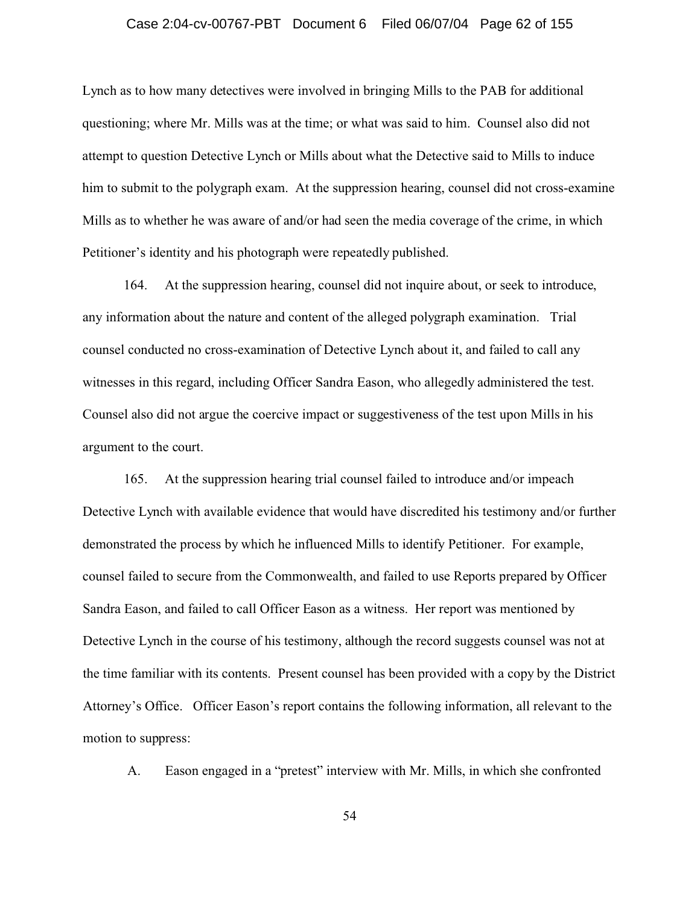Lynch as to how many detectives were involved in bringing Mills to the PAB for additional questioning; where Mr. Mills was at the time; or what was said to him. Counsel also did not attempt to question Detective Lynch or Mills about what the Detective said to Mills to induce him to submit to the polygraph exam. At the suppression hearing, counsel did not cross-examine Mills as to whether he was aware of and/or had seen the media coverage of the crime, in which Petitioner's identity and his photograph were repeatedly published.

164. At the suppression hearing, counsel did not inquire about, or seek to introduce, any information about the nature and content of the alleged polygraph examination. Trial counsel conducted no cross-examination of Detective Lynch about it, and failed to call any witnesses in this regard, including Officer Sandra Eason, who allegedly administered the test. Counsel also did not argue the coercive impact or suggestiveness of the test upon Mills in his argument to the court.

165. At the suppression hearing trial counsel failed to introduce and/or impeach Detective Lynch with available evidence that would have discredited his testimony and/or further demonstrated the process by which he influenced Mills to identify Petitioner. For example, counsel failed to secure from the Commonwealth, and failed to use Reports prepared by Officer Sandra Eason, and failed to call Officer Eason as a witness. Her report was mentioned by Detective Lynch in the course of his testimony, although the record suggests counsel was not at the time familiar with its contents. Present counsel has been provided with a copy by the District Attorney's Office. Officer Eason's report contains the following information, all relevant to the motion to suppress:

A. Eason engaged in a "pretest" interview with Mr. Mills, in which she confronted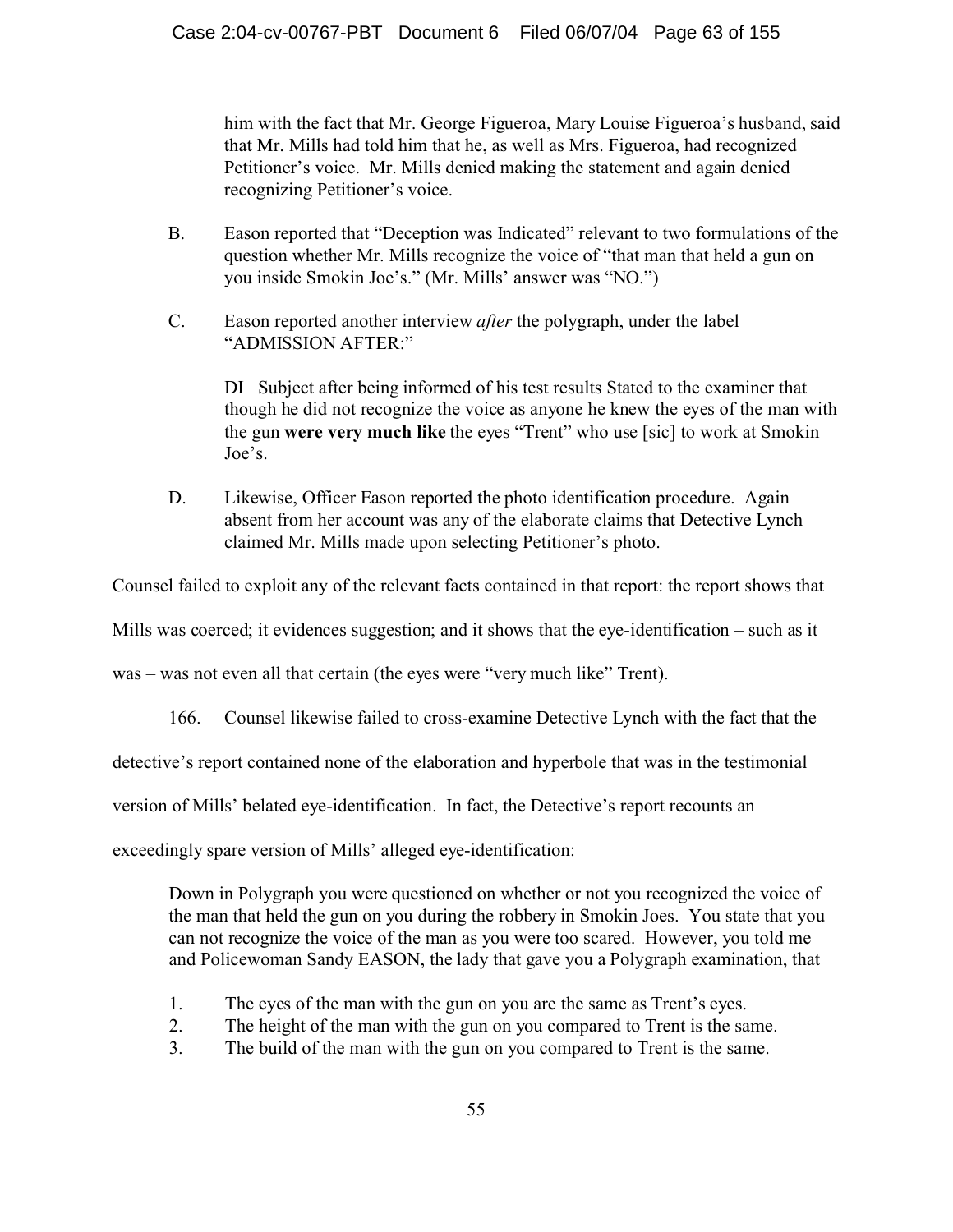him with the fact that Mr. George Figueroa, Mary Louise Figueroa's husband, said that Mr. Mills had told him that he, as well as Mrs. Figueroa, had recognized Petitioner's voice. Mr. Mills denied making the statement and again denied recognizing Petitioner's voice.

B. Eason reported that "Deception was Indicated" relevant to two formulations of the question whether Mr. Mills recognize the voice of "that man that held a gun on you inside Smokin Joe's." (Mr. Mills' answer was "NO.")

C. Eason reported another interview *after* the polygraph, under the label "ADMISSION AFTER:"

> DI Subject after being informed of his test results Stated to the examiner that though he did not recognize the voice as anyone he knew the eyes of the man with the gun **were very much like** the eyes "Trent" who use [sic] to work at Smokin Joe's.

D. Likewise, Officer Eason reported the photo identification procedure. Again absent from her account was any of the elaborate claims that Detective Lynch claimed Mr. Mills made upon selecting Petitioner's photo.

Counsel failed to exploit any of the relevant facts contained in that report: the report shows that Mills was coerced; it evidences suggestion; and it shows that the eye-identification – such as it was – was not even all that certain (the eyes were "very much like" Trent).

166. Counsel likewise failed to cross-examine Detective Lynch with the fact that the detective's report contained none of the elaboration and hyperbole that was in the testimonial version of Mills' belated eye-identification. In fact, the Detective's report recounts an exceedingly spare version of Mills' alleged eye-identification:

> Down in Polygraph you were questioned on whether or not you recognized the voice of the man that held the gun on you during the robbery in Smokin Joes. You state that you can not recognize the voice of the man as you were too scared. However, you told me and Policewoman Sandy EASON, the lady that gave you a Polygraph examination, that
>
> 1. The eyes of the man with the gun on you are the same as Trent's eyes.
> 2. The height of the man with the gun on you compared to Trent is the same.
> 3. The build of the man with the gun on you compared to Trent is the same.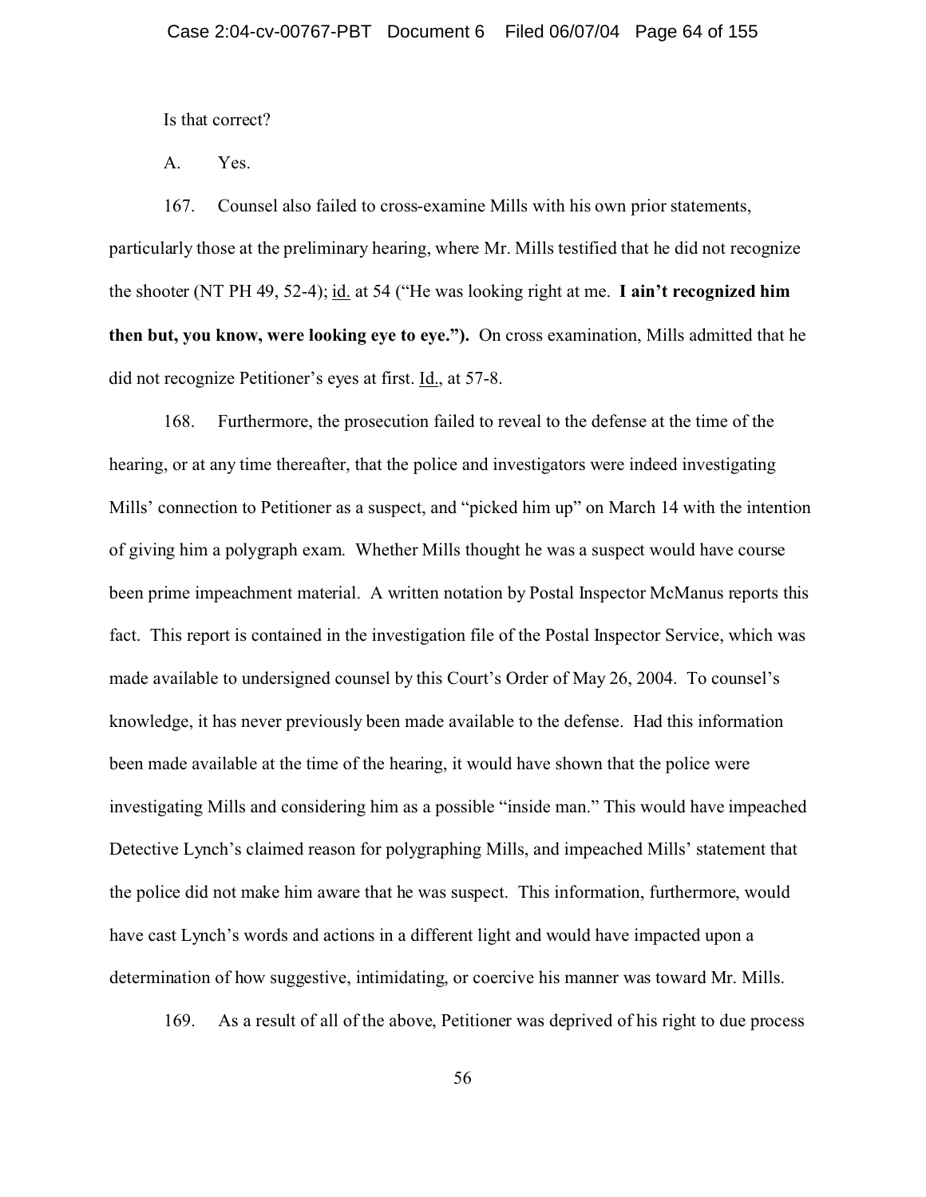Is that correct?

A. Yes.

167. Counsel also failed to cross-examine Mills with his own prior statements, particularly those at the preliminary hearing, where Mr. Mills testified that he did not recognize the shooter (NT PH 49, 52-4); id. at 54 ("He was looking right at me. **I ain't recognized him then but, you know, were looking eye to eye.").** On cross examination, Mills admitted that he did not recognize Petitioner's eyes at first. Id., at 57-8.

168. Furthermore, the prosecution failed to reveal to the defense at the time of the hearing, or at any time thereafter, that the police and investigators were indeed investigating Mills' connection to Petitioner as a suspect, and "picked him up" on March 14 with the intention of giving him a polygraph exam. Whether Mills thought he was a suspect would have course been prime impeachment material. A written notation by Postal Inspector McManus reports this fact. This report is contained in the investigation file of the Postal Inspector Service, which was made available to undersigned counsel by this Court's Order of May 26, 2004. To counsel's knowledge, it has never previously been made available to the defense. Had this information been made available at the time of the hearing, it would have shown that the police were investigating Mills and considering him as a possible "inside man." This would have impeached Detective Lynch's claimed reason for polygraphing Mills, and impeached Mills' statement that the police did not make him aware that he was suspect. This information, furthermore, would have cast Lynch's words and actions in a different light and would have impacted upon a determination of how suggestive, intimidating, or coercive his manner was toward Mr. Mills.

169. As a result of all of the above, Petitioner was deprived of his right to due process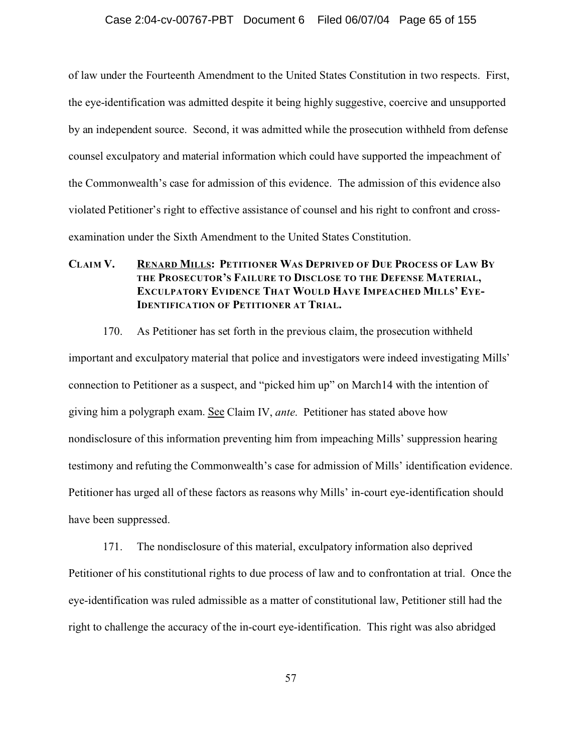of law under the Fourteenth Amendment to the United States Constitution in two respects. First, the eye-identification was admitted despite it being highly suggestive, coercive and unsupported by an independent source. Second, it was admitted while the prosecution withheld from defense counsel exculpatory and material information which could have supported the impeachment of the Commonwealth's case for admission of this evidence. The admission of this evidence also violated Petitioner's right to effective assistance of counsel and his right to confront and cross-examination under the Sixth Amendment to the United States Constitution.

### CLAIM V. RENARD MILLS: PETITIONER WAS DEPRIVED OF DUE PROCESS OF LAW BY THE PROSECUTOR'S FAILURE TO DISCLOSE TO THE DEFENSE MATERIAL, EXCULPATORY EVIDENCE THAT WOULD HAVE IMPEACHED MILLS' EYE-IDENTIFICATION OF PETITIONER AT TRIAL.

170. As Petitioner has set forth in the previous claim, the prosecution withheld important and exculpatory material that police and investigators were indeed investigating Mills' connection to Petitioner as a suspect, and "picked him up" on March14 with the intention of giving him a polygraph exam. See Claim IV, *ante*. Petitioner has stated above how nondisclosure of this information preventing him from impeaching Mills' suppression hearing testimony and refuting the Commonwealth's case for admission of Mills' identification evidence. Petitioner has urged all of these factors as reasons why Mills' in-court eye-identification should have been suppressed.

171. The nondisclosure of this material, exculpatory information also deprived Petitioner of his constitutional rights to due process of law and to confrontation at trial. Once the eye-identification was ruled admissible as a matter of constitutional law, Petitioner still had the right to challenge the accuracy of the in-court eye-identification. This right was also abridged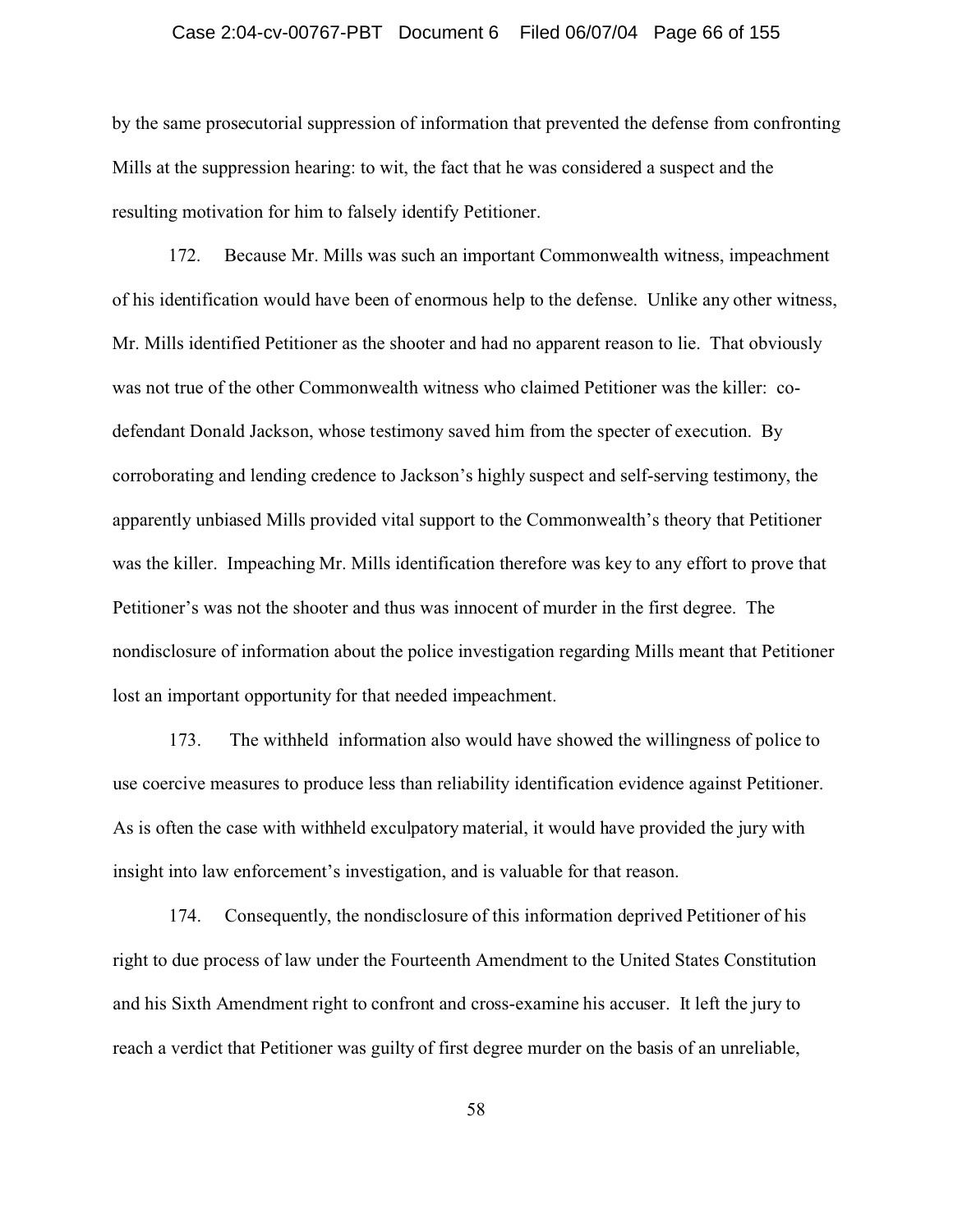by the same prosecutorial suppression of information that prevented the defense from confronting Mills at the suppression hearing: to wit, the fact that he was considered a suspect and the resulting motivation for him to falsely identify Petitioner.

172. Because Mr. Mills was such an important Commonwealth witness, impeachment of his identification would have been of enormous help to the defense. Unlike any other witness, Mr. Mills identified Petitioner as the shooter and had no apparent reason to lie. That obviously was not true of the other Commonwealth witness who claimed Petitioner was the killer: co-defendant Donald Jackson, whose testimony saved him from the specter of execution. By corroborating and lending credence to Jackson's highly suspect and self-serving testimony, the apparently unbiased Mills provided vital support to the Commonwealth's theory that Petitioner was the killer. Impeaching Mr. Mills identification therefore was key to any effort to prove that Petitioner's was not the shooter and thus was innocent of murder in the first degree. The nondisclosure of information about the police investigation regarding Mills meant that Petitioner lost an important opportunity for that needed impeachment.

173. The withheld information also would have showed the willingness of police to use coercive measures to produce less than reliability identification evidence against Petitioner. As is often the case with withheld exculpatory material, it would have provided the jury with insight into law enforcement's investigation, and is valuable for that reason.

174. Consequently, the nondisclosure of this information deprived Petitioner of his right to due process of law under the Fourteenth Amendment to the United States Constitution and his Sixth Amendment right to confront and cross-examine his accuser. It left the jury to reach a verdict that Petitioner was guilty of first degree murder on the basis of an unreliable,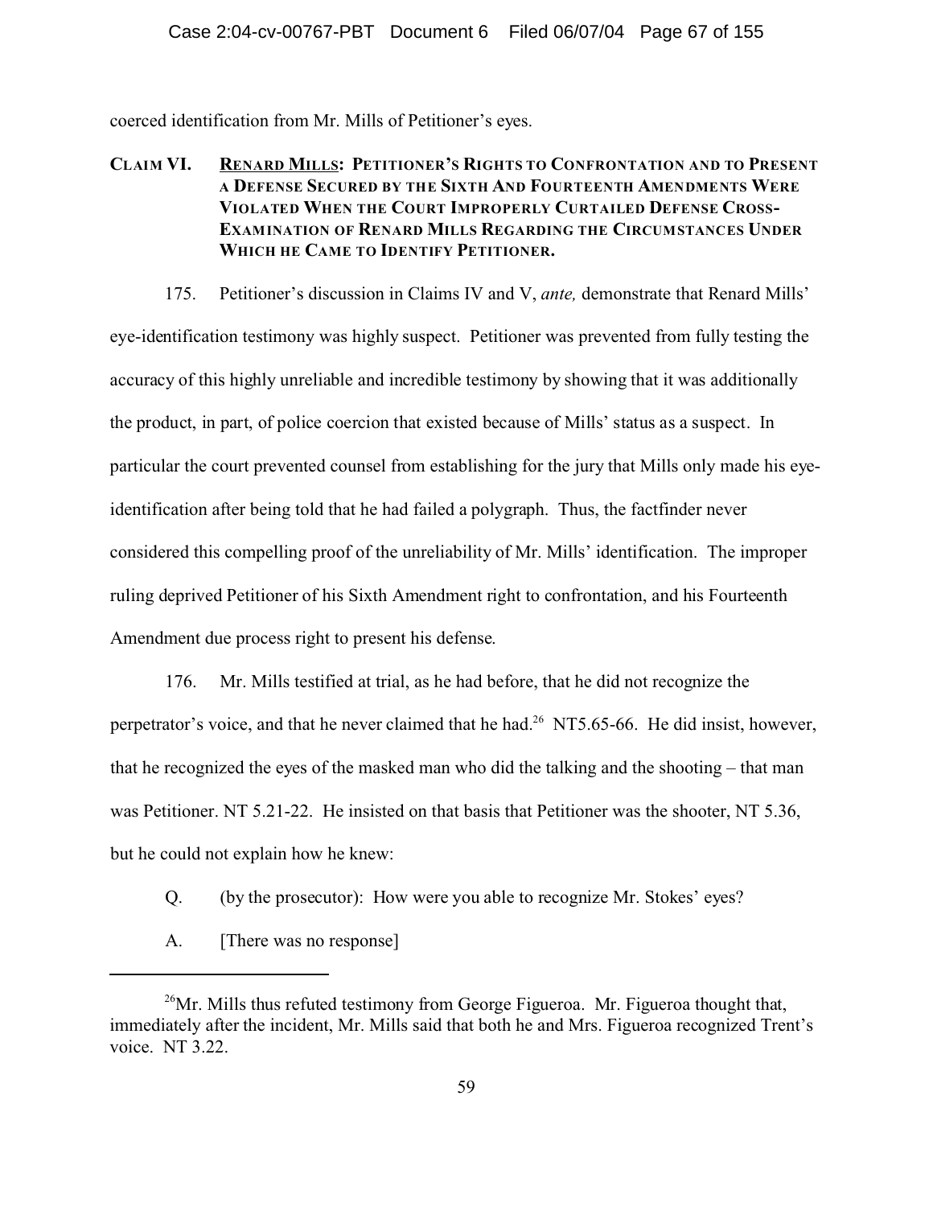coerced identification from Mr. Mills of Petitioner's eyes.

**CLAIM VI. <u>RENARD MILLS</u>: PETITIONER'S RIGHTS TO CONFRONTATION AND TO PRESENT A DEFENSE SECURED BY THE SIXTH AND FOURTEENTH AMENDMENTS WERE VIOLATED WHEN THE COURT IMPROPERLY CURTAILED DEFENSE CROSS-EXAMINATION OF RENARD MILLS REGARDING THE CIRCUMSTANCES UNDER WHICH HE CAME TO IDENTIFY PETITIONER.**

175. Petitioner's discussion in Claims IV and V, *ante,* demonstrate that Renard Mills' eye-identification testimony was highly suspect. Petitioner was prevented from fully testing the accuracy of this highly unreliable and incredible testimony by showing that it was additionally the product, in part, of police coercion that existed because of Mills' status as a suspect. In particular the court prevented counsel from establishing for the jury that Mills only made his eye-identification after being told that he had failed a polygraph. Thus, the factfinder never considered this compelling proof of the unreliability of Mr. Mills' identification. The improper ruling deprived Petitioner of his Sixth Amendment right to confrontation, and his Fourteenth Amendment due process right to present his defense.

176. Mr. Mills testified at trial, as he had before, that he did not recognize the perpetrator's voice, and that he never claimed that he had.[26] NT5.65-66. He did insist, however, that he recognized the eyes of the masked man who did the talking and the shooting – that man was Petitioner. NT 5.21-22. He insisted on that basis that Petitioner was the shooter, NT 5.36, but he could not explain how he knew:

Q. (by the prosecutor): How were you able to recognize Mr. Stokes' eyes?

A. [There was no response]

---

[26] Mr. Mills thus refuted testimony from George Figueroa. Mr. Figueroa thought that, immediately after the incident, Mr. Mills said that both he and Mrs. Figueroa recognized Trent's voice. NT 3.22.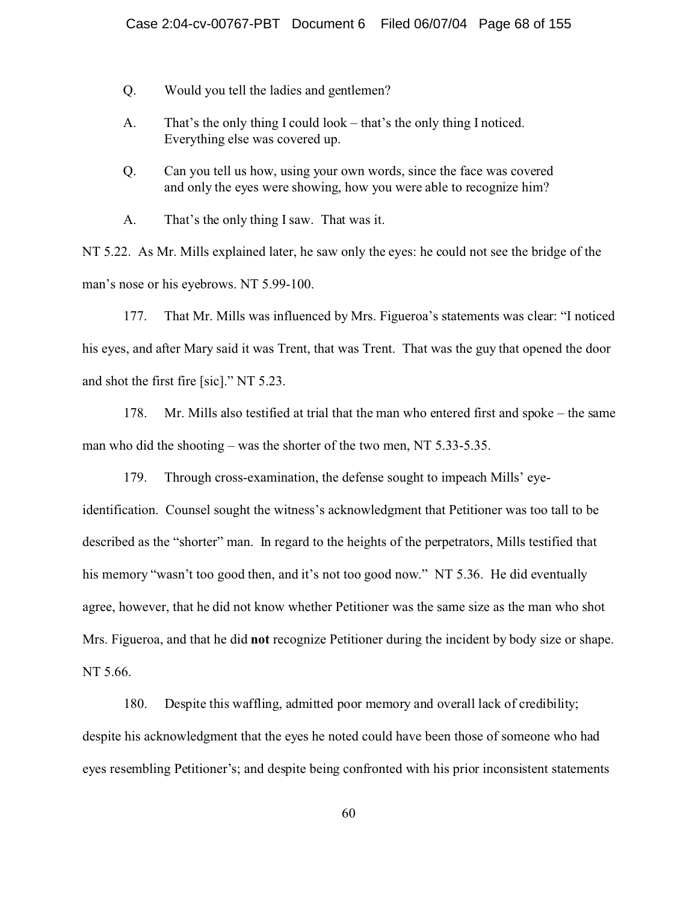Q. Would you tell the ladies and gentlemen?

A. That's the only thing I could look – that's the only thing I noticed. Everything else was covered up.

Q. Can you tell us how, using your own words, since the face was covered and only the eyes were showing, how you were able to recognize him?

A. That's the only thing I saw. That was it.

NT 5.22. As Mr. Mills explained later, he saw only the eyes: he could not see the bridge of the man's nose or his eyebrows. NT 5.99-100.

177. That Mr. Mills was influenced by Mrs. Figueroa's statements was clear: "I noticed his eyes, and after Mary said it was Trent, that was Trent. That was the guy that opened the door and shot the first fire [sic]." NT 5.23.

178. Mr. Mills also testified at trial that the man who entered first and spoke – the same man who did the shooting – was the shorter of the two men, NT 5.33-5.35.

179. Through cross-examination, the defense sought to impeach Mills' eye-identification. Counsel sought the witness's acknowledgment that Petitioner was too tall to be described as the "shorter" man. In regard to the heights of the perpetrators, Mills testified that his memory "wasn't too good then, and it's not too good now." NT 5.36. He did eventually agree, however, that he did not know whether Petitioner was the same size as the man who shot Mrs. Figueroa, and that he did **not** recognize Petitioner during the incident by body size or shape. NT 5.66.

180. Despite this waffling, admitted poor memory and overall lack of credibility; despite his acknowledgment that the eyes he noted could have been those of someone who had eyes resembling Petitioner's; and despite being confronted with his prior inconsistent statements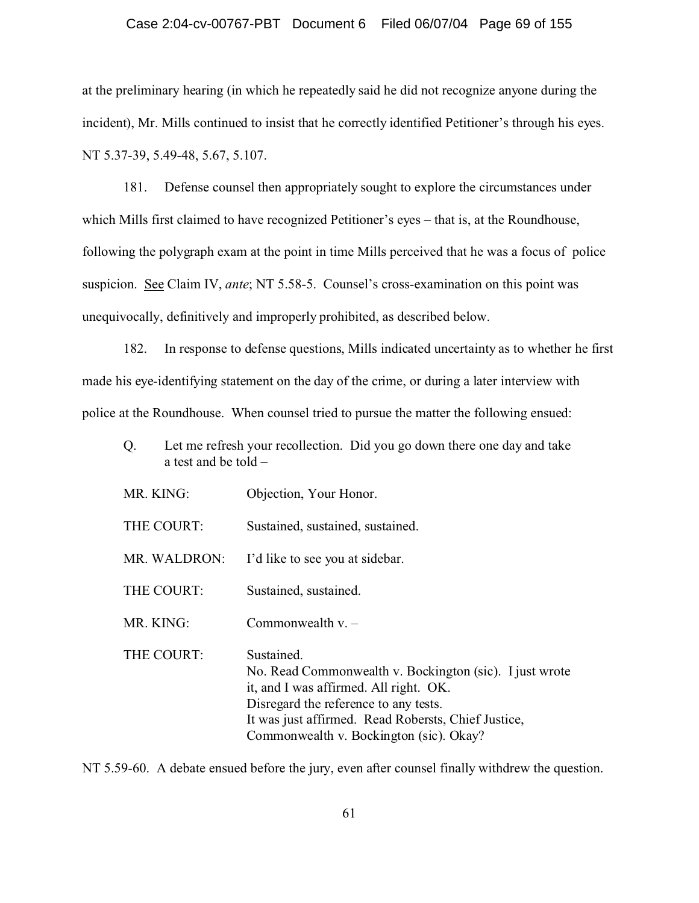at the preliminary hearing (in which he repeatedly said he did not recognize anyone during the incident), Mr. Mills continued to insist that he correctly identified Petitioner's through his eyes. NT 5.37-39, 5.49-48, 5.67, 5.107.

181. Defense counsel then appropriately sought to explore the circumstances under which Mills first claimed to have recognized Petitioner's eyes – that is, at the Roundhouse, following the polygraph exam at the point in time Mills perceived that he was a focus of police suspicion. See Claim IV, *ante*; NT 5.58-5. Counsel's cross-examination on this point was unequivocally, definitively and improperly prohibited, as described below.

182. In response to defense questions, Mills indicated uncertainty as to whether he first made his eye-identifying statement on the day of the crime, or during a later interview with police at the Roundhouse. When counsel tried to pursue the matter the following ensued:

> Q. Let me refresh your recollection. Did you go down there one day and take a test and be told –
>
> MR. KING: Objection, Your Honor.
>
> THE COURT: Sustained, sustained, sustained.
>
> MR. WALDRON: I'd like to see you at sidebar.
>
> THE COURT: Sustained, sustained.
>
> MR. KING: Commonwealth v. –
>
> THE COURT: Sustained.
> No. Read Commonwealth v. Bockington (sic). I just wrote it, and I was affirmed. All right. OK.
> Disregard the reference to any tests.
> It was just affirmed. Read Robersts, Chief Justice, Commonwealth v. Bockington (sic). Okay?

NT 5.59-60. A debate ensued before the jury, even after counsel finally withdrew the question.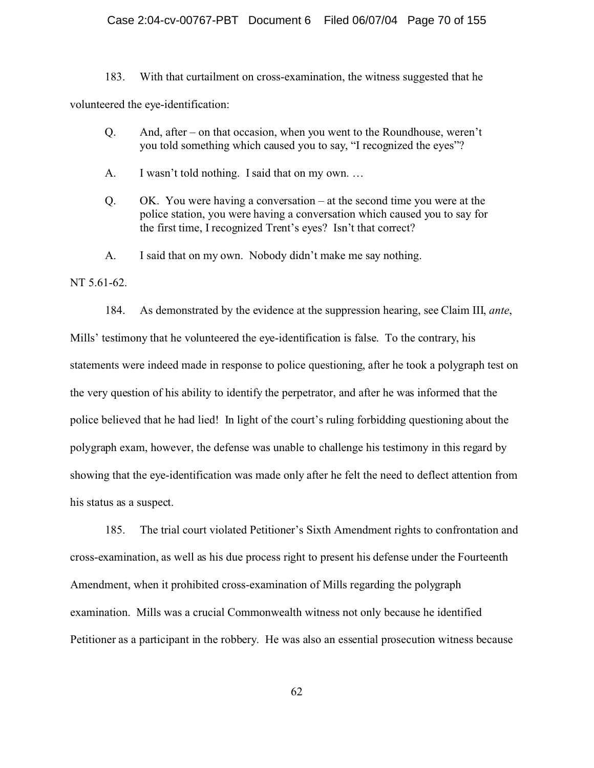183. With that curtailment on cross-examination, the witness suggested that he volunteered the eye-identification:

> Q. And, after – on that occasion, when you went to the Roundhouse, weren't you told something which caused you to say, "I recognized the eyes"?
>
> A. I wasn't told nothing. I said that on my own. …
>
> Q. OK. You were having a conversation – at the second time you were at the police station, you were having a conversation which caused you to say for the first time, I recognized Trent's eyes? Isn't that correct?
>
> A. I said that on my own. Nobody didn't make me say nothing.

NT 5.61-62.

184. As demonstrated by the evidence at the suppression hearing, see Claim III, *ante*, Mills' testimony that he volunteered the eye-identification is false. To the contrary, his statements were indeed made in response to police questioning, after he took a polygraph test on the very question of his ability to identify the perpetrator, and after he was informed that the police believed that he had lied! In light of the court's ruling forbidding questioning about the polygraph exam, however, the defense was unable to challenge his testimony in this regard by showing that the eye-identification was made only after he felt the need to deflect attention from his status as a suspect.

185. The trial court violated Petitioner's Sixth Amendment rights to confrontation and cross-examination, as well as his due process right to present his defense under the Fourteenth Amendment, when it prohibited cross-examination of Mills regarding the polygraph examination. Mills was a crucial Commonwealth witness not only because he identified Petitioner as a participant in the robbery. He was also an essential prosecution witness because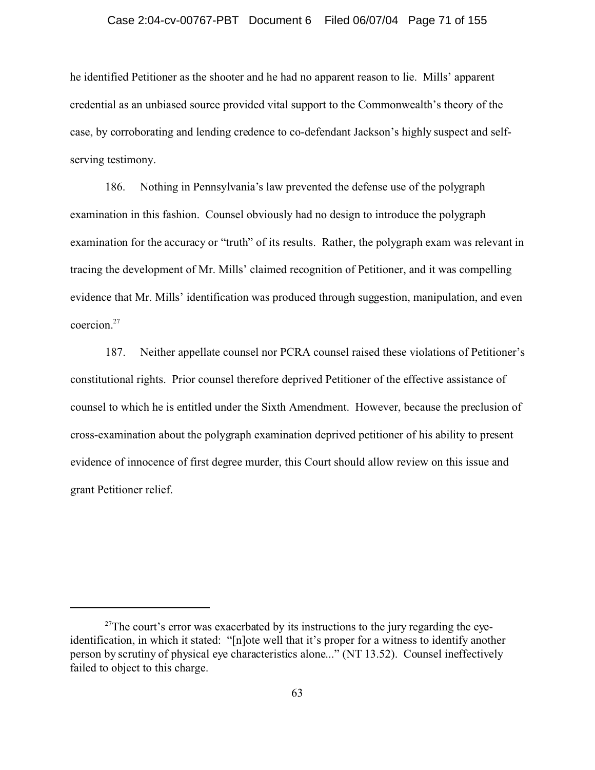he identified Petitioner as the shooter and he had no apparent reason to lie. Mills' apparent credential as an unbiased source provided vital support to the Commonwealth's theory of the case, by corroborating and lending credence to co-defendant Jackson's highly suspect and self-serving testimony.

186. Nothing in Pennsylvania's law prevented the defense use of the polygraph examination in this fashion. Counsel obviously had no design to introduce the polygraph examination for the accuracy or "truth" of its results. Rather, the polygraph exam was relevant in tracing the development of Mr. Mills' claimed recognition of Petitioner, and it was compelling evidence that Mr. Mills' identification was produced through suggestion, manipulation, and even coercion.[27]

187. Neither appellate counsel nor PCRA counsel raised these violations of Petitioner's constitutional rights. Prior counsel therefore deprived Petitioner of the effective assistance of counsel to which he is entitled under the Sixth Amendment. However, because the preclusion of cross-examination about the polygraph examination deprived petitioner of his ability to present evidence of innocence of first degree murder, this Court should allow review on this issue and grant Petitioner relief.

---

[27]The court's error was exacerbated by its instructions to the jury regarding the eye-identification, in which it stated: "[n]ote well that it's proper for a witness to identify another person by scrutiny of physical eye characteristics alone..." (NT 13.52). Counsel ineffectively failed to object to this charge.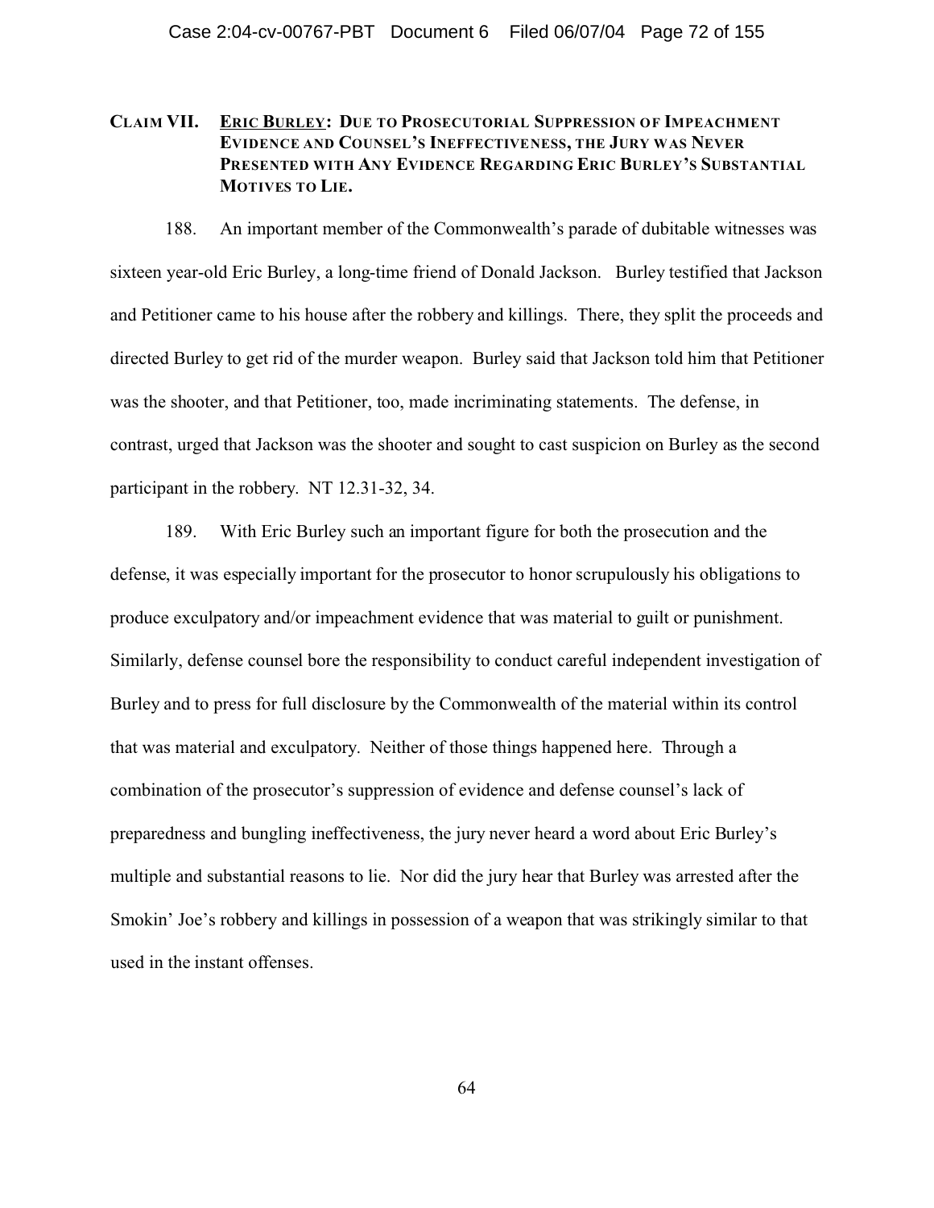## CLAIM VII. ERIC BURLEY: DUE TO PROSECUTORIAL SUPPRESSION OF IMPEACHMENT EVIDENCE AND COUNSEL'S INEFFECTIVENESS, THE JURY WAS NEVER PRESENTED WITH ANY EVIDENCE REGARDING ERIC BURLEY'S SUBSTANTIAL MOTIVES TO LIE.

188. An important member of the Commonwealth's parade of dubitable witnesses was sixteen year-old Eric Burley, a long-time friend of Donald Jackson. Burley testified that Jackson and Petitioner came to his house after the robbery and killings. There, they split the proceeds and directed Burley to get rid of the murder weapon. Burley said that Jackson told him that Petitioner was the shooter, and that Petitioner, too, made incriminating statements. The defense, in contrast, urged that Jackson was the shooter and sought to cast suspicion on Burley as the second participant in the robbery. NT 12.31-32, 34.

189. With Eric Burley such an important figure for both the prosecution and the defense, it was especially important for the prosecutor to honor scrupulously his obligations to produce exculpatory and/or impeachment evidence that was material to guilt or punishment. Similarly, defense counsel bore the responsibility to conduct careful independent investigation of Burley and to press for full disclosure by the Commonwealth of the material within its control that was material and exculpatory. Neither of those things happened here. Through a combination of the prosecutor's suppression of evidence and defense counsel's lack of preparedness and bungling ineffectiveness, the jury never heard a word about Eric Burley's multiple and substantial reasons to lie. Nor did the jury hear that Burley was arrested after the Smokin' Joe's robbery and killings in possession of a weapon that was strikingly similar to that used in the instant offenses.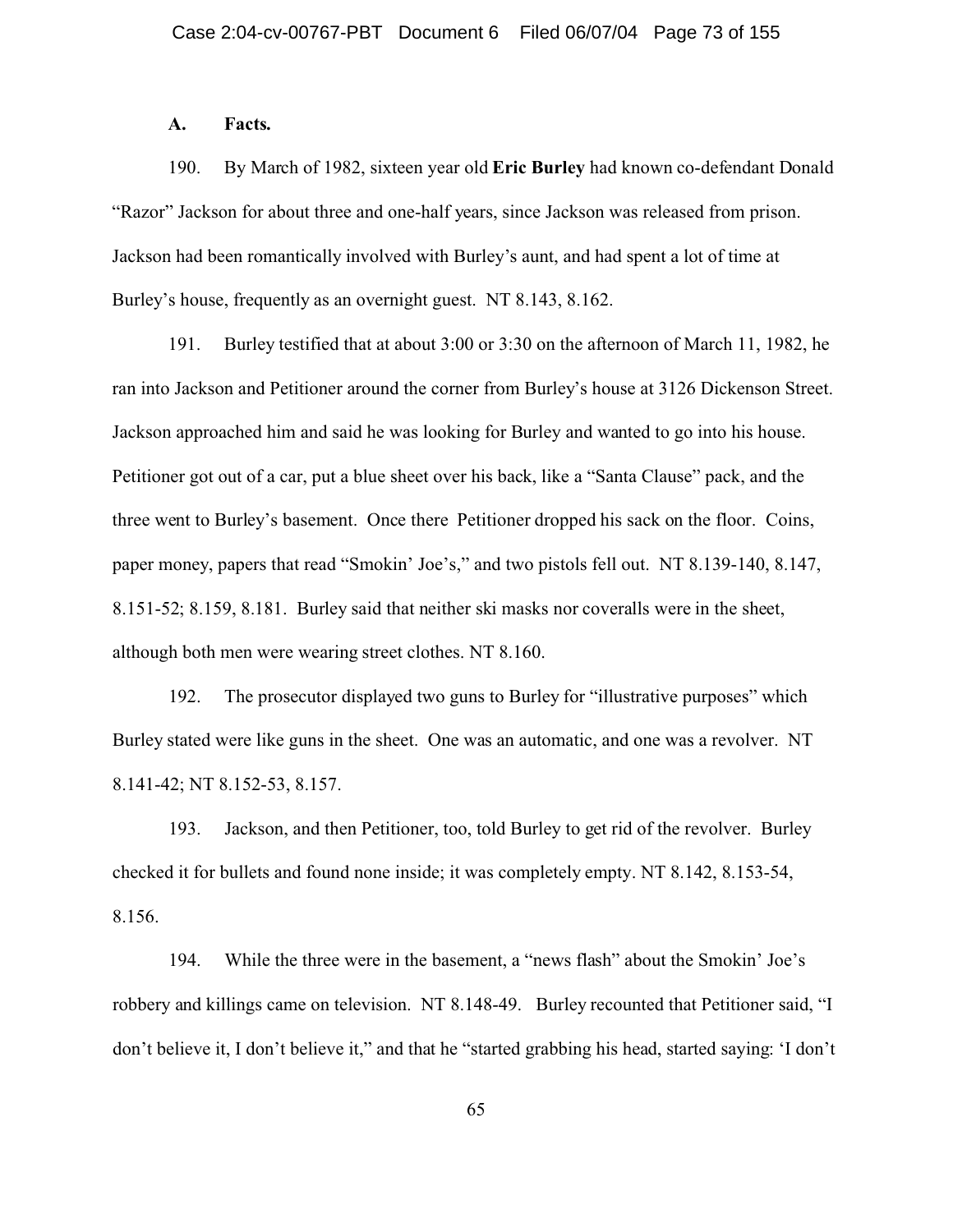**A. Facts.**

190. By March of 1982, sixteen year old **Eric Burley** had known co-defendant Donald "Razor" Jackson for about three and one-half years, since Jackson was released from prison. Jackson had been romantically involved with Burley's aunt, and had spent a lot of time at Burley's house, frequently as an overnight guest. NT 8.143, 8.162.

191. Burley testified that at about 3:00 or 3:30 on the afternoon of March 11, 1982, he ran into Jackson and Petitioner around the corner from Burley's house at 3126 Dickenson Street. Jackson approached him and said he was looking for Burley and wanted to go into his house. Petitioner got out of a car, put a blue sheet over his back, like a "Santa Clause" pack, and the three went to Burley's basement. Once there Petitioner dropped his sack on the floor. Coins, paper money, papers that read "Smokin' Joe's," and two pistols fell out. NT 8.139-140, 8.147, 8.151-52; 8.159, 8.181. Burley said that neither ski masks nor coveralls were in the sheet, although both men were wearing street clothes. NT 8.160.

192. The prosecutor displayed two guns to Burley for "illustrative purposes" which Burley stated were like guns in the sheet. One was an automatic, and one was a revolver. NT 8.141-42; NT 8.152-53, 8.157.

193. Jackson, and then Petitioner, too, told Burley to get rid of the revolver. Burley checked it for bullets and found none inside; it was completely empty. NT 8.142, 8.153-54, 8.156.

194. While the three were in the basement, a "news flash" about the Smokin' Joe's robbery and killings came on television. NT 8.148-49. Burley recounted that Petitioner said, "I don't believe it, I don't believe it," and that he "started grabbing his head, started saying: 'I don't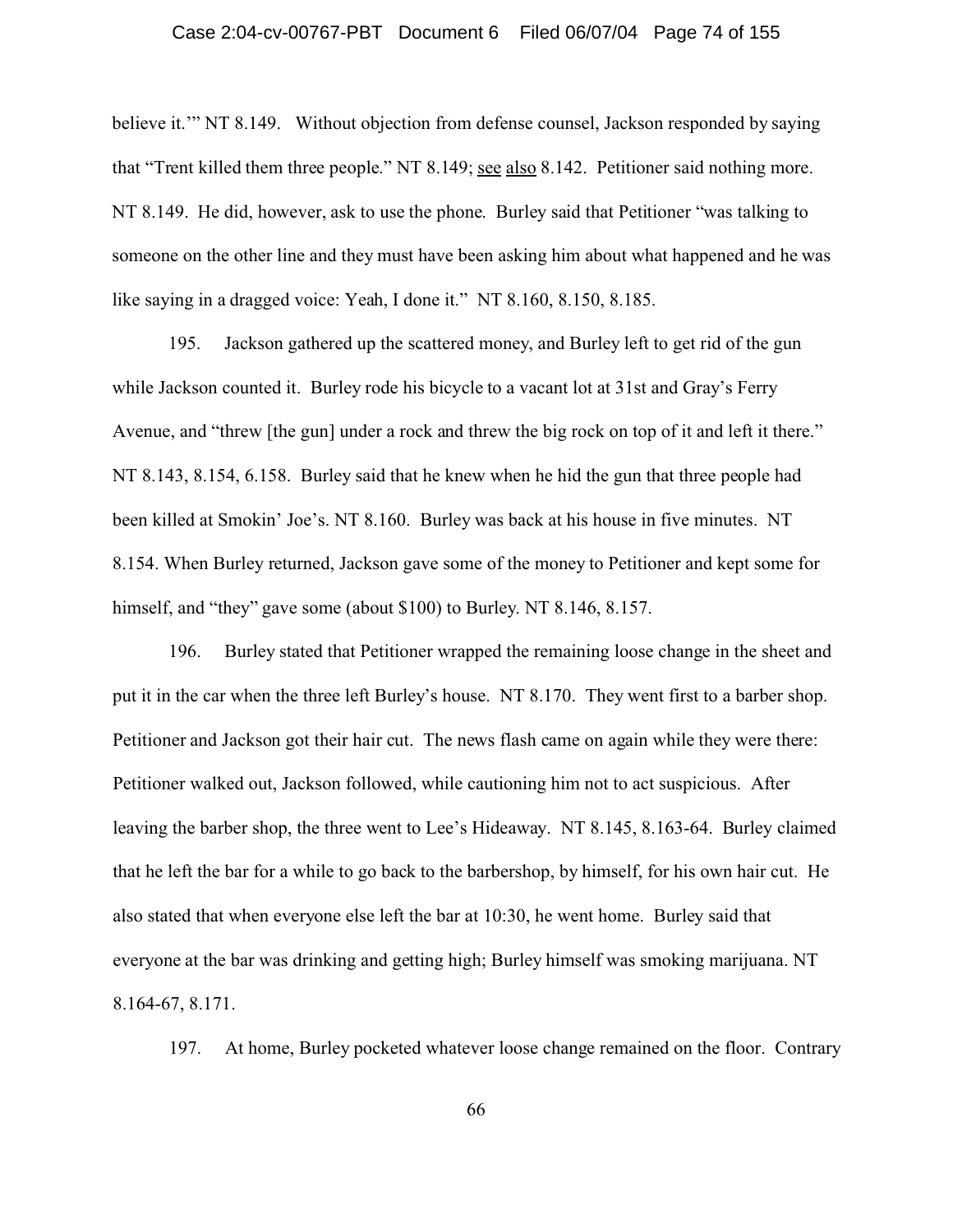believe it.'" NT 8.149. Without objection from defense counsel, Jackson responded by saying that "Trent killed them three people." NT 8.149; see also 8.142. Petitioner said nothing more. NT 8.149. He did, however, ask to use the phone. Burley said that Petitioner "was talking to someone on the other line and they must have been asking him about what happened and he was like saying in a dragged voice: Yeah, I done it." NT 8.160, 8.150, 8.185.

195. Jackson gathered up the scattered money, and Burley left to get rid of the gun while Jackson counted it. Burley rode his bicycle to a vacant lot at 31st and Gray's Ferry Avenue, and "threw [the gun] under a rock and threw the big rock on top of it and left it there." NT 8.143, 8.154, 6.158. Burley said that he knew when he hid the gun that three people had been killed at Smokin' Joe's. NT 8.160. Burley was back at his house in five minutes. NT 8.154. When Burley returned, Jackson gave some of the money to Petitioner and kept some for himself, and "they" gave some (about $100) to Burley. NT 8.146, 8.157.

196. Burley stated that Petitioner wrapped the remaining loose change in the sheet and put it in the car when the three left Burley's house. NT 8.170. They went first to a barber shop. Petitioner and Jackson got their hair cut. The news flash came on again while they were there: Petitioner walked out, Jackson followed, while cautioning him not to act suspicious. After leaving the barber shop, the three went to Lee's Hideaway. NT 8.145, 8.163-64. Burley claimed that he left the bar for a while to go back to the barbershop, by himself, for his own hair cut. He also stated that when everyone else left the bar at 10:30, he went home. Burley said that everyone at the bar was drinking and getting high; Burley himself was smoking marijuana. NT 8.164-67, 8.171.

197. At home, Burley pocketed whatever loose change remained on the floor. Contrary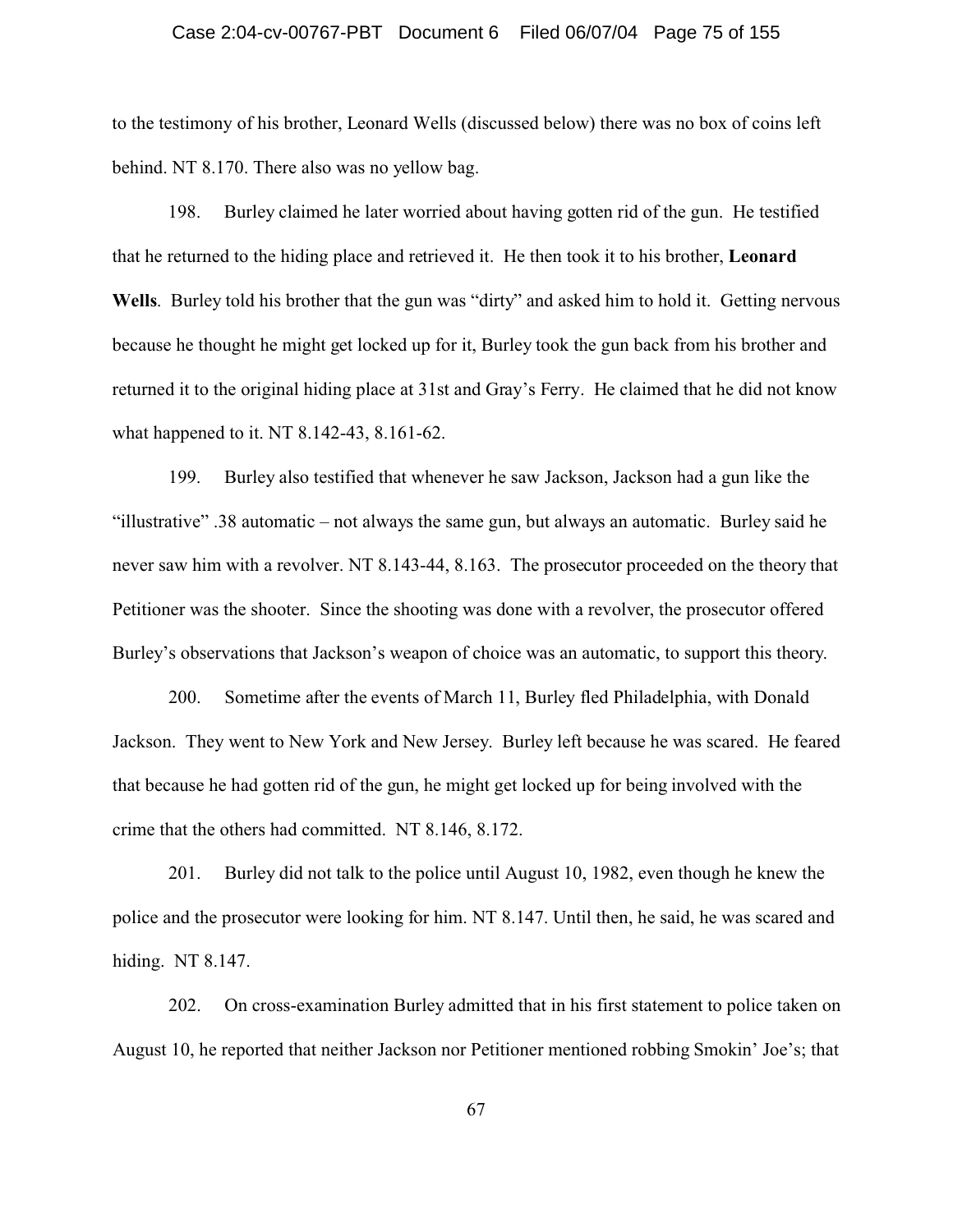to the testimony of his brother, Leonard Wells (discussed below) there was no box of coins left behind. NT 8.170. There also was no yellow bag.

198. Burley claimed he later worried about having gotten rid of the gun. He testified that he returned to the hiding place and retrieved it. He then took it to his brother, **Leonard Wells**. Burley told his brother that the gun was "dirty" and asked him to hold it. Getting nervous because he thought he might get locked up for it, Burley took the gun back from his brother and returned it to the original hiding place at 31st and Gray's Ferry. He claimed that he did not know what happened to it. NT 8.142-43, 8.161-62.

199. Burley also testified that whenever he saw Jackson, Jackson had a gun like the "illustrative" .38 automatic – not always the same gun, but always an automatic. Burley said he never saw him with a revolver. NT 8.143-44, 8.163. The prosecutor proceeded on the theory that Petitioner was the shooter. Since the shooting was done with a revolver, the prosecutor offered Burley's observations that Jackson's weapon of choice was an automatic, to support this theory.

200. Sometime after the events of March 11, Burley fled Philadelphia, with Donald Jackson. They went to New York and New Jersey. Burley left because he was scared. He feared that because he had gotten rid of the gun, he might get locked up for being involved with the crime that the others had committed. NT 8.146, 8.172.

201. Burley did not talk to the police until August 10, 1982, even though he knew the police and the prosecutor were looking for him. NT 8.147. Until then, he said, he was scared and hiding. NT 8.147.

202. On cross-examination Burley admitted that in his first statement to police taken on August 10, he reported that neither Jackson nor Petitioner mentioned robbing Smokin' Joe's; that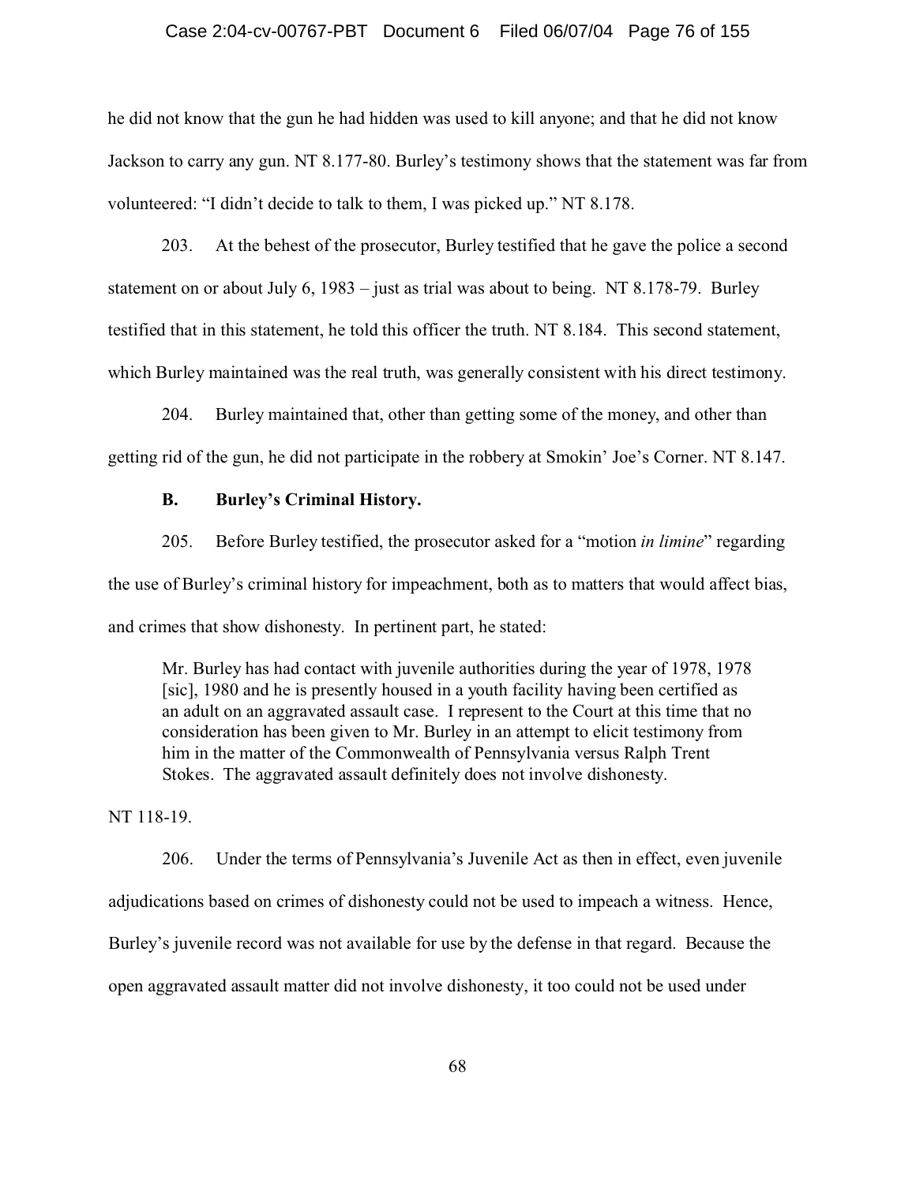he did not know that the gun he had hidden was used to kill anyone; and that he did not know Jackson to carry any gun. NT 8.177-80. Burley's testimony shows that the statement was far from volunteered: "I didn't decide to talk to them, I was picked up." NT 8.178.

203. At the behest of the prosecutor, Burley testified that he gave the police a second statement on or about July 6, 1983 – just as trial was about to being. NT 8.178-79. Burley testified that in this statement, he told this officer the truth. NT 8.184. This second statement, which Burley maintained was the real truth, was generally consistent with his direct testimony.

204. Burley maintained that, other than getting some of the money, and other than getting rid of the gun, he did not participate in the robbery at Smokin' Joe's Corner. NT 8.147.

**B. Burley's Criminal History.**

205. Before Burley testified, the prosecutor asked for a "motion *in limine*" regarding the use of Burley's criminal history for impeachment, both as to matters that would affect bias, and crimes that show dishonesty. In pertinent part, he stated:

> Mr. Burley has had contact with juvenile authorities during the year of 1978, 1978 [sic], 1980 and he is presently housed in a youth facility having been certified as an adult on an aggravated assault case. I represent to the Court at this time that no consideration has been given to Mr. Burley in an attempt to elicit testimony from him in the matter of the Commonwealth of Pennsylvania versus Ralph Trent Stokes. The aggravated assault definitely does not involve dishonesty.

NT 118-19.

206. Under the terms of Pennsylvania's Juvenile Act as then in effect, even juvenile adjudications based on crimes of dishonesty could not be used to impeach a witness. Hence, Burley's juvenile record was not available for use by the defense in that regard. Because the open aggravated assault matter did not involve dishonesty, it too could not be used under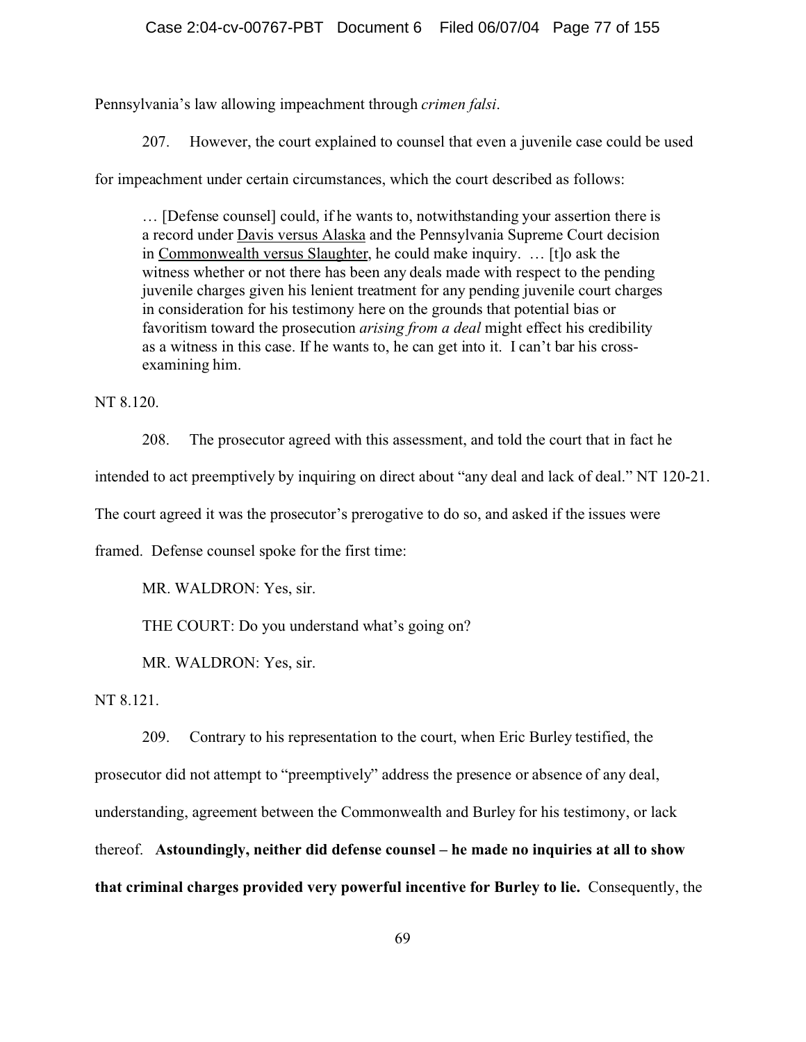Pennsylvania's law allowing impeachment through *crimen falsi*.

207. However, the court explained to counsel that even a juvenile case could be used for impeachment under certain circumstances, which the court described as follows:

> … [Defense counsel] could, if he wants to, notwithstanding your assertion there is a record under Davis versus Alaska and the Pennsylvania Supreme Court decision in Commonwealth versus Slaughter, he could make inquiry. … [t]o ask the witness whether or not there has been any deals made with respect to the pending juvenile charges given his lenient treatment for any pending juvenile court charges in consideration for his testimony here on the grounds that potential bias or favoritism toward the prosecution *arising from a deal* might effect his credibility as a witness in this case. If he wants to, he can get into it. I can't bar his cross-examining him.

NT 8.120.

208. The prosecutor agreed with this assessment, and told the court that in fact he intended to act preemptively by inquiring on direct about "any deal and lack of deal." NT 120-21. The court agreed it was the prosecutor's prerogative to do so, and asked if the issues were framed. Defense counsel spoke for the first time:

> MR. WALDRON: Yes, sir.
>
> THE COURT: Do you understand what's going on?
>
> MR. WALDRON: Yes, sir.

NT 8.121.

209. Contrary to his representation to the court, when Eric Burley testified, the prosecutor did not attempt to "preemptively" address the presence or absence of any deal, understanding, agreement between the Commonwealth and Burley for his testimony, or lack thereof. **Astoundingly, neither did defense counsel – he made no inquiries at all to show that criminal charges provided very powerful incentive for Burley to lie.** Consequently, the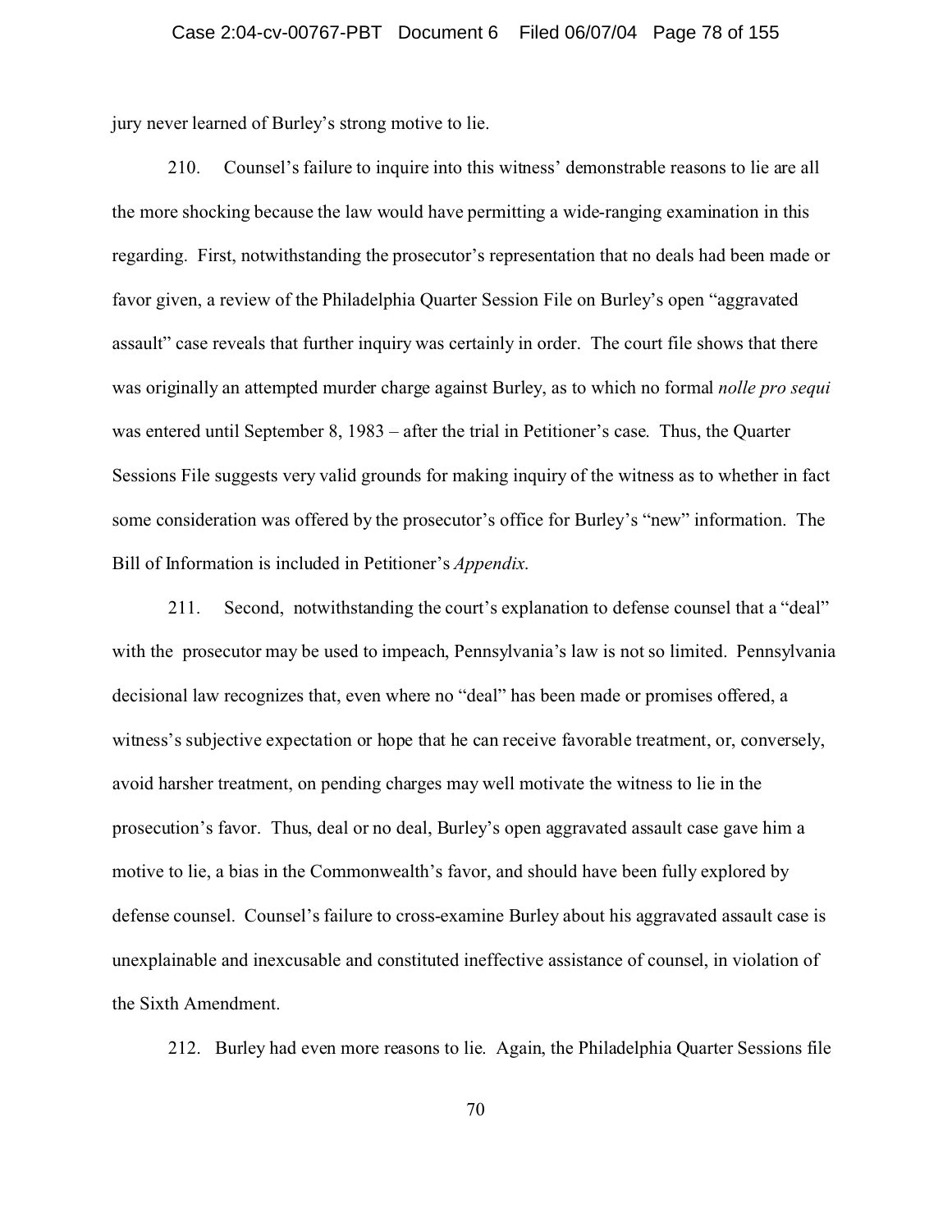jury never learned of Burley's strong motive to lie.

210. Counsel's failure to inquire into this witness' demonstrable reasons to lie are all the more shocking because the law would have permitting a wide-ranging examination in this regarding. First, notwithstanding the prosecutor's representation that no deals had been made or favor given, a review of the Philadelphia Quarter Session File on Burley's open "aggravated assault" case reveals that further inquiry was certainly in order. The court file shows that there was originally an attempted murder charge against Burley, as to which no formal *nolle pro sequi* was entered until September 8, 1983 – after the trial in Petitioner's case. Thus, the Quarter Sessions File suggests very valid grounds for making inquiry of the witness as to whether in fact some consideration was offered by the prosecutor's office for Burley's "new" information. The Bill of Information is included in Petitioner's *Appendix*.

211. Second, notwithstanding the court's explanation to defense counsel that a "deal" with the prosecutor may be used to impeach, Pennsylvania's law is not so limited. Pennsylvania decisional law recognizes that, even where no "deal" has been made or promises offered, a witness's subjective expectation or hope that he can receive favorable treatment, or, conversely, avoid harsher treatment, on pending charges may well motivate the witness to lie in the prosecution's favor. Thus, deal or no deal, Burley's open aggravated assault case gave him a motive to lie, a bias in the Commonwealth's favor, and should have been fully explored by defense counsel. Counsel's failure to cross-examine Burley about his aggravated assault case is unexplainable and inexcusable and constituted ineffective assistance of counsel, in violation of the Sixth Amendment.

212. Burley had even more reasons to lie. Again, the Philadelphia Quarter Sessions file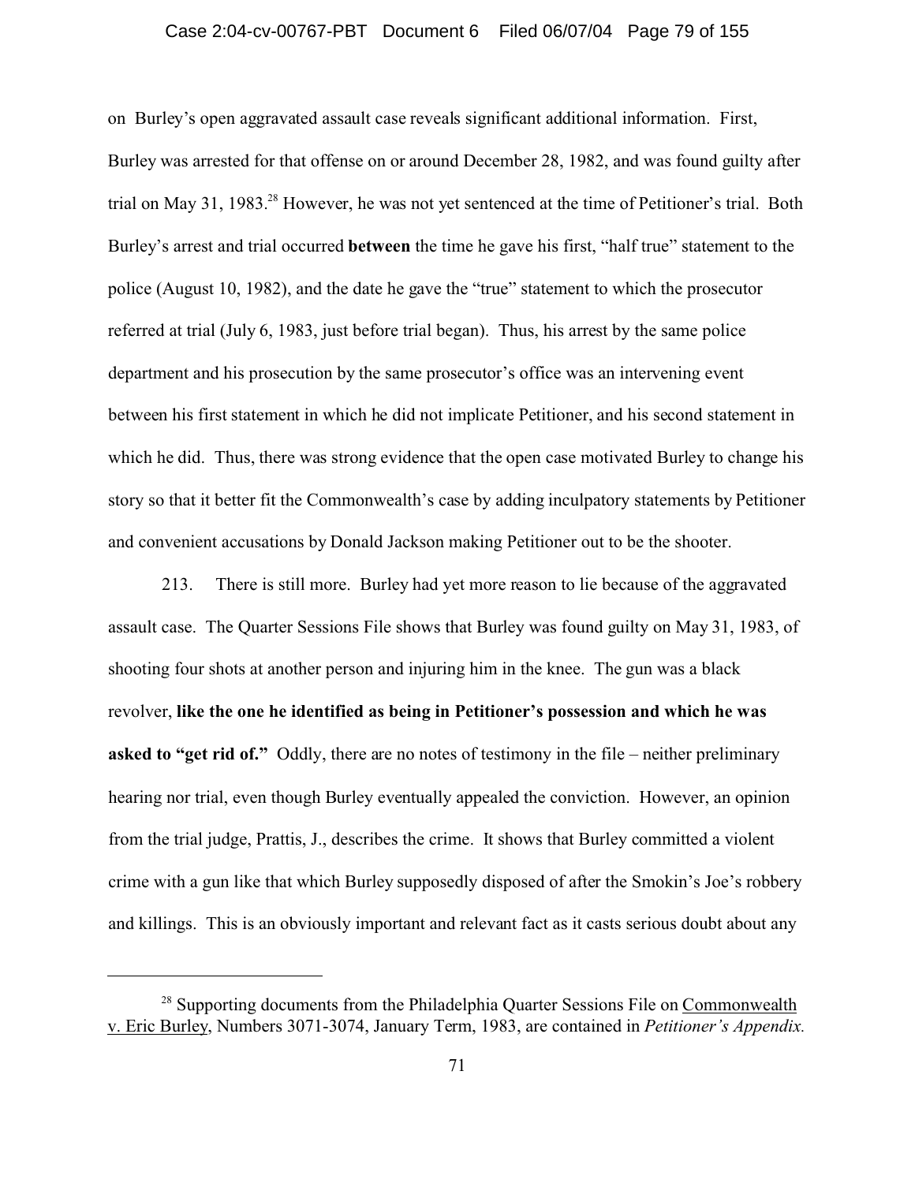on Burley's open aggravated assault case reveals significant additional information. First, Burley was arrested for that offense on or around December 28, 1982, and was found guilty after trial on May 31, 1983.[28] However, he was not yet sentenced at the time of Petitioner's trial. Both Burley's arrest and trial occurred **between** the time he gave his first, "half true" statement to the police (August 10, 1982), and the date he gave the "true" statement to which the prosecutor referred at trial (July 6, 1983, just before trial began). Thus, his arrest by the same police department and his prosecution by the same prosecutor's office was an intervening event between his first statement in which he did not implicate Petitioner, and his second statement in which he did. Thus, there was strong evidence that the open case motivated Burley to change his story so that it better fit the Commonwealth's case by adding inculpatory statements by Petitioner and convenient accusations by Donald Jackson making Petitioner out to be the shooter.

213. There is still more. Burley had yet more reason to lie because of the aggravated assault case. The Quarter Sessions File shows that Burley was found guilty on May 31, 1983, of shooting four shots at another person and injuring him in the knee. The gun was a black revolver, **like the one he identified as being in Petitioner's possession and which he was asked to "get rid of."** Oddly, there are no notes of testimony in the file – neither preliminary hearing nor trial, even though Burley eventually appealed the conviction. However, an opinion from the trial judge, Prattis, J., describes the crime. It shows that Burley committed a violent crime with a gun like that which Burley supposedly disposed of after the Smokin's Joe's robbery and killings. This is an obviously important and relevant fact as it casts serious doubt about any

[28] Supporting documents from the Philadelphia Quarter Sessions File on Commonwealth v. Eric Burley, Numbers 3071-3074, January Term, 1983, are contained in *Petitioner's Appendix.*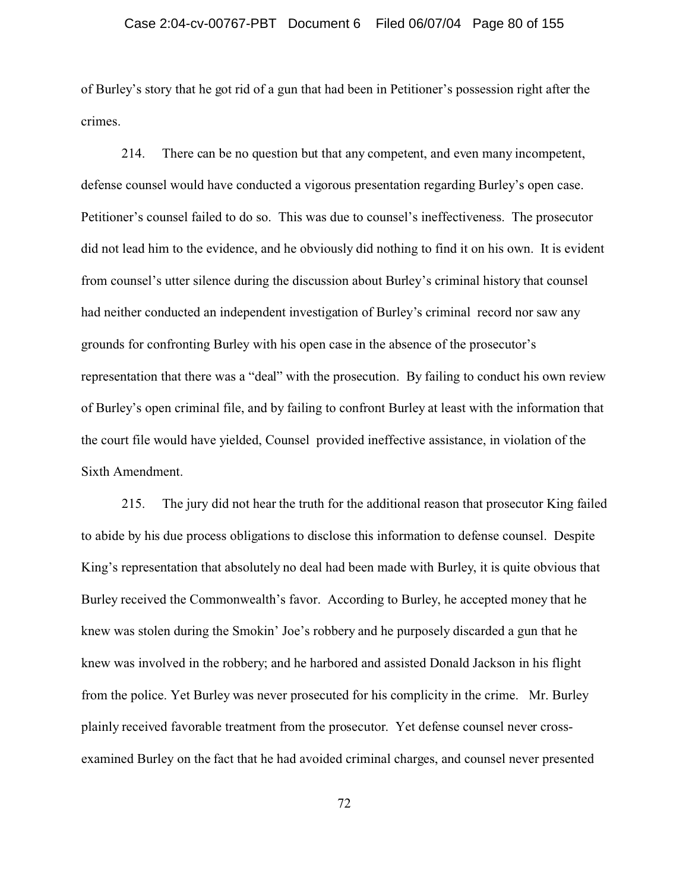of Burley's story that he got rid of a gun that had been in Petitioner's possession right after the crimes.

214. There can be no question but that any competent, and even many incompetent, defense counsel would have conducted a vigorous presentation regarding Burley's open case. Petitioner's counsel failed to do so. This was due to counsel's ineffectiveness. The prosecutor did not lead him to the evidence, and he obviously did nothing to find it on his own. It is evident from counsel's utter silence during the discussion about Burley's criminal history that counsel had neither conducted an independent investigation of Burley's criminal record nor saw any grounds for confronting Burley with his open case in the absence of the prosecutor's representation that there was a "deal" with the prosecution. By failing to conduct his own review of Burley's open criminal file, and by failing to confront Burley at least with the information that the court file would have yielded, Counsel provided ineffective assistance, in violation of the Sixth Amendment.

215. The jury did not hear the truth for the additional reason that prosecutor King failed to abide by his due process obligations to disclose this information to defense counsel. Despite King's representation that absolutely no deal had been made with Burley, it is quite obvious that Burley received the Commonwealth's favor. According to Burley, he accepted money that he knew was stolen during the Smokin' Joe's robbery and he purposely discarded a gun that he knew was involved in the robbery; and he harbored and assisted Donald Jackson in his flight from the police. Yet Burley was never prosecuted for his complicity in the crime. Mr. Burley plainly received favorable treatment from the prosecutor. Yet defense counsel never cross-examined Burley on the fact that he had avoided criminal charges, and counsel never presented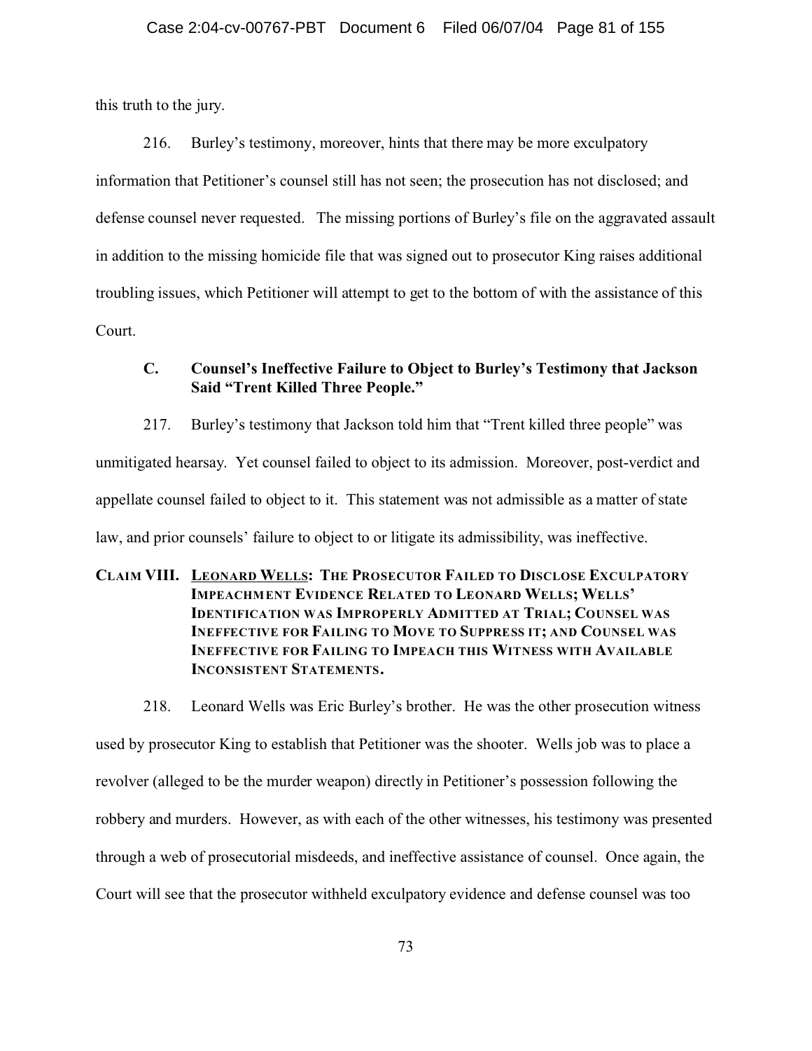this truth to the jury.

216. Burley's testimony, moreover, hints that there may be more exculpatory information that Petitioner's counsel still has not seen; the prosecution has not disclosed; and defense counsel never requested. The missing portions of Burley's file on the aggravated assault in addition to the missing homicide file that was signed out to prosecutor King raises additional troubling issues, which Petitioner will attempt to get to the bottom of with the assistance of this Court.

### C. Counsel's Ineffective Failure to Object to Burley's Testimony that Jackson Said "Trent Killed Three People."

217. Burley's testimony that Jackson told him that "Trent killed three people" was unmitigated hearsay. Yet counsel failed to object to its admission. Moreover, post-verdict and appellate counsel failed to object to it. This statement was not admissible as a matter of state law, and prior counsels' failure to object to or litigate its admissibility, was ineffective.

## CLAIM VIII. LEONARD WELLS: THE PROSECUTOR FAILED TO DISCLOSE EXCULPATORY IMPEACHMENT EVIDENCE RELATED TO LEONARD WELLS; WELLS' IDENTIFICATION WAS IMPROPERLY ADMITTED AT TRIAL; COUNSEL WAS INEFFECTIVE FOR FAILING TO MOVE TO SUPPRESS IT; AND COUNSEL WAS INEFFECTIVE FOR FAILING TO IMPEACH THIS WITNESS WITH AVAILABLE INCONSISTENT STATEMENTS.

218. Leonard Wells was Eric Burley's brother. He was the other prosecution witness used by prosecutor King to establish that Petitioner was the shooter. Wells job was to place a revolver (alleged to be the murder weapon) directly in Petitioner's possession following the robbery and murders. However, as with each of the other witnesses, his testimony was presented through a web of prosecutorial misdeeds, and ineffective assistance of counsel. Once again, the Court will see that the prosecutor withheld exculpatory evidence and defense counsel was too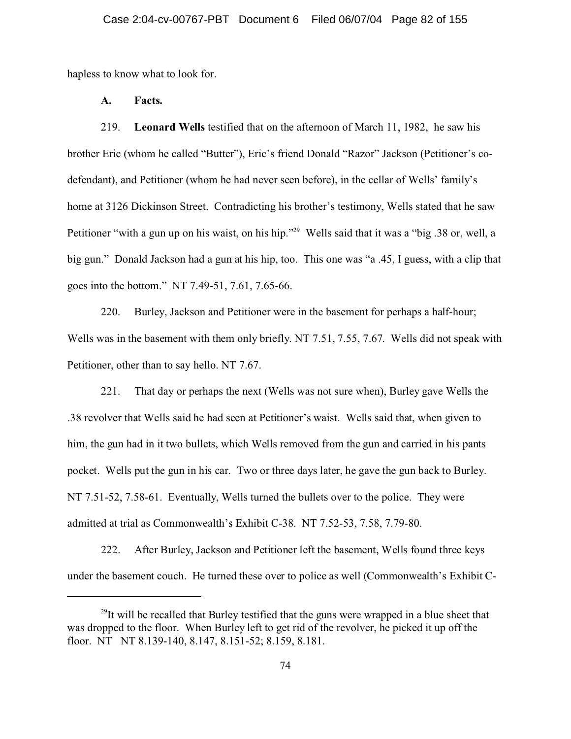hapless to know what to look for.

**A. Facts.**

219. **Leonard Wells** testified that on the afternoon of March 11, 1982, he saw his brother Eric (whom he called "Butter"), Eric's friend Donald "Razor" Jackson (Petitioner's co-defendant), and Petitioner (whom he had never seen before), in the cellar of Wells' family's home at 3126 Dickinson Street. Contradicting his brother's testimony, Wells stated that he saw Petitioner "with a gun up on his waist, on his hip."[29] Wells said that it was a "big .38 or, well, a big gun." Donald Jackson had a gun at his hip, too. This one was "a .45, I guess, with a clip that goes into the bottom." NT 7.49-51, 7.61, 7.65-66.

220. Burley, Jackson and Petitioner were in the basement for perhaps a half-hour; Wells was in the basement with them only briefly. NT 7.51, 7.55, 7.67. Wells did not speak with Petitioner, other than to say hello. NT 7.67.

221. That day or perhaps the next (Wells was not sure when), Burley gave Wells the .38 revolver that Wells said he had seen at Petitioner's waist. Wells said that, when given to him, the gun had in it two bullets, which Wells removed from the gun and carried in his pants pocket. Wells put the gun in his car. Two or three days later, he gave the gun back to Burley. NT 7.51-52, 7.58-61. Eventually, Wells turned the bullets over to the police. They were admitted at trial as Commonwealth's Exhibit C-38. NT 7.52-53, 7.58, 7.79-80.

222. After Burley, Jackson and Petitioner left the basement, Wells found three keys under the basement couch. He turned these over to police as well (Commonwealth's Exhibit C-

[29]It will be recalled that Burley testified that the guns were wrapped in a blue sheet that was dropped to the floor. When Burley left to get rid of the revolver, he picked it up off the floor. NT NT 8.139-140, 8.147, 8.151-52; 8.159, 8.181.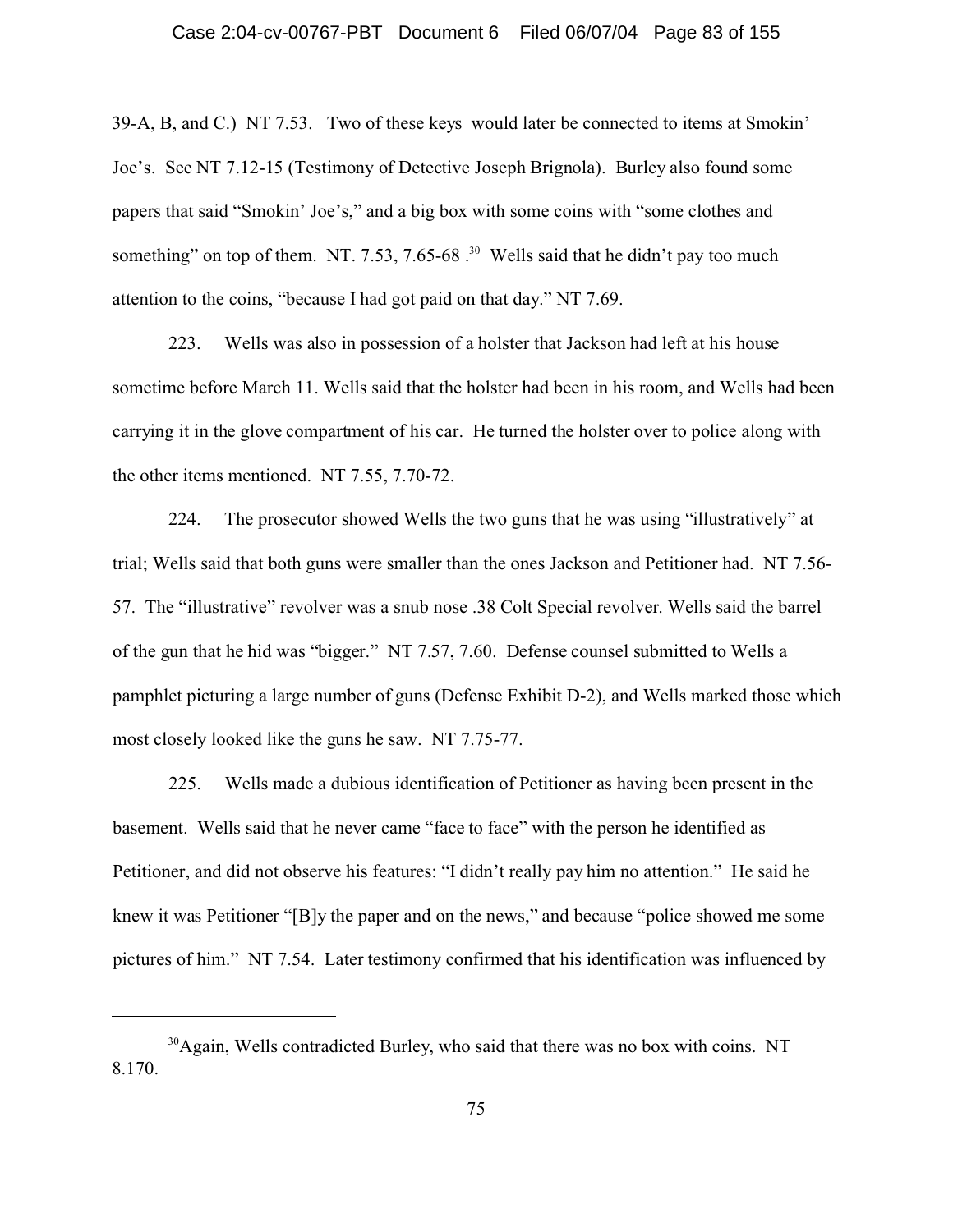39-A, B, and C.) NT 7.53. Two of these keys would later be connected to items at Smokin' Joe's. See NT 7.12-15 (Testimony of Detective Joseph Brignola). Burley also found some papers that said "Smokin' Joe's," and a big box with some coins with "some clothes and something" on top of them. NT. 7.53, 7.65-68 .[30] Wells said that he didn't pay too much attention to the coins, "because I had got paid on that day." NT 7.69.

223. Wells was also in possession of a holster that Jackson had left at his house sometime before March 11. Wells said that the holster had been in his room, and Wells had been carrying it in the glove compartment of his car. He turned the holster over to police along with the other items mentioned. NT 7.55, 7.70-72.

224. The prosecutor showed Wells the two guns that he was using "illustratively" at trial; Wells said that both guns were smaller than the ones Jackson and Petitioner had. NT 7.56-57. The "illustrative" revolver was a snub nose .38 Colt Special revolver. Wells said the barrel of the gun that he hid was "bigger." NT 7.57, 7.60. Defense counsel submitted to Wells a pamphlet picturing a large number of guns (Defense Exhibit D-2), and Wells marked those which most closely looked like the guns he saw. NT 7.75-77.

225. Wells made a dubious identification of Petitioner as having been present in the basement. Wells said that he never came "face to face" with the person he identified as Petitioner, and did not observe his features: "I didn't really pay him no attention." He said he knew it was Petitioner "[B]y the paper and on the news," and because "police showed me some pictures of him." NT 7.54. Later testimony confirmed that his identification was influenced by

---

[30] Again, Wells contradicted Burley, who said that there was no box with coins. NT 8.170.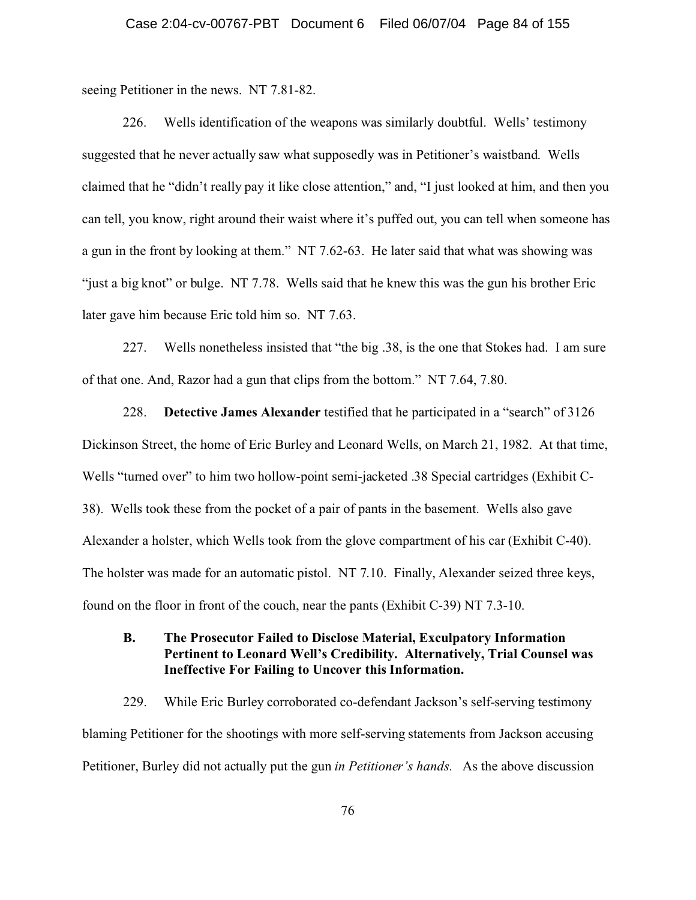seeing Petitioner in the news. NT 7.81-82.

226. Wells identification of the weapons was similarly doubtful. Wells' testimony suggested that he never actually saw what supposedly was in Petitioner's waistband. Wells claimed that he "didn't really pay it like close attention," and, "I just looked at him, and then you can tell, you know, right around their waist where it's puffed out, you can tell when someone has a gun in the front by looking at them." NT 7.62-63. He later said that what was showing was "just a big knot" or bulge. NT 7.78. Wells said that he knew this was the gun his brother Eric later gave him because Eric told him so. NT 7.63.

227. Wells nonetheless insisted that "the big .38, is the one that Stokes had. I am sure of that one. And, Razor had a gun that clips from the bottom." NT 7.64, 7.80.

228. **Detective James Alexander** testified that he participated in a "search" of 3126 Dickinson Street, the home of Eric Burley and Leonard Wells, on March 21, 1982. At that time, Wells "turned over" to him two hollow-point semi-jacketed .38 Special cartridges (Exhibit C-38). Wells took these from the pocket of a pair of pants in the basement. Wells also gave Alexander a holster, which Wells took from the glove compartment of his car (Exhibit C-40). The holster was made for an automatic pistol. NT 7.10. Finally, Alexander seized three keys, found on the floor in front of the couch, near the pants (Exhibit C-39) NT 7.3-10.

### B. The Prosecutor Failed to Disclose Material, Exculpatory Information Pertinent to Leonard Well's Credibility. Alternatively, Trial Counsel was Ineffective For Failing to Uncover this Information.

229. While Eric Burley corroborated co-defendant Jackson's self-serving testimony blaming Petitioner for the shootings with more self-serving statements from Jackson accusing Petitioner, Burley did not actually put the gun *in Petitioner's hands.* As the above discussion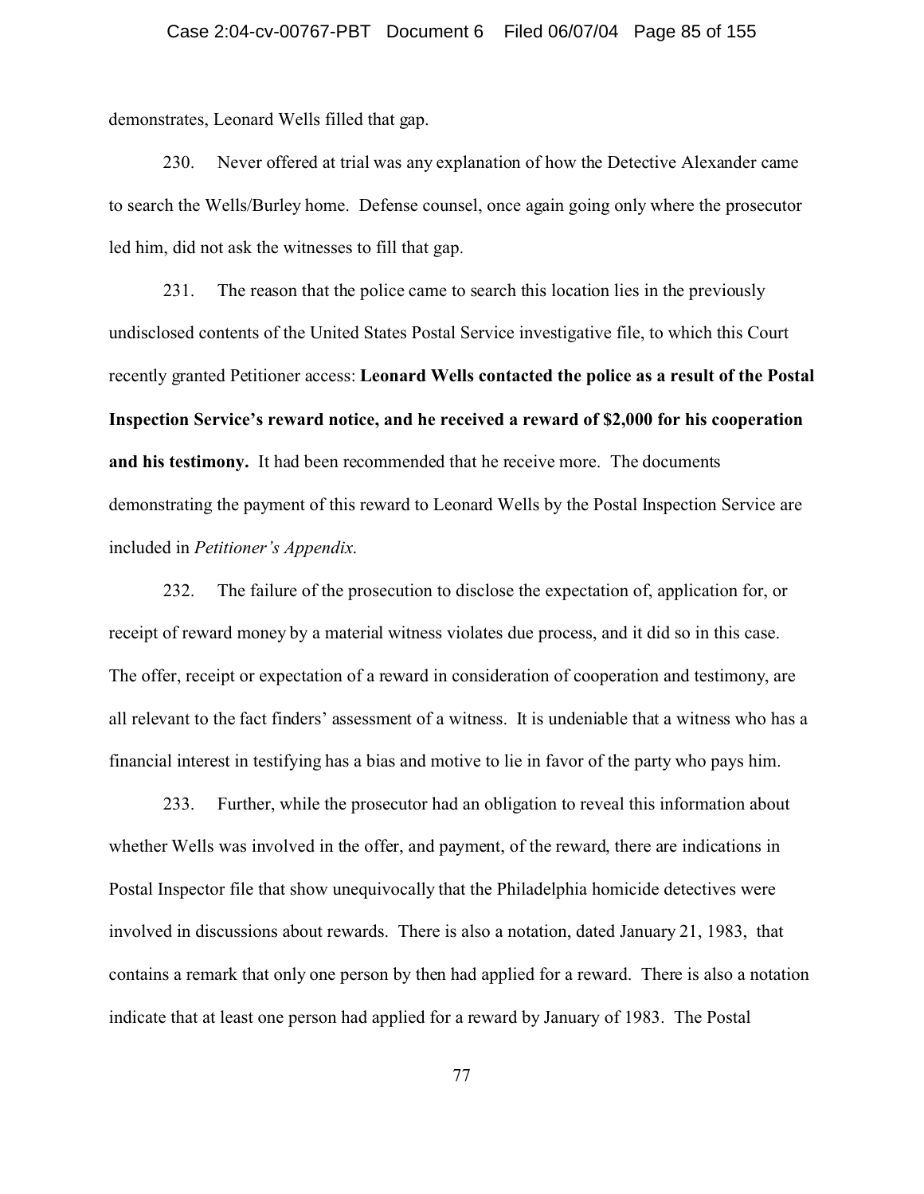demonstrates, Leonard Wells filled that gap.

230. Never offered at trial was any explanation of how the Detective Alexander came to search the Wells/Burley home. Defense counsel, once again going only where the prosecutor led him, did not ask the witnesses to fill that gap.

231. The reason that the police came to search this location lies in the previously undisclosed contents of the United States Postal Service investigative file, to which this Court recently granted Petitioner access: **Leonard Wells contacted the police as a result of the Postal Inspection Service's reward notice, and he received a reward of $2,000 for his cooperation and his testimony.** It had been recommended that he receive more. The documents demonstrating the payment of this reward to Leonard Wells by the Postal Inspection Service are included in *Petitioner's Appendix*.

232. The failure of the prosecution to disclose the expectation of, application for, or receipt of reward money by a material witness violates due process, and it did so in this case. The offer, receipt or expectation of a reward in consideration of cooperation and testimony, are all relevant to the fact finders' assessment of a witness. It is undeniable that a witness who has a financial interest in testifying has a bias and motive to lie in favor of the party who pays him.

233. Further, while the prosecutor had an obligation to reveal this information about whether Wells was involved in the offer, and payment, of the reward, there are indications in Postal Inspector file that show unequivocally that the Philadelphia homicide detectives were involved in discussions about rewards. There is also a notation, dated January 21, 1983, that contains a remark that only one person by then had applied for a reward. There is also a notation indicate that at least one person had applied for a reward by January of 1983. The Postal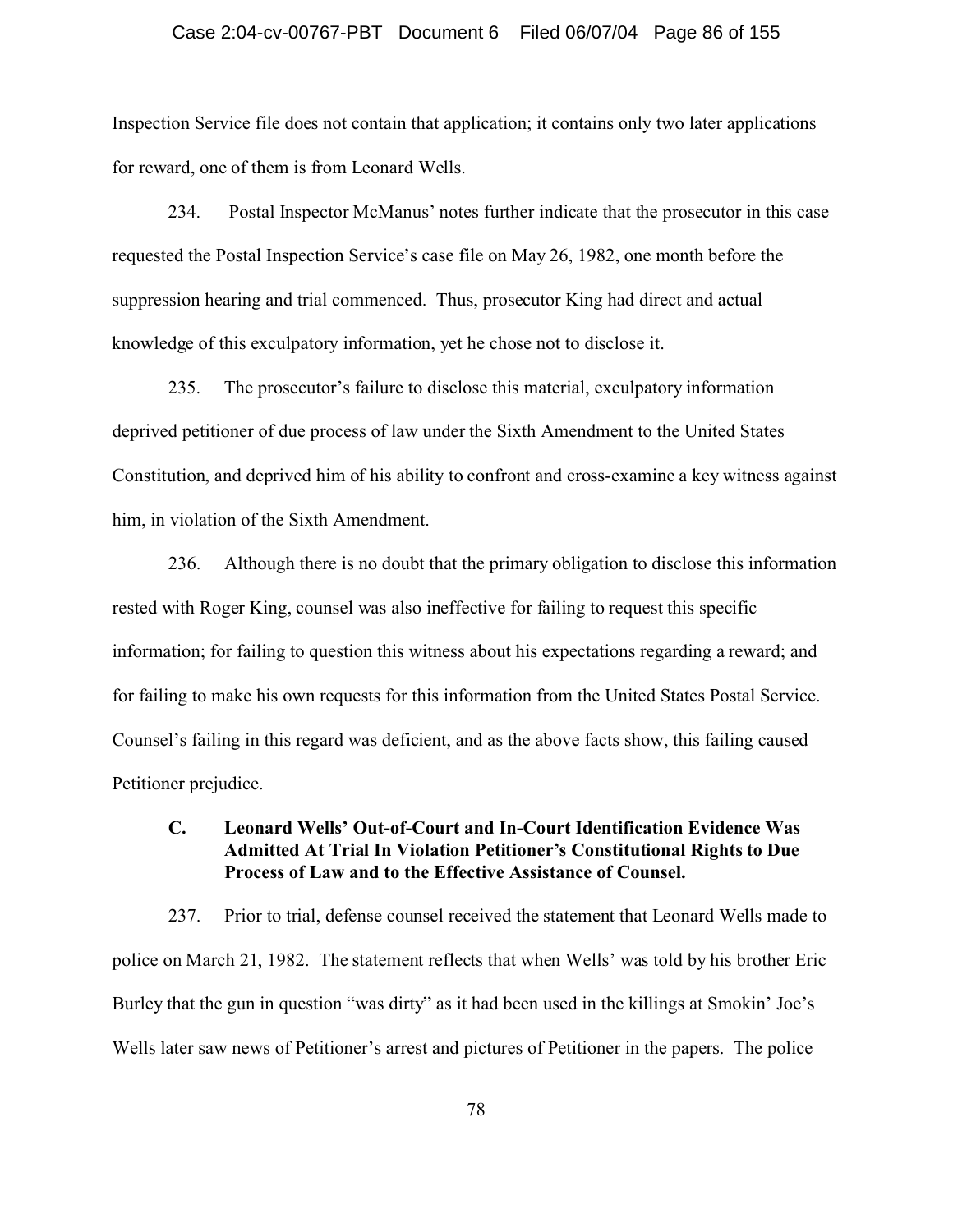Inspection Service file does not contain that application; it contains only two later applications for reward, one of them is from Leonard Wells.

234. Postal Inspector McManus' notes further indicate that the prosecutor in this case requested the Postal Inspection Service's case file on May 26, 1982, one month before the suppression hearing and trial commenced. Thus, prosecutor King had direct and actual knowledge of this exculpatory information, yet he chose not to disclose it.

235. The prosecutor's failure to disclose this material, exculpatory information deprived petitioner of due process of law under the Sixth Amendment to the United States Constitution, and deprived him of his ability to confront and cross-examine a key witness against him, in violation of the Sixth Amendment.

236. Although there is no doubt that the primary obligation to disclose this information rested with Roger King, counsel was also ineffective for failing to request this specific information; for failing to question this witness about his expectations regarding a reward; and for failing to make his own requests for this information from the United States Postal Service. Counsel's failing in this regard was deficient, and as the above facts show, this failing caused Petitioner prejudice.

### C. Leonard Wells' Out-of-Court and In-Court Identification Evidence Was Admitted At Trial In Violation Petitioner's Constitutional Rights to Due Process of Law and to the Effective Assistance of Counsel.

237. Prior to trial, defense counsel received the statement that Leonard Wells made to police on March 21, 1982. The statement reflects that when Wells' was told by his brother Eric Burley that the gun in question "was dirty" as it had been used in the killings at Smokin' Joe's Wells later saw news of Petitioner's arrest and pictures of Petitioner in the papers. The police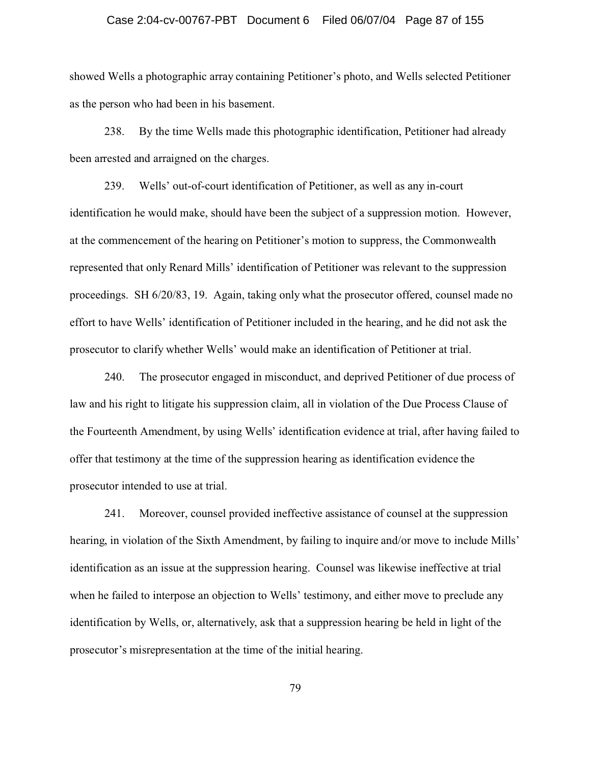showed Wells a photographic array containing Petitioner's photo, and Wells selected Petitioner as the person who had been in his basement.

238. By the time Wells made this photographic identification, Petitioner had already been arrested and arraigned on the charges.

239. Wells' out-of-court identification of Petitioner, as well as any in-court identification he would make, should have been the subject of a suppression motion. However, at the commencement of the hearing on Petitioner's motion to suppress, the Commonwealth represented that only Renard Mills' identification of Petitioner was relevant to the suppression proceedings. SH 6/20/83, 19. Again, taking only what the prosecutor offered, counsel made no effort to have Wells' identification of Petitioner included in the hearing, and he did not ask the prosecutor to clarify whether Wells' would make an identification of Petitioner at trial.

240. The prosecutor engaged in misconduct, and deprived Petitioner of due process of law and his right to litigate his suppression claim, all in violation of the Due Process Clause of the Fourteenth Amendment, by using Wells' identification evidence at trial, after having failed to offer that testimony at the time of the suppression hearing as identification evidence the prosecutor intended to use at trial.

241. Moreover, counsel provided ineffective assistance of counsel at the suppression hearing, in violation of the Sixth Amendment, by failing to inquire and/or move to include Mills' identification as an issue at the suppression hearing. Counsel was likewise ineffective at trial when he failed to interpose an objection to Wells' testimony, and either move to preclude any identification by Wells, or, alternatively, ask that a suppression hearing be held in light of the prosecutor's misrepresentation at the time of the initial hearing.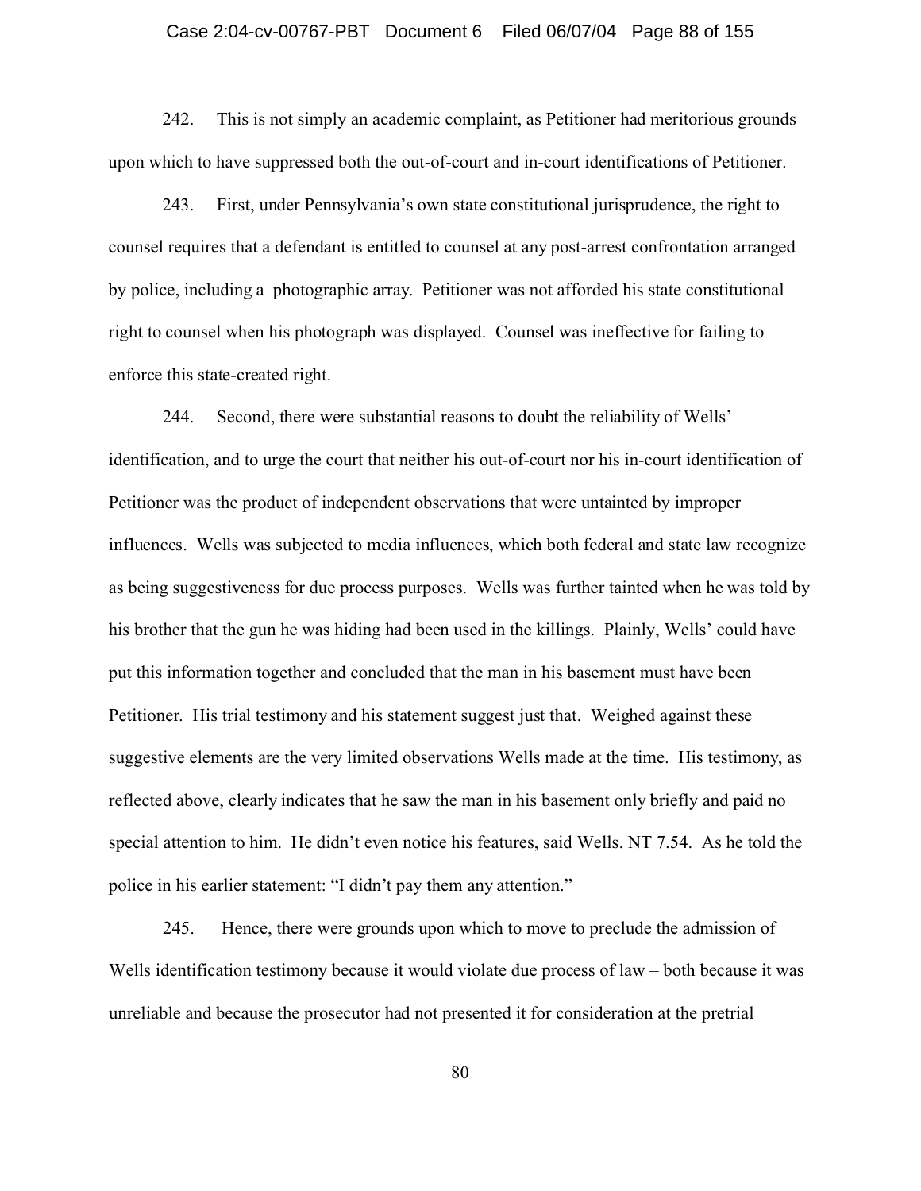242. This is not simply an academic complaint, as Petitioner had meritorious grounds upon which to have suppressed both the out-of-court and in-court identifications of Petitioner.

243. First, under Pennsylvania's own state constitutional jurisprudence, the right to counsel requires that a defendant is entitled to counsel at any post-arrest confrontation arranged by police, including a photographic array. Petitioner was not afforded his state constitutional right to counsel when his photograph was displayed. Counsel was ineffective for failing to enforce this state-created right.

244. Second, there were substantial reasons to doubt the reliability of Wells' identification, and to urge the court that neither his out-of-court nor his in-court identification of Petitioner was the product of independent observations that were untainted by improper influences. Wells was subjected to media influences, which both federal and state law recognize as being suggestiveness for due process purposes. Wells was further tainted when he was told by his brother that the gun he was hiding had been used in the killings. Plainly, Wells' could have put this information together and concluded that the man in his basement must have been Petitioner. His trial testimony and his statement suggest just that. Weighed against these suggestive elements are the very limited observations Wells made at the time. His testimony, as reflected above, clearly indicates that he saw the man in his basement only briefly and paid no special attention to him. He didn't even notice his features, said Wells. NT 7.54. As he told the police in his earlier statement: "I didn't pay them any attention."

245. Hence, there were grounds upon which to move to preclude the admission of Wells identification testimony because it would violate due process of law – both because it was unreliable and because the prosecutor had not presented it for consideration at the pretrial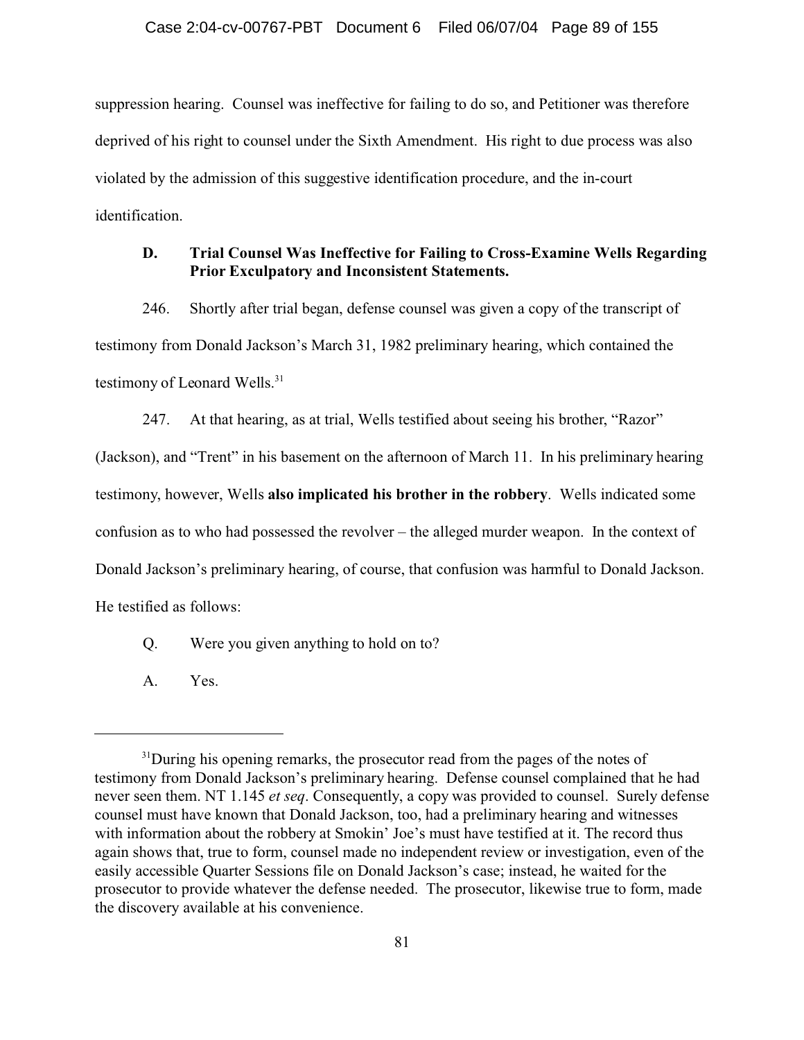suppression hearing. Counsel was ineffective for failing to do so, and Petitioner was therefore deprived of his right to counsel under the Sixth Amendment. His right to due process was also violated by the admission of this suggestive identification procedure, and the in-court identification.

### D. Trial Counsel Was Ineffective for Failing to Cross-Examine Wells Regarding Prior Exculpatory and Inconsistent Statements.

246. Shortly after trial began, defense counsel was given a copy of the transcript of testimony from Donald Jackson's March 31, 1982 preliminary hearing, which contained the testimony of Leonard Wells.[31]

247. At that hearing, as at trial, Wells testified about seeing his brother, "Razor" (Jackson), and "Trent" in his basement on the afternoon of March 11. In his preliminary hearing testimony, however, Wells **also implicated his brother in the robbery**. Wells indicated some confusion as to who had possessed the revolver – the alleged murder weapon. In the context of Donald Jackson's preliminary hearing, of course, that confusion was harmful to Donald Jackson. He testified as follows:

Q. Were you given anything to hold on to?

A. Yes.

---

[31]During his opening remarks, the prosecutor read from the pages of the notes of testimony from Donald Jackson's preliminary hearing. Defense counsel complained that he had never seen them. NT 1.145 *et seq*. Consequently, a copy was provided to counsel. Surely defense counsel must have known that Donald Jackson, too, had a preliminary hearing and witnesses with information about the robbery at Smokin' Joe's must have testified at it. The record thus again shows that, true to form, counsel made no independent review or investigation, even of the easily accessible Quarter Sessions file on Donald Jackson's case; instead, he waited for the prosecutor to provide whatever the defense needed. The prosecutor, likewise true to form, made the discovery available at his convenience.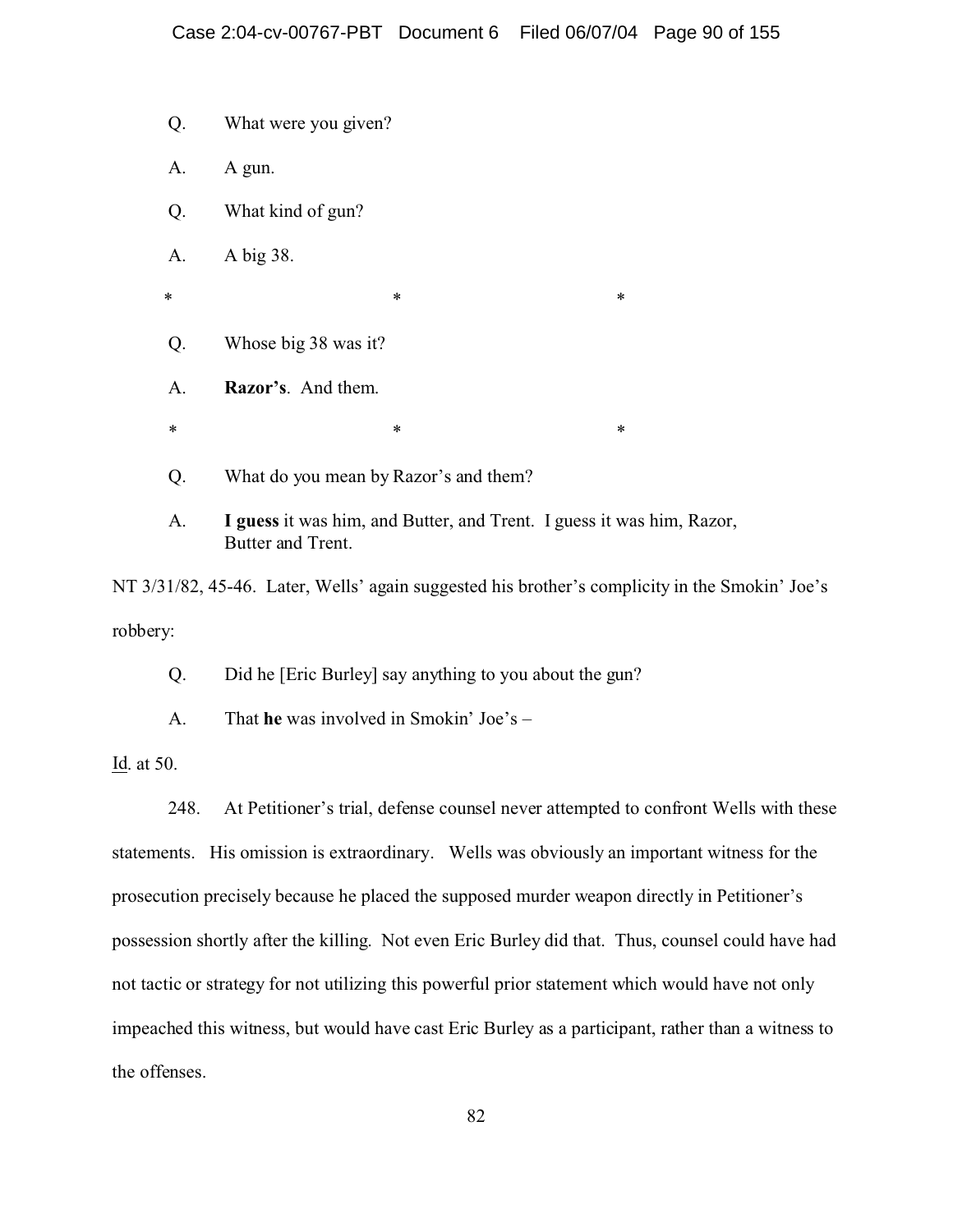Q. What were you given?

A. A gun.

Q. What kind of gun?

A. A big 38.

\*　　　　　　　　　　\*　　　　　　　　　　\*

Q. Whose big 38 was it?

A. **Razor's**. And them.

\*　　　　　　　　　　\*　　　　　　　　　　\*

Q. What do you mean by Razor's and them?

A. **I guess** it was him, and Butter, and Trent. I guess it was him, Razor, Butter and Trent.

NT 3/31/82, 45-46. Later, Wells' again suggested his brother's complicity in the Smokin' Joe's robbery:

Q. Did he [Eric Burley] say anything to you about the gun?

A. That **he** was involved in Smokin' Joe's –

Id. at 50.

248. At Petitioner's trial, defense counsel never attempted to confront Wells with these statements. His omission is extraordinary. Wells was obviously an important witness for the prosecution precisely because he placed the supposed murder weapon directly in Petitioner's possession shortly after the killing. Not even Eric Burley did that. Thus, counsel could have had not tactic or strategy for not utilizing this powerful prior statement which would have not only impeached this witness, but would have cast Eric Burley as a participant, rather than a witness to the offenses.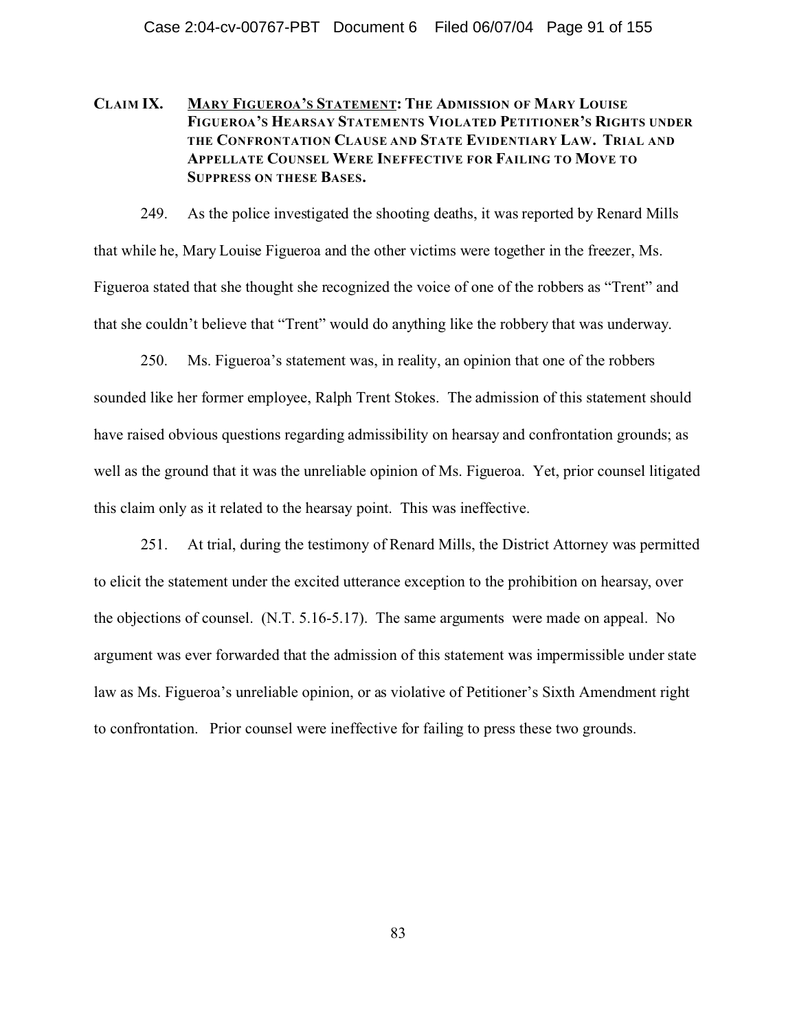**CLAIM IX. MARY FIGUEROA'S STATEMENT: THE ADMISSION OF MARY LOUISE FIGUEROA'S HEARSAY STATEMENTS VIOLATED PETITIONER'S RIGHTS UNDER THE CONFRONTATION CLAUSE AND STATE EVIDENTIARY LAW. TRIAL AND APPELLATE COUNSEL WERE INEFFECTIVE FOR FAILING TO MOVE TO SUPPRESS ON THESE BASES.**

249. As the police investigated the shooting deaths, it was reported by Renard Mills that while he, Mary Louise Figueroa and the other victims were together in the freezer, Ms. Figueroa stated that she thought she recognized the voice of one of the robbers as "Trent" and that she couldn't believe that "Trent" would do anything like the robbery that was underway.

250. Ms. Figueroa's statement was, in reality, an opinion that one of the robbers sounded like her former employee, Ralph Trent Stokes. The admission of this statement should have raised obvious questions regarding admissibility on hearsay and confrontation grounds; as well as the ground that it was the unreliable opinion of Ms. Figueroa. Yet, prior counsel litigated this claim only as it related to the hearsay point. This was ineffective.

251. At trial, during the testimony of Renard Mills, the District Attorney was permitted to elicit the statement under the excited utterance exception to the prohibition on hearsay, over the objections of counsel. (N.T. 5.16-5.17). The same arguments were made on appeal. No argument was ever forwarded that the admission of this statement was impermissible under state law as Ms. Figueroa's unreliable opinion, or as violative of Petitioner's Sixth Amendment right to confrontation. Prior counsel were ineffective for failing to press these two grounds.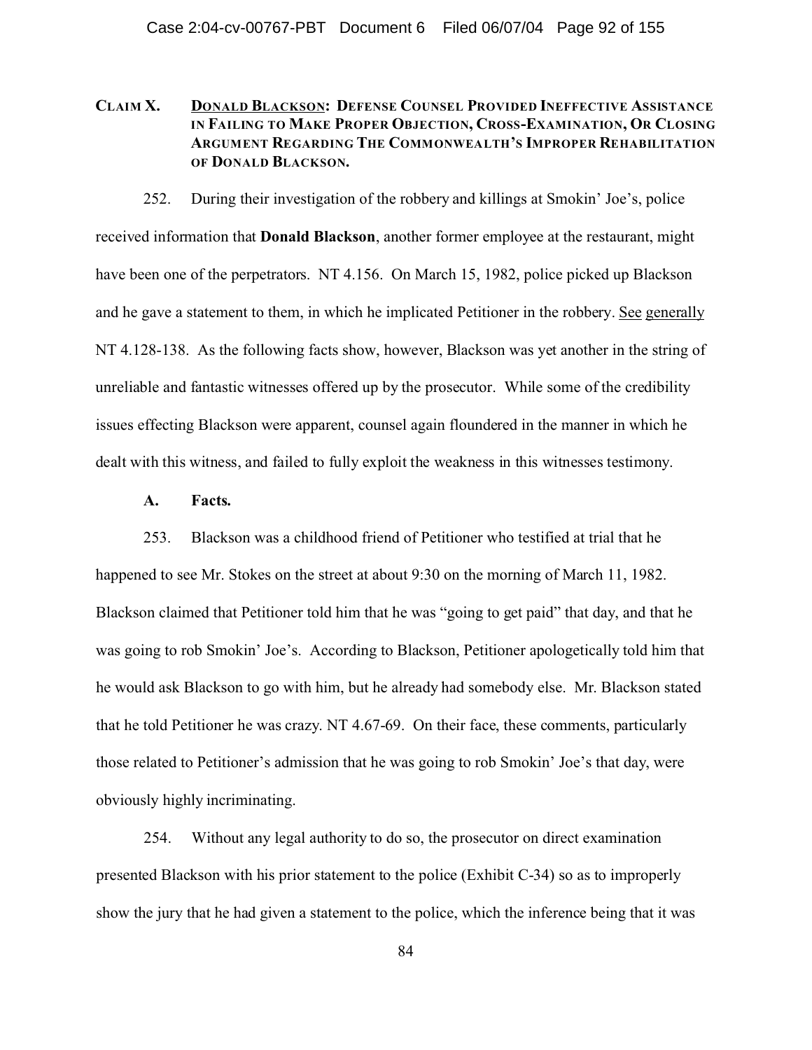**CLAIM X. <u>DONALD BLACKSON</u>: DEFENSE COUNSEL PROVIDED INEFFECTIVE ASSISTANCE IN FAILING TO MAKE PROPER OBJECTION, CROSS-EXAMINATION, OR CLOSING ARGUMENT REGARDING THE COMMONWEALTH'S IMPROPER REHABILITATION OF DONALD BLACKSON.**

252. During their investigation of the robbery and killings at Smokin' Joe's, police received information that **Donald Blackson**, another former employee at the restaurant, might have been one of the perpetrators. NT 4.156. On March 15, 1982, police picked up Blackson and he gave a statement to them, in which he implicated Petitioner in the robbery. <u>See generally</u> NT 4.128-138. As the following facts show, however, Blackson was yet another in the string of unreliable and fantastic witnesses offered up by the prosecutor. While some of the credibility issues effecting Blackson were apparent, counsel again floundered in the manner in which he dealt with this witness, and failed to fully exploit the weakness in this witnesses testimony.

**A. Facts.**

253. Blackson was a childhood friend of Petitioner who testified at trial that he happened to see Mr. Stokes on the street at about 9:30 on the morning of March 11, 1982. Blackson claimed that Petitioner told him that he was "going to get paid" that day, and that he was going to rob Smokin' Joe's. According to Blackson, Petitioner apologetically told him that he would ask Blackson to go with him, but he already had somebody else. Mr. Blackson stated that he told Petitioner he was crazy. NT 4.67-69. On their face, these comments, particularly those related to Petitioner's admission that he was going to rob Smokin' Joe's that day, were obviously highly incriminating.

254. Without any legal authority to do so, the prosecutor on direct examination presented Blackson with his prior statement to the police (Exhibit C-34) so as to improperly show the jury that he had given a statement to the police, which the inference being that it was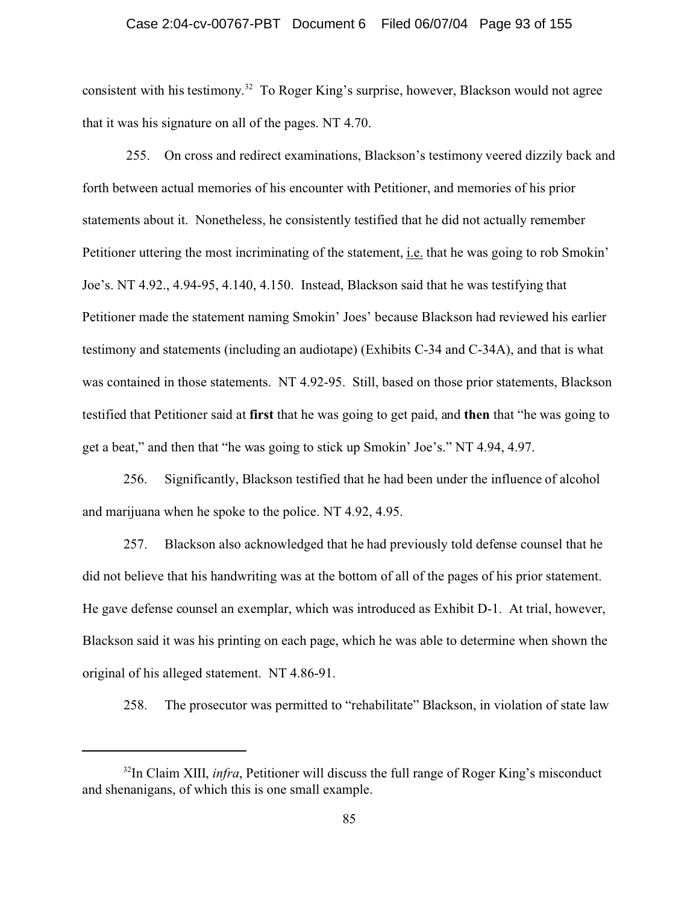consistent with his testimony.[32] To Roger King's surprise, however, Blackson would not agree that it was his signature on all of the pages. NT 4.70.

255. On cross and redirect examinations, Blackson's testimony veered dizzily back and forth between actual memories of his encounter with Petitioner, and memories of his prior statements about it. Nonetheless, he consistently testified that he did not actually remember Petitioner uttering the most incriminating of the statement, i.e. that he was going to rob Smokin' Joe's. NT 4.92., 4.94-95, 4.140, 4.150. Instead, Blackson said that he was testifying that Petitioner made the statement naming Smokin' Joes' because Blackson had reviewed his earlier testimony and statements (including an audiotape) (Exhibits C-34 and C-34A), and that is what was contained in those statements. NT 4.92-95. Still, based on those prior statements, Blackson testified that Petitioner said at **first** that he was going to get paid, and **then** that "he was going to get a beat," and then that "he was going to stick up Smokin' Joe's." NT 4.94, 4.97.

256. Significantly, Blackson testified that he had been under the influence of alcohol and marijuana when he spoke to the police. NT 4.92, 4.95.

257. Blackson also acknowledged that he had previously told defense counsel that he did not believe that his handwriting was at the bottom of all of the pages of his prior statement. He gave defense counsel an exemplar, which was introduced as Exhibit D-1. At trial, however, Blackson said it was his printing on each page, which he was able to determine when shown the original of his alleged statement. NT 4.86-91.

258. The prosecutor was permitted to "rehabilitate" Blackson, in violation of state law

---

[32] In Claim XIII, *infra*, Petitioner will discuss the full range of Roger King's misconduct and shenanigans, of which this is one small example.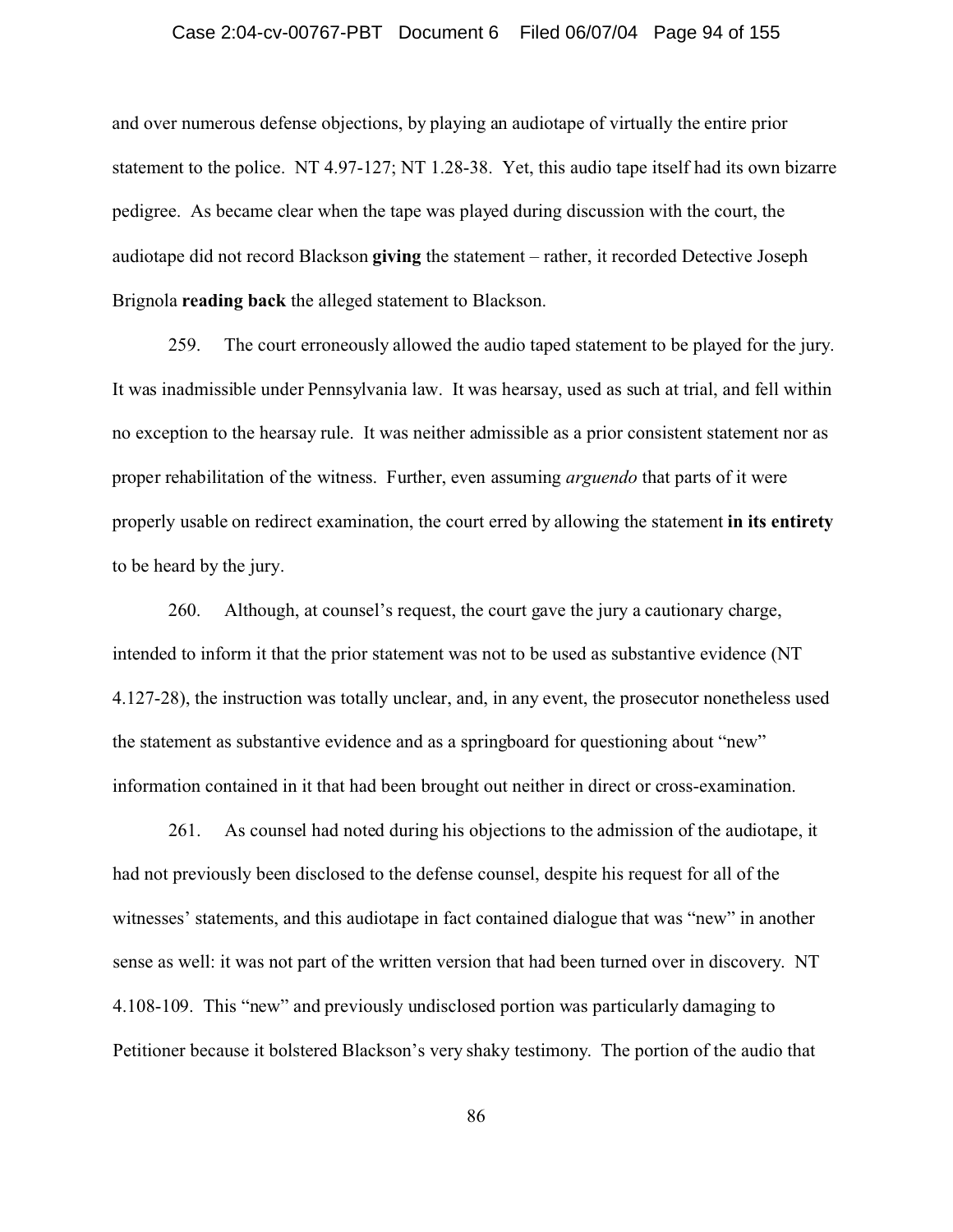and over numerous defense objections, by playing an audiotape of virtually the entire prior statement to the police. NT 4.97-127; NT 1.28-38. Yet, this audio tape itself had its own bizarre pedigree. As became clear when the tape was played during discussion with the court, the audiotape did not record Blackson **giving** the statement – rather, it recorded Detective Joseph Brignola **reading back** the alleged statement to Blackson.

259. The court erroneously allowed the audio taped statement to be played for the jury. It was inadmissible under Pennsylvania law. It was hearsay, used as such at trial, and fell within no exception to the hearsay rule. It was neither admissible as a prior consistent statement nor as proper rehabilitation of the witness. Further, even assuming *arguendo* that parts of it were properly usable on redirect examination, the court erred by allowing the statement **in its entirety** to be heard by the jury.

260. Although, at counsel's request, the court gave the jury a cautionary charge, intended to inform it that the prior statement was not to be used as substantive evidence (NT 4.127-28), the instruction was totally unclear, and, in any event, the prosecutor nonetheless used the statement as substantive evidence and as a springboard for questioning about "new" information contained in it that had been brought out neither in direct or cross-examination.

261. As counsel had noted during his objections to the admission of the audiotape, it had not previously been disclosed to the defense counsel, despite his request for all of the witnesses' statements, and this audiotape in fact contained dialogue that was "new" in another sense as well: it was not part of the written version that had been turned over in discovery. NT 4.108-109. This "new" and previously undisclosed portion was particularly damaging to Petitioner because it bolstered Blackson's very shaky testimony. The portion of the audio that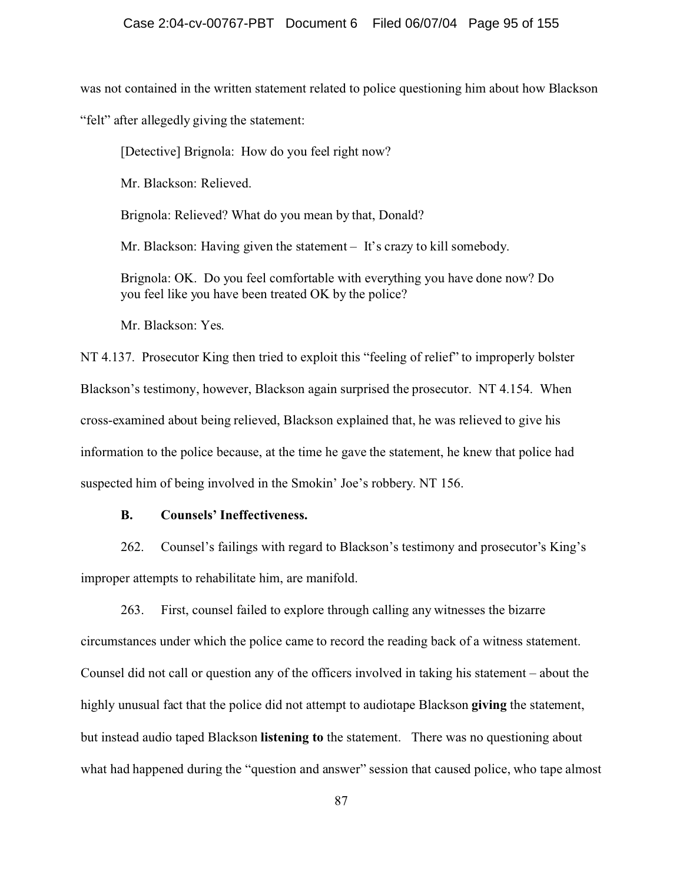was not contained in the written statement related to police questioning him about how Blackson "felt" after allegedly giving the statement:

> [Detective] Brignola: How do you feel right now?
>
> Mr. Blackson: Relieved.
>
> Brignola: Relieved? What do you mean by that, Donald?
>
> Mr. Blackson: Having given the statement – It's crazy to kill somebody.
>
> Brignola: OK. Do you feel comfortable with everything you have done now? Do you feel like you have been treated OK by the police?
>
> Mr. Blackson: Yes.

NT 4.137. Prosecutor King then tried to exploit this "feeling of relief" to improperly bolster Blackson's testimony, however, Blackson again surprised the prosecutor. NT 4.154. When cross-examined about being relieved, Blackson explained that, he was relieved to give his information to the police because, at the time he gave the statement, he knew that police had suspected him of being involved in the Smokin' Joe's robbery. NT 156.

**B. Counsels' Ineffectiveness.**

262. Counsel's failings with regard to Blackson's testimony and prosecutor's King's improper attempts to rehabilitate him, are manifold.

263. First, counsel failed to explore through calling any witnesses the bizarre circumstances under which the police came to record the reading back of a witness statement. Counsel did not call or question any of the officers involved in taking his statement – about the highly unusual fact that the police did not attempt to audiotape Blackson **giving** the statement, but instead audio taped Blackson **listening to** the statement. There was no questioning about what had happened during the "question and answer" session that caused police, who tape almost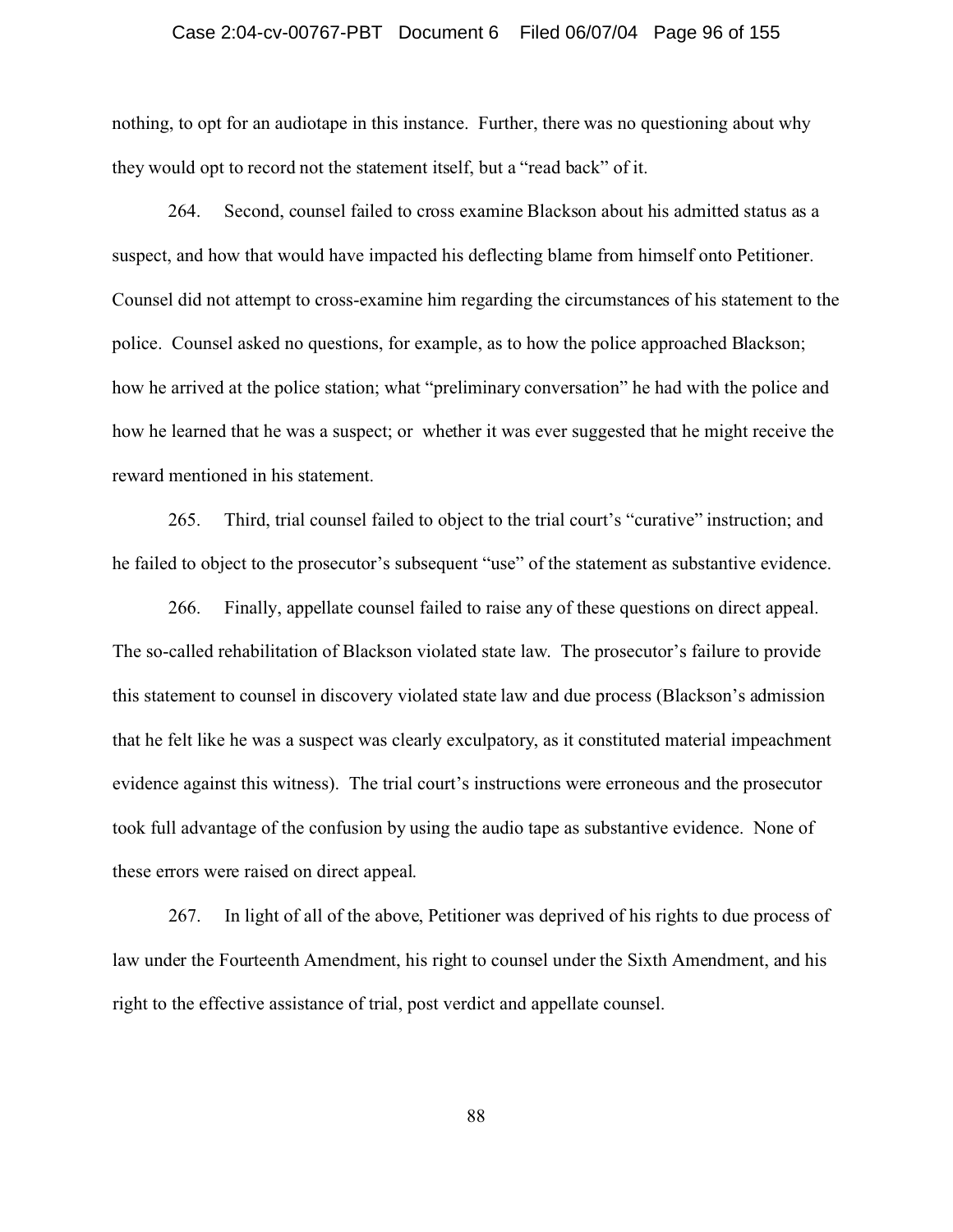nothing, to opt for an audiotape in this instance. Further, there was no questioning about why they would opt to record not the statement itself, but a "read back" of it.

264. Second, counsel failed to cross examine Blackson about his admitted status as a suspect, and how that would have impacted his deflecting blame from himself onto Petitioner. Counsel did not attempt to cross-examine him regarding the circumstances of his statement to the police. Counsel asked no questions, for example, as to how the police approached Blackson; how he arrived at the police station; what "preliminary conversation" he had with the police and how he learned that he was a suspect; or whether it was ever suggested that he might receive the reward mentioned in his statement.

265. Third, trial counsel failed to object to the trial court's "curative" instruction; and he failed to object to the prosecutor's subsequent "use" of the statement as substantive evidence.

266. Finally, appellate counsel failed to raise any of these questions on direct appeal. The so-called rehabilitation of Blackson violated state law. The prosecutor's failure to provide this statement to counsel in discovery violated state law and due process (Blackson's admission that he felt like he was a suspect was clearly exculpatory, as it constituted material impeachment evidence against this witness). The trial court's instructions were erroneous and the prosecutor took full advantage of the confusion by using the audio tape as substantive evidence. None of these errors were raised on direct appeal.

267. In light of all of the above, Petitioner was deprived of his rights to due process of law under the Fourteenth Amendment, his right to counsel under the Sixth Amendment, and his right to the effective assistance of trial, post verdict and appellate counsel.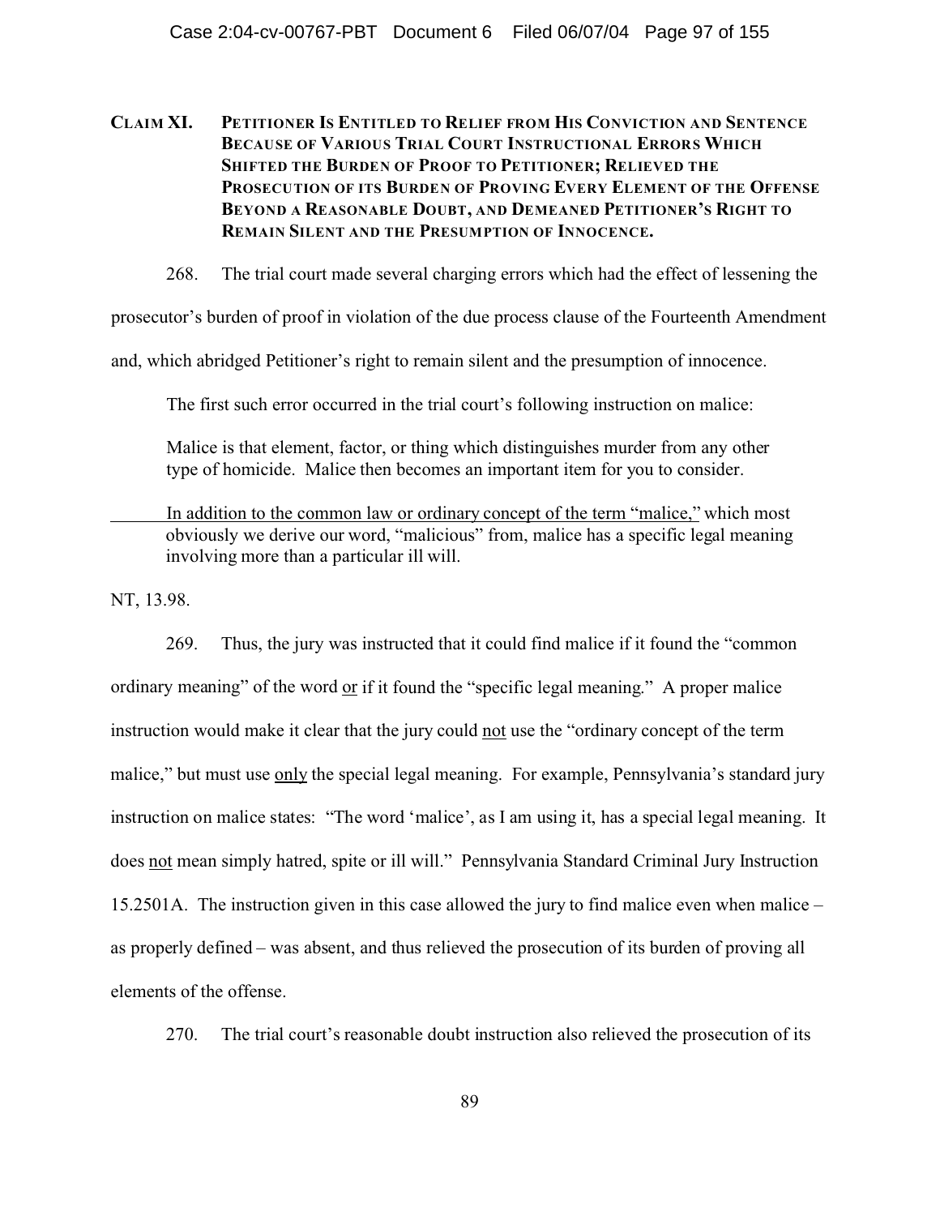**CLAIM XI. PETITIONER IS ENTITLED TO RELIEF FROM HIS CONVICTION AND SENTENCE BECAUSE OF VARIOUS TRIAL COURT INSTRUCTIONAL ERRORS WHICH SHIFTED THE BURDEN OF PROOF TO PETITIONER; RELIEVED THE PROSECUTION OF ITS BURDEN OF PROVING EVERY ELEMENT OF THE OFFENSE BEYOND A REASONABLE DOUBT, AND DEMEANED PETITIONER'S RIGHT TO REMAIN SILENT AND THE PRESUMPTION OF INNOCENCE.**

268. The trial court made several charging errors which had the effect of lessening the prosecutor's burden of proof in violation of the due process clause of the Fourteenth Amendment and, which abridged Petitioner's right to remain silent and the presumption of innocence.

The first such error occurred in the trial court's following instruction on malice:

> Malice is that element, factor, or thing which distinguishes murder from any other type of homicide. Malice then becomes an important item for you to consider.
>
> In addition to the common law or ordinary concept of the term "malice," which most obviously we derive our word, "malicious" from, malice has a specific legal meaning involving more than a particular ill will.

NT, 13.98.

269. Thus, the jury was instructed that it could find malice if it found the "common ordinary meaning" of the word or if it found the "specific legal meaning." A proper malice instruction would make it clear that the jury could not use the "ordinary concept of the term malice," but must use only the special legal meaning. For example, Pennsylvania's standard jury instruction on malice states: "The word 'malice', as I am using it, has a special legal meaning. It does not mean simply hatred, spite or ill will." Pennsylvania Standard Criminal Jury Instruction 15.2501A. The instruction given in this case allowed the jury to find malice even when malice – as properly defined – was absent, and thus relieved the prosecution of its burden of proving all elements of the offense.

270. The trial court's reasonable doubt instruction also relieved the prosecution of its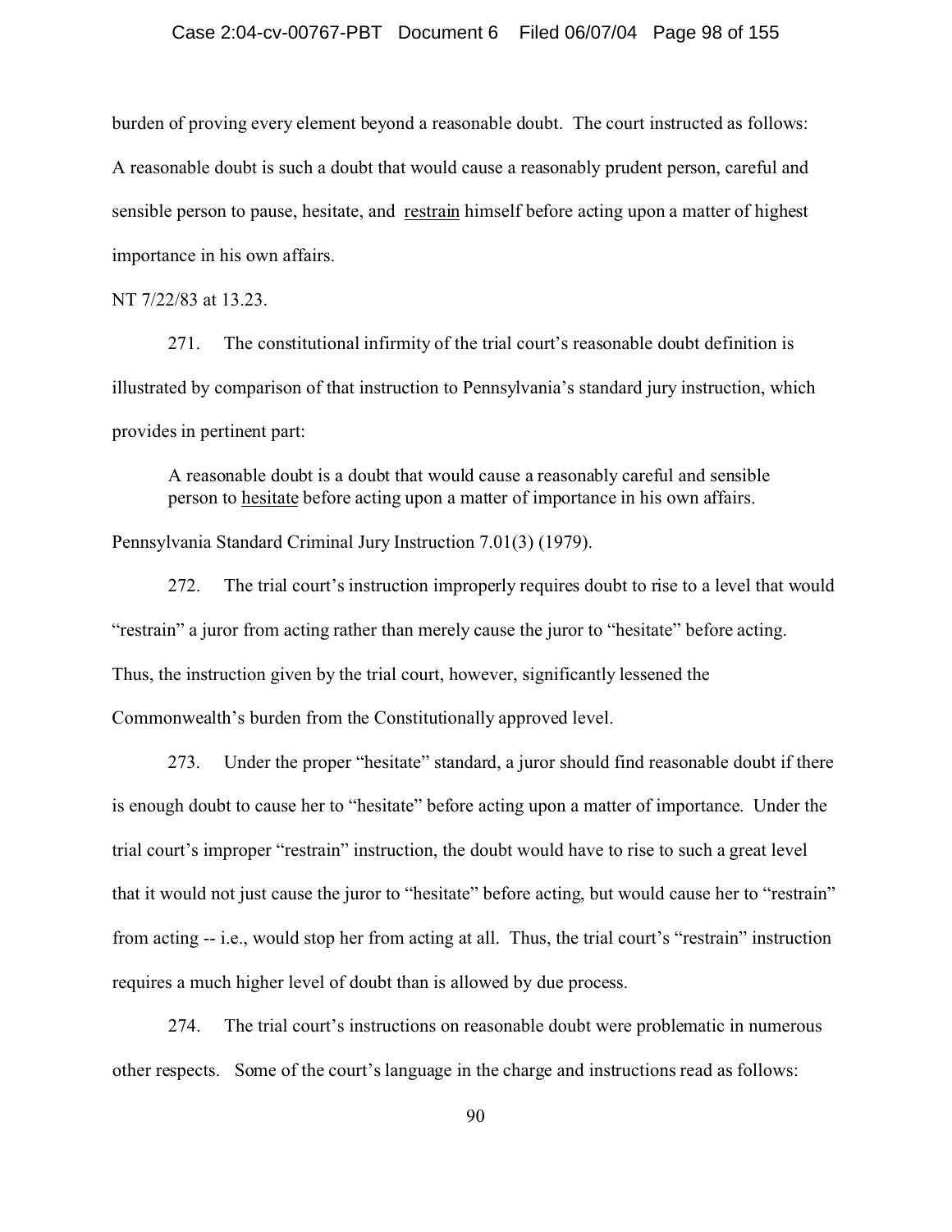burden of proving every element beyond a reasonable doubt. The court instructed as follows: A reasonable doubt is such a doubt that would cause a reasonably prudent person, careful and sensible person to pause, hesitate, and <u>restrain</u> himself before acting upon a matter of highest importance in his own affairs.

NT 7/22/83 at 13.23.

271. The constitutional infirmity of the trial court's reasonable doubt definition is illustrated by comparison of that instruction to Pennsylvania's standard jury instruction, which provides in pertinent part:

> A reasonable doubt is a doubt that would cause a reasonably careful and sensible person to <u>hesitate</u> before acting upon a matter of importance in his own affairs.

Pennsylvania Standard Criminal Jury Instruction 7.01(3) (1979).

272. The trial court's instruction improperly requires doubt to rise to a level that would "restrain" a juror from acting rather than merely cause the juror to "hesitate" before acting. Thus, the instruction given by the trial court, however, significantly lessened the Commonwealth's burden from the Constitutionally approved level.

273. Under the proper "hesitate" standard, a juror should find reasonable doubt if there is enough doubt to cause her to "hesitate" before acting upon a matter of importance. Under the trial court's improper "restrain" instruction, the doubt would have to rise to such a great level that it would not just cause the juror to "hesitate" before acting, but would cause her to "restrain" from acting -- i.e., would stop her from acting at all. Thus, the trial court's "restrain" instruction requires a much higher level of doubt than is allowed by due process.

274. The trial court's instructions on reasonable doubt were problematic in numerous other respects. Some of the court's language in the charge and instructions read as follows: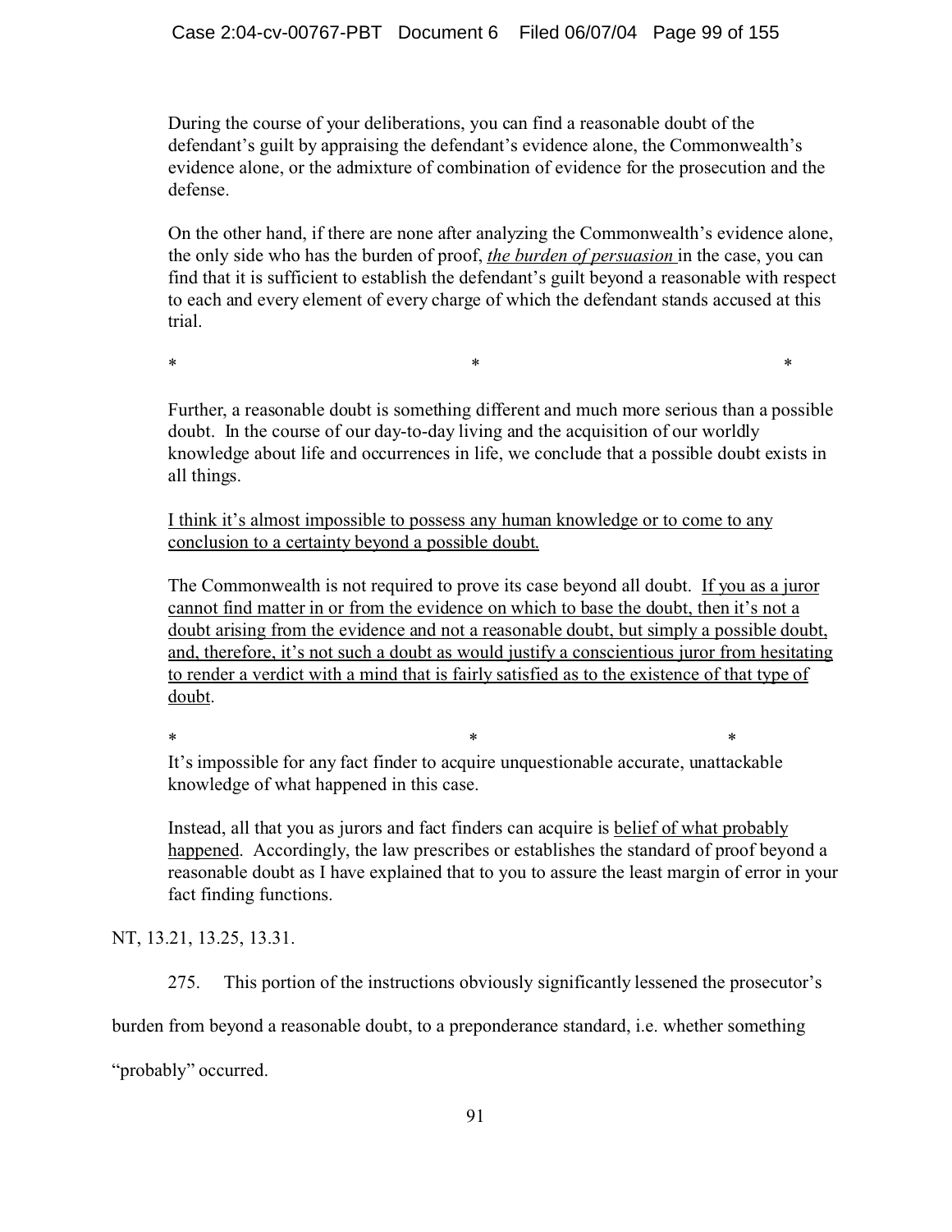During the course of your deliberations, you can find a reasonable doubt of the defendant's guilt by appraising the defendant's evidence alone, the Commonwealth's evidence alone, or the admixture of combination of evidence for the prosecution and the defense.

On the other hand, if there are none after analyzing the Commonwealth's evidence alone, the only side who has the burden of proof, _the burden of persuasion_ in the case, you can find that it is sufficient to establish the defendant's guilt beyond a reasonable with respect to each and every element of every charge of which the defendant stands accused at this trial.

\*                    \*                    \*

Further, a reasonable doubt is something different and much more serious than a possible doubt. In the course of our day-to-day living and the acquisition of our worldly knowledge about life and occurrences in life, we conclude that a possible doubt exists in all things.

<u>I think it's almost impossible to possess any human knowledge or to come to any conclusion to a certainty beyond a possible doubt.</u>

The Commonwealth is not required to prove its case beyond all doubt. <u>If you as a juror cannot find matter in or from the evidence on which to base the doubt, then it's not a doubt arising from the evidence and not a reasonable doubt, but simply a possible doubt, and, therefore, it's not such a doubt as would justify a conscientious juror from hesitating to render a verdict with a mind that is fairly satisfied as to the existence of that type of doubt</u>.

\*                    \*                    \*

It's impossible for any fact finder to acquire unquestionable accurate, unattackable knowledge of what happened in this case.

Instead, all that you as jurors and fact finders can acquire is <u>belief of what probably happened</u>. Accordingly, the law prescribes or establishes the standard of proof beyond a reasonable doubt as I have explained that to you to assure the least margin of error in your fact finding functions.

NT, 13.21, 13.25, 13.31.

275. This portion of the instructions obviously significantly lessened the prosecutor's burden from beyond a reasonable doubt, to a preponderance standard, i.e. whether something "probably" occurred.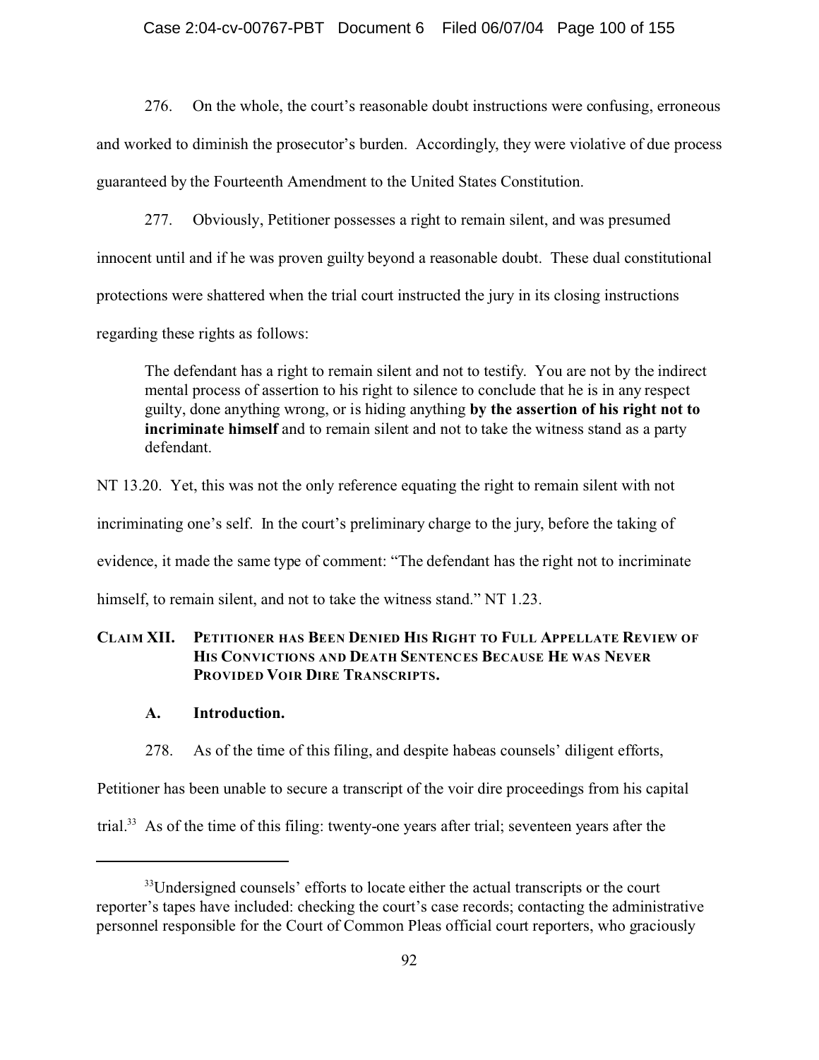276. On the whole, the court's reasonable doubt instructions were confusing, erroneous and worked to diminish the prosecutor's burden. Accordingly, they were violative of due process guaranteed by the Fourteenth Amendment to the United States Constitution.

277. Obviously, Petitioner possesses a right to remain silent, and was presumed innocent until and if he was proven guilty beyond a reasonable doubt. These dual constitutional protections were shattered when the trial court instructed the jury in its closing instructions regarding these rights as follows:

> The defendant has a right to remain silent and not to testify. You are not by the indirect mental process of assertion to his right to silence to conclude that he is in any respect guilty, done anything wrong, or is hiding anything **by the assertion of his right not to incriminate himself** and to remain silent and not to take the witness stand as a party defendant.

NT 13.20. Yet, this was not the only reference equating the right to remain silent with not incriminating one's self. In the court's preliminary charge to the jury, before the taking of evidence, it made the same type of comment: "The defendant has the right not to incriminate himself, to remain silent, and not to take the witness stand." NT 1.23.

## CLAIM XII. PETITIONER HAS BEEN DENIED HIS RIGHT TO FULL APPELLATE REVIEW OF HIS CONVICTIONS AND DEATH SENTENCES BECAUSE HE WAS NEVER PROVIDED VOIR DIRE TRANSCRIPTS.

### A. Introduction.

278. As of the time of this filing, and despite habeas counsels' diligent efforts, Petitioner has been unable to secure a transcript of the voir dire proceedings from his capital trial.[33] As of the time of this filing: twenty-one years after trial; seventeen years after the

[33]Undersigned counsels' efforts to locate either the actual transcripts or the court reporter's tapes have included: checking the court's case records; contacting the administrative personnel responsible for the Court of Common Pleas official court reporters, who graciously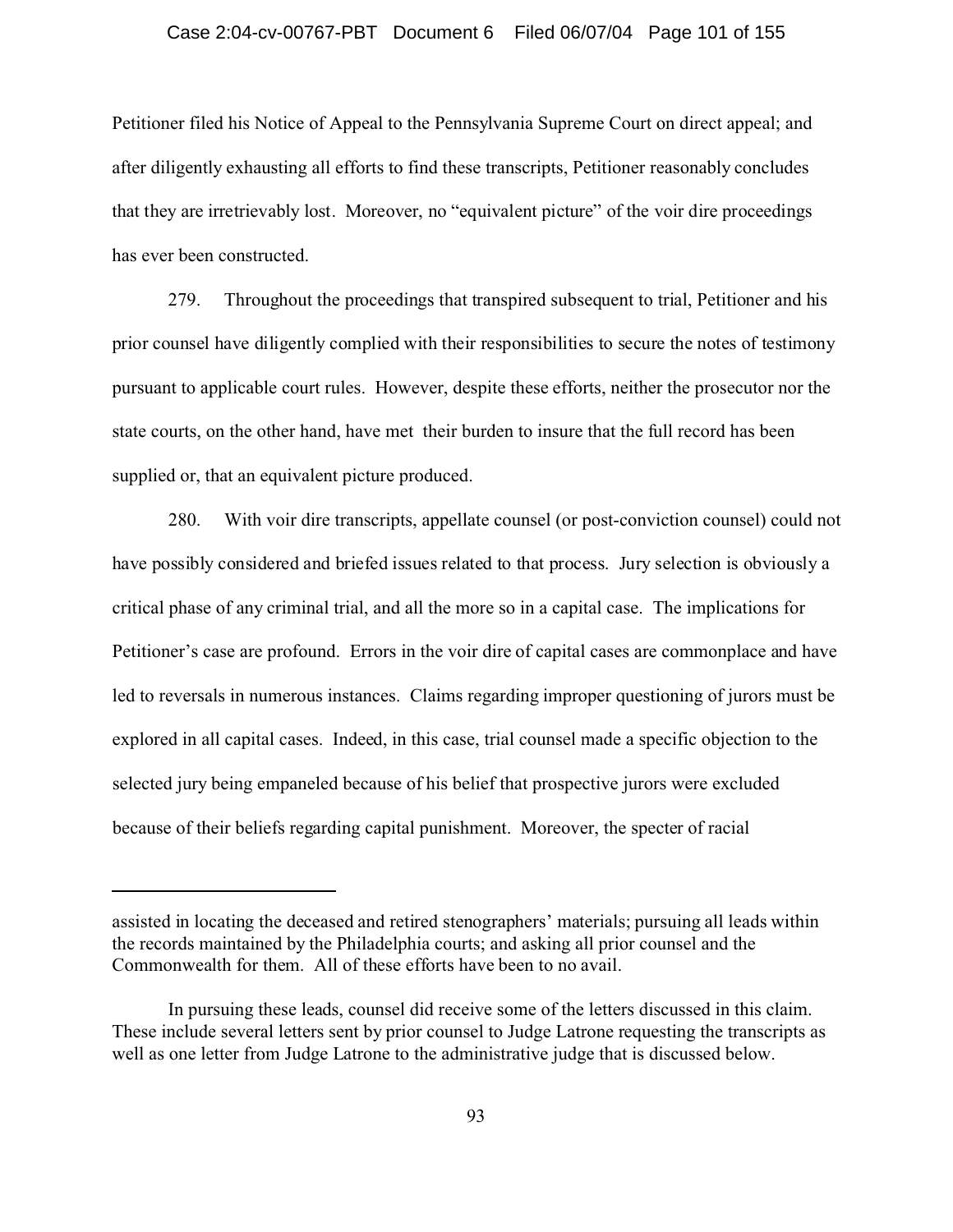Petitioner filed his Notice of Appeal to the Pennsylvania Supreme Court on direct appeal; and after diligently exhausting all efforts to find these transcripts, Petitioner reasonably concludes that they are irretrievably lost. Moreover, no "equivalent picture" of the voir dire proceedings has ever been constructed.

279. Throughout the proceedings that transpired subsequent to trial, Petitioner and his prior counsel have diligently complied with their responsibilities to secure the notes of testimony pursuant to applicable court rules. However, despite these efforts, neither the prosecutor nor the state courts, on the other hand, have met their burden to insure that the full record has been supplied or, that an equivalent picture produced.

280. With voir dire transcripts, appellate counsel (or post-conviction counsel) could not have possibly considered and briefed issues related to that process. Jury selection is obviously a critical phase of any criminal trial, and all the more so in a capital case. The implications for Petitioner's case are profound. Errors in the voir dire of capital cases are commonplace and have led to reversals in numerous instances. Claims regarding improper questioning of jurors must be explored in all capital cases. Indeed, in this case, trial counsel made a specific objection to the selected jury being empaneled because of his belief that prospective jurors were excluded because of their beliefs regarding capital punishment. Moreover, the specter of racial

---

assisted in locating the deceased and retired stenographers' materials; pursuing all leads within the records maintained by the Philadelphia courts; and asking all prior counsel and the Commonwealth for them. All of these efforts have been to no avail.

In pursuing these leads, counsel did receive some of the letters discussed in this claim. These include several letters sent by prior counsel to Judge Latrone requesting the transcripts as well as one letter from Judge Latrone to the administrative judge that is discussed below.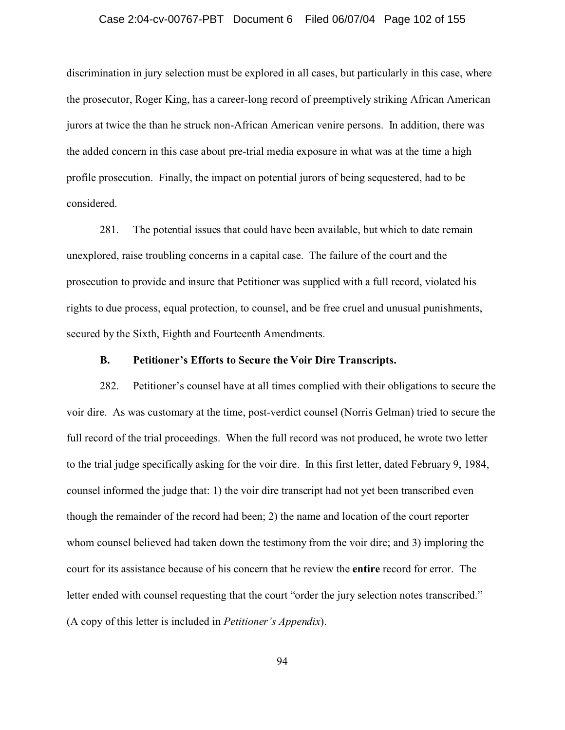discrimination in jury selection must be explored in all cases, but particularly in this case, where the prosecutor, Roger King, has a career-long record of preemptively striking African American jurors at twice the than he struck non-African American venire persons. In addition, there was the added concern in this case about pre-trial media exposure in what was at the time a high profile prosecution. Finally, the impact on potential jurors of being sequestered, had to be considered.

281. The potential issues that could have been available, but which to date remain unexplored, raise troubling concerns in a capital case. The failure of the court and the prosecution to provide and insure that Petitioner was supplied with a full record, violated his rights to due process, equal protection, to counsel, and be free cruel and unusual punishments, secured by the Sixth, Eighth and Fourteenth Amendments.

**B. Petitioner's Efforts to Secure the Voir Dire Transcripts.**

282. Petitioner's counsel have at all times complied with their obligations to secure the voir dire. As was customary at the time, post-verdict counsel (Norris Gelman) tried to secure the full record of the trial proceedings. When the full record was not produced, he wrote two letter to the trial judge specifically asking for the voir dire. In this first letter, dated February 9, 1984, counsel informed the judge that: 1) the voir dire transcript had not yet been transcribed even though the remainder of the record had been; 2) the name and location of the court reporter whom counsel believed had taken down the testimony from the voir dire; and 3) imploring the court for its assistance because of his concern that he review the **entire** record for error. The letter ended with counsel requesting that the court "order the jury selection notes transcribed." (A copy of this letter is included in *Petitioner's Appendix*).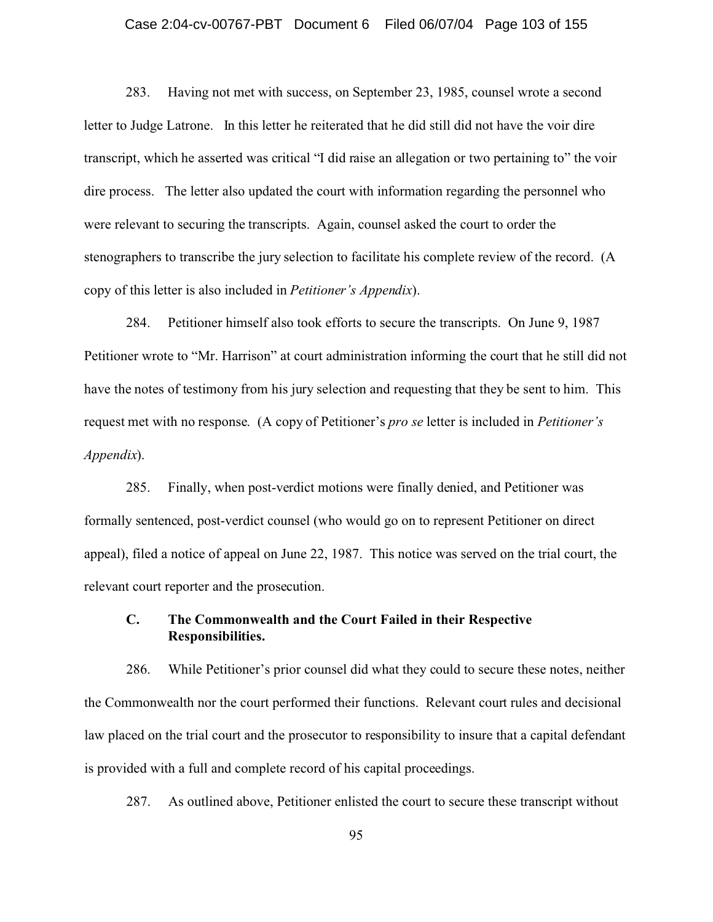283. Having not met with success, on September 23, 1985, counsel wrote a second letter to Judge Latrone. In this letter he reiterated that he did still did not have the voir dire transcript, which he asserted was critical "I did raise an allegation or two pertaining to" the voir dire process. The letter also updated the court with information regarding the personnel who were relevant to securing the transcripts. Again, counsel asked the court to order the stenographers to transcribe the jury selection to facilitate his complete review of the record. (A copy of this letter is also included in *Petitioner's Appendix*).

284. Petitioner himself also took efforts to secure the transcripts. On June 9, 1987 Petitioner wrote to "Mr. Harrison" at court administration informing the court that he still did not have the notes of testimony from his jury selection and requesting that they be sent to him. This request met with no response. (A copy of Petitioner's *pro se* letter is included in *Petitioner's Appendix*).

285. Finally, when post-verdict motions were finally denied, and Petitioner was formally sentenced, post-verdict counsel (who would go on to represent Petitioner on direct appeal), filed a notice of appeal on June 22, 1987. This notice was served on the trial court, the relevant court reporter and the prosecution.

### C. The Commonwealth and the Court Failed in their Respective Responsibilities.

286. While Petitioner's prior counsel did what they could to secure these notes, neither the Commonwealth nor the court performed their functions. Relevant court rules and decisional law placed on the trial court and the prosecutor to responsibility to insure that a capital defendant is provided with a full and complete record of his capital proceedings.

287. As outlined above, Petitioner enlisted the court to secure these transcript without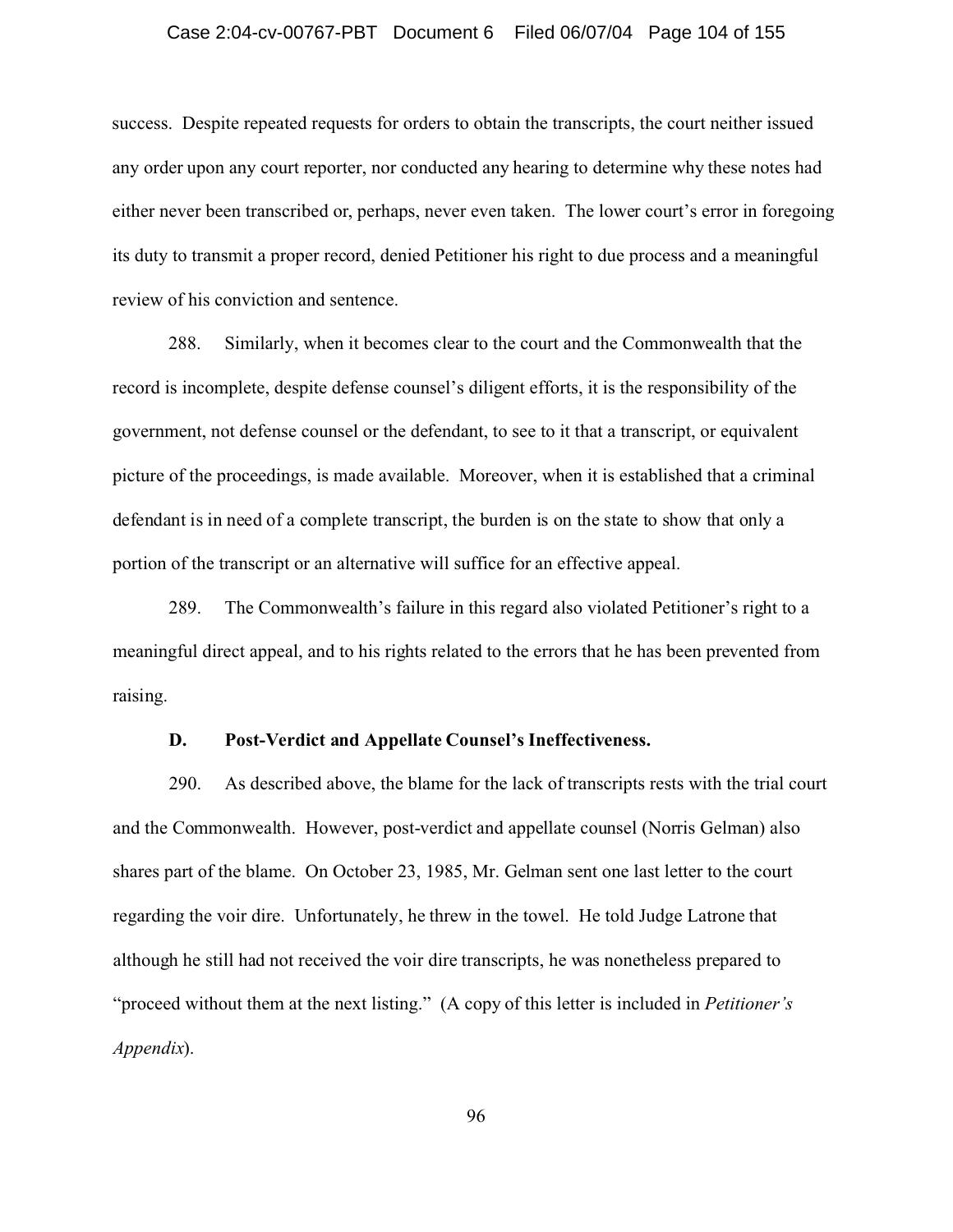success. Despite repeated requests for orders to obtain the transcripts, the court neither issued any order upon any court reporter, nor conducted any hearing to determine why these notes had either never been transcribed or, perhaps, never even taken. The lower court's error in foregoing its duty to transmit a proper record, denied Petitioner his right to due process and a meaningful review of his conviction and sentence.

288. Similarly, when it becomes clear to the court and the Commonwealth that the record is incomplete, despite defense counsel's diligent efforts, it is the responsibility of the government, not defense counsel or the defendant, to see to it that a transcript, or equivalent picture of the proceedings, is made available. Moreover, when it is established that a criminal defendant is in need of a complete transcript, the burden is on the state to show that only a portion of the transcript or an alternative will suffice for an effective appeal.

289. The Commonwealth's failure in this regard also violated Petitioner's right to a meaningful direct appeal, and to his rights related to the errors that he has been prevented from raising.

**D. Post-Verdict and Appellate Counsel's Ineffectiveness.**

290. As described above, the blame for the lack of transcripts rests with the trial court and the Commonwealth. However, post-verdict and appellate counsel (Norris Gelman) also shares part of the blame. On October 23, 1985, Mr. Gelman sent one last letter to the court regarding the voir dire. Unfortunately, he threw in the towel. He told Judge Latrone that although he still had not received the voir dire transcripts, he was nonetheless prepared to "proceed without them at the next listing." (A copy of this letter is included in *Petitioner's Appendix*).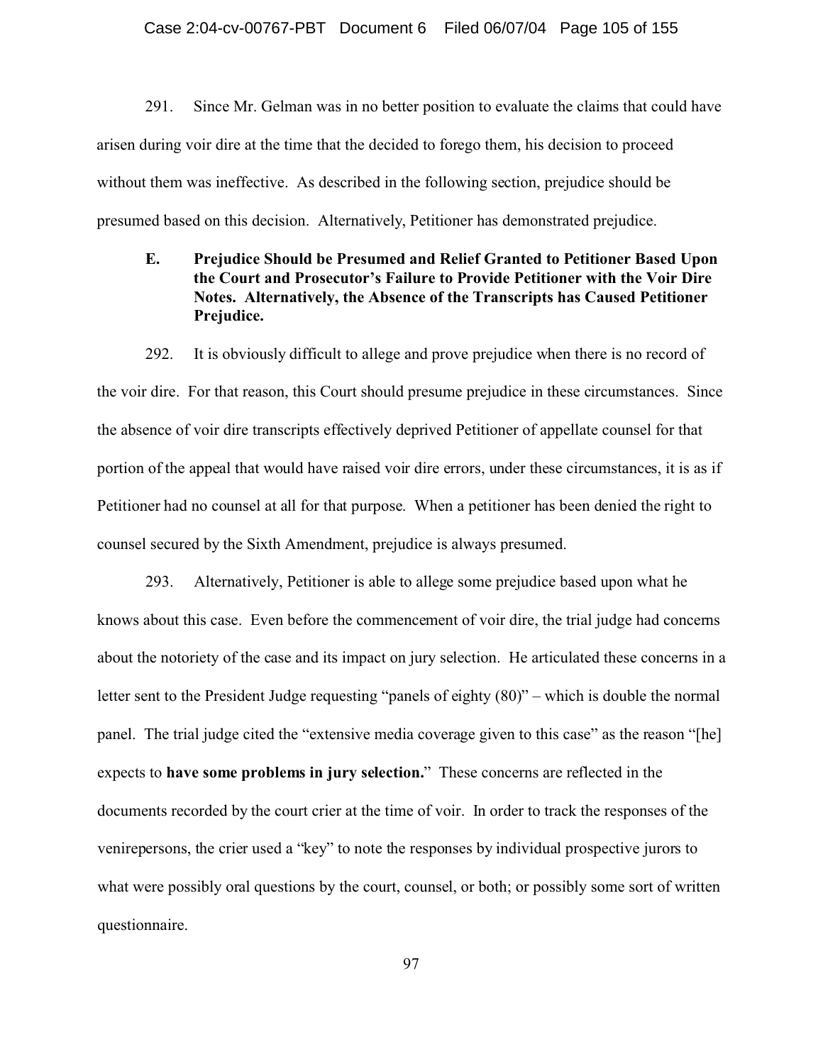291. Since Mr. Gelman was in no better position to evaluate the claims that could have arisen during voir dire at the time that the decided to forego them, his decision to proceed without them was ineffective. As described in the following section, prejudice should be presumed based on this decision. Alternatively, Petitioner has demonstrated prejudice.

### E. Prejudice Should be Presumed and Relief Granted to Petitioner Based Upon the Court and Prosecutor's Failure to Provide Petitioner with the Voir Dire Notes. Alternatively, the Absence of the Transcripts has Caused Petitioner Prejudice.

292. It is obviously difficult to allege and prove prejudice when there is no record of the voir dire. For that reason, this Court should presume prejudice in these circumstances. Since the absence of voir dire transcripts effectively deprived Petitioner of appellate counsel for that portion of the appeal that would have raised voir dire errors, under these circumstances, it is as if Petitioner had no counsel at all for that purpose. When a petitioner has been denied the right to counsel secured by the Sixth Amendment, prejudice is always presumed.

293. Alternatively, Petitioner is able to allege some prejudice based upon what he knows about this case. Even before the commencement of voir dire, the trial judge had concerns about the notoriety of the case and its impact on jury selection. He articulated these concerns in a letter sent to the President Judge requesting "panels of eighty (80)" – which is double the normal panel. The trial judge cited the "extensive media coverage given to this case" as the reason "[he] expects to **have some problems in jury selection.**" These concerns are reflected in the documents recorded by the court crier at the time of voir. In order to track the responses of the venirepersons, the crier used a "key" to note the responses by individual prospective jurors to what were possibly oral questions by the court, counsel, or both; or possibly some sort of written questionnaire.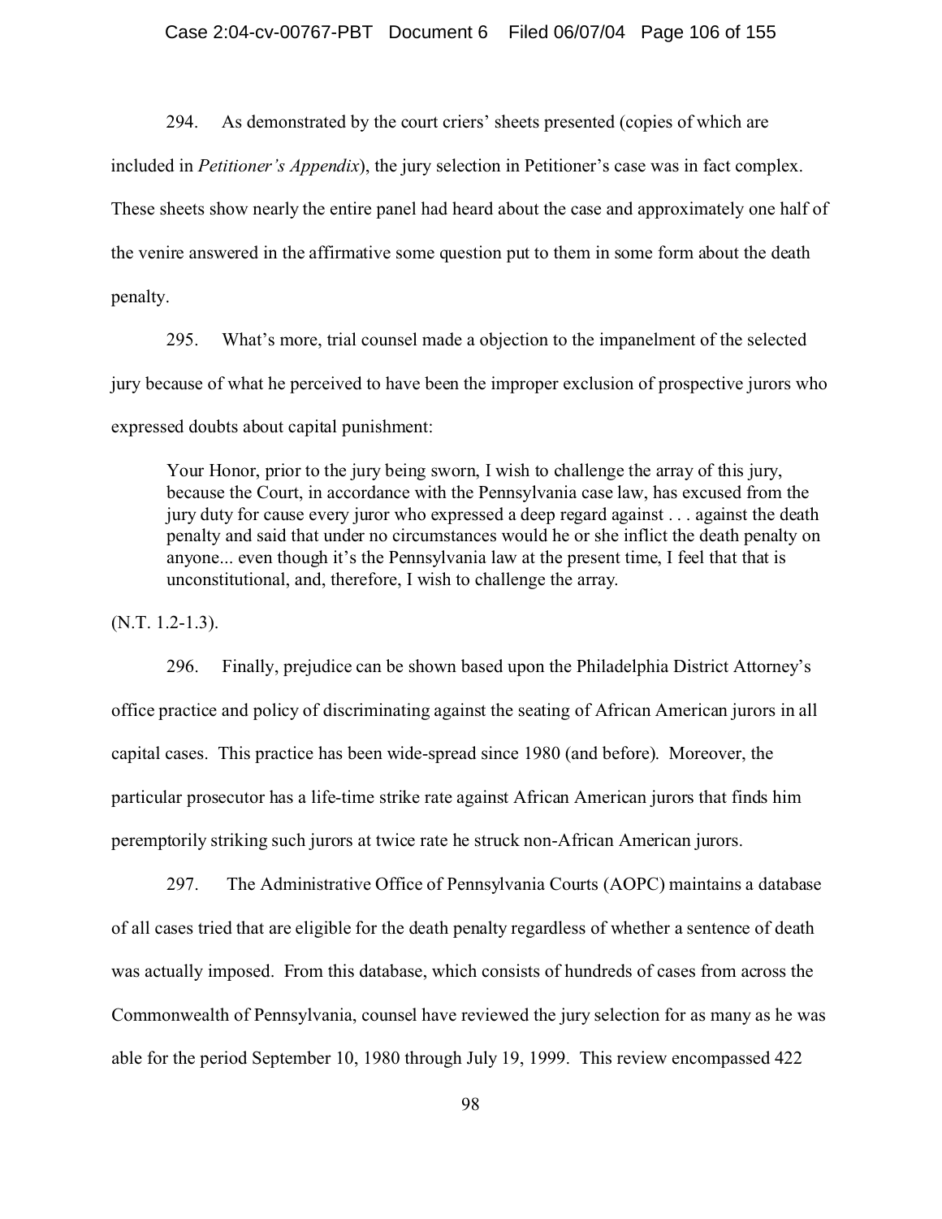294. As demonstrated by the court criers' sheets presented (copies of which are included in *Petitioner's Appendix*), the jury selection in Petitioner's case was in fact complex. These sheets show nearly the entire panel had heard about the case and approximately one half of the venire answered in the affirmative some question put to them in some form about the death penalty.

295. What's more, trial counsel made a objection to the impanelment of the selected jury because of what he perceived to have been the improper exclusion of prospective jurors who expressed doubts about capital punishment:

> Your Honor, prior to the jury being sworn, I wish to challenge the array of this jury, because the Court, in accordance with the Pennsylvania case law, has excused from the jury duty for cause every juror who expressed a deep regard against . . . against the death penalty and said that under no circumstances would he or she inflict the death penalty on anyone... even though it's the Pennsylvania law at the present time, I feel that that is unconstitutional, and, therefore, I wish to challenge the array.

(N.T. 1.2-1.3).

296. Finally, prejudice can be shown based upon the Philadelphia District Attorney's office practice and policy of discriminating against the seating of African American jurors in all capital cases. This practice has been wide-spread since 1980 (and before). Moreover, the particular prosecutor has a life-time strike rate against African American jurors that finds him peremptorily striking such jurors at twice rate he struck non-African American jurors.

297. The Administrative Office of Pennsylvania Courts (AOPC) maintains a database of all cases tried that are eligible for the death penalty regardless of whether a sentence of death was actually imposed. From this database, which consists of hundreds of cases from across the Commonwealth of Pennsylvania, counsel have reviewed the jury selection for as many as he was able for the period September 10, 1980 through July 19, 1999. This review encompassed 422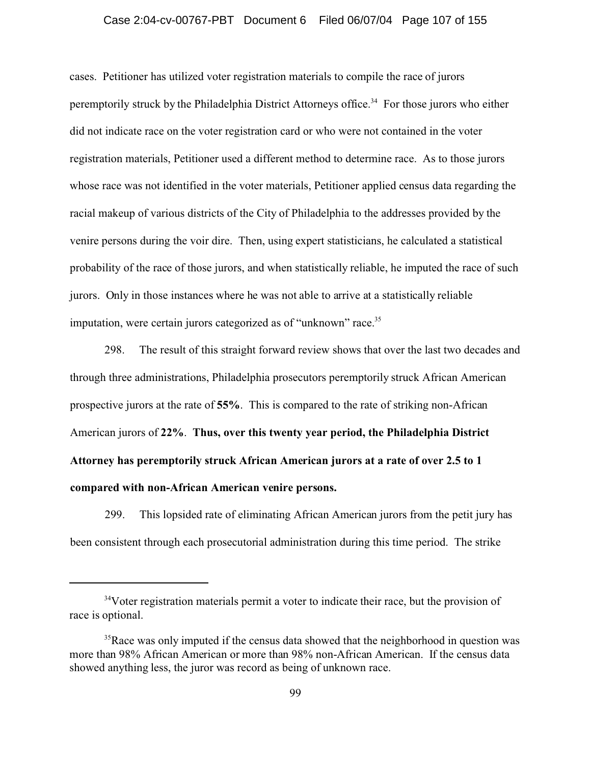cases. Petitioner has utilized voter registration materials to compile the race of jurors peremptorily struck by the Philadelphia District Attorneys office.[34] For those jurors who either did not indicate race on the voter registration card or who were not contained in the voter registration materials, Petitioner used a different method to determine race. As to those jurors whose race was not identified in the voter materials, Petitioner applied census data regarding the racial makeup of various districts of the City of Philadelphia to the addresses provided by the venire persons during the voir dire. Then, using expert statisticians, he calculated a statistical probability of the race of those jurors, and when statistically reliable, he imputed the race of such jurors. Only in those instances where he was not able to arrive at a statistically reliable imputation, were certain jurors categorized as of "unknown" race.[35]

298. The result of this straight forward review shows that over the last two decades and through three administrations, Philadelphia prosecutors peremptorily struck African American prospective jurors at the rate of **55%**. This is compared to the rate of striking non-African American jurors of **22%**. **Thus, over this twenty year period, the Philadelphia District Attorney has peremptorily struck African American jurors at a rate of over 2.5 to 1 compared with non-African American venire persons.**

299. This lopsided rate of eliminating African American jurors from the petit jury has been consistent through each prosecutorial administration during this time period. The strike

---

[34] Voter registration materials permit a voter to indicate their race, but the provision of race is optional.

[35] Race was only imputed if the census data showed that the neighborhood in question was more than 98% African American or more than 98% non-African American. If the census data showed anything less, the juror was record as being of unknown race.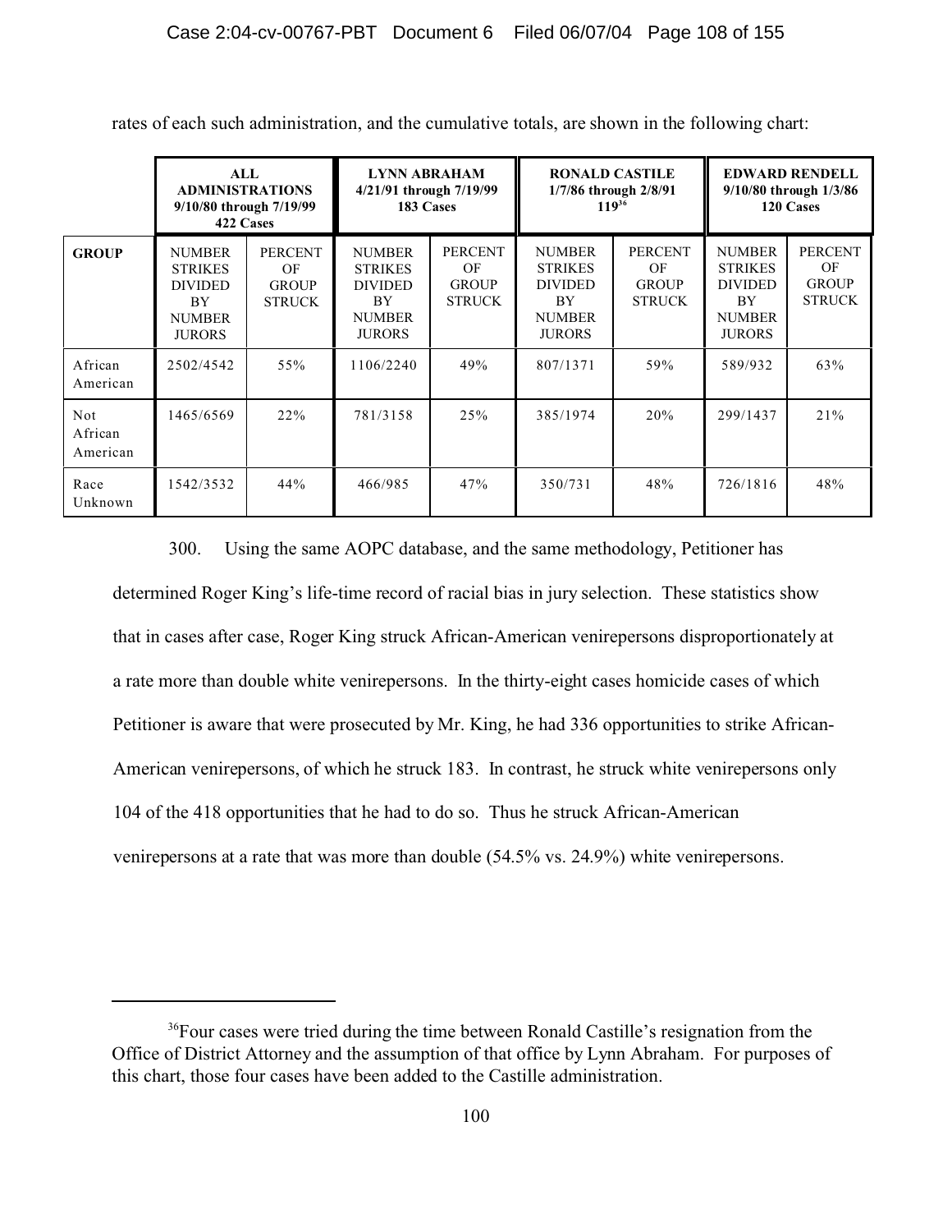rates of each such administration, and the cumulative totals, are shown in the following chart:

| | ALL ADMINISTRATIONS 9/10/80 through 7/19/99 422 Cases | | LYNN ABRAHAM 4/21/91 through 7/19/99 183 Cases | | RONALD CASTILE 1/7/86 through 2/8/91 119[36] | | EDWARD RENDELL 9/10/80 through 1/3/86 120 Cases | |
|---|---|---|---|---|---|---|---|---|
| **GROUP** | NUMBER STRIKES DIVIDED BY NUMBER JURORS | PERCENT OF GROUP STRUCK | NUMBER STRIKES DIVIDED BY NUMBER JURORS | PERCENT OF GROUP STRUCK | NUMBER STRIKES DIVIDED BY NUMBER JURORS | PERCENT OF GROUP STRUCK | NUMBER STRIKES DIVIDED BY NUMBER JURORS | PERCENT OF GROUP STRUCK |
| African American | 2502/4542 | 55% | 1106/2240 | 49% | 807/1371 | 59% | 589/932 | 63% |
| Not African American | 1465/6569 | 22% | 781/3158 | 25% | 385/1974 | 20% | 299/1437 | 21% |
| Race Unknown | 1542/3532 | 44% | 466/985 | 47% | 350/731 | 48% | 726/1816 | 48% |

300. Using the same AOPC database, and the same methodology, Petitioner has determined Roger King's life-time record of racial bias in jury selection. These statistics show that in cases after case, Roger King struck African-American venirepersons disproportionately at a rate more than double white venirepersons. In the thirty-eight cases homicide cases of which Petitioner is aware that were prosecuted by Mr. King, he had 336 opportunities to strike African-American venirepersons, of which he struck 183. In contrast, he struck white venirepersons only 104 of the 418 opportunities that he had to do so. Thus he struck African-American venirepersons at a rate that was more than double (54.5% vs. 24.9%) white venirepersons.

---

[36]Four cases were tried during the time between Ronald Castille's resignation from the Office of District Attorney and the assumption of that office by Lynn Abraham. For purposes of this chart, those four cases have been added to the Castille administration.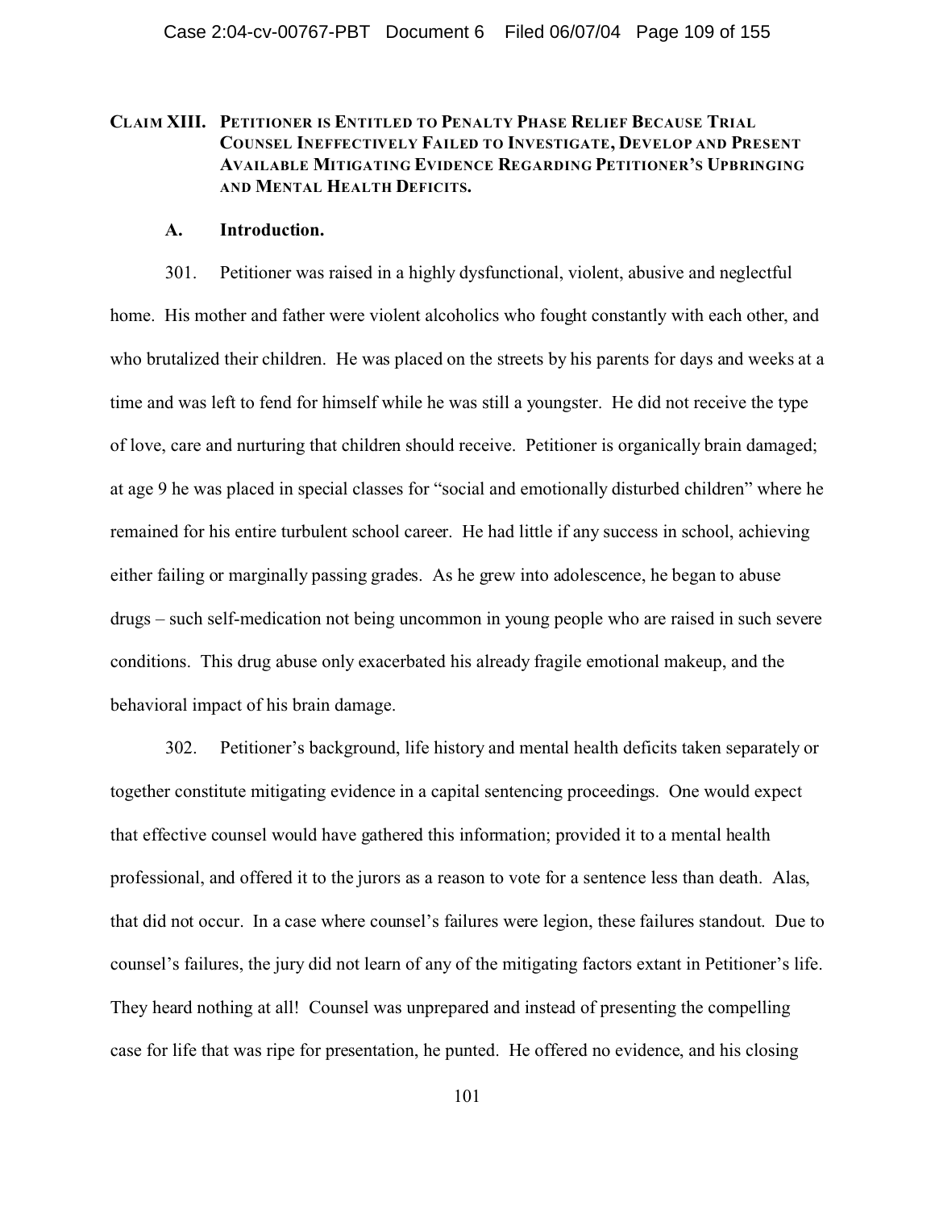## CLAIM XIII. PETITIONER IS ENTITLED TO PENALTY PHASE RELIEF BECAUSE TRIAL COUNSEL INEFFECTIVELY FAILED TO INVESTIGATE, DEVELOP AND PRESENT AVAILABLE MITIGATING EVIDENCE REGARDING PETITIONER'S UPBRINGING AND MENTAL HEALTH DEFICITS.

### A. Introduction.

301. Petitioner was raised in a highly dysfunctional, violent, abusive and neglectful home. His mother and father were violent alcoholics who fought constantly with each other, and who brutalized their children. He was placed on the streets by his parents for days and weeks at a time and was left to fend for himself while he was still a youngster. He did not receive the type of love, care and nurturing that children should receive. Petitioner is organically brain damaged; at age 9 he was placed in special classes for "social and emotionally disturbed children" where he remained for his entire turbulent school career. He had little if any success in school, achieving either failing or marginally passing grades. As he grew into adolescence, he began to abuse drugs – such self-medication not being uncommon in young people who are raised in such severe conditions. This drug abuse only exacerbated his already fragile emotional makeup, and the behavioral impact of his brain damage.

302. Petitioner's background, life history and mental health deficits taken separately or together constitute mitigating evidence in a capital sentencing proceedings. One would expect that effective counsel would have gathered this information; provided it to a mental health professional, and offered it to the jurors as a reason to vote for a sentence less than death. Alas, that did not occur. In a case where counsel's failures were legion, these failures standout. Due to counsel's failures, the jury did not learn of any of the mitigating factors extant in Petitioner's life. They heard nothing at all! Counsel was unprepared and instead of presenting the compelling case for life that was ripe for presentation, he punted. He offered no evidence, and his closing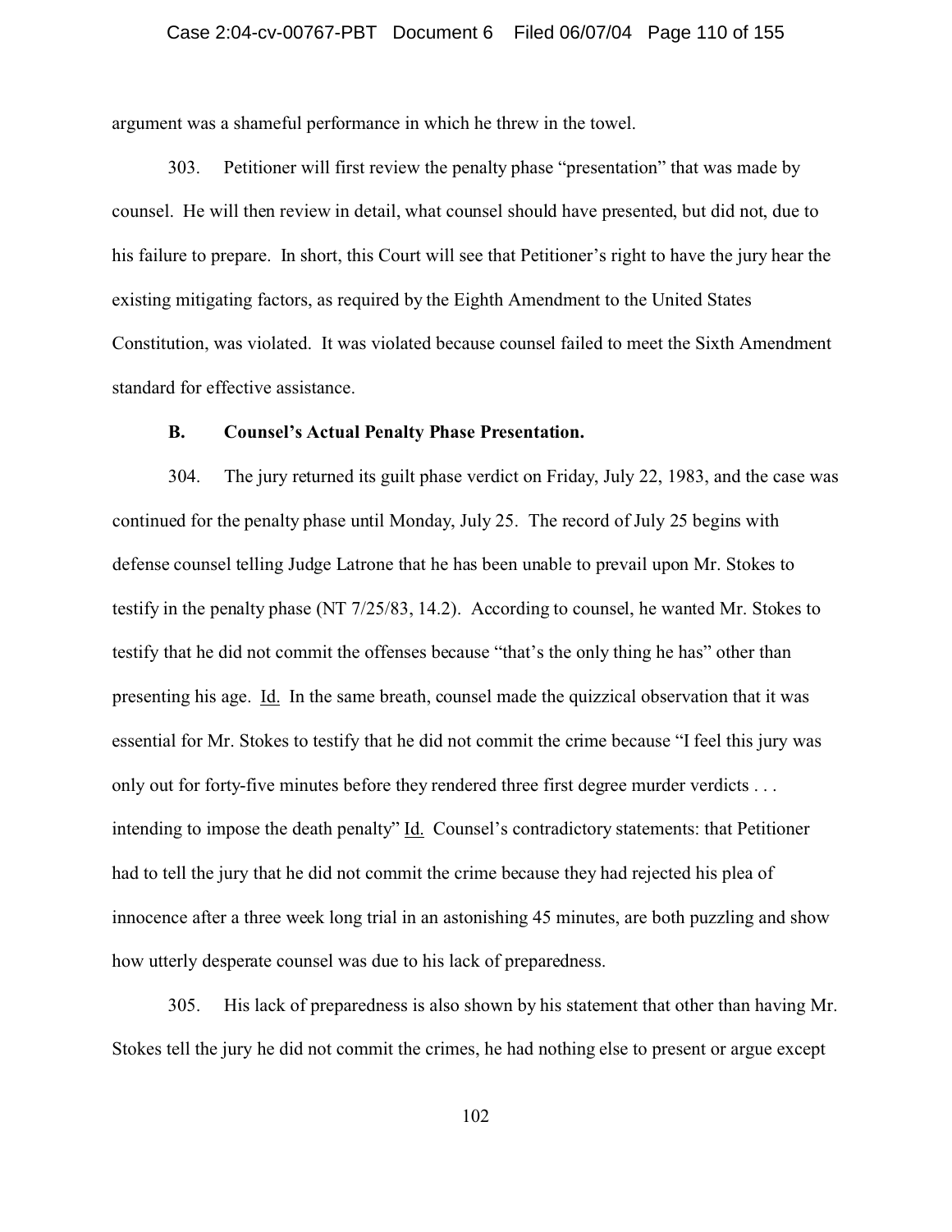argument was a shameful performance in which he threw in the towel.

303. Petitioner will first review the penalty phase "presentation" that was made by counsel. He will then review in detail, what counsel should have presented, but did not, due to his failure to prepare. In short, this Court will see that Petitioner's right to have the jury hear the existing mitigating factors, as required by the Eighth Amendment to the United States Constitution, was violated. It was violated because counsel failed to meet the Sixth Amendment standard for effective assistance.

**B. Counsel's Actual Penalty Phase Presentation.**

304. The jury returned its guilt phase verdict on Friday, July 22, 1983, and the case was continued for the penalty phase until Monday, July 25. The record of July 25 begins with defense counsel telling Judge Latrone that he has been unable to prevail upon Mr. Stokes to testify in the penalty phase (NT 7/25/83, 14.2). According to counsel, he wanted Mr. Stokes to testify that he did not commit the offenses because "that's the only thing he has" other than presenting his age. Id. In the same breath, counsel made the quizzical observation that it was essential for Mr. Stokes to testify that he did not commit the crime because "I feel this jury was only out for forty-five minutes before they rendered three first degree murder verdicts . . . intending to impose the death penalty" Id. Counsel's contradictory statements: that Petitioner had to tell the jury that he did not commit the crime because they had rejected his plea of innocence after a three week long trial in an astonishing 45 minutes, are both puzzling and show how utterly desperate counsel was due to his lack of preparedness.

305. His lack of preparedness is also shown by his statement that other than having Mr. Stokes tell the jury he did not commit the crimes, he had nothing else to present or argue except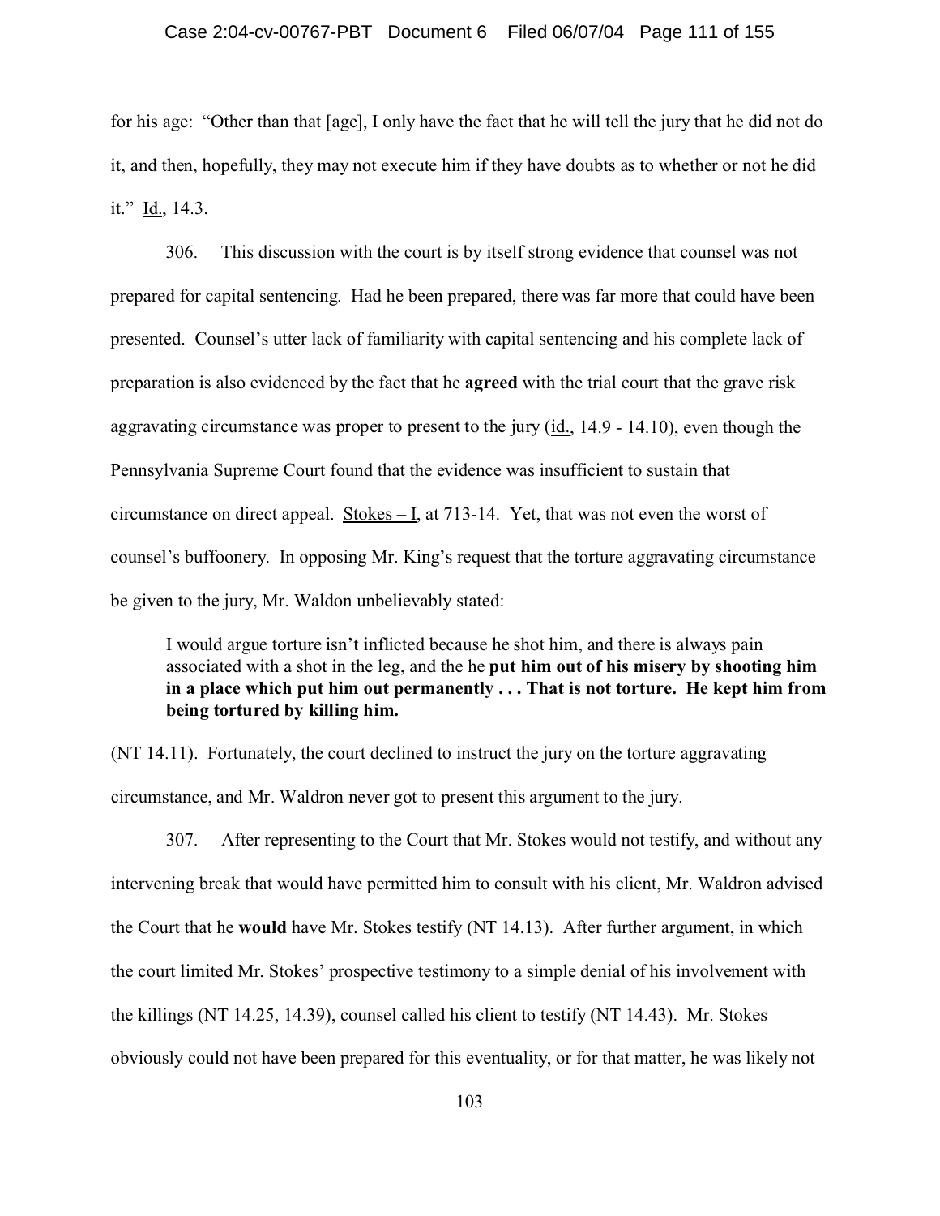for his age: "Other than that [age], I only have the fact that he will tell the jury that he did not do it, and then, hopefully, they may not execute him if they have doubts as to whether or not he did it." Id., 14.3.

306. This discussion with the court is by itself strong evidence that counsel was not prepared for capital sentencing. Had he been prepared, there was far more that could have been presented. Counsel's utter lack of familiarity with capital sentencing and his complete lack of preparation is also evidenced by the fact that he **agreed** with the trial court that the grave risk aggravating circumstance was proper to present to the jury (id., 14.9 - 14.10), even though the Pennsylvania Supreme Court found that the evidence was insufficient to sustain that circumstance on direct appeal. Stokes – I, at 713-14. Yet, that was not even the worst of counsel's buffoonery. In opposing Mr. King's request that the torture aggravating circumstance be given to the jury, Mr. Waldon unbelievably stated:

> I would argue torture isn't inflicted because he shot him, and there is always pain associated with a shot in the leg, and the he **put him out of his misery by shooting him in a place which put him out permanently . . . That is not torture. He kept him from being tortured by killing him.**

(NT 14.11). Fortunately, the court declined to instruct the jury on the torture aggravating circumstance, and Mr. Waldron never got to present this argument to the jury.

307. After representing to the Court that Mr. Stokes would not testify, and without any intervening break that would have permitted him to consult with his client, Mr. Waldron advised the Court that he **would** have Mr. Stokes testify (NT 14.13). After further argument, in which the court limited Mr. Stokes' prospective testimony to a simple denial of his involvement with the killings (NT 14.25, 14.39), counsel called his client to testify (NT 14.43). Mr. Stokes obviously could not have been prepared for this eventuality, or for that matter, he was likely not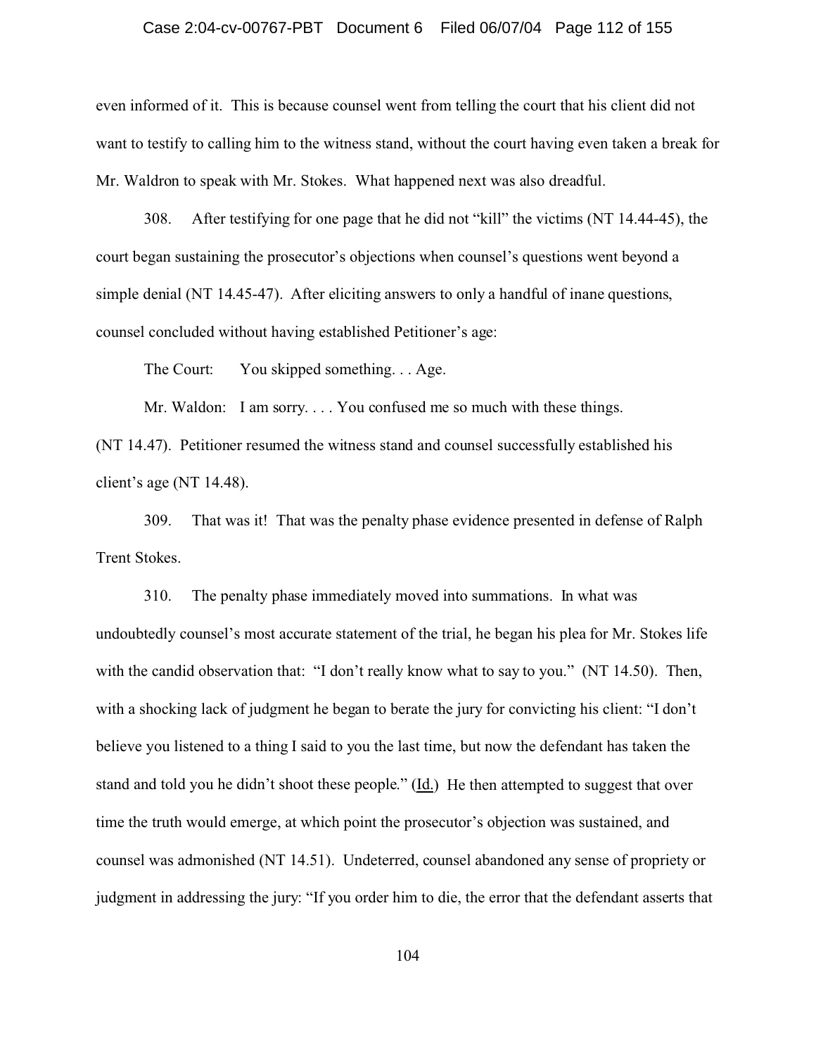even informed of it. This is because counsel went from telling the court that his client did not want to testify to calling him to the witness stand, without the court having even taken a break for Mr. Waldron to speak with Mr. Stokes. What happened next was also dreadful.

308. After testifying for one page that he did not "kill" the victims (NT 14.44-45), the court began sustaining the prosecutor's objections when counsel's questions went beyond a simple denial (NT 14.45-47). After eliciting answers to only a handful of inane questions, counsel concluded without having established Petitioner's age:

The Court: You skipped something. . . Age.

Mr. Waldon: I am sorry. . . . You confused me so much with these things.

(NT 14.47). Petitioner resumed the witness stand and counsel successfully established his client's age (NT 14.48).

309. That was it! That was the penalty phase evidence presented in defense of Ralph Trent Stokes.

310. The penalty phase immediately moved into summations. In what was undoubtedly counsel's most accurate statement of the trial, he began his plea for Mr. Stokes life with the candid observation that: "I don't really know what to say to you." (NT 14.50). Then, with a shocking lack of judgment he began to berate the jury for convicting his client: "I don't believe you listened to a thing I said to you the last time, but now the defendant has taken the stand and told you he didn't shoot these people." (Id.) He then attempted to suggest that over time the truth would emerge, at which point the prosecutor's objection was sustained, and counsel was admonished (NT 14.51). Undeterred, counsel abandoned any sense of propriety or judgment in addressing the jury: "If you order him to die, the error that the defendant asserts that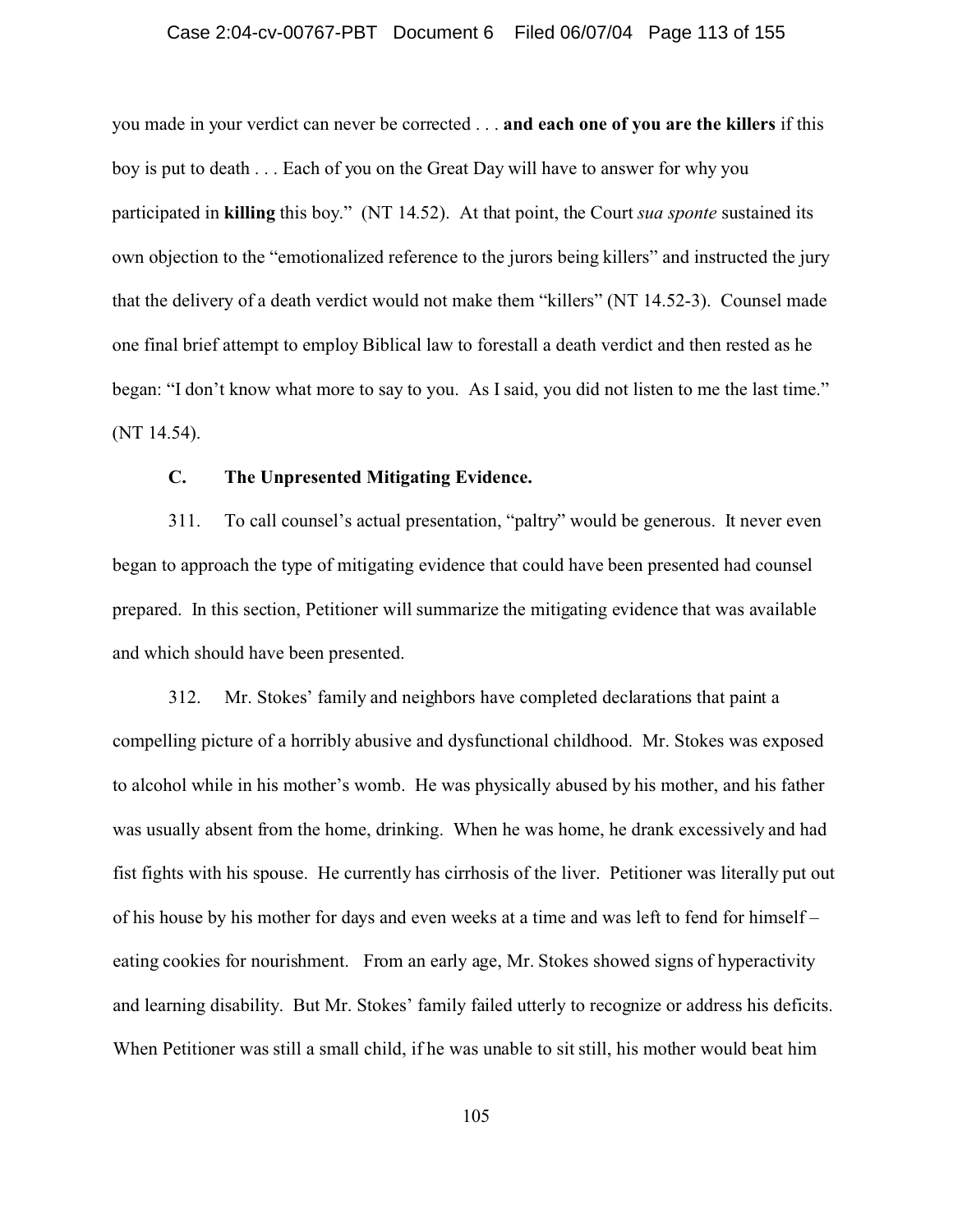you made in your verdict can never be corrected . . . **and each one of you are the killers** if this boy is put to death . . . Each of you on the Great Day will have to answer for why you participated in **killing** this boy." (NT 14.52). At that point, the Court *sua sponte* sustained its own objection to the "emotionalized reference to the jurors being killers" and instructed the jury that the delivery of a death verdict would not make them "killers" (NT 14.52-3). Counsel made one final brief attempt to employ Biblical law to forestall a death verdict and then rested as he began: "I don't know what more to say to you. As I said, you did not listen to me the last time." (NT 14.54).

### C. The Unpresented Mitigating Evidence.

311. To call counsel's actual presentation, "paltry" would be generous. It never even began to approach the type of mitigating evidence that could have been presented had counsel prepared. In this section, Petitioner will summarize the mitigating evidence that was available and which should have been presented.

312. Mr. Stokes' family and neighbors have completed declarations that paint a compelling picture of a horribly abusive and dysfunctional childhood. Mr. Stokes was exposed to alcohol while in his mother's womb. He was physically abused by his mother, and his father was usually absent from the home, drinking. When he was home, he drank excessively and had fist fights with his spouse. He currently has cirrhosis of the liver. Petitioner was literally put out of his house by his mother for days and even weeks at a time and was left to fend for himself – eating cookies for nourishment. From an early age, Mr. Stokes showed signs of hyperactivity and learning disability. But Mr. Stokes' family failed utterly to recognize or address his deficits. When Petitioner was still a small child, if he was unable to sit still, his mother would beat him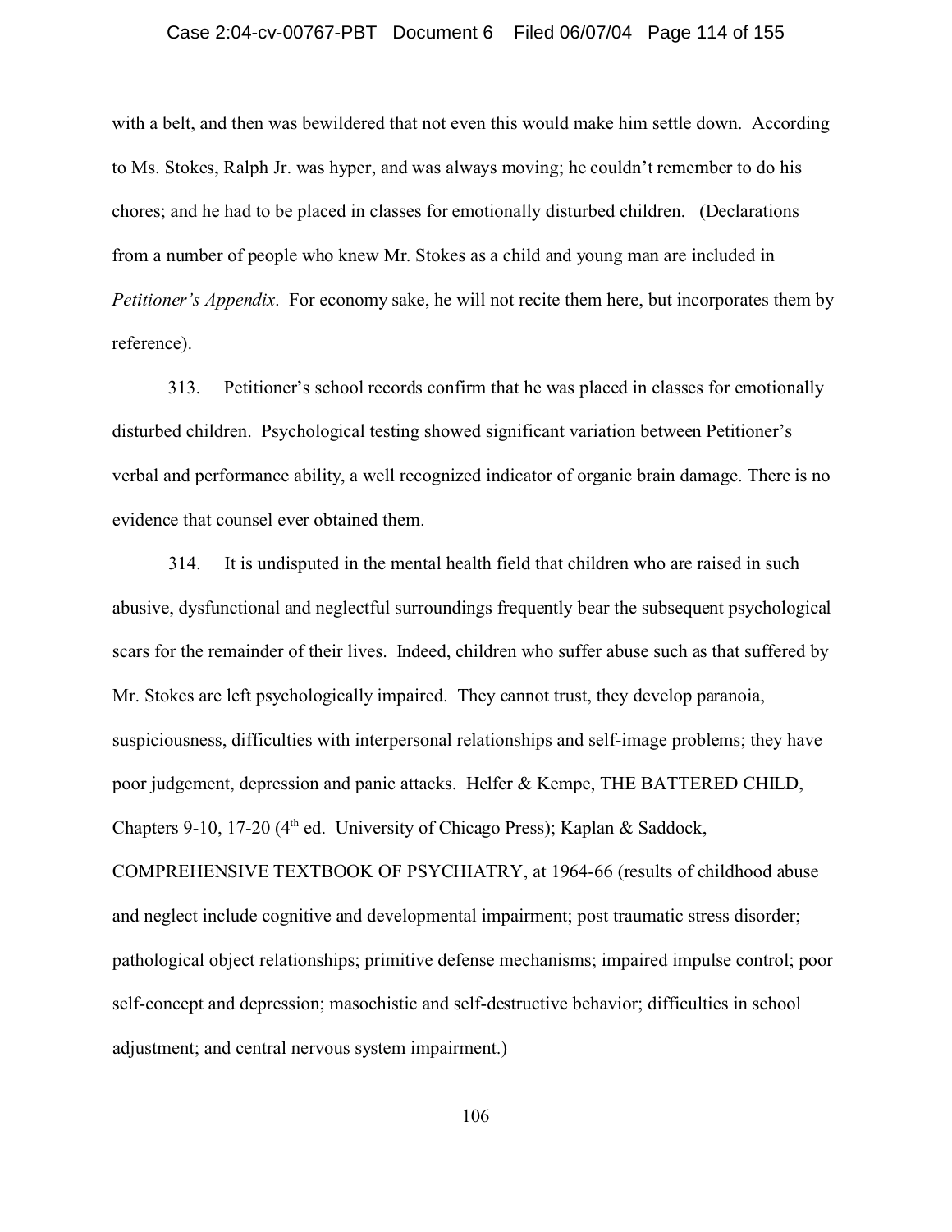with a belt, and then was bewildered that not even this would make him settle down. According to Ms. Stokes, Ralph Jr. was hyper, and was always moving; he couldn't remember to do his chores; and he had to be placed in classes for emotionally disturbed children. (Declarations from a number of people who knew Mr. Stokes as a child and young man are included in *Petitioner's Appendix*. For economy sake, he will not recite them here, but incorporates them by reference).

313. Petitioner's school records confirm that he was placed in classes for emotionally disturbed children. Psychological testing showed significant variation between Petitioner's verbal and performance ability, a well recognized indicator of organic brain damage. There is no evidence that counsel ever obtained them.

314. It is undisputed in the mental health field that children who are raised in such abusive, dysfunctional and neglectful surroundings frequently bear the subsequent psychological scars for the remainder of their lives. Indeed, children who suffer abuse such as that suffered by Mr. Stokes are left psychologically impaired. They cannot trust, they develop paranoia, suspiciousness, difficulties with interpersonal relationships and self-image problems; they have poor judgement, depression and panic attacks. Helfer & Kempe, THE BATTERED CHILD, Chapters 9-10, 17-20 (4th ed. University of Chicago Press); Kaplan & Saddock, COMPREHENSIVE TEXTBOOK OF PSYCHIATRY, at 1964-66 (results of childhood abuse and neglect include cognitive and developmental impairment; post traumatic stress disorder; pathological object relationships; primitive defense mechanisms; impaired impulse control; poor self-concept and depression; masochistic and self-destructive behavior; difficulties in school adjustment; and central nervous system impairment.)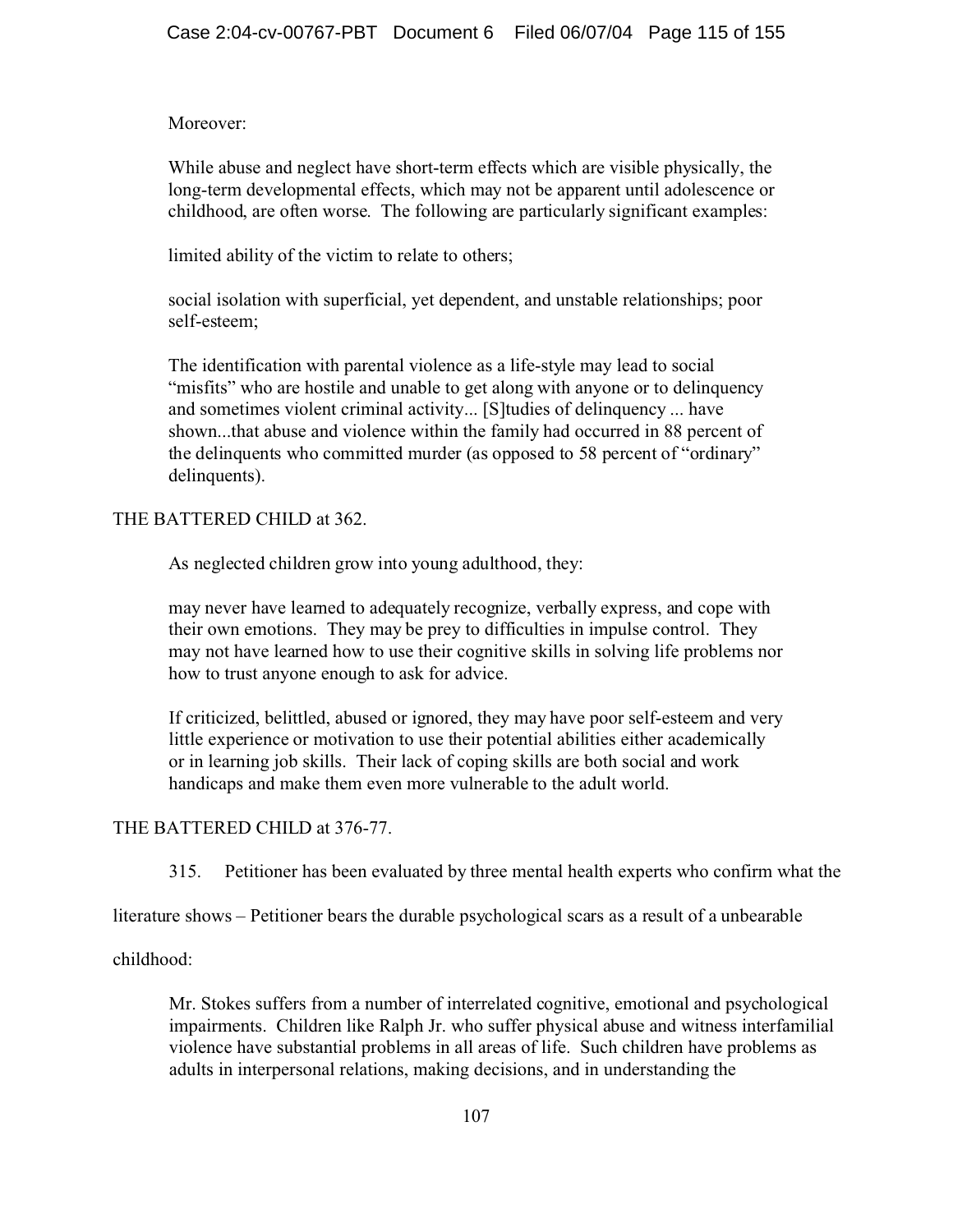Moreover:

> While abuse and neglect have short-term effects which are visible physically, the long-term developmental effects, which may not be apparent until adolescence or childhood, are often worse. The following are particularly significant examples:
>
> limited ability of the victim to relate to others;
>
> social isolation with superficial, yet dependent, and unstable relationships; poor self-esteem;
>
> The identification with parental violence as a life-style may lead to social "misfits" who are hostile and unable to get along with anyone or to delinquency and sometimes violent criminal activity... [S]tudies of delinquency ... have shown...that abuse and violence within the family had occurred in 88 percent of the delinquents who committed murder (as opposed to 58 percent of "ordinary" delinquents).

THE BATTERED CHILD at 362.

> As neglected children grow into young adulthood, they:
>
> may never have learned to adequately recognize, verbally express, and cope with their own emotions. They may be prey to difficulties in impulse control. They may not have learned how to use their cognitive skills in solving life problems nor how to trust anyone enough to ask for advice.
>
> If criticized, belittled, abused or ignored, they may have poor self-esteem and very little experience or motivation to use their potential abilities either academically or in learning job skills. Their lack of coping skills are both social and work handicaps and make them even more vulnerable to the adult world.

THE BATTERED CHILD at 376-77.

315. Petitioner has been evaluated by three mental health experts who confirm what the literature shows – Petitioner bears the durable psychological scars as a result of a unbearable childhood:

> Mr. Stokes suffers from a number of interrelated cognitive, emotional and psychological impairments. Children like Ralph Jr. who suffer physical abuse and witness interfamilial violence have substantial problems in all areas of life. Such children have problems as adults in interpersonal relations, making decisions, and in understanding the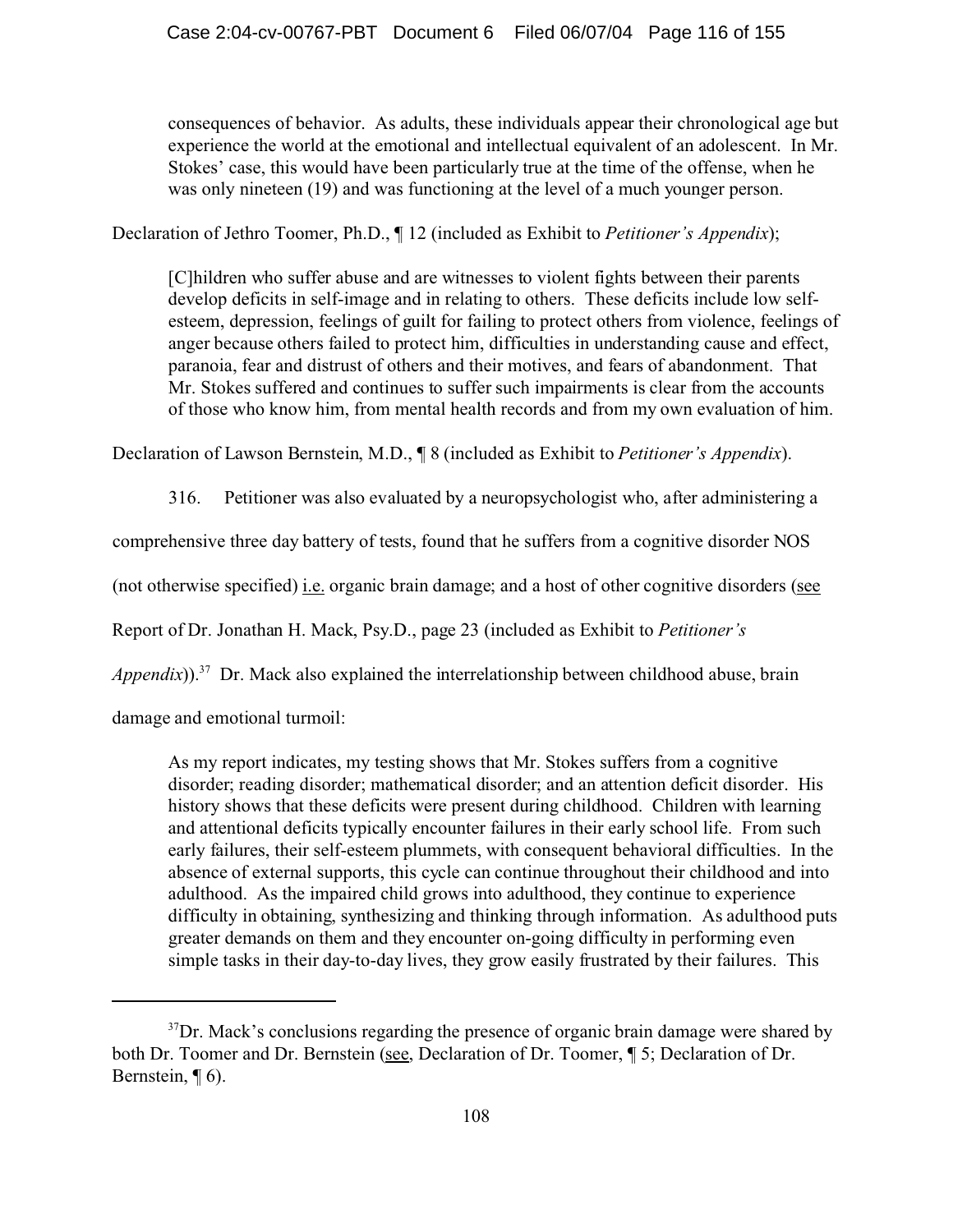> consequences of behavior. As adults, these individuals appear their chronological age but experience the world at the emotional and intellectual equivalent of an adolescent. In Mr. Stokes' case, this would have been particularly true at the time of the offense, when he was only nineteen (19) and was functioning at the level of a much younger person.

Declaration of Jethro Toomer, Ph.D., ¶ 12 (included as Exhibit to *Petitioner's Appendix*);

> [C]hildren who suffer abuse and are witnesses to violent fights between their parents develop deficits in self-image and in relating to others. These deficits include low self-esteem, depression, feelings of guilt for failing to protect others from violence, feelings of anger because others failed to protect him, difficulties in understanding cause and effect, paranoia, fear and distrust of others and their motives, and fears of abandonment. That Mr. Stokes suffered and continues to suffer such impairments is clear from the accounts of those who know him, from mental health records and from my own evaluation of him.

Declaration of Lawson Bernstein, M.D., ¶ 8 (included as Exhibit to *Petitioner's Appendix*).

316. Petitioner was also evaluated by a neuropsychologist who, after administering a comprehensive three day battery of tests, found that he suffers from a cognitive disorder NOS (not otherwise specified) i.e. organic brain damage; and a host of other cognitive disorders (see Report of Dr. Jonathan H. Mack, Psy.D., page 23 (included as Exhibit to *Petitioner's Appendix*)).[37] Dr. Mack also explained the interrelationship between childhood abuse, brain damage and emotional turmoil:

> As my report indicates, my testing shows that Mr. Stokes suffers from a cognitive disorder; reading disorder; mathematical disorder; and an attention deficit disorder. His history shows that these deficits were present during childhood. Children with learning and attentional deficits typically encounter failures in their early school life. From such early failures, their self-esteem plummets, with consequent behavioral difficulties. In the absence of external supports, this cycle can continue throughout their childhood and into adulthood. As the impaired child grows into adulthood, they continue to experience difficulty in obtaining, synthesizing and thinking through information. As adulthood puts greater demands on them and they encounter on-going difficulty in performing even simple tasks in their day-to-day lives, they grow easily frustrated by their failures. This

[37] Dr. Mack's conclusions regarding the presence of organic brain damage were shared by both Dr. Toomer and Dr. Bernstein (see, Declaration of Dr. Toomer, ¶ 5; Declaration of Dr. Bernstein, ¶ 6).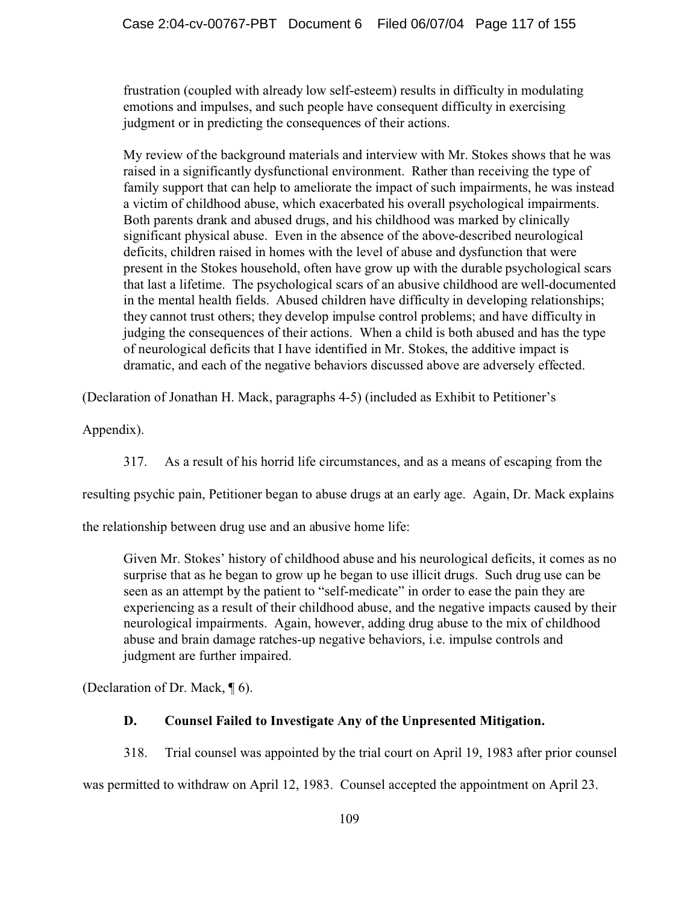> frustration (coupled with already low self-esteem) results in difficulty in modulating emotions and impulses, and such people have consequent difficulty in exercising judgment or in predicting the consequences of their actions.
>
> My review of the background materials and interview with Mr. Stokes shows that he was raised in a significantly dysfunctional environment. Rather than receiving the type of family support that can help to ameliorate the impact of such impairments, he was instead a victim of childhood abuse, which exacerbated his overall psychological impairments. Both parents drank and abused drugs, and his childhood was marked by clinically significant physical abuse. Even in the absence of the above-described neurological deficits, children raised in homes with the level of abuse and dysfunction that were present in the Stokes household, often have grow up with the durable psychological scars that last a lifetime. The psychological scars of an abusive childhood are well-documented in the mental health fields. Abused children have difficulty in developing relationships; they cannot trust others; they develop impulse control problems; and have difficulty in judging the consequences of their actions. When a child is both abused and has the type of neurological deficits that I have identified in Mr. Stokes, the additive impact is dramatic, and each of the negative behaviors discussed above are adversely effected.

(Declaration of Jonathan H. Mack, paragraphs 4-5) (included as Exhibit to Petitioner's Appendix).

317. As a result of his horrid life circumstances, and as a means of escaping from the resulting psychic pain, Petitioner began to abuse drugs at an early age. Again, Dr. Mack explains the relationship between drug use and an abusive home life:

> Given Mr. Stokes' history of childhood abuse and his neurological deficits, it comes as no surprise that as he began to grow up he began to use illicit drugs. Such drug use can be seen as an attempt by the patient to "self-medicate" in order to ease the pain they are experiencing as a result of their childhood abuse, and the negative impacts caused by their neurological impairments. Again, however, adding drug abuse to the mix of childhood abuse and brain damage ratches-up negative behaviors, i.e. impulse controls and judgment are further impaired.

(Declaration of Dr. Mack, ¶ 6).

### D. Counsel Failed to Investigate Any of the Unpresented Mitigation.

318. Trial counsel was appointed by the trial court on April 19, 1983 after prior counsel was permitted to withdraw on April 12, 1983. Counsel accepted the appointment on April 23.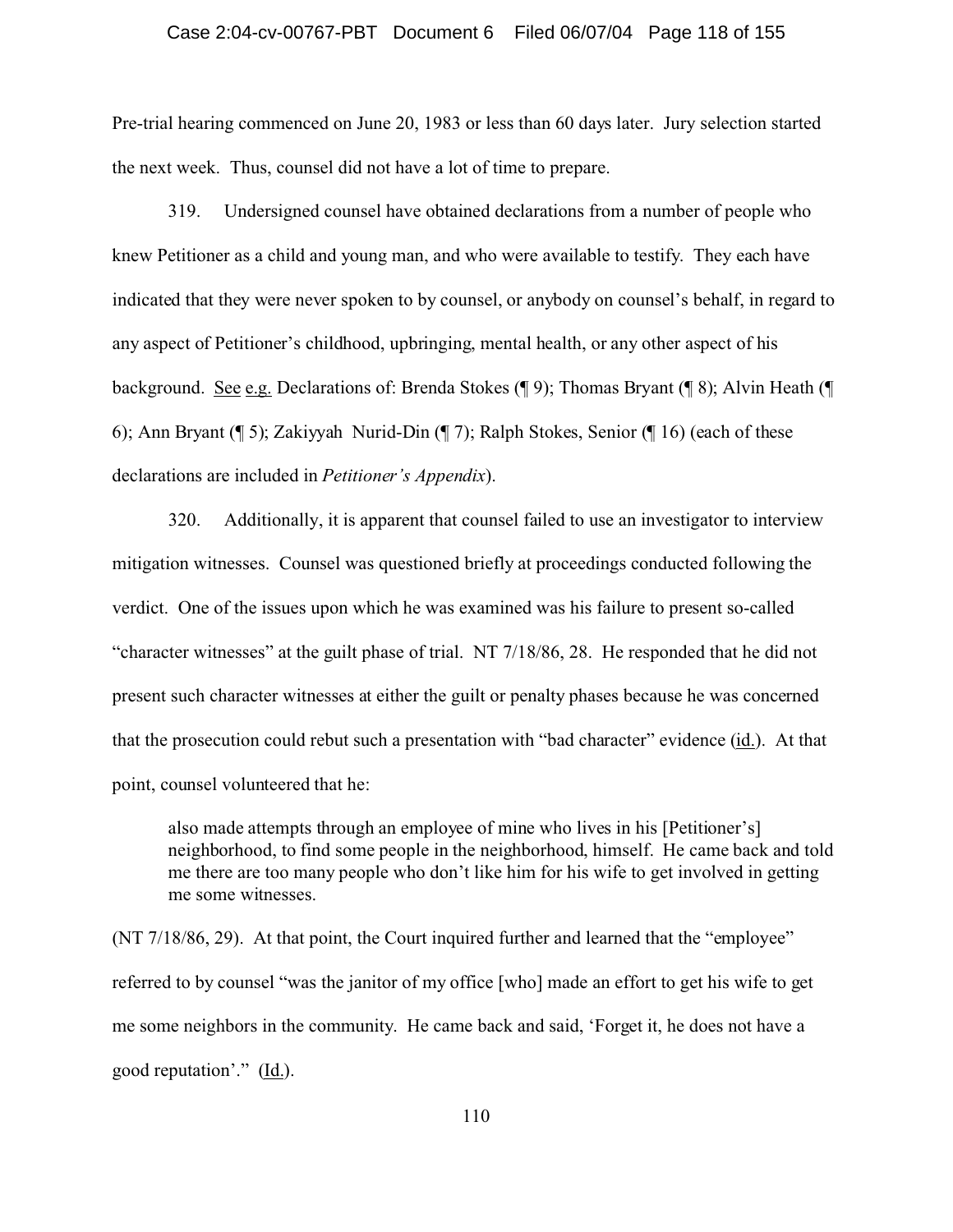Pre-trial hearing commenced on June 20, 1983 or less than 60 days later. Jury selection started the next week. Thus, counsel did not have a lot of time to prepare.

319. Undersigned counsel have obtained declarations from a number of people who knew Petitioner as a child and young man, and who were available to testify. They each have indicated that they were never spoken to by counsel, or anybody on counsel's behalf, in regard to any aspect of Petitioner's childhood, upbringing, mental health, or any other aspect of his background. See e.g. Declarations of: Brenda Stokes (¶ 9); Thomas Bryant (¶ 8); Alvin Heath (¶ 6); Ann Bryant (¶ 5); Zakiyyah Nurid-Din (¶ 7); Ralph Stokes, Senior (¶ 16) (each of these declarations are included in *Petitioner's Appendix*).

320. Additionally, it is apparent that counsel failed to use an investigator to interview mitigation witnesses. Counsel was questioned briefly at proceedings conducted following the verdict. One of the issues upon which he was examined was his failure to present so-called "character witnesses" at the guilt phase of trial. NT 7/18/86, 28. He responded that he did not present such character witnesses at either the guilt or penalty phases because he was concerned that the prosecution could rebut such a presentation with "bad character" evidence (id.). At that point, counsel volunteered that he:

> also made attempts through an employee of mine who lives in his [Petitioner's] neighborhood, to find some people in the neighborhood, himself. He came back and told me there are too many people who don't like him for his wife to get involved in getting me some witnesses.

(NT 7/18/86, 29). At that point, the Court inquired further and learned that the "employee" referred to by counsel "was the janitor of my office [who] made an effort to get his wife to get me some neighbors in the community. He came back and said, 'Forget it, he does not have a good reputation'." (Id.).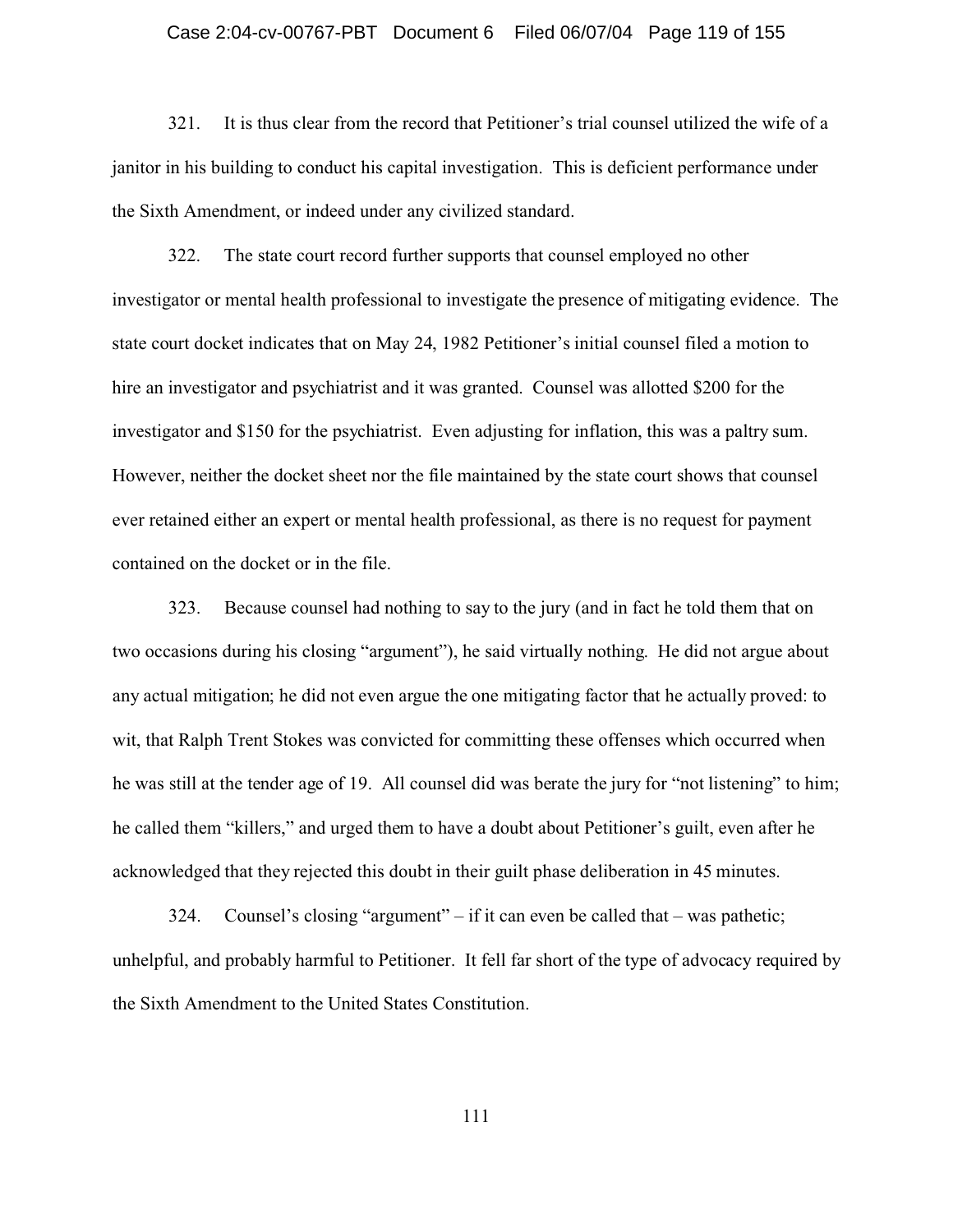321. It is thus clear from the record that Petitioner's trial counsel utilized the wife of a janitor in his building to conduct his capital investigation. This is deficient performance under the Sixth Amendment, or indeed under any civilized standard.

322. The state court record further supports that counsel employed no other investigator or mental health professional to investigate the presence of mitigating evidence. The state court docket indicates that on May 24, 1982 Petitioner's initial counsel filed a motion to hire an investigator and psychiatrist and it was granted. Counsel was allotted $200 for the investigator and $150 for the psychiatrist. Even adjusting for inflation, this was a paltry sum. However, neither the docket sheet nor the file maintained by the state court shows that counsel ever retained either an expert or mental health professional, as there is no request for payment contained on the docket or in the file.

323. Because counsel had nothing to say to the jury (and in fact he told them that on two occasions during his closing "argument"), he said virtually nothing. He did not argue about any actual mitigation; he did not even argue the one mitigating factor that he actually proved: to wit, that Ralph Trent Stokes was convicted for committing these offenses which occurred when he was still at the tender age of 19. All counsel did was berate the jury for "not listening" to him; he called them "killers," and urged them to have a doubt about Petitioner's guilt, even after he acknowledged that they rejected this doubt in their guilt phase deliberation in 45 minutes.

324. Counsel's closing "argument" – if it can even be called that – was pathetic; unhelpful, and probably harmful to Petitioner. It fell far short of the type of advocacy required by the Sixth Amendment to the United States Constitution.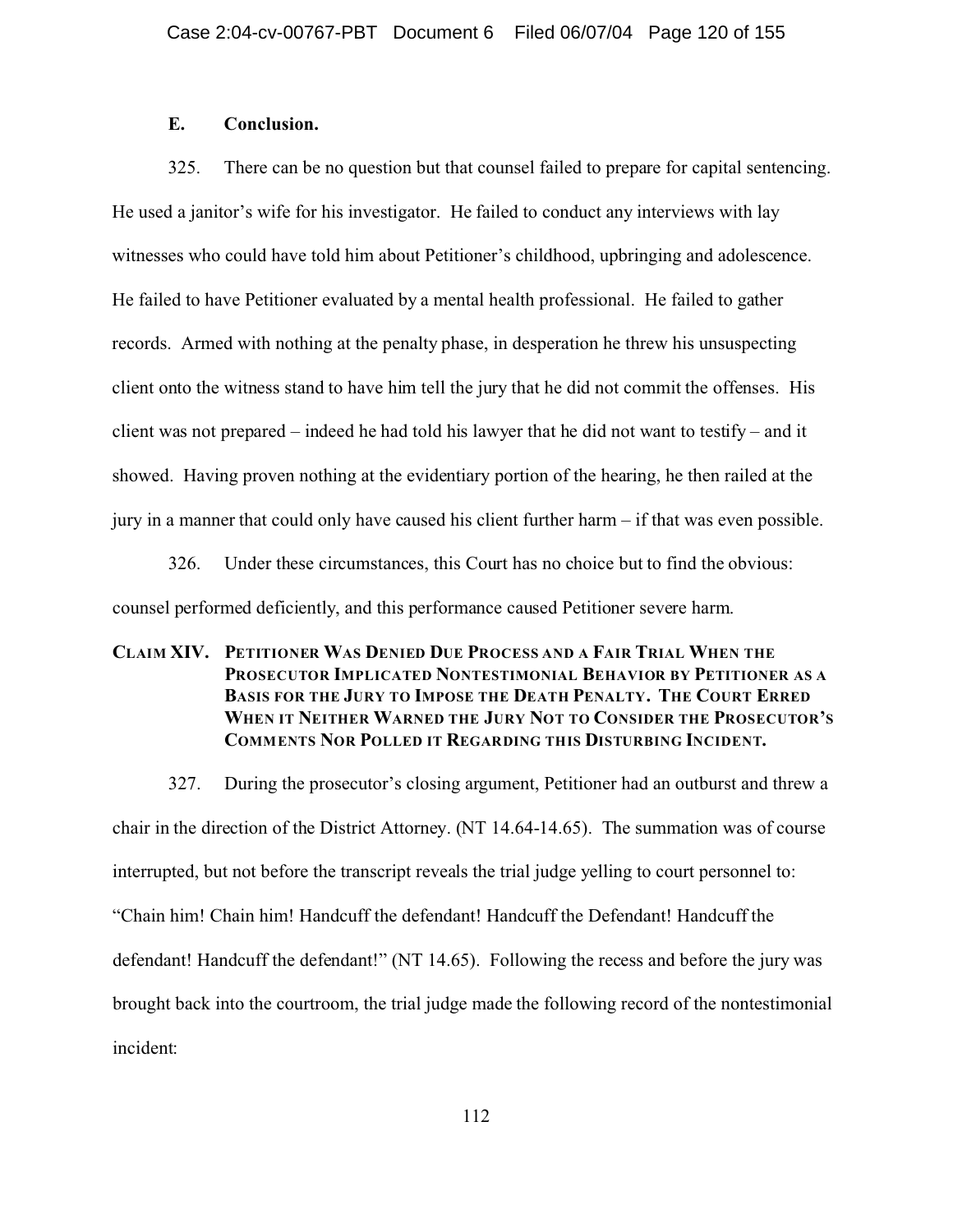### E. Conclusion.

325. There can be no question but that counsel failed to prepare for capital sentencing. He used a janitor's wife for his investigator. He failed to conduct any interviews with lay witnesses who could have told him about Petitioner's childhood, upbringing and adolescence. He failed to have Petitioner evaluated by a mental health professional. He failed to gather records. Armed with nothing at the penalty phase, in desperation he threw his unsuspecting client onto the witness stand to have him tell the jury that he did not commit the offenses. His client was not prepared – indeed he had told his lawyer that he did not want to testify – and it showed. Having proven nothing at the evidentiary portion of the hearing, he then railed at the jury in a manner that could only have caused his client further harm – if that was even possible.

326. Under these circumstances, this Court has no choice but to find the obvious: counsel performed deficiently, and this performance caused Petitioner severe harm.

## CLAIM XIV. PETITIONER WAS DENIED DUE PROCESS AND A FAIR TRIAL WHEN THE PROSECUTOR IMPLICATED NONTESTIMONIAL BEHAVIOR BY PETITIONER AS A BASIS FOR THE JURY TO IMPOSE THE DEATH PENALTY. THE COURT ERRED WHEN IT NEITHER WARNED THE JURY NOT TO CONSIDER THE PROSECUTOR'S COMMENTS NOR POLLED IT REGARDING THIS DISTURBING INCIDENT.

327. During the prosecutor's closing argument, Petitioner had an outburst and threw a chair in the direction of the District Attorney. (NT 14.64-14.65). The summation was of course interrupted, but not before the transcript reveals the trial judge yelling to court personnel to: "Chain him! Chain him! Handcuff the defendant! Handcuff the Defendant! Handcuff the defendant! Handcuff the defendant!" (NT 14.65). Following the recess and before the jury was brought back into the courtroom, the trial judge made the following record of the nontestimonial incident: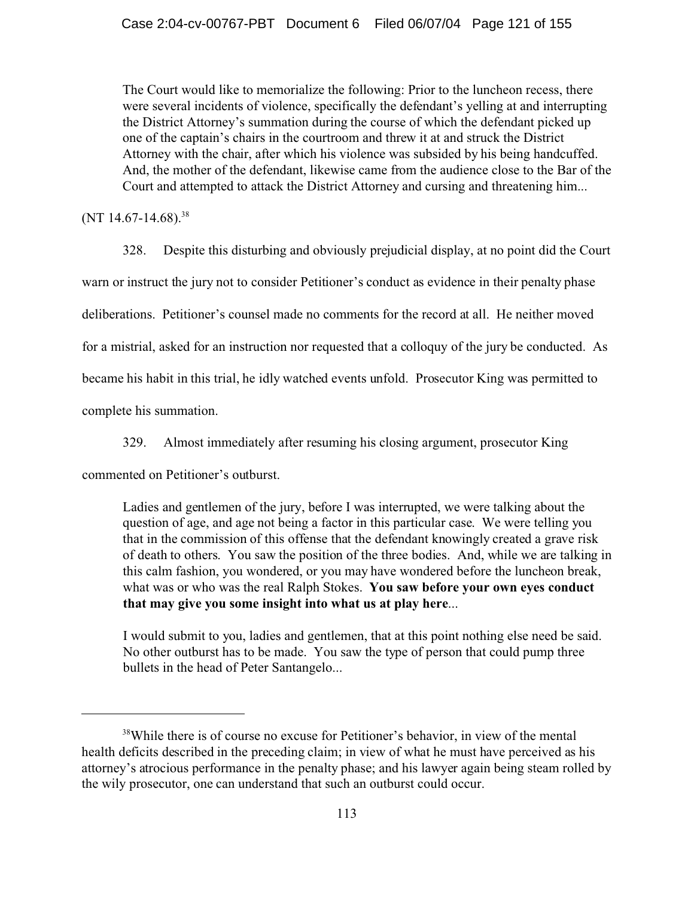> The Court would like to memorialize the following: Prior to the luncheon recess, there were several incidents of violence, specifically the defendant's yelling at and interrupting the District Attorney's summation during the course of which the defendant picked up one of the captain's chairs in the courtroom and threw it at and struck the District Attorney with the chair, after which his violence was subsided by his being handcuffed. And, the mother of the defendant, likewise came from the audience close to the Bar of the Court and attempted to attack the District Attorney and cursing and threatening him...

(NT 14.67-14.68).[38]

328. Despite this disturbing and obviously prejudicial display, at no point did the Court warn or instruct the jury not to consider Petitioner's conduct as evidence in their penalty phase deliberations. Petitioner's counsel made no comments for the record at all. He neither moved for a mistrial, asked for an instruction nor requested that a colloquy of the jury be conducted. As became his habit in this trial, he idly watched events unfold. Prosecutor King was permitted to complete his summation.

329. Almost immediately after resuming his closing argument, prosecutor King commented on Petitioner's outburst.

> Ladies and gentlemen of the jury, before I was interrupted, we were talking about the question of age, and age not being a factor in this particular case. We were telling you that in the commission of this offense that the defendant knowingly created a grave risk of death to others. You saw the position of the three bodies. And, while we are talking in this calm fashion, you wondered, or you may have wondered before the luncheon break, what was or who was the real Ralph Stokes. **You saw before your own eyes conduct that may give you some insight into what us at play here**...
>
> I would submit to you, ladies and gentlemen, that at this point nothing else need be said. No other outburst has to be made. You saw the type of person that could pump three bullets in the head of Peter Santangelo...

---

[38]While there is of course no excuse for Petitioner's behavior, in view of the mental health deficits described in the preceding claim; in view of what he must have perceived as his attorney's atrocious performance in the penalty phase; and his lawyer again being steam rolled by the wily prosecutor, one can understand that such an outburst could occur.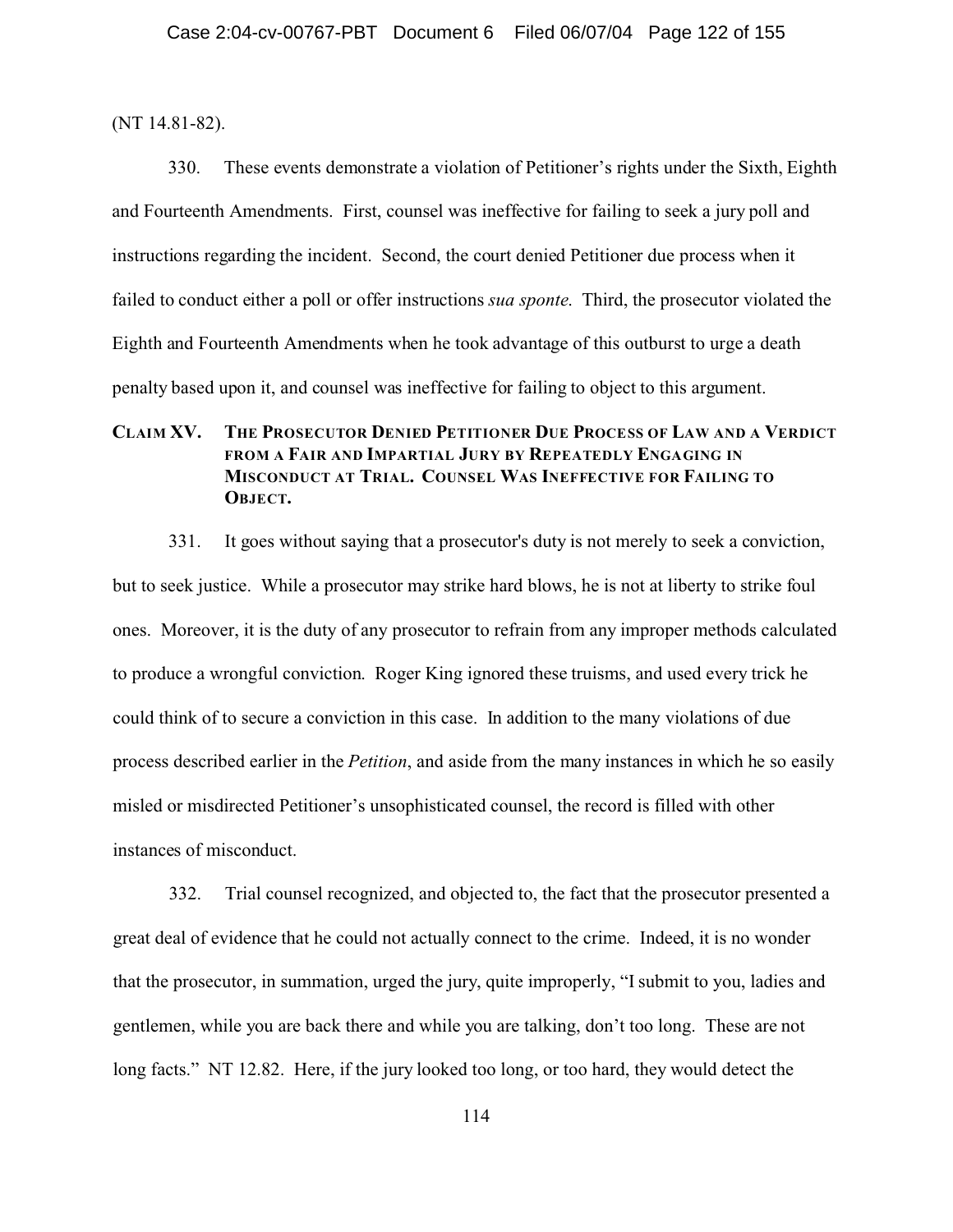(NT 14.81-82).

330. These events demonstrate a violation of Petitioner's rights under the Sixth, Eighth and Fourteenth Amendments. First, counsel was ineffective for failing to seek a jury poll and instructions regarding the incident. Second, the court denied Petitioner due process when it failed to conduct either a poll or offer instructions *sua sponte*. Third, the prosecutor violated the Eighth and Fourteenth Amendments when he took advantage of this outburst to urge a death penalty based upon it, and counsel was ineffective for failing to object to this argument.

## CLAIM XV. THE PROSECUTOR DENIED PETITIONER DUE PROCESS OF LAW AND A VERDICT FROM A FAIR AND IMPARTIAL JURY BY REPEATEDLY ENGAGING IN MISCONDUCT AT TRIAL. COUNSEL WAS INEFFECTIVE FOR FAILING TO OBJECT.

331. It goes without saying that a prosecutor's duty is not merely to seek a conviction, but to seek justice. While a prosecutor may strike hard blows, he is not at liberty to strike foul ones. Moreover, it is the duty of any prosecutor to refrain from any improper methods calculated to produce a wrongful conviction. Roger King ignored these truisms, and used every trick he could think of to secure a conviction in this case. In addition to the many violations of due process described earlier in the *Petition*, and aside from the many instances in which he so easily misled or misdirected Petitioner's unsophisticated counsel, the record is filled with other instances of misconduct.

332. Trial counsel recognized, and objected to, the fact that the prosecutor presented a great deal of evidence that he could not actually connect to the crime. Indeed, it is no wonder that the prosecutor, in summation, urged the jury, quite improperly, "I submit to you, ladies and gentlemen, while you are back there and while you are talking, don't too long. These are not long facts." NT 12.82. Here, if the jury looked too long, or too hard, they would detect the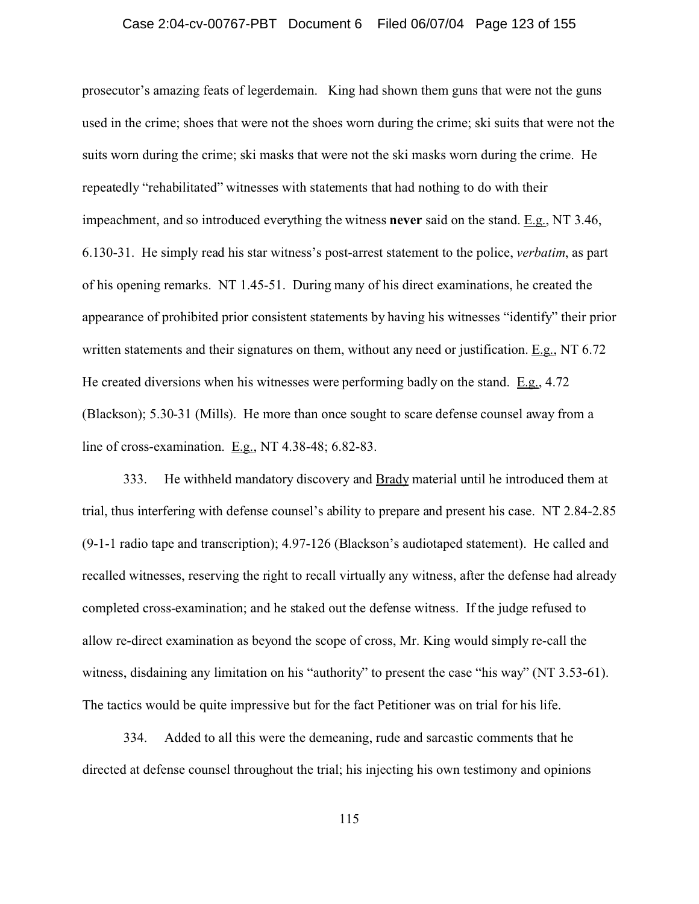prosecutor's amazing feats of legerdemain. King had shown them guns that were not the guns used in the crime; shoes that were not the shoes worn during the crime; ski suits that were not the suits worn during the crime; ski masks that were not the ski masks worn during the crime. He repeatedly "rehabilitated" witnesses with statements that had nothing to do with their impeachment, and so introduced everything the witness **never** said on the stand. E.g., NT 3.46, 6.130-31. He simply read his star witness's post-arrest statement to the police, *verbatim*, as part of his opening remarks. NT 1.45-51. During many of his direct examinations, he created the appearance of prohibited prior consistent statements by having his witnesses "identify" their prior written statements and their signatures on them, without any need or justification. E.g., NT 6.72 He created diversions when his witnesses were performing badly on the stand. E.g., 4.72 (Blackson); 5.30-31 (Mills). He more than once sought to scare defense counsel away from a line of cross-examination. E.g., NT 4.38-48; 6.82-83.

333. He withheld mandatory discovery and Brady material until he introduced them at trial, thus interfering with defense counsel's ability to prepare and present his case. NT 2.84-2.85 (9-1-1 radio tape and transcription); 4.97-126 (Blackson's audiotaped statement). He called and recalled witnesses, reserving the right to recall virtually any witness, after the defense had already completed cross-examination; and he staked out the defense witness. If the judge refused to allow re-direct examination as beyond the scope of cross, Mr. King would simply re-call the witness, disdaining any limitation on his "authority" to present the case "his way" (NT 3.53-61). The tactics would be quite impressive but for the fact Petitioner was on trial for his life.

334. Added to all this were the demeaning, rude and sarcastic comments that he directed at defense counsel throughout the trial; his injecting his own testimony and opinions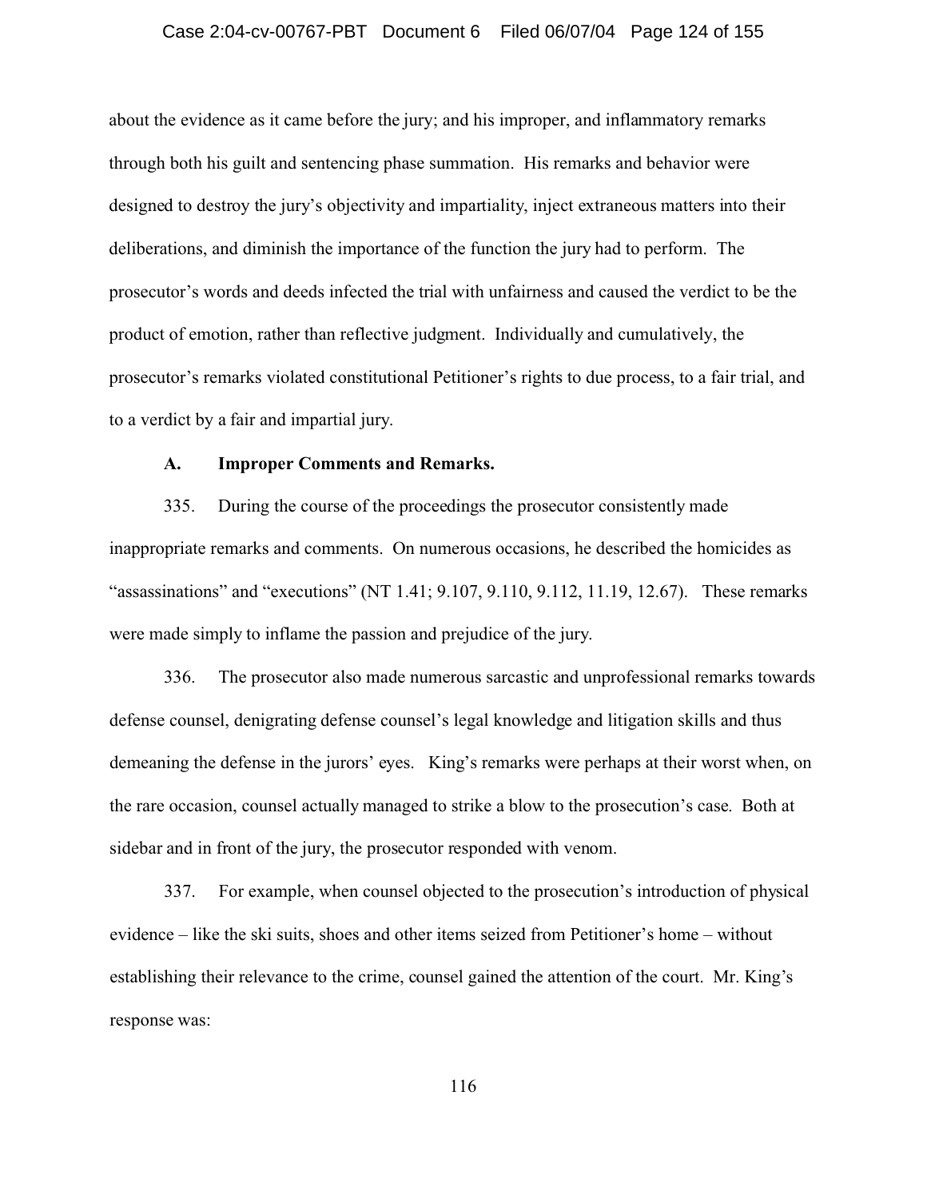about the evidence as it came before the jury; and his improper, and inflammatory remarks through both his guilt and sentencing phase summation. His remarks and behavior were designed to destroy the jury's objectivity and impartiality, inject extraneous matters into their deliberations, and diminish the importance of the function the jury had to perform. The prosecutor's words and deeds infected the trial with unfairness and caused the verdict to be the product of emotion, rather than reflective judgment. Individually and cumulatively, the prosecutor's remarks violated constitutional Petitioner's rights to due process, to a fair trial, and to a verdict by a fair and impartial jury.

### A. Improper Comments and Remarks.

335. During the course of the proceedings the prosecutor consistently made inappropriate remarks and comments. On numerous occasions, he described the homicides as "assassinations" and "executions" (NT 1.41; 9.107, 9.110, 9.112, 11.19, 12.67). These remarks were made simply to inflame the passion and prejudice of the jury.

336. The prosecutor also made numerous sarcastic and unprofessional remarks towards defense counsel, denigrating defense counsel's legal knowledge and litigation skills and thus demeaning the defense in the jurors' eyes. King's remarks were perhaps at their worst when, on the rare occasion, counsel actually managed to strike a blow to the prosecution's case. Both at sidebar and in front of the jury, the prosecutor responded with venom.

337. For example, when counsel objected to the prosecution's introduction of physical evidence – like the ski suits, shoes and other items seized from Petitioner's home – without establishing their relevance to the crime, counsel gained the attention of the court. Mr. King's response was: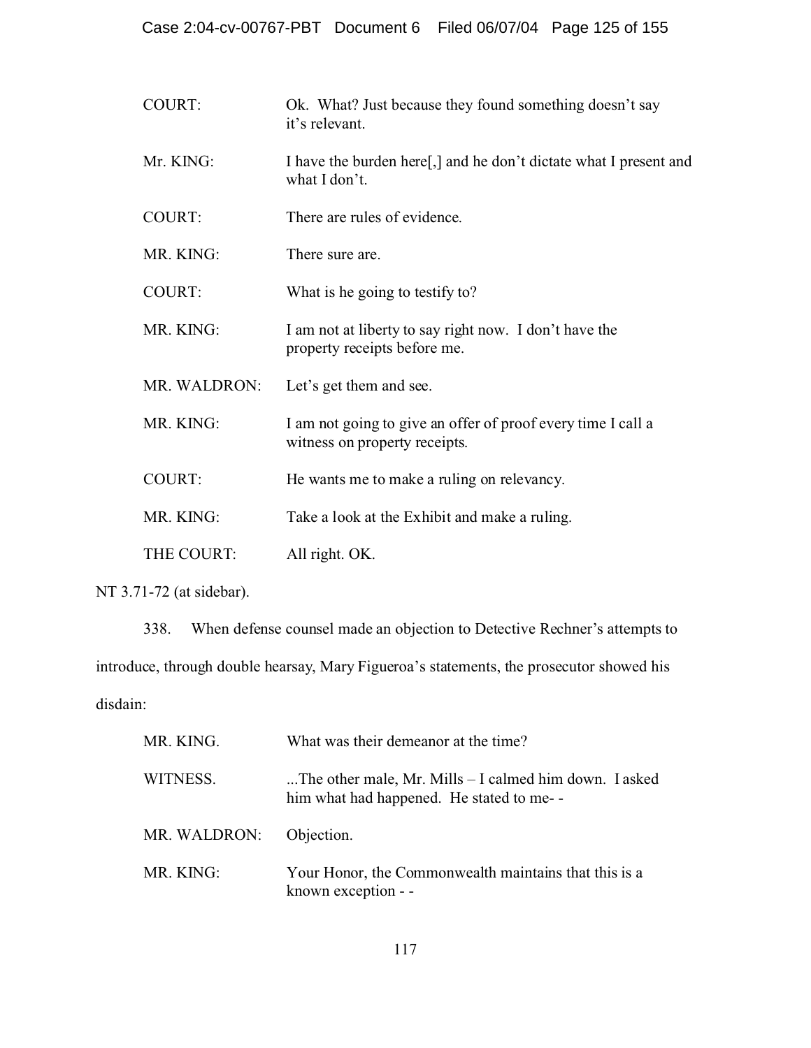| | |
|---|---|
| COURT: | Ok. What? Just because they found something doesn't say it's relevant. |
| Mr. KING: | I have the burden here[,] and he don't dictate what I present and what I don't. |
| COURT: | There are rules of evidence. |
| MR. KING: | There sure are. |
| COURT: | What is he going to testify to? |
| MR. KING: | I am not at liberty to say right now. I don't have the property receipts before me. |
| MR. WALDRON: | Let's get them and see. |
| MR. KING: | I am not going to give an offer of proof every time I call a witness on property receipts. |
| COURT: | He wants me to make a ruling on relevancy. |
| MR. KING: | Take a look at the Exhibit and make a ruling. |
| THE COURT: | All right. OK. |

NT 3.71-72 (at sidebar).

338. When defense counsel made an objection to Detective Rechner's attempts to introduce, through double hearsay, Mary Figueroa's statements, the prosecutor showed his disdain:

| | |
|---|---|
| MR. KING. | What was their demeanor at the time? |
| WITNESS. | ...The other male, Mr. Mills – I calmed him down. I asked him what had happened. He stated to me- - |
| MR. WALDRON: | Objection. |
| MR. KING: | Your Honor, the Commonwealth maintains that this is a known exception - - |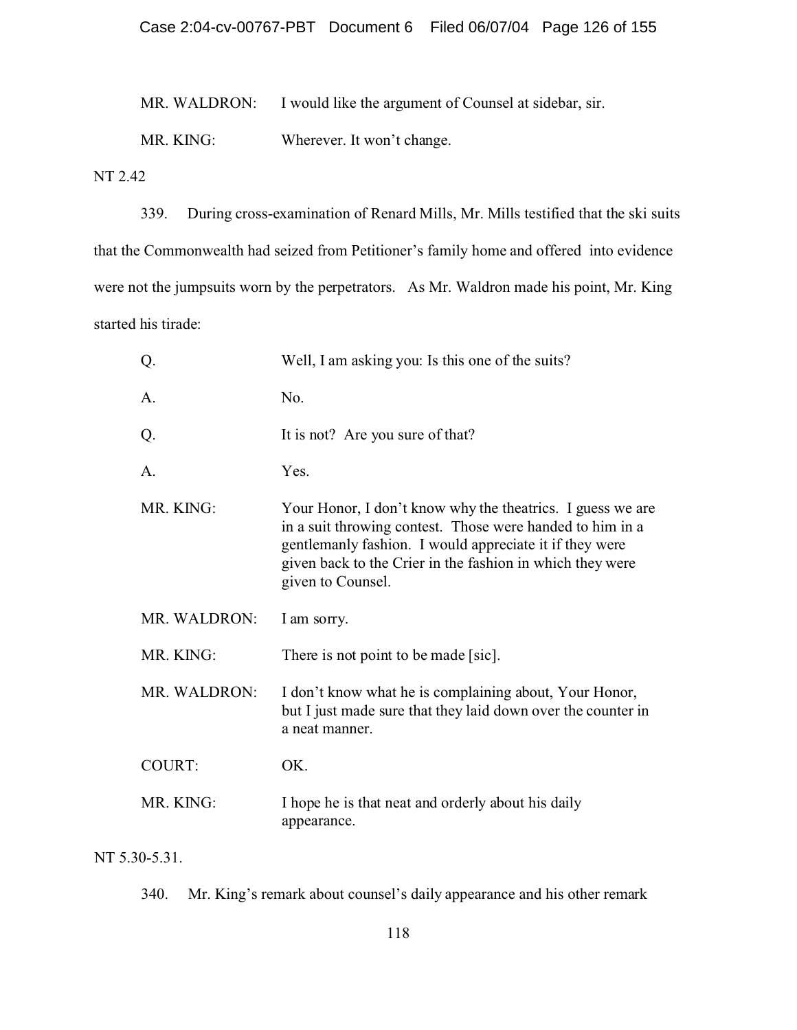MR. WALDRON: I would like the argument of Counsel at sidebar, sir.

MR. KING: Wherever. It won't change.

NT 2.42

339. During cross-examination of Renard Mills, Mr. Mills testified that the ski suits that the Commonwealth had seized from Petitioner's family home and offered into evidence were not the jumpsuits worn by the perpetrators. As Mr. Waldron made his point, Mr. King started his tirade:

Q. Well, I am asking you: Is this one of the suits?

A. No.

Q. It is not? Are you sure of that?

A. Yes.

MR. KING: Your Honor, I don't know why the theatrics. I guess we are in a suit throwing contest. Those were handed to him in a gentlemanly fashion. I would appreciate it if they were given back to the Crier in the fashion in which they were given to Counsel.

MR. WALDRON: I am sorry.

MR. KING: There is not point to be made [sic].

MR. WALDRON: I don't know what he is complaining about, Your Honor, but I just made sure that they laid down over the counter in a neat manner.

COURT: OK.

MR. KING: I hope he is that neat and orderly about his daily appearance.

NT 5.30-5.31.

340. Mr. King's remark about counsel's daily appearance and his other remark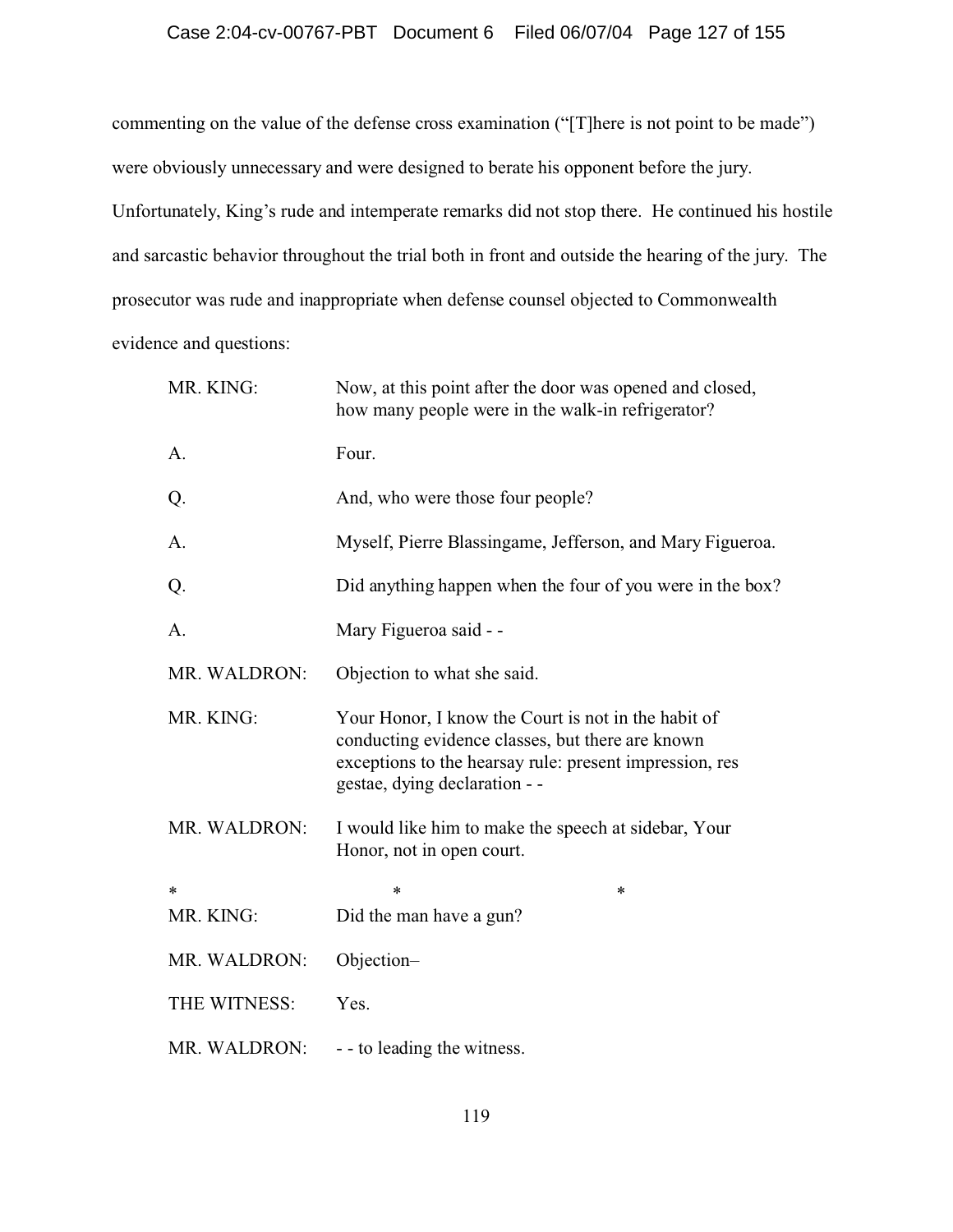commenting on the value of the defense cross examination ("[T]here is not point to be made") were obviously unnecessary and were designed to berate his opponent before the jury. Unfortunately, King's rude and intemperate remarks did not stop there. He continued his hostile and sarcastic behavior throughout the trial both in front and outside the hearing of the jury. The prosecutor was rude and inappropriate when defense counsel objected to Commonwealth evidence and questions:

| | |
|---|---|
| MR. KING: | Now, at this point after the door was opened and closed, how many people were in the walk-in refrigerator? |
| A. | Four. |
| Q. | And, who were those four people? |
| A. | Myself, Pierre Blassingame, Jefferson, and Mary Figueroa. |
| Q. | Did anything happen when the four of you were in the box? |
| A. | Mary Figueroa said - - |
| MR. WALDRON: | Objection to what she said. |
| MR. KING: | Your Honor, I know the Court is not in the habit of conducting evidence classes, but there are known exceptions to the hearsay rule: present impression, res gestae, dying declaration - - |
| MR. WALDRON: | I would like him to make the speech at sidebar, Your Honor, not in open court. |

\*                    \*                    \*

| | |
|---|---|
| MR. KING: | Did the man have a gun? |
| MR. WALDRON: | Objection– |
| THE WITNESS: | Yes. |
| MR. WALDRON: | - - to leading the witness. |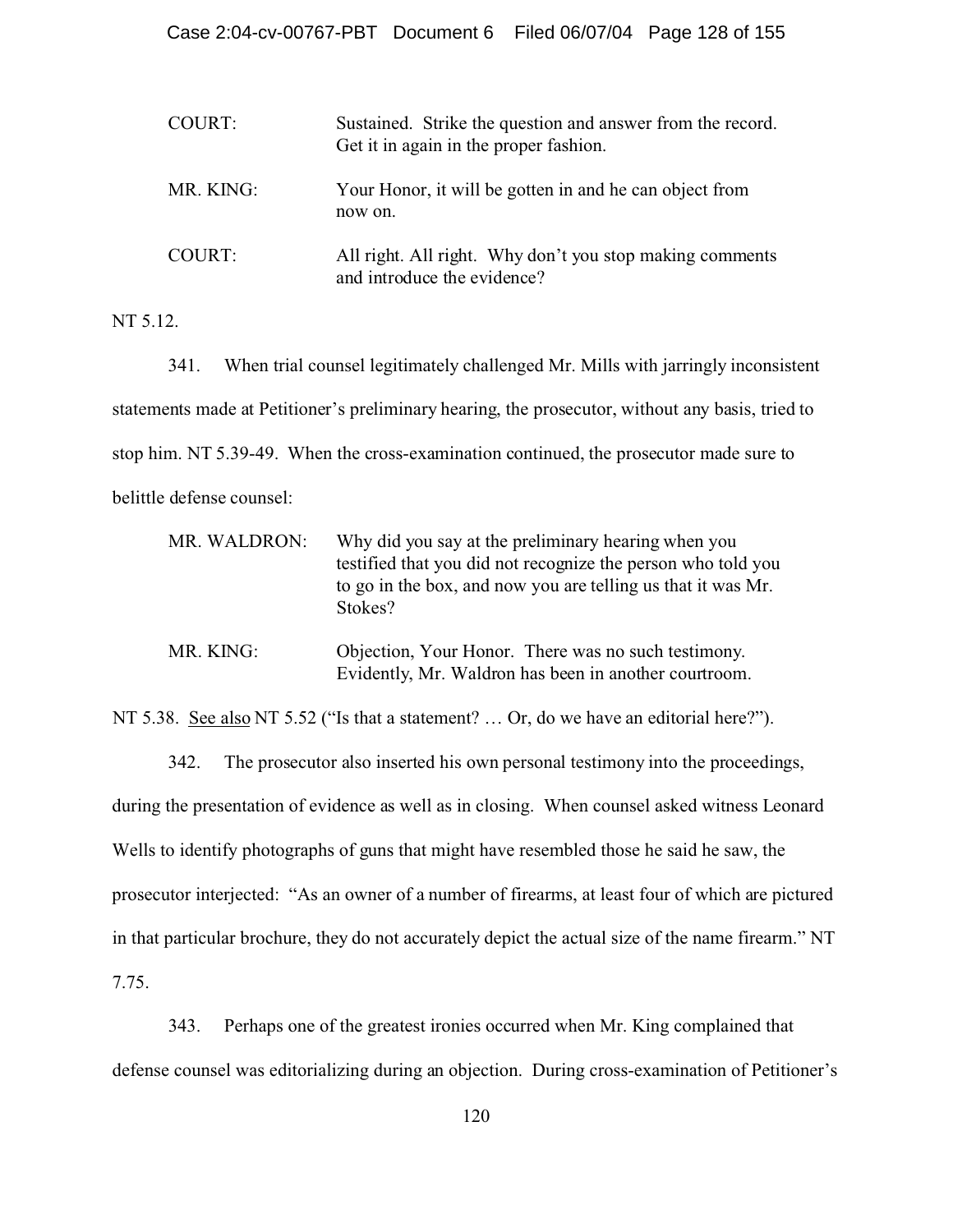| | |
|---|---|
| COURT: | Sustained. Strike the question and answer from the record. Get it in again in the proper fashion. |
| MR. KING: | Your Honor, it will be gotten in and he can object from now on. |
| COURT: | All right. All right. Why don't you stop making comments and introduce the evidence? |

NT 5.12.

341. When trial counsel legitimately challenged Mr. Mills with jarringly inconsistent statements made at Petitioner's preliminary hearing, the prosecutor, without any basis, tried to stop him. NT 5.39-49. When the cross-examination continued, the prosecutor made sure to belittle defense counsel:

| | |
|---|---|
| MR. WALDRON: | Why did you say at the preliminary hearing when you testified that you did not recognize the person who told you to go in the box, and now you are telling us that it was Mr. Stokes? |
| MR. KING: | Objection, Your Honor. There was no such testimony. Evidently, Mr. Waldron has been in another courtroom. |

NT 5.38. See also NT 5.52 ("Is that a statement? … Or, do we have an editorial here?").

342. The prosecutor also inserted his own personal testimony into the proceedings, during the presentation of evidence as well as in closing. When counsel asked witness Leonard Wells to identify photographs of guns that might have resembled those he said he saw, the prosecutor interjected: "As an owner of a number of firearms, at least four of which are pictured in that particular brochure, they do not accurately depict the actual size of the name firearm." NT 7.75.

343. Perhaps one of the greatest ironies occurred when Mr. King complained that defense counsel was editorializing during an objection. During cross-examination of Petitioner's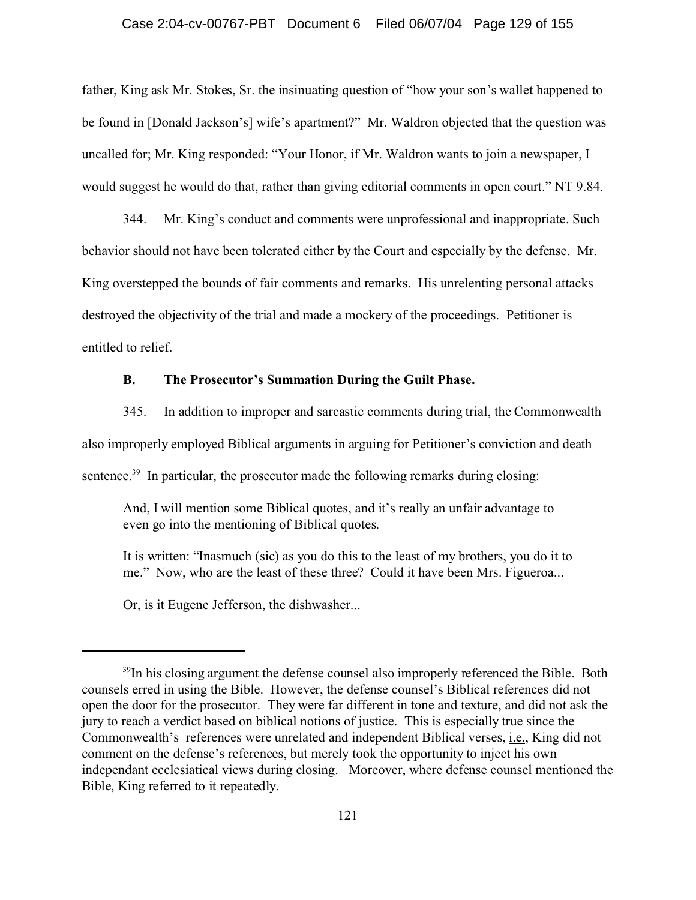father, King ask Mr. Stokes, Sr. the insinuating question of "how your son's wallet happened to be found in [Donald Jackson's] wife's apartment?" Mr. Waldron objected that the question was uncalled for; Mr. King responded: "Your Honor, if Mr. Waldron wants to join a newspaper, I would suggest he would do that, rather than giving editorial comments in open court." NT 9.84.

344. Mr. King's conduct and comments were unprofessional and inappropriate. Such behavior should not have been tolerated either by the Court and especially by the defense. Mr. King overstepped the bounds of fair comments and remarks. His unrelenting personal attacks destroyed the objectivity of the trial and made a mockery of the proceedings. Petitioner is entitled to relief.

### B. The Prosecutor's Summation During the Guilt Phase.

345. In addition to improper and sarcastic comments during trial, the Commonwealth also improperly employed Biblical arguments in arguing for Petitioner's conviction and death sentence.[39] In particular, the prosecutor made the following remarks during closing:

> And, I will mention some Biblical quotes, and it's really an unfair advantage to even go into the mentioning of Biblical quotes.
>
> It is written: "Inasmuch (sic) as you do this to the least of my brothers, you do it to me." Now, who are the least of these three? Could it have been Mrs. Figueroa...
>
> Or, is it Eugene Jefferson, the dishwasher...

---

[39]In his closing argument the defense counsel also improperly referenced the Bible. Both counsels erred in using the Bible. However, the defense counsel's Biblical references did not open the door for the prosecutor. They were far different in tone and texture, and did not ask the jury to reach a verdict based on biblical notions of justice. This is especially true since the Commonwealth's references were unrelated and independent Biblical verses, i.e., King did not comment on the defense's references, but merely took the opportunity to inject his own independant ecclesiatical views during closing. Moreover, where defense counsel mentioned the Bible, King referred to it repeatedly.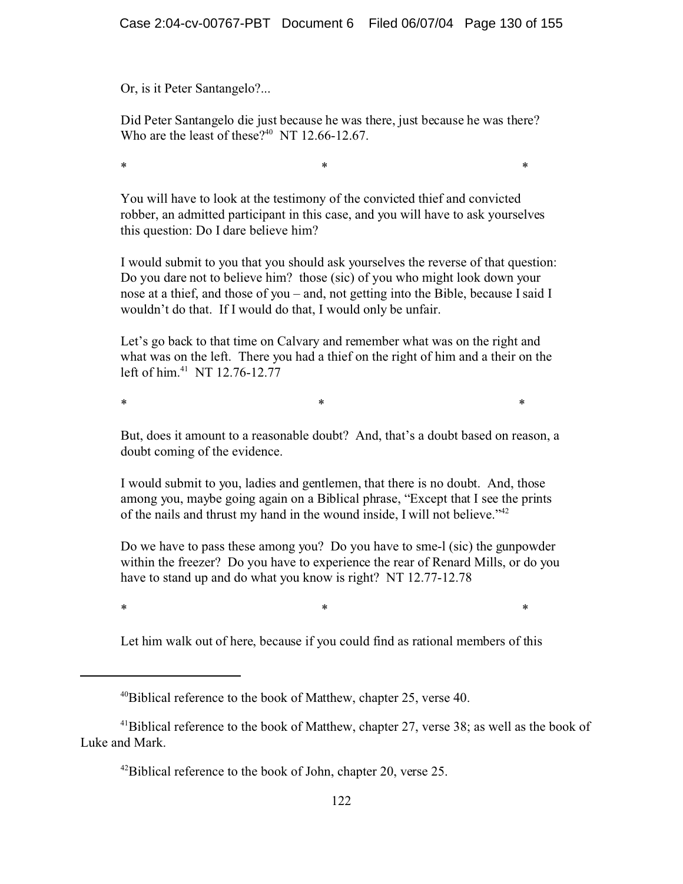Or, is it Peter Santangelo?...

Did Peter Santangelo die just because he was there, just because he was there? Who are the least of these?[40] NT 12.66-12.67.

\* \* \*

You will have to look at the testimony of the convicted thief and convicted robber, an admitted participant in this case, and you will have to ask yourselves this question: Do I dare believe him?

I would submit to you that you should ask yourselves the reverse of that question: Do you dare not to believe him? those (sic) of you who might look down your nose at a thief, and those of you – and, not getting into the Bible, because I said I wouldn't do that. If I would do that, I would only be unfair.

Let's go back to that time on Calvary and remember what was on the right and what was on the left. There you had a thief on the right of him and a their on the left of him.[41] NT 12.76-12.77

\* \* \*

But, does it amount to a reasonable doubt? And, that's a doubt based on reason, a doubt coming of the evidence.

I would submit to you, ladies and gentlemen, that there is no doubt. And, those among you, maybe going again on a Biblical phrase, "Except that I see the prints of the nails and thrust my hand in the wound inside, I will not believe."[42]

Do we have to pass these among you? Do you have to sme-l (sic) the gunpowder within the freezer? Do you have to experience the rear of Renard Mills, or do you have to stand up and do what you know is right? NT 12.77-12.78

\* \* \*

Let him walk out of here, because if you could find as rational members of this

---

[40]Biblical reference to the book of Matthew, chapter 25, verse 40.

[41]Biblical reference to the book of Matthew, chapter 27, verse 38; as well as the book of Luke and Mark.

[42]Biblical reference to the book of John, chapter 20, verse 25.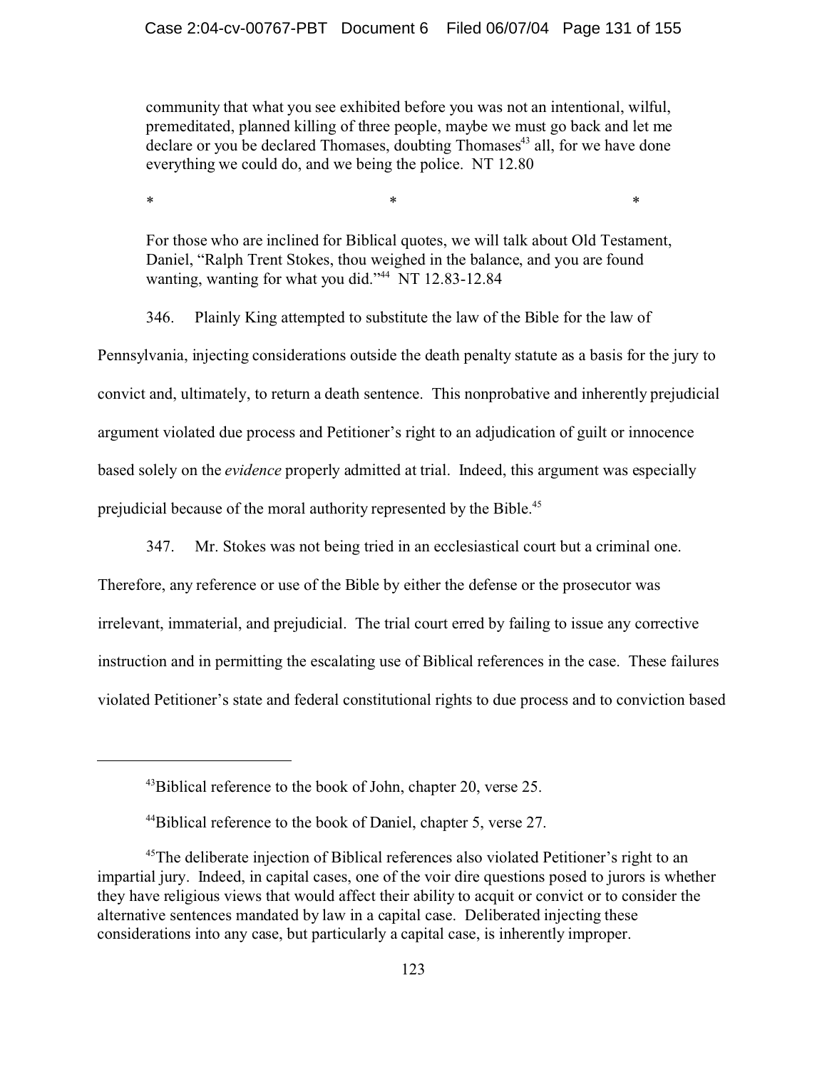> community that what you see exhibited before you was not an intentional, wilful, premeditated, planned killing of three people, maybe we must go back and let me declare or you be declared Thomases, doubting Thomases[43] all, for we have done everything we could do, and we being the police. NT 12.80
>
> \* \* \*
>
> For those who are inclined for Biblical quotes, we will talk about Old Testament, Daniel, "Ralph Trent Stokes, thou weighed in the balance, and you are found wanting, wanting for what you did."[44] NT 12.83-12.84

346. Plainly King attempted to substitute the law of the Bible for the law of Pennsylvania, injecting considerations outside the death penalty statute as a basis for the jury to convict and, ultimately, to return a death sentence. This nonprobative and inherently prejudicial argument violated due process and Petitioner's right to an adjudication of guilt or innocence based solely on the *evidence* properly admitted at trial. Indeed, this argument was especially prejudicial because of the moral authority represented by the Bible.[45]

347. Mr. Stokes was not being tried in an ecclesiastical court but a criminal one. Therefore, any reference or use of the Bible by either the defense or the prosecutor was irrelevant, immaterial, and prejudicial. The trial court erred by failing to issue any corrective instruction and in permitting the escalating use of Biblical references in the case. These failures violated Petitioner's state and federal constitutional rights to due process and to conviction based

---

[43] Biblical reference to the book of John, chapter 20, verse 25.

[44] Biblical reference to the book of Daniel, chapter 5, verse 27.

[45] The deliberate injection of Biblical references also violated Petitioner's right to an impartial jury. Indeed, in capital cases, one of the voir dire questions posed to jurors is whether they have religious views that would affect their ability to acquit or convict or to consider the alternative sentences mandated by law in a capital case. Deliberated injecting these considerations into any case, but particularly a capital case, is inherently improper.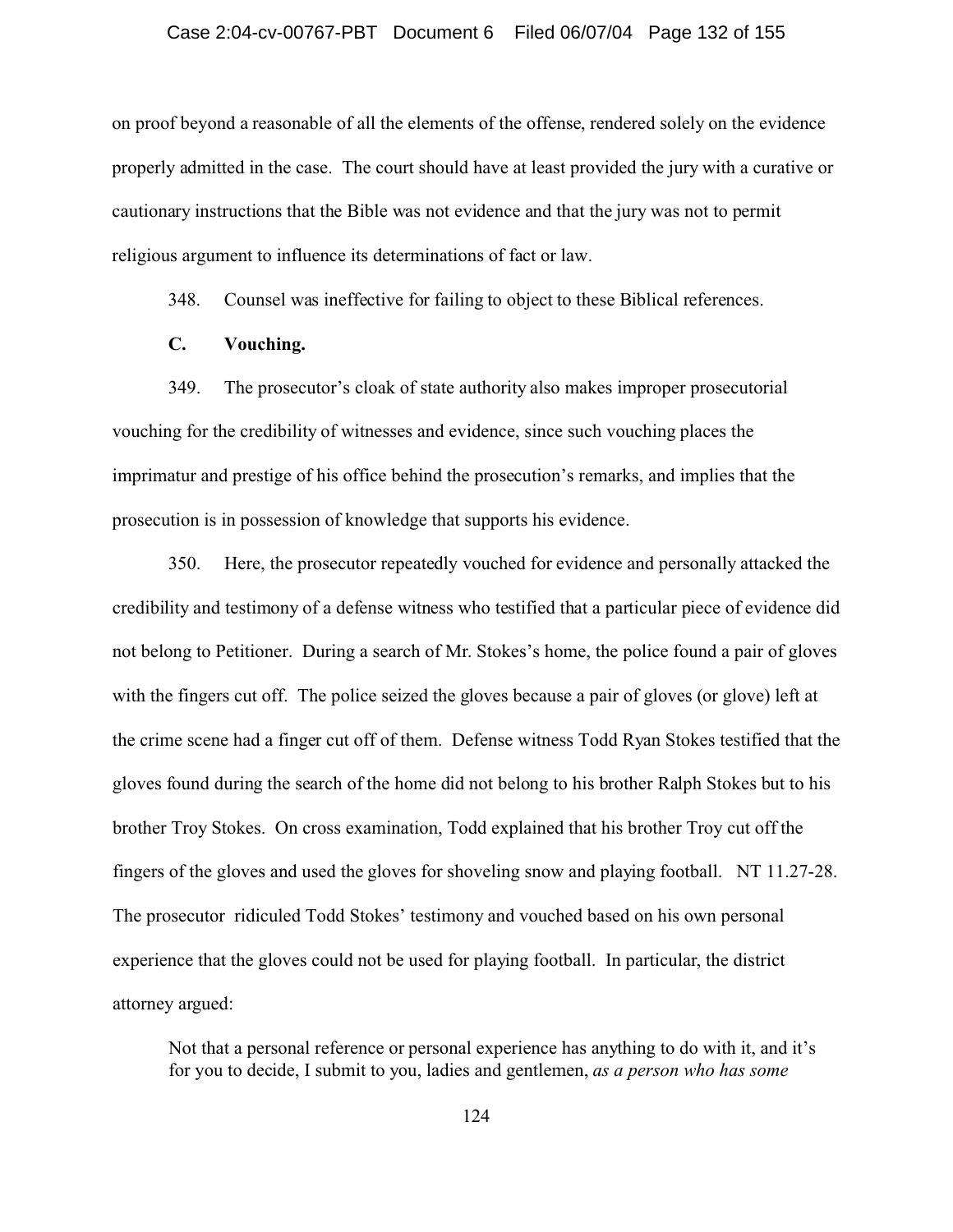on proof beyond a reasonable of all the elements of the offense, rendered solely on the evidence properly admitted in the case. The court should have at least provided the jury with a curative or cautionary instructions that the Bible was not evidence and that the jury was not to permit religious argument to influence its determinations of fact or law.

348. Counsel was ineffective for failing to object to these Biblical references.

**C. Vouching.**

349. The prosecutor's cloak of state authority also makes improper prosecutorial vouching for the credibility of witnesses and evidence, since such vouching places the imprimatur and prestige of his office behind the prosecution's remarks, and implies that the prosecution is in possession of knowledge that supports his evidence.

350. Here, the prosecutor repeatedly vouched for evidence and personally attacked the credibility and testimony of a defense witness who testified that a particular piece of evidence did not belong to Petitioner. During a search of Mr. Stokes's home, the police found a pair of gloves with the fingers cut off. The police seized the gloves because a pair of gloves (or glove) left at the crime scene had a finger cut off of them. Defense witness Todd Ryan Stokes testified that the gloves found during the search of the home did not belong to his brother Ralph Stokes but to his brother Troy Stokes. On cross examination, Todd explained that his brother Troy cut off the fingers of the gloves and used the gloves for shoveling snow and playing football. NT 11.27-28. The prosecutor ridiculed Todd Stokes' testimony and vouched based on his own personal experience that the gloves could not be used for playing football. In particular, the district attorney argued:

> Not that a personal reference or personal experience has anything to do with it, and it's for you to decide, I submit to you, ladies and gentlemen, *as a person who has some*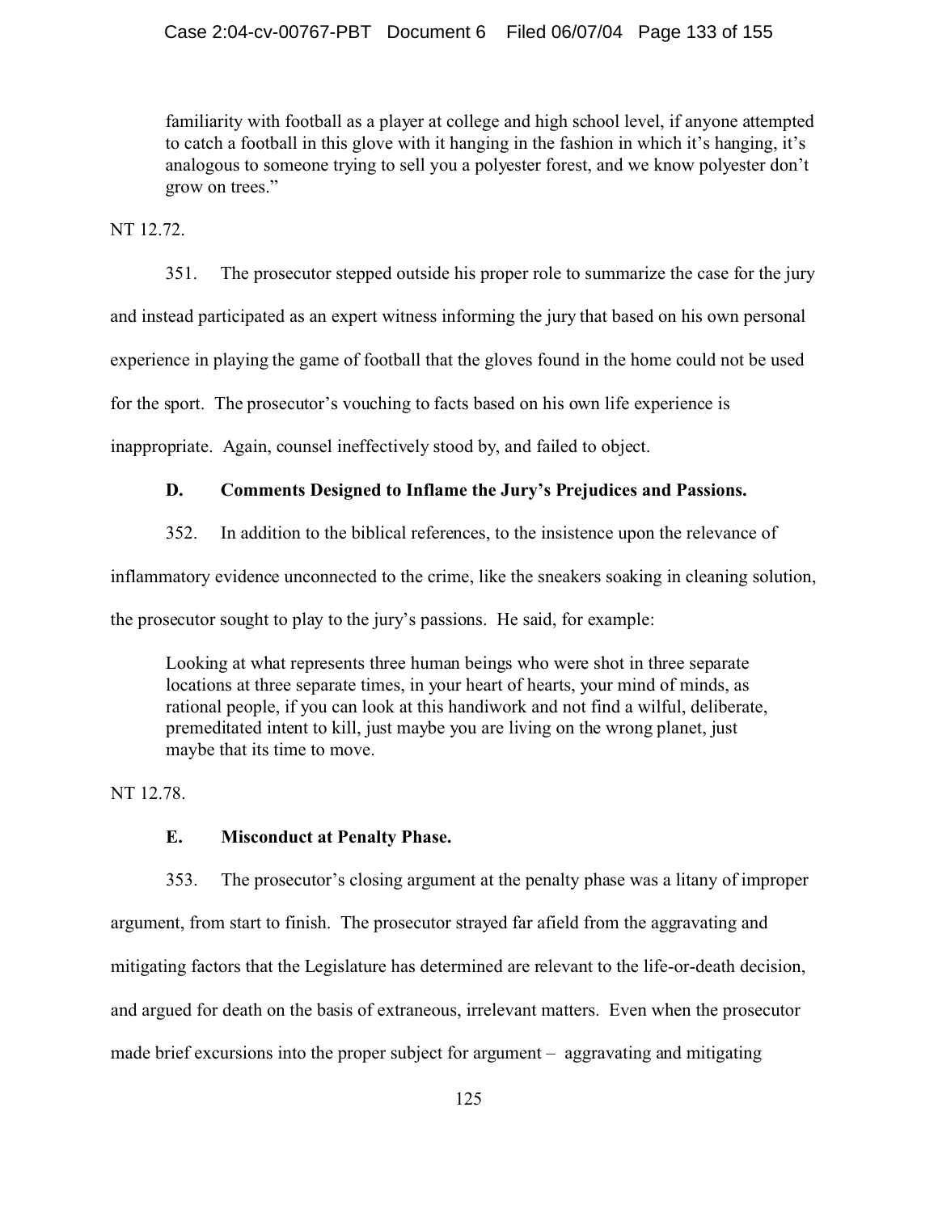> familiarity with football as a player at college and high school level, if anyone attempted to catch a football in this glove with it hanging in the fashion in which it's hanging, it's analogous to someone trying to sell you a polyester forest, and we know polyester don't grow on trees."

NT 12.72.

351. The prosecutor stepped outside his proper role to summarize the case for the jury and instead participated as an expert witness informing the jury that based on his own personal experience in playing the game of football that the gloves found in the home could not be used for the sport. The prosecutor's vouching to facts based on his own life experience is inappropriate. Again, counsel ineffectively stood by, and failed to object.

### D. Comments Designed to Inflame the Jury's Prejudices and Passions.

352. In addition to the biblical references, to the insistence upon the relevance of inflammatory evidence unconnected to the crime, like the sneakers soaking in cleaning solution, the prosecutor sought to play to the jury's passions. He said, for example:

> Looking at what represents three human beings who were shot in three separate locations at three separate times, in your heart of hearts, your mind of minds, as rational people, if you can look at this handiwork and not find a wilful, deliberate, premeditated intent to kill, just maybe you are living on the wrong planet, just maybe that its time to move.

NT 12.78.

### E. Misconduct at Penalty Phase.

353. The prosecutor's closing argument at the penalty phase was a litany of improper argument, from start to finish. The prosecutor strayed far afield from the aggravating and mitigating factors that the Legislature has determined are relevant to the life-or-death decision, and argued for death on the basis of extraneous, irrelevant matters. Even when the prosecutor made brief excursions into the proper subject for argument – aggravating and mitigating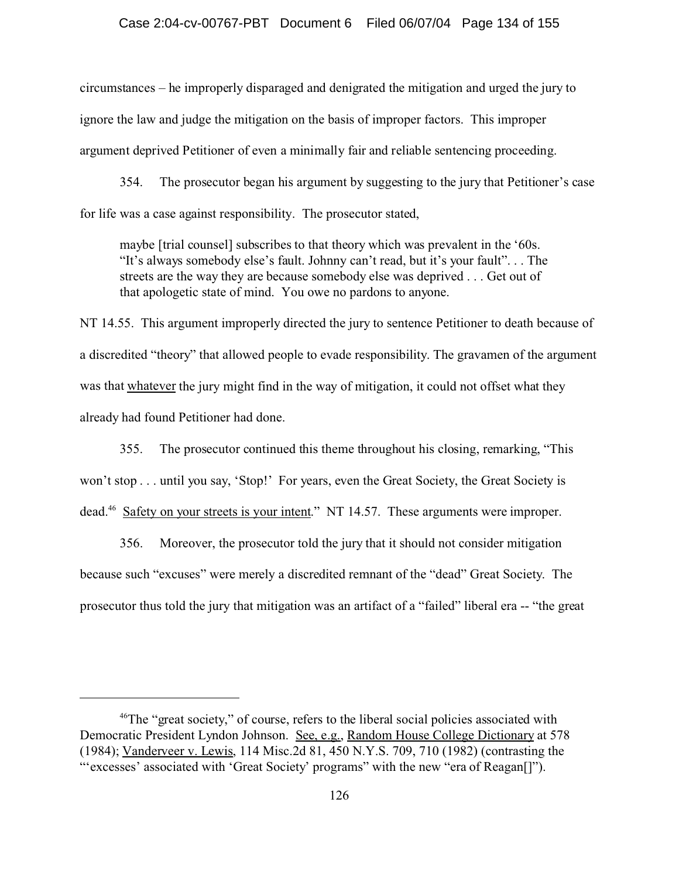circumstances – he improperly disparaged and denigrated the mitigation and urged the jury to ignore the law and judge the mitigation on the basis of improper factors. This improper argument deprived Petitioner of even a minimally fair and reliable sentencing proceeding.

354. The prosecutor began his argument by suggesting to the jury that Petitioner's case for life was a case against responsibility. The prosecutor stated,

> maybe [trial counsel] subscribes to that theory which was prevalent in the '60s. "It's always somebody else's fault. Johnny can't read, but it's your fault". . . The streets are the way they are because somebody else was deprived . . . Get out of that apologetic state of mind. You owe no pardons to anyone.

NT 14.55. This argument improperly directed the jury to sentence Petitioner to death because of a discredited "theory" that allowed people to evade responsibility. The gravamen of the argument was that <u>whatever</u> the jury might find in the way of mitigation, it could not offset what they already had found Petitioner had done.

355. The prosecutor continued this theme throughout his closing, remarking, "This won't stop . . . until you say, 'Stop!' For years, even the Great Society, the Great Society is dead.[46] <u>Safety on your streets is your intent</u>." NT 14.57. These arguments were improper.

356. Moreover, the prosecutor told the jury that it should not consider mitigation because such "excuses" were merely a discredited remnant of the "dead" Great Society. The prosecutor thus told the jury that mitigation was an artifact of a "failed" liberal era -- "the great

---

[46]The "great society," of course, refers to the liberal social policies associated with Democratic President Lyndon Johnson. <u>See, e.g.</u>, <u>Random House College Dictionary</u> at 578 (1984); <u>Vanderveer v. Lewis</u>, 114 Misc.2d 81, 450 N.Y.S. 709, 710 (1982) (contrasting the "'excesses' associated with 'Great Society' programs" with the new "era of Reagan[]").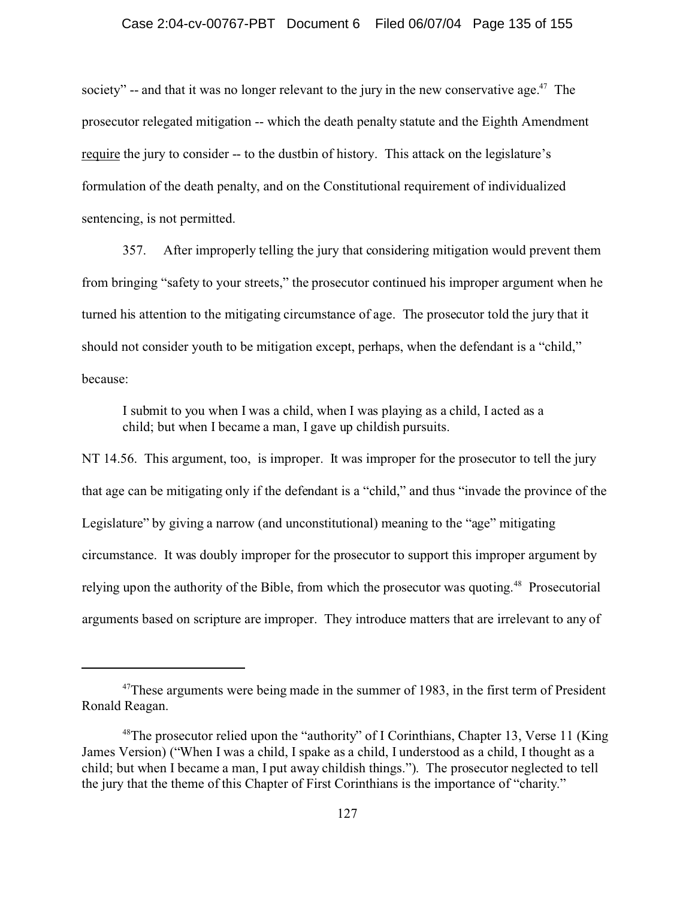society" -- and that it was no longer relevant to the jury in the new conservative age.[47] The prosecutor relegated mitigation -- which the death penalty statute and the Eighth Amendment require the jury to consider -- to the dustbin of history. This attack on the legislature's formulation of the death penalty, and on the Constitutional requirement of individualized sentencing, is not permitted.

357. After improperly telling the jury that considering mitigation would prevent them from bringing "safety to your streets," the prosecutor continued his improper argument when he turned his attention to the mitigating circumstance of age. The prosecutor told the jury that it should not consider youth to be mitigation except, perhaps, when the defendant is a "child," because:

> I submit to you when I was a child, when I was playing as a child, I acted as a child; but when I became a man, I gave up childish pursuits.

NT 14.56. This argument, too, is improper. It was improper for the prosecutor to tell the jury that age can be mitigating only if the defendant is a "child," and thus "invade the province of the Legislature" by giving a narrow (and unconstitutional) meaning to the "age" mitigating circumstance. It was doubly improper for the prosecutor to support this improper argument by relying upon the authority of the Bible, from which the prosecutor was quoting.[48] Prosecutorial arguments based on scripture are improper. They introduce matters that are irrelevant to any of

---

[47] These arguments were being made in the summer of 1983, in the first term of President Ronald Reagan.

[48] The prosecutor relied upon the "authority" of I Corinthians, Chapter 13, Verse 11 (King James Version) ("When I was a child, I spake as a child, I understood as a child, I thought as a child; but when I became a man, I put away childish things."). The prosecutor neglected to tell the jury that the theme of this Chapter of First Corinthians is the importance of "charity."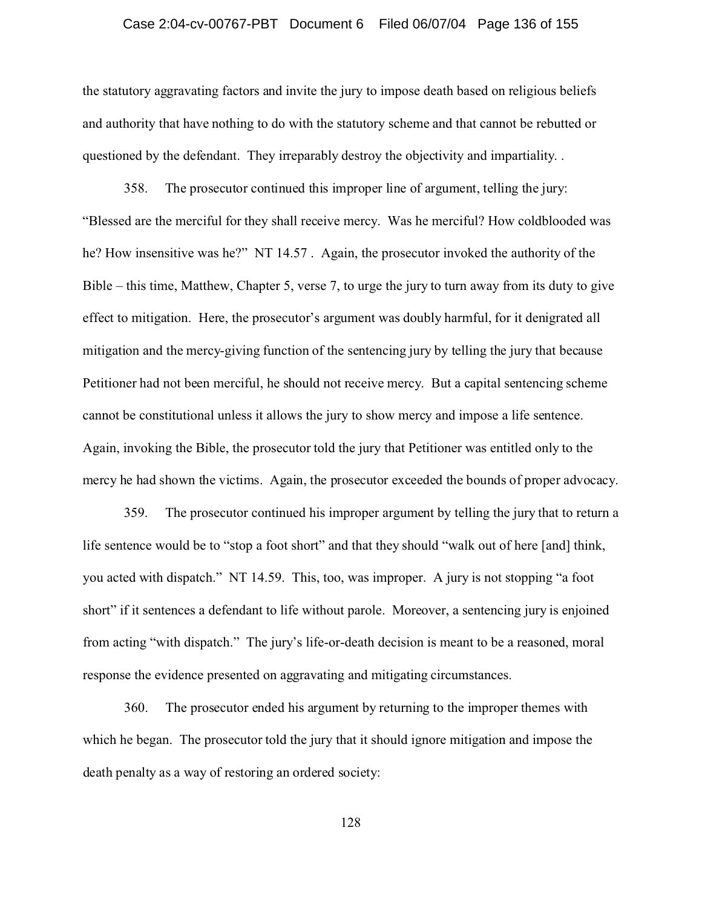the statutory aggravating factors and invite the jury to impose death based on religious beliefs and authority that have nothing to do with the statutory scheme and that cannot be rebutted or questioned by the defendant. They irreparably destroy the objectivity and impartiality. .

358. The prosecutor continued this improper line of argument, telling the jury: "Blessed are the merciful for they shall receive mercy. Was he merciful? How coldblooded was he? How insensitive was he?" NT 14.57 . Again, the prosecutor invoked the authority of the Bible – this time, Matthew, Chapter 5, verse 7, to urge the jury to turn away from its duty to give effect to mitigation. Here, the prosecutor's argument was doubly harmful, for it denigrated all mitigation and the mercy-giving function of the sentencing jury by telling the jury that because Petitioner had not been merciful, he should not receive mercy. But a capital sentencing scheme cannot be constitutional unless it allows the jury to show mercy and impose a life sentence. Again, invoking the Bible, the prosecutor told the jury that Petitioner was entitled only to the mercy he had shown the victims. Again, the prosecutor exceeded the bounds of proper advocacy.

359. The prosecutor continued his improper argument by telling the jury that to return a life sentence would be to "stop a foot short" and that they should "walk out of here [and] think, you acted with dispatch." NT 14.59. This, too, was improper. A jury is not stopping "a foot short" if it sentences a defendant to life without parole. Moreover, a sentencing jury is enjoined from acting "with dispatch." The jury's life-or-death decision is meant to be a reasoned, moral response the evidence presented on aggravating and mitigating circumstances.

360. The prosecutor ended his argument by returning to the improper themes with which he began. The prosecutor told the jury that it should ignore mitigation and impose the death penalty as a way of restoring an ordered society: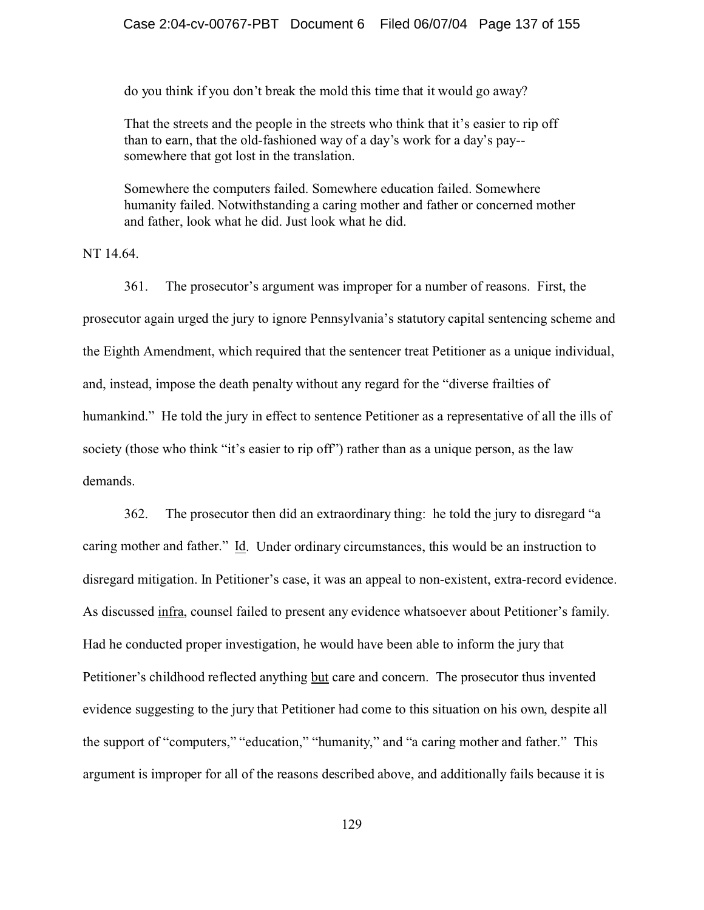> do you think if you don't break the mold this time that it would go away?
>
> That the streets and the people in the streets who think that it's easier to rip off than to earn, that the old-fashioned way of a day's work for a day's pay--somewhere that got lost in the translation.
>
> Somewhere the computers failed. Somewhere education failed. Somewhere humanity failed. Notwithstanding a caring mother and father or concerned mother and father, look what he did. Just look what he did.

NT 14.64.

361. The prosecutor's argument was improper for a number of reasons. First, the prosecutor again urged the jury to ignore Pennsylvania's statutory capital sentencing scheme and the Eighth Amendment, which required that the sentencer treat Petitioner as a unique individual, and, instead, impose the death penalty without any regard for the "diverse frailties of humankind." He told the jury in effect to sentence Petitioner as a representative of all the ills of society (those who think "it's easier to rip off") rather than as a unique person, as the law demands.

362. The prosecutor then did an extraordinary thing: he told the jury to disregard "a caring mother and father." Id. Under ordinary circumstances, this would be an instruction to disregard mitigation. In Petitioner's case, it was an appeal to non-existent, extra-record evidence. As discussed infra, counsel failed to present any evidence whatsoever about Petitioner's family. Had he conducted proper investigation, he would have been able to inform the jury that Petitioner's childhood reflected anything but care and concern. The prosecutor thus invented evidence suggesting to the jury that Petitioner had come to this situation on his own, despite all the support of "computers," "education," "humanity," and "a caring mother and father." This argument is improper for all of the reasons described above, and additionally fails because it is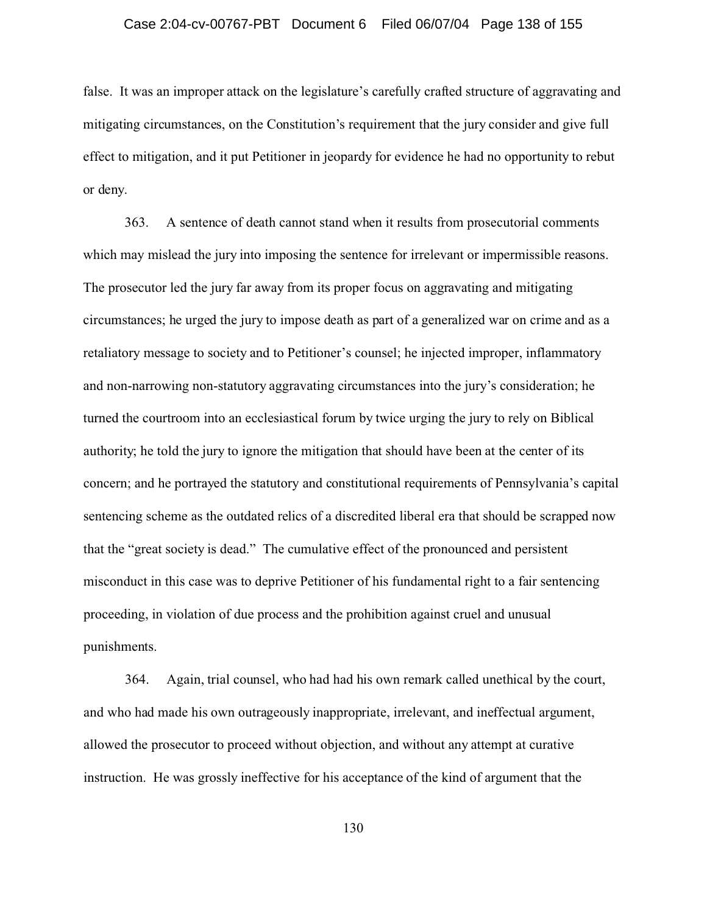false. It was an improper attack on the legislature's carefully crafted structure of aggravating and mitigating circumstances, on the Constitution's requirement that the jury consider and give full effect to mitigation, and it put Petitioner in jeopardy for evidence he had no opportunity to rebut or deny.

363. A sentence of death cannot stand when it results from prosecutorial comments which may mislead the jury into imposing the sentence for irrelevant or impermissible reasons. The prosecutor led the jury far away from its proper focus on aggravating and mitigating circumstances; he urged the jury to impose death as part of a generalized war on crime and as a retaliatory message to society and to Petitioner's counsel; he injected improper, inflammatory and non-narrowing non-statutory aggravating circumstances into the jury's consideration; he turned the courtroom into an ecclesiastical forum by twice urging the jury to rely on Biblical authority; he told the jury to ignore the mitigation that should have been at the center of its concern; and he portrayed the statutory and constitutional requirements of Pennsylvania's capital sentencing scheme as the outdated relics of a discredited liberal era that should be scrapped now that the "great society is dead." The cumulative effect of the pronounced and persistent misconduct in this case was to deprive Petitioner of his fundamental right to a fair sentencing proceeding, in violation of due process and the prohibition against cruel and unusual punishments.

364. Again, trial counsel, who had had his own remark called unethical by the court, and who had made his own outrageously inappropriate, irrelevant, and ineffectual argument, allowed the prosecutor to proceed without objection, and without any attempt at curative instruction. He was grossly ineffective for his acceptance of the kind of argument that the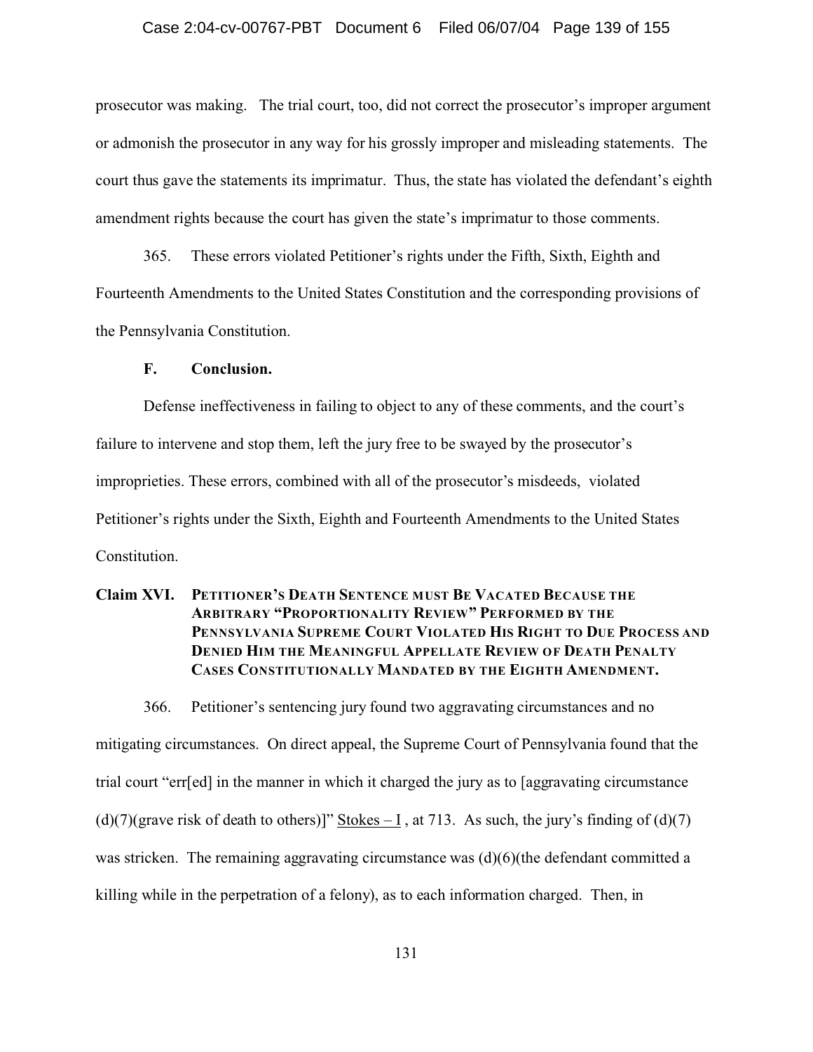prosecutor was making. The trial court, too, did not correct the prosecutor's improper argument or admonish the prosecutor in any way for his grossly improper and misleading statements. The court thus gave the statements its imprimatur. Thus, the state has violated the defendant's eighth amendment rights because the court has given the state's imprimatur to those comments.

365. These errors violated Petitioner's rights under the Fifth, Sixth, Eighth and Fourteenth Amendments to the United States Constitution and the corresponding provisions of the Pennsylvania Constitution.

### F. Conclusion.

Defense ineffectiveness in failing to object to any of these comments, and the court's failure to intervene and stop them, left the jury free to be swayed by the prosecutor's improprieties. These errors, combined with all of the prosecutor's misdeeds, violated Petitioner's rights under the Sixth, Eighth and Fourteenth Amendments to the United States Constitution.

## Claim XVI. Petitioner's Death Sentence must Be Vacated Because the Arbitrary "Proportionality Review" Performed by the Pennsylvania Supreme Court Violated His Right to Due Process and Denied Him the Meaningful Appellate Review of Death Penalty Cases Constitutionally Mandated by the Eighth Amendment.

366. Petitioner's sentencing jury found two aggravating circumstances and no mitigating circumstances. On direct appeal, the Supreme Court of Pennsylvania found that the trial court "err[ed] in the manner in which it charged the jury as to [aggravating circumstance (d)(7)(grave risk of death to others)]" Stokes – I , at 713. As such, the jury's finding of (d)(7) was stricken. The remaining aggravating circumstance was (d)(6)(the defendant committed a killing while in the perpetration of a felony), as to each information charged. Then, in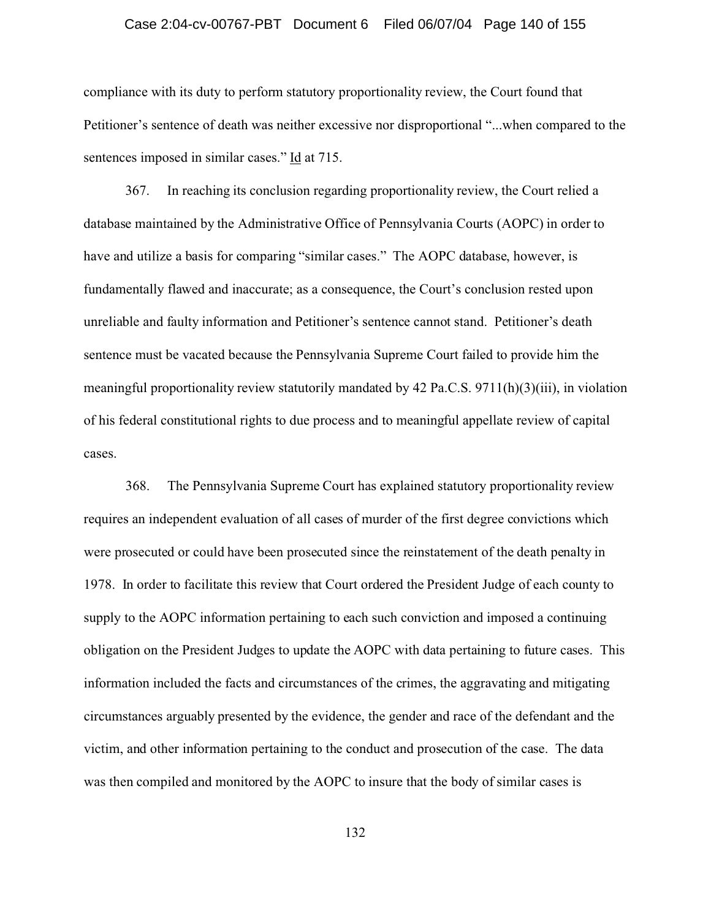compliance with its duty to perform statutory proportionality review, the Court found that Petitioner's sentence of death was neither excessive nor disproportional "...when compared to the sentences imposed in similar cases." Id at 715.

367. In reaching its conclusion regarding proportionality review, the Court relied a database maintained by the Administrative Office of Pennsylvania Courts (AOPC) in order to have and utilize a basis for comparing "similar cases." The AOPC database, however, is fundamentally flawed and inaccurate; as a consequence, the Court's conclusion rested upon unreliable and faulty information and Petitioner's sentence cannot stand. Petitioner's death sentence must be vacated because the Pennsylvania Supreme Court failed to provide him the meaningful proportionality review statutorily mandated by 42 Pa.C.S. 9711(h)(3)(iii), in violation of his federal constitutional rights to due process and to meaningful appellate review of capital cases.

368. The Pennsylvania Supreme Court has explained statutory proportionality review requires an independent evaluation of all cases of murder of the first degree convictions which were prosecuted or could have been prosecuted since the reinstatement of the death penalty in 1978. In order to facilitate this review that Court ordered the President Judge of each county to supply to the AOPC information pertaining to each such conviction and imposed a continuing obligation on the President Judges to update the AOPC with data pertaining to future cases. This information included the facts and circumstances of the crimes, the aggravating and mitigating circumstances arguably presented by the evidence, the gender and race of the defendant and the victim, and other information pertaining to the conduct and prosecution of the case. The data was then compiled and monitored by the AOPC to insure that the body of similar cases is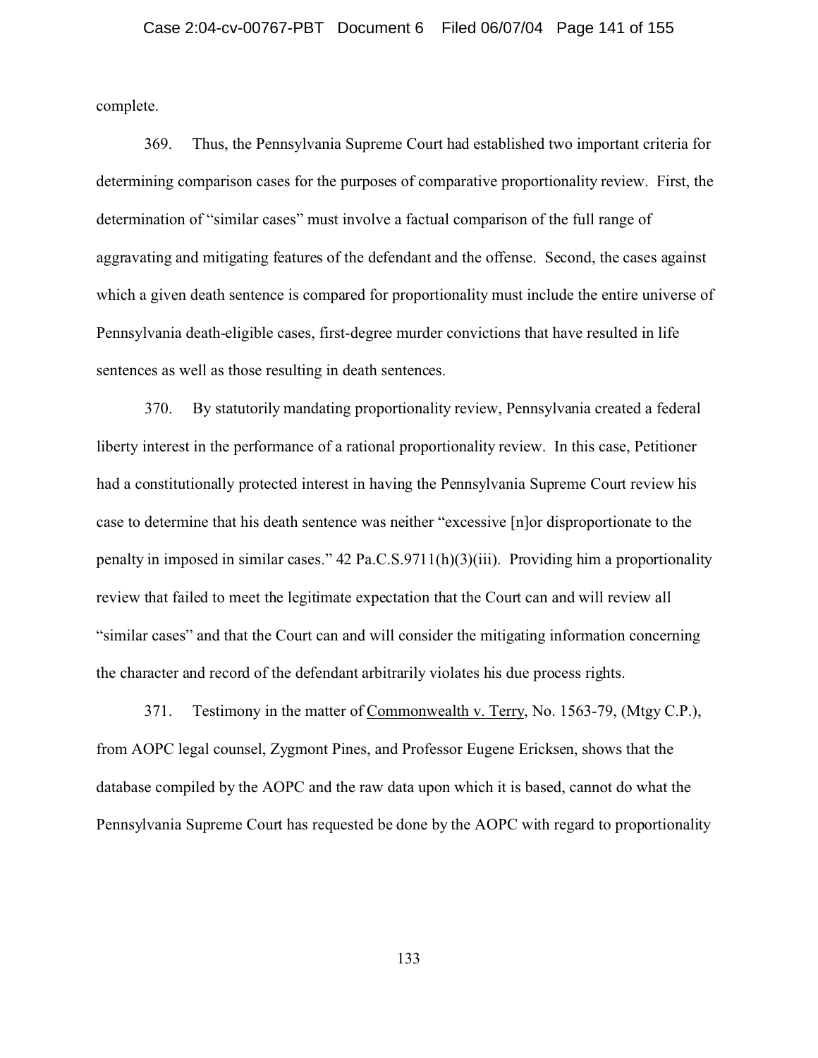complete.

369. Thus, the Pennsylvania Supreme Court had established two important criteria for determining comparison cases for the purposes of comparative proportionality review. First, the determination of "similar cases" must involve a factual comparison of the full range of aggravating and mitigating features of the defendant and the offense. Second, the cases against which a given death sentence is compared for proportionality must include the entire universe of Pennsylvania death-eligible cases, first-degree murder convictions that have resulted in life sentences as well as those resulting in death sentences.

370. By statutorily mandating proportionality review, Pennsylvania created a federal liberty interest in the performance of a rational proportionality review. In this case, Petitioner had a constitutionally protected interest in having the Pennsylvania Supreme Court review his case to determine that his death sentence was neither "excessive [n]or disproportionate to the penalty in imposed in similar cases." 42 Pa.C.S.9711(h)(3)(iii). Providing him a proportionality review that failed to meet the legitimate expectation that the Court can and will review all "similar cases" and that the Court can and will consider the mitigating information concerning the character and record of the defendant arbitrarily violates his due process rights.

371. Testimony in the matter of <u>Commonwealth v. Terry</u>, No. 1563-79, (Mtgy C.P.), from AOPC legal counsel, Zygmont Pines, and Professor Eugene Ericksen, shows that the database compiled by the AOPC and the raw data upon which it is based, cannot do what the Pennsylvania Supreme Court has requested be done by the AOPC with regard to proportionality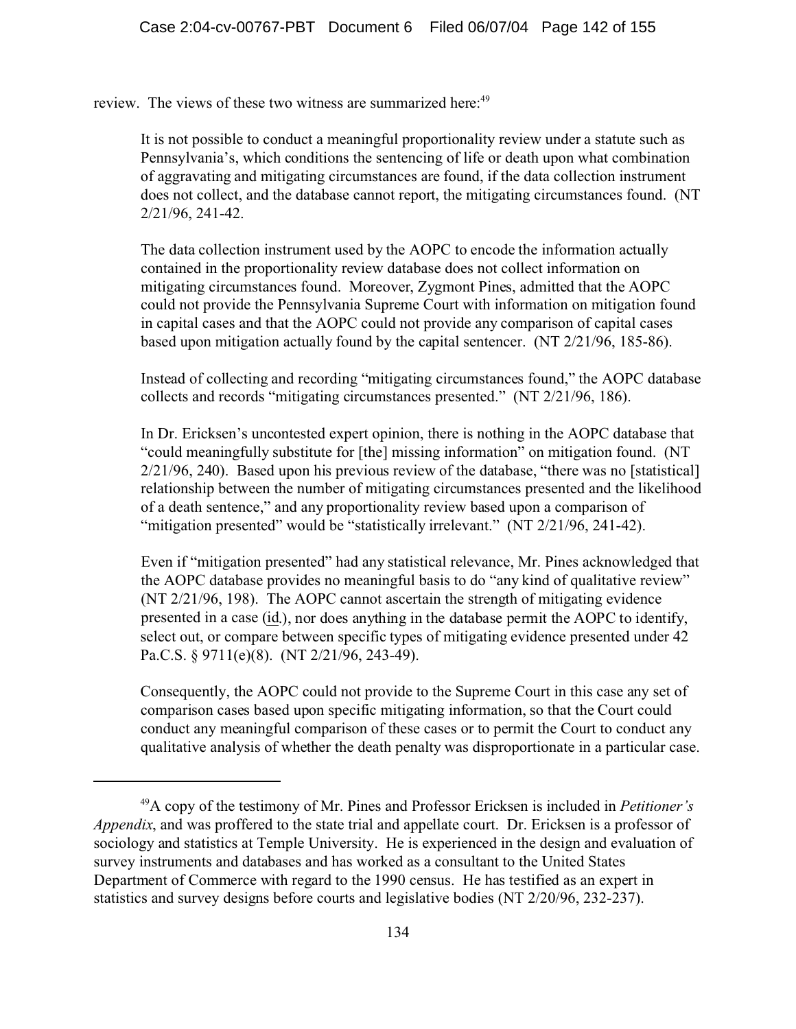review. The views of these two witness are summarized here:[49]

> It is not possible to conduct a meaningful proportionality review under a statute such as Pennsylvania's, which conditions the sentencing of life or death upon what combination of aggravating and mitigating circumstances are found, if the data collection instrument does not collect, and the database cannot report, the mitigating circumstances found. (NT 2/21/96, 241-42.
>
> The data collection instrument used by the AOPC to encode the information actually contained in the proportionality review database does not collect information on mitigating circumstances found. Moreover, Zygmont Pines, admitted that the AOPC could not provide the Pennsylvania Supreme Court with information on mitigation found in capital cases and that the AOPC could not provide any comparison of capital cases based upon mitigation actually found by the capital sentencer. (NT 2/21/96, 185-86).
>
> Instead of collecting and recording "mitigating circumstances found," the AOPC database collects and records "mitigating circumstances presented." (NT 2/21/96, 186).
>
> In Dr. Ericksen's uncontested expert opinion, there is nothing in the AOPC database that "could meaningfully substitute for [the] missing information" on mitigation found. (NT 2/21/96, 240). Based upon his previous review of the database, "there was no [statistical] relationship between the number of mitigating circumstances presented and the likelihood of a death sentence," and any proportionality review based upon a comparison of "mitigation presented" would be "statistically irrelevant." (NT 2/21/96, 241-42).
>
> Even if "mitigation presented" had any statistical relevance, Mr. Pines acknowledged that the AOPC database provides no meaningful basis to do "any kind of qualitative review" (NT 2/21/96, 198). The AOPC cannot ascertain the strength of mitigating evidence presented in a case (id.), nor does anything in the database permit the AOPC to identify, select out, or compare between specific types of mitigating evidence presented under 42 Pa.C.S. § 9711(e)(8). (NT 2/21/96, 243-49).
>
> Consequently, the AOPC could not provide to the Supreme Court in this case any set of comparison cases based upon specific mitigating information, so that the Court could conduct any meaningful comparison of these cases or to permit the Court to conduct any qualitative analysis of whether the death penalty was disproportionate in a particular case.

---

[49] A copy of the testimony of Mr. Pines and Professor Ericksen is included in *Petitioner's Appendix*, and was proffered to the state trial and appellate court. Dr. Ericksen is a professor of sociology and statistics at Temple University. He is experienced in the design and evaluation of survey instruments and databases and has worked as a consultant to the United States Department of Commerce with regard to the 1990 census. He has testified as an expert in statistics and survey designs before courts and legislative bodies (NT 2/20/96, 232-237).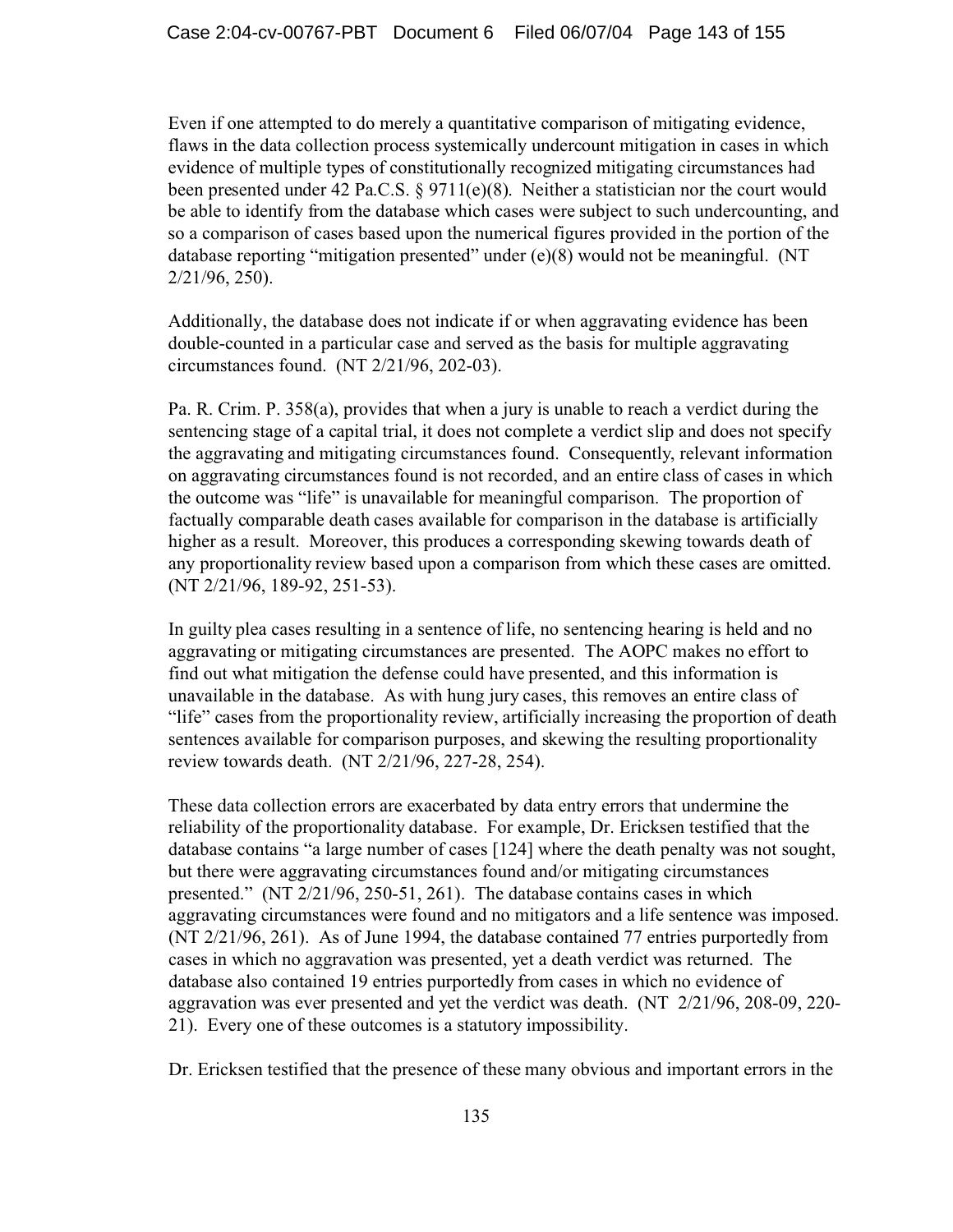Even if one attempted to do merely a quantitative comparison of mitigating evidence, flaws in the data collection process systemically undercount mitigation in cases in which evidence of multiple types of constitutionally recognized mitigating circumstances had been presented under 42 Pa.C.S. § 9711(e)(8). Neither a statistician nor the court would be able to identify from the database which cases were subject to such undercounting, and so a comparison of cases based upon the numerical figures provided in the portion of the database reporting "mitigation presented" under (e)(8) would not be meaningful. (NT 2/21/96, 250).

Additionally, the database does not indicate if or when aggravating evidence has been double-counted in a particular case and served as the basis for multiple aggravating circumstances found. (NT 2/21/96, 202-03).

Pa. R. Crim. P. 358(a), provides that when a jury is unable to reach a verdict during the sentencing stage of a capital trial, it does not complete a verdict slip and does not specify the aggravating and mitigating circumstances found. Consequently, relevant information on aggravating circumstances found is not recorded, and an entire class of cases in which the outcome was "life" is unavailable for meaningful comparison. The proportion of factually comparable death cases available for comparison in the database is artificially higher as a result. Moreover, this produces a corresponding skewing towards death of any proportionality review based upon a comparison from which these cases are omitted. (NT 2/21/96, 189-92, 251-53).

In guilty plea cases resulting in a sentence of life, no sentencing hearing is held and no aggravating or mitigating circumstances are presented. The AOPC makes no effort to find out what mitigation the defense could have presented, and this information is unavailable in the database. As with hung jury cases, this removes an entire class of "life" cases from the proportionality review, artificially increasing the proportion of death sentences available for comparison purposes, and skewing the resulting proportionality review towards death. (NT 2/21/96, 227-28, 254).

These data collection errors are exacerbated by data entry errors that undermine the reliability of the proportionality database. For example, Dr. Ericksen testified that the database contains "a large number of cases [124] where the death penalty was not sought, but there were aggravating circumstances found and/or mitigating circumstances presented." (NT 2/21/96, 250-51, 261). The database contains cases in which aggravating circumstances were found and no mitigators and a life sentence was imposed. (NT 2/21/96, 261). As of June 1994, the database contained 77 entries purportedly from cases in which no aggravation was presented, yet a death verdict was returned. The database also contained 19 entries purportedly from cases in which no evidence of aggravation was ever presented and yet the verdict was death. (NT 2/21/96, 208-09, 220-21). Every one of these outcomes is a statutory impossibility.

Dr. Ericksen testified that the presence of these many obvious and important errors in the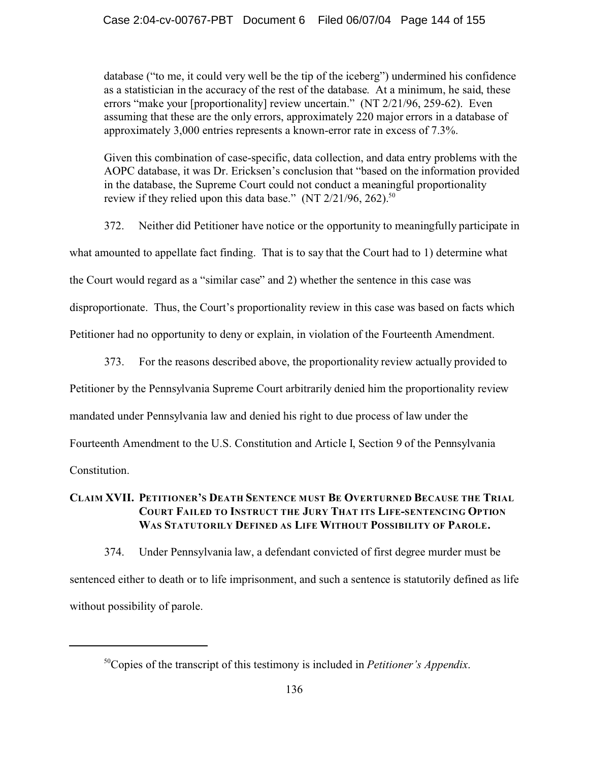database ("to me, it could very well be the tip of the iceberg") undermined his confidence as a statistician in the accuracy of the rest of the database. At a minimum, he said, these errors "make your [proportionality] review uncertain." (NT 2/21/96, 259-62). Even assuming that these are the only errors, approximately 220 major errors in a database of approximately 3,000 entries represents a known-error rate in excess of 7.3%.

> Given this combination of case-specific, data collection, and data entry problems with the AOPC database, it was Dr. Ericksen's conclusion that "based on the information provided in the database, the Supreme Court could not conduct a meaningful proportionality review if they relied upon this data base." (NT 2/21/96, 262).[50]

372. Neither did Petitioner have notice or the opportunity to meaningfully participate in what amounted to appellate fact finding. That is to say that the Court had to 1) determine what the Court would regard as a "similar case" and 2) whether the sentence in this case was disproportionate. Thus, the Court's proportionality review in this case was based on facts which Petitioner had no opportunity to deny or explain, in violation of the Fourteenth Amendment.

373. For the reasons described above, the proportionality review actually provided to Petitioner by the Pennsylvania Supreme Court arbitrarily denied him the proportionality review mandated under Pennsylvania law and denied his right to due process of law under the Fourteenth Amendment to the U.S. Constitution and Article I, Section 9 of the Pennsylvania Constitution.

## CLAIM XVII. PETITIONER'S DEATH SENTENCE MUST BE OVERTURNED BECAUSE THE TRIAL COURT FAILED TO INSTRUCT THE JURY THAT ITS LIFE-SENTENCING OPTION WAS STATUTORILY DEFINED AS LIFE WITHOUT POSSIBILITY OF PAROLE.

374. Under Pennsylvania law, a defendant convicted of first degree murder must be sentenced either to death or to life imprisonment, and such a sentence is statutorily defined as life without possibility of parole.

---

[50]Copies of the transcript of this testimony is included in *Petitioner's Appendix*.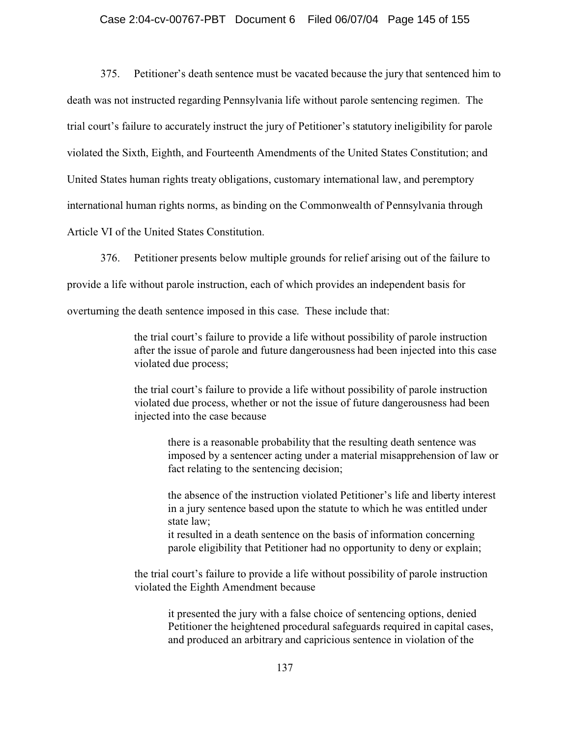375. Petitioner's death sentence must be vacated because the jury that sentenced him to death was not instructed regarding Pennsylvania life without parole sentencing regimen. The trial court's failure to accurately instruct the jury of Petitioner's statutory ineligibility for parole violated the Sixth, Eighth, and Fourteenth Amendments of the United States Constitution; and United States human rights treaty obligations, customary international law, and peremptory international human rights norms, as binding on the Commonwealth of Pennsylvania through Article VI of the United States Constitution.

376. Petitioner presents below multiple grounds for relief arising out of the failure to provide a life without parole instruction, each of which provides an independent basis for overturning the death sentence imposed in this case. These include that:

> the trial court's failure to provide a life without possibility of parole instruction after the issue of parole and future dangerousness had been injected into this case violated due process;
>
> the trial court's failure to provide a life without possibility of parole instruction violated due process, whether or not the issue of future dangerousness had been injected into the case because
>
> > there is a reasonable probability that the resulting death sentence was imposed by a sentencer acting under a material misapprehension of law or fact relating to the sentencing decision;
> >
> > the absence of the instruction violated Petitioner's life and liberty interest in a jury sentence based upon the statute to which he was entitled under state law;
> >
> > it resulted in a death sentence on the basis of information concerning parole eligibility that Petitioner had no opportunity to deny or explain;
>
> the trial court's failure to provide a life without possibility of parole instruction violated the Eighth Amendment because
>
> > it presented the jury with a false choice of sentencing options, denied Petitioner the heightened procedural safeguards required in capital cases, and produced an arbitrary and capricious sentence in violation of the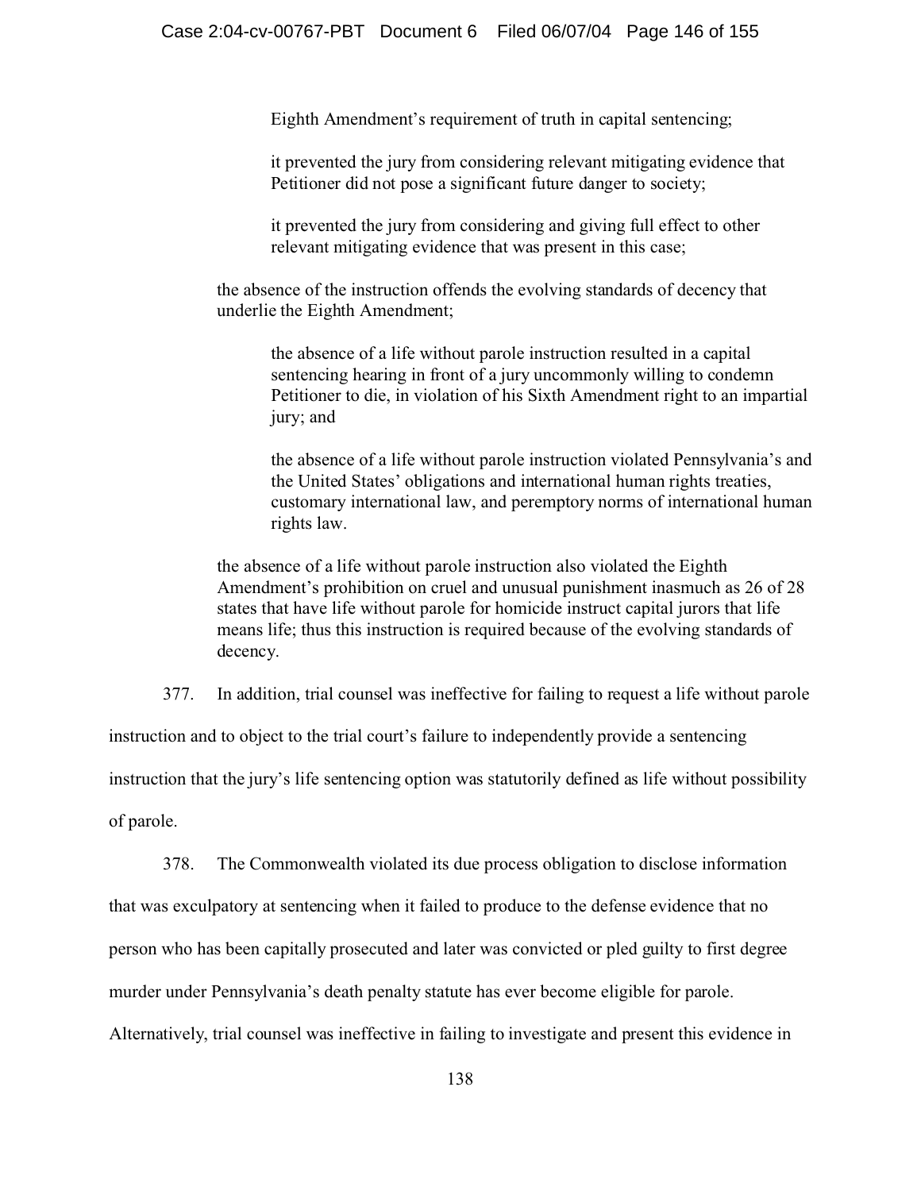Eighth Amendment's requirement of truth in capital sentencing;

it prevented the jury from considering relevant mitigating evidence that Petitioner did not pose a significant future danger to society;

it prevented the jury from considering and giving full effect to other relevant mitigating evidence that was present in this case;

the absence of the instruction offends the evolving standards of decency that underlie the Eighth Amendment;

the absence of a life without parole instruction resulted in a capital sentencing hearing in front of a jury uncommonly willing to condemn Petitioner to die, in violation of his Sixth Amendment right to an impartial jury; and

the absence of a life without parole instruction violated Pennsylvania's and the United States' obligations and international human rights treaties, customary international law, and peremptory norms of international human rights law.

the absence of a life without parole instruction also violated the Eighth Amendment's prohibition on cruel and unusual punishment inasmuch as 26 of 28 states that have life without parole for homicide instruct capital jurors that life means life; thus this instruction is required because of the evolving standards of decency.

377. In addition, trial counsel was ineffective for failing to request a life without parole instruction and to object to the trial court's failure to independently provide a sentencing instruction that the jury's life sentencing option was statutorily defined as life without possibility of parole.

378. The Commonwealth violated its due process obligation to disclose information that was exculpatory at sentencing when it failed to produce to the defense evidence that no person who has been capitally prosecuted and later was convicted or pled guilty to first degree murder under Pennsylvania's death penalty statute has ever become eligible for parole. Alternatively, trial counsel was ineffective in failing to investigate and present this evidence in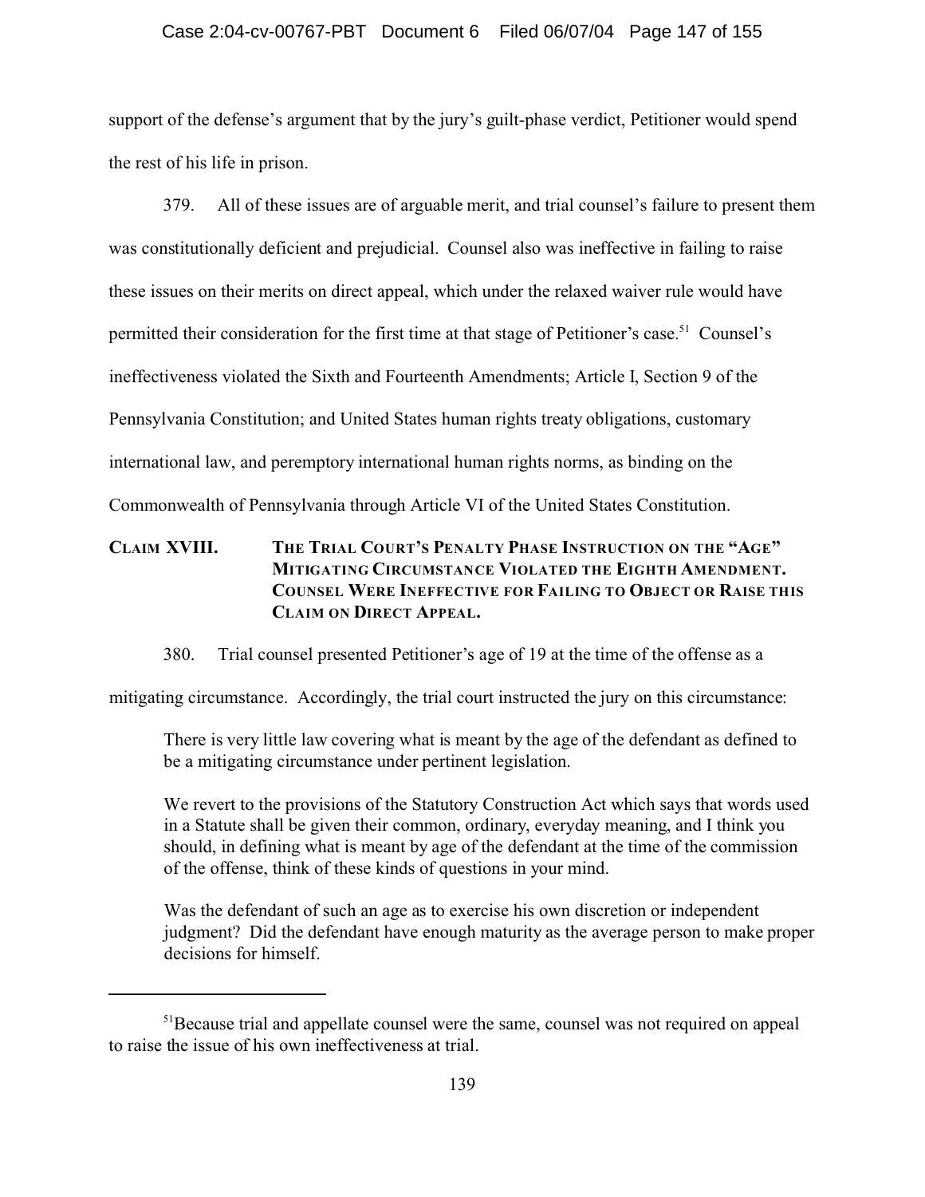support of the defense's argument that by the jury's guilt-phase verdict, Petitioner would spend the rest of his life in prison.

379. All of these issues are of arguable merit, and trial counsel's failure to present them was constitutionally deficient and prejudicial. Counsel also was ineffective in failing to raise these issues on their merits on direct appeal, which under the relaxed waiver rule would have permitted their consideration for the first time at that stage of Petitioner's case.[51] Counsel's ineffectiveness violated the Sixth and Fourteenth Amendments; Article I, Section 9 of the Pennsylvania Constitution; and United States human rights treaty obligations, customary international law, and peremptory international human rights norms, as binding on the Commonwealth of Pennsylvania through Article VI of the United States Constitution.

## CLAIM XVIII. THE TRIAL COURT'S PENALTY PHASE INSTRUCTION ON THE "AGE" MITIGATING CIRCUMSTANCE VIOLATED THE EIGHTH AMENDMENT. COUNSEL WERE INEFFECTIVE FOR FAILING TO OBJECT OR RAISE THIS CLAIM ON DIRECT APPEAL.

380. Trial counsel presented Petitioner's age of 19 at the time of the offense as a mitigating circumstance. Accordingly, the trial court instructed the jury on this circumstance:

> There is very little law covering what is meant by the age of the defendant as defined to be a mitigating circumstance under pertinent legislation.
>
> We revert to the provisions of the Statutory Construction Act which says that words used in a Statute shall be given their common, ordinary, everyday meaning, and I think you should, in defining what is meant by age of the defendant at the time of the commission of the offense, think of these kinds of questions in your mind.
>
> Was the defendant of such an age as to exercise his own discretion or independent judgment? Did the defendant have enough maturity as the average person to make proper decisions for himself.

---

[51] Because trial and appellate counsel were the same, counsel was not required on appeal to raise the issue of his own ineffectiveness at trial.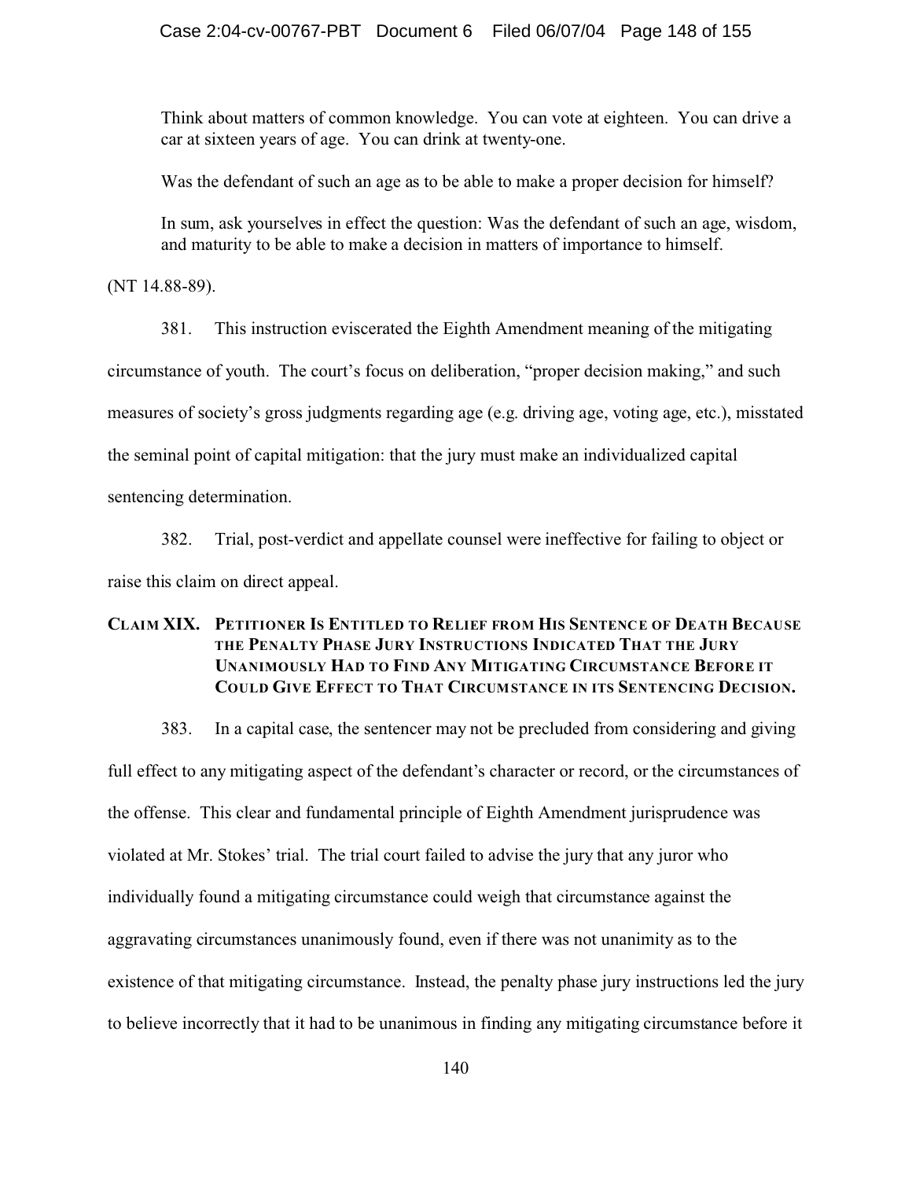> Think about matters of common knowledge. You can vote at eighteen. You can drive a car at sixteen years of age. You can drink at twenty-one.
>
> Was the defendant of such an age as to be able to make a proper decision for himself?
>
> In sum, ask yourselves in effect the question: Was the defendant of such an age, wisdom, and maturity to be able to make a decision in matters of importance to himself.

(NT 14.88-89).

381. This instruction eviscerated the Eighth Amendment meaning of the mitigating circumstance of youth. The court's focus on deliberation, "proper decision making," and such measures of society's gross judgments regarding age (e.g. driving age, voting age, etc.), misstated the seminal point of capital mitigation: that the jury must make an individualized capital sentencing determination.

382. Trial, post-verdict and appellate counsel were ineffective for failing to object or raise this claim on direct appeal.

### CLAIM XIX. PETITIONER IS ENTITLED TO RELIEF FROM HIS SENTENCE OF DEATH BECAUSE THE PENALTY PHASE JURY INSTRUCTIONS INDICATED THAT THE JURY UNANIMOUSLY HAD TO FIND ANY MITIGATING CIRCUMSTANCE BEFORE IT COULD GIVE EFFECT TO THAT CIRCUMSTANCE IN ITS SENTENCING DECISION.

383. In a capital case, the sentencer may not be precluded from considering and giving full effect to any mitigating aspect of the defendant's character or record, or the circumstances of the offense. This clear and fundamental principle of Eighth Amendment jurisprudence was violated at Mr. Stokes' trial. The trial court failed to advise the jury that any juror who individually found a mitigating circumstance could weigh that circumstance against the aggravating circumstances unanimously found, even if there was not unanimity as to the existence of that mitigating circumstance. Instead, the penalty phase jury instructions led the jury to believe incorrectly that it had to be unanimous in finding any mitigating circumstance before it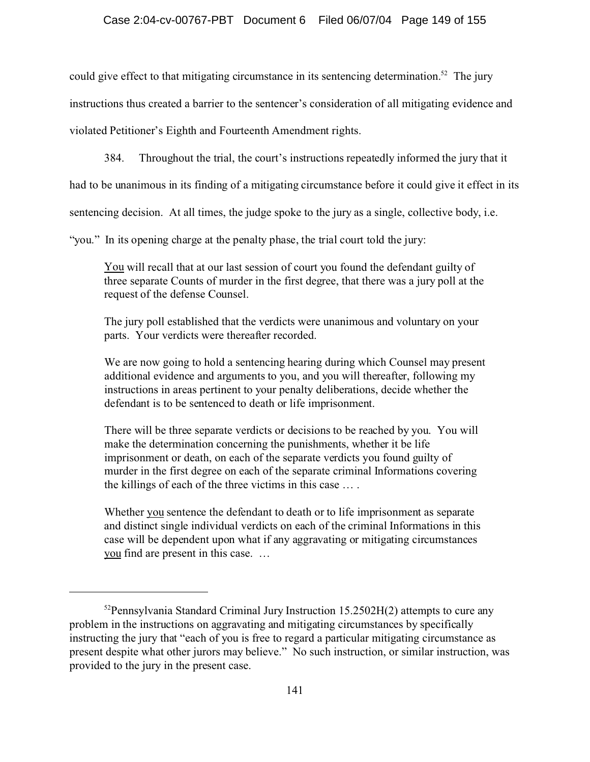could give effect to that mitigating circumstance in its sentencing determination.[52] The jury instructions thus created a barrier to the sentencer's consideration of all mitigating evidence and violated Petitioner's Eighth and Fourteenth Amendment rights.

384. Throughout the trial, the court's instructions repeatedly informed the jury that it had to be unanimous in its finding of a mitigating circumstance before it could give it effect in its sentencing decision. At all times, the judge spoke to the jury as a single, collective body, i.e. "you." In its opening charge at the penalty phase, the trial court told the jury:

> <u>You</u> will recall that at our last session of court you found the defendant guilty of three separate Counts of murder in the first degree, that there was a jury poll at the request of the defense Counsel.
>
> The jury poll established that the verdicts were unanimous and voluntary on your parts. Your verdicts were thereafter recorded.
>
> We are now going to hold a sentencing hearing during which Counsel may present additional evidence and arguments to you, and you will thereafter, following my instructions in areas pertinent to your penalty deliberations, decide whether the defendant is to be sentenced to death or life imprisonment.
>
> There will be three separate verdicts or decisions to be reached by you. You will make the determination concerning the punishments, whether it be life imprisonment or death, on each of the separate verdicts you found guilty of murder in the first degree on each of the separate criminal Informations covering the killings of each of the three victims in this case … .
>
> Whether <u>you</u> sentence the defendant to death or to life imprisonment as separate and distinct single individual verdicts on each of the criminal Informations in this case will be dependent upon what if any aggravating or mitigating circumstances <u>you</u> find are present in this case. …

---

[52] Pennsylvania Standard Criminal Jury Instruction 15.2502H(2) attempts to cure any problem in the instructions on aggravating and mitigating circumstances by specifically instructing the jury that "each of you is free to regard a particular mitigating circumstance as present despite what other jurors may believe." No such instruction, or similar instruction, was provided to the jury in the present case.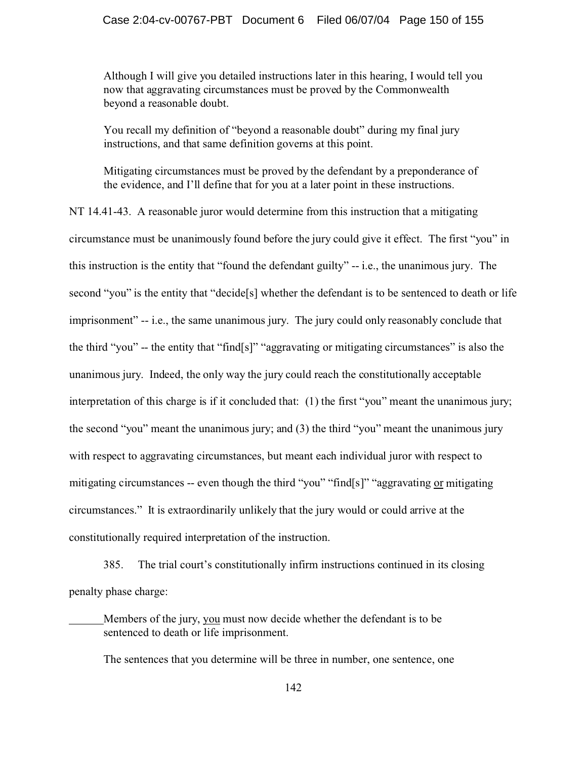> Although I will give you detailed instructions later in this hearing, I would tell you now that aggravating circumstances must be proved by the Commonwealth beyond a reasonable doubt.
>
> You recall my definition of "beyond a reasonable doubt" during my final jury instructions, and that same definition governs at this point.
>
> Mitigating circumstances must be proved by the defendant by a preponderance of the evidence, and I'll define that for you at a later point in these instructions.

NT 14.41-43. A reasonable juror would determine from this instruction that a mitigating circumstance must be unanimously found before the jury could give it effect. The first "you" in this instruction is the entity that "found the defendant guilty" -- i.e., the unanimous jury. The second "you" is the entity that "decide[s] whether the defendant is to be sentenced to death or life imprisonment" -- i.e., the same unanimous jury. The jury could only reasonably conclude that the third "you" -- the entity that "find[s]" "aggravating or mitigating circumstances" is also the unanimous jury. Indeed, the only way the jury could reach the constitutionally acceptable interpretation of this charge is if it concluded that: (1) the first "you" meant the unanimous jury; the second "you" meant the unanimous jury; and (3) the third "you" meant the unanimous jury with respect to aggravating circumstances, but meant each individual juror with respect to mitigating circumstances -- even though the third "you" "find[s]" "aggravating <u>or</u> mitigating circumstances." It is extraordinarily unlikely that the jury would or could arrive at the constitutionally required interpretation of the instruction.

385. The trial court's constitutionally infirm instructions continued in its closing penalty phase charge:

> ______Members of the jury, <u>you</u> must now decide whether the defendant is to be sentenced to death or life imprisonment.
>
> The sentences that you determine will be three in number, one sentence, one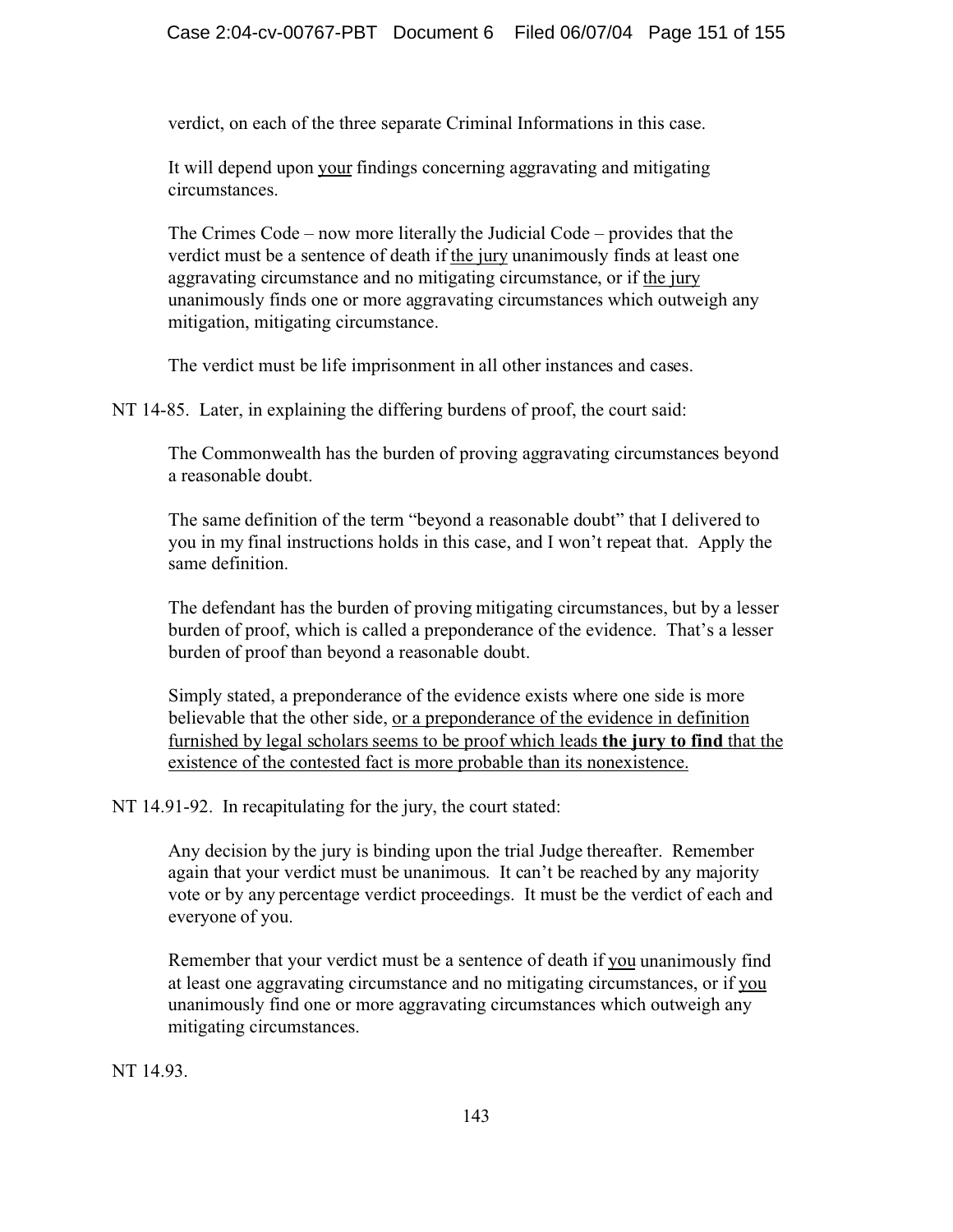> verdict, on each of the three separate Criminal Informations in this case.
>
> It will depend upon <u>your</u> findings concerning aggravating and mitigating circumstances.
>
> The Crimes Code – now more literally the Judicial Code – provides that the verdict must be a sentence of death if <u>the jury</u> unanimously finds at least one aggravating circumstance and no mitigating circumstance, or if <u>the jury</u> unanimously finds one or more aggravating circumstances which outweigh any mitigation, mitigating circumstance.
>
> The verdict must be life imprisonment in all other instances and cases.

NT 14-85. Later, in explaining the differing burdens of proof, the court said:

> The Commonwealth has the burden of proving aggravating circumstances beyond a reasonable doubt.
>
> The same definition of the term "beyond a reasonable doubt" that I delivered to you in my final instructions holds in this case, and I won't repeat that. Apply the same definition.
>
> The defendant has the burden of proving mitigating circumstances, but by a lesser burden of proof, which is called a preponderance of the evidence. That's a lesser burden of proof than beyond a reasonable doubt.
>
> Simply stated, a preponderance of the evidence exists where one side is more believable that the other side, <u>or a preponderance of the evidence in definition furnished by legal scholars seems to be proof which leads **the jury to find** that the existence of the contested fact is more probable than its nonexistence.</u>

NT 14.91-92. In recapitulating for the jury, the court stated:

> Any decision by the jury is binding upon the trial Judge thereafter. Remember again that your verdict must be unanimous. It can't be reached by any majority vote or by any percentage verdict proceedings. It must be the verdict of each and everyone of you.
>
> Remember that your verdict must be a sentence of death if <u>you</u> unanimously find at least one aggravating circumstance and no mitigating circumstances, or if <u>you</u> unanimously find one or more aggravating circumstances which outweigh any mitigating circumstances.

NT 14.93.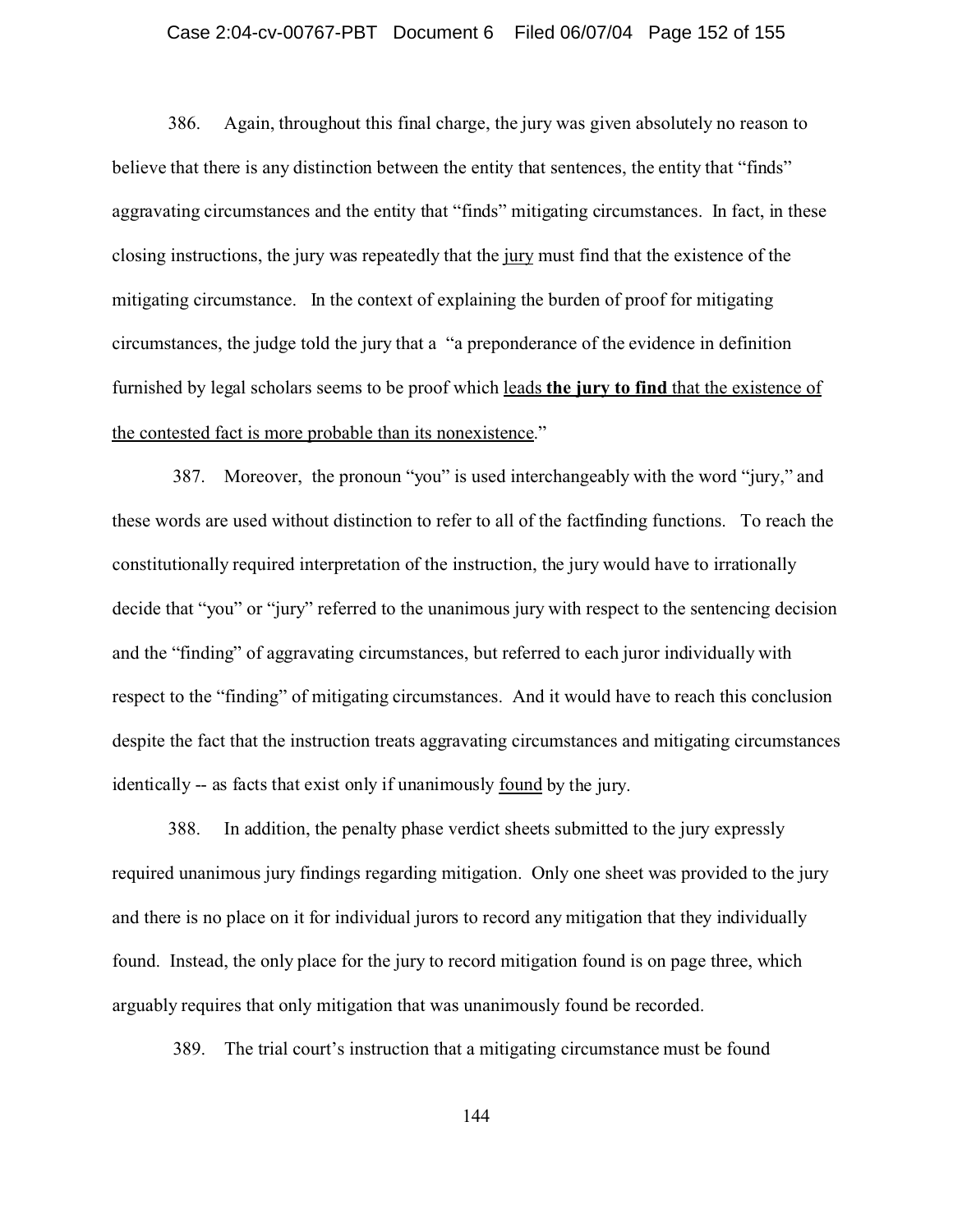386. Again, throughout this final charge, the jury was given absolutely no reason to believe that there is any distinction between the entity that sentences, the entity that "finds" aggravating circumstances and the entity that "finds" mitigating circumstances. In fact, in these closing instructions, the jury was repeatedly that the jury must find that the existence of the mitigating circumstance. In the context of explaining the burden of proof for mitigating circumstances, the judge told the jury that a "a preponderance of the evidence in definition furnished by legal scholars seems to be proof which leads **the jury to find** that the existence of the contested fact is more probable than its nonexistence."

387. Moreover, the pronoun "you" is used interchangeably with the word "jury," and these words are used without distinction to refer to all of the factfinding functions. To reach the constitutionally required interpretation of the instruction, the jury would have to irrationally decide that "you" or "jury" referred to the unanimous jury with respect to the sentencing decision and the "finding" of aggravating circumstances, but referred to each juror individually with respect to the "finding" of mitigating circumstances. And it would have to reach this conclusion despite the fact that the instruction treats aggravating circumstances and mitigating circumstances identically -- as facts that exist only if unanimously found by the jury.

388. In addition, the penalty phase verdict sheets submitted to the jury expressly required unanimous jury findings regarding mitigation. Only one sheet was provided to the jury and there is no place on it for individual jurors to record any mitigation that they individually found. Instead, the only place for the jury to record mitigation found is on page three, which arguably requires that only mitigation that was unanimously found be recorded.

389. The trial court's instruction that a mitigating circumstance must be found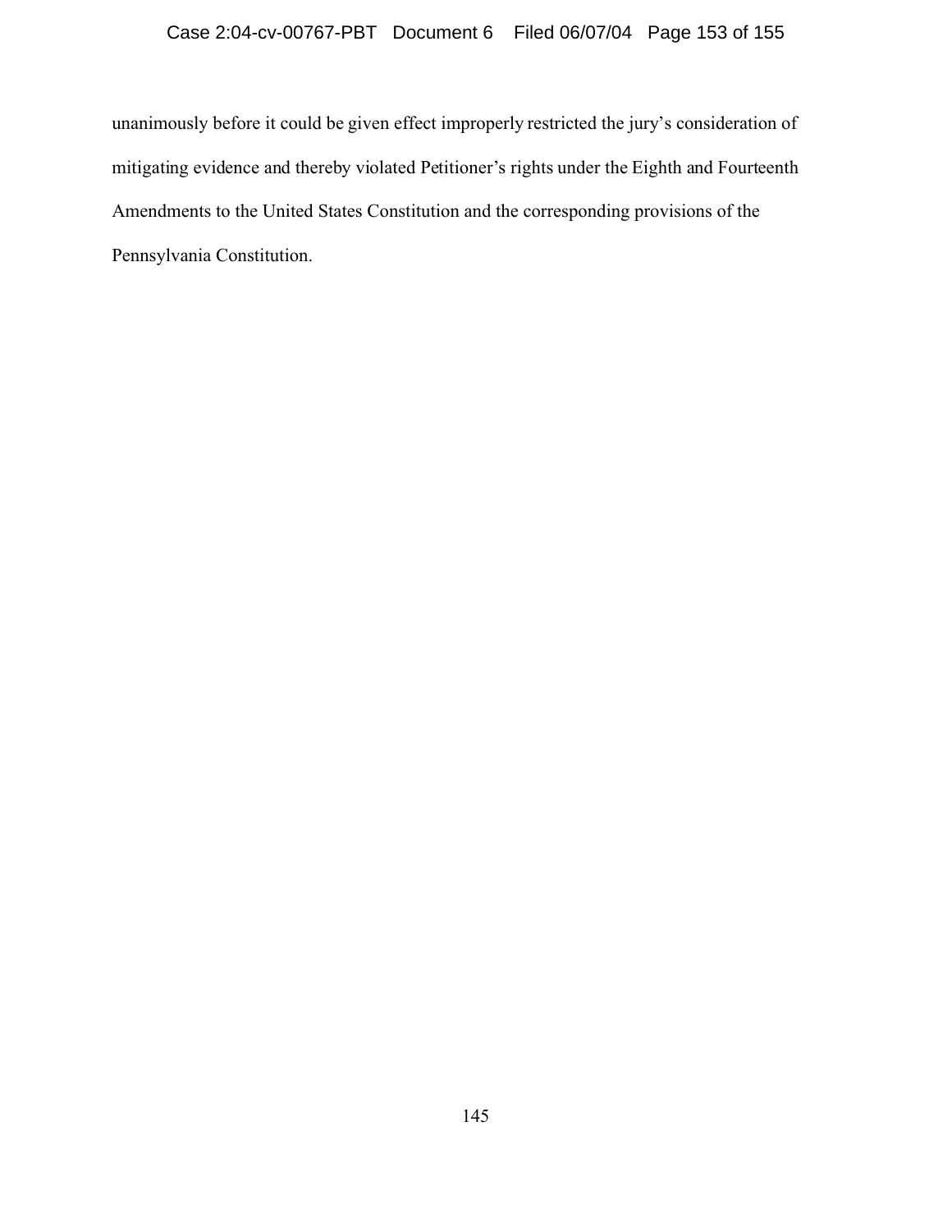unanimously before it could be given effect improperly restricted the jury's consideration of mitigating evidence and thereby violated Petitioner's rights under the Eighth and Fourteenth Amendments to the United States Constitution and the corresponding provisions of the Pennsylvania Constitution.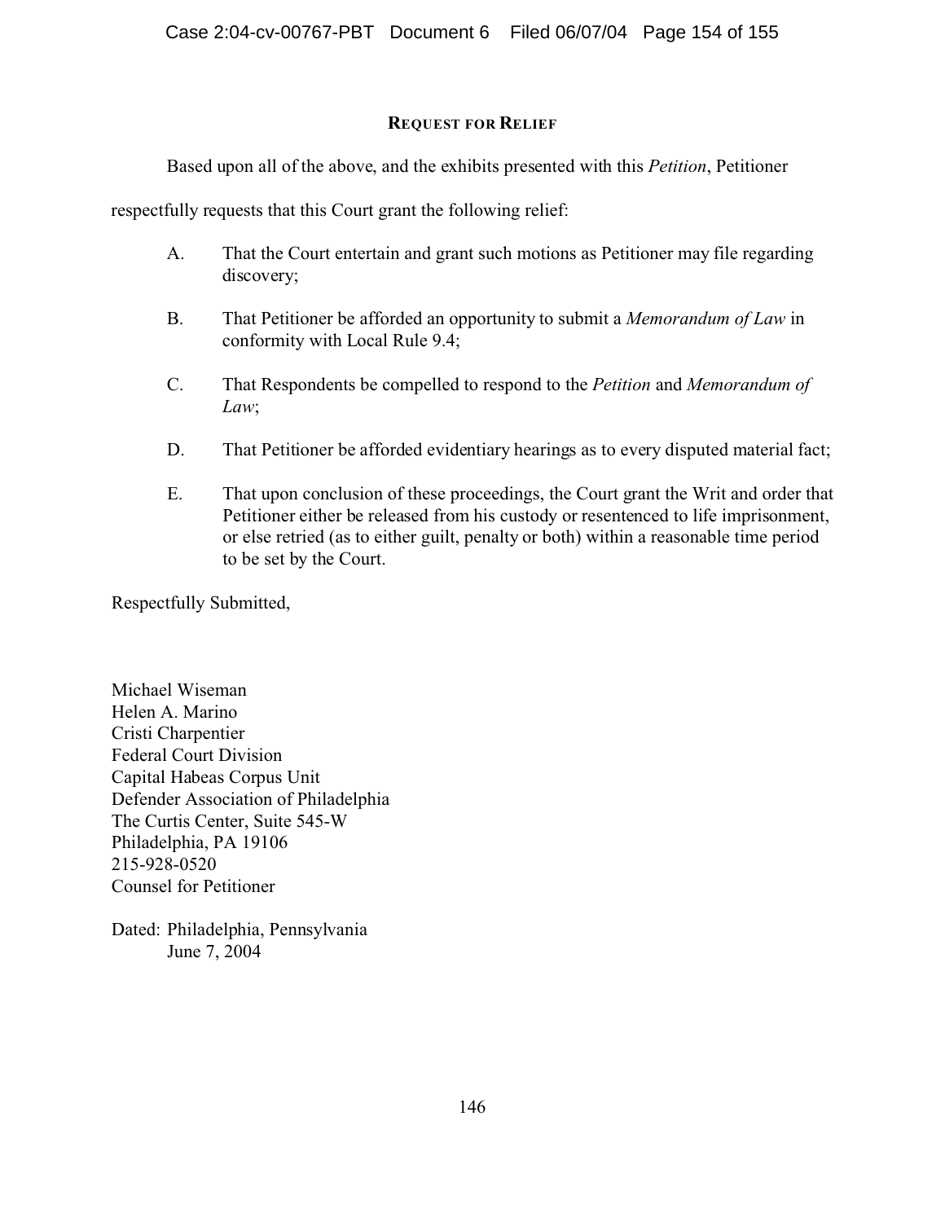## REQUEST FOR RELIEF

Based upon all of the above, and the exhibits presented with this *Petition*, Petitioner respectfully requests that this Court grant the following relief:

A. That the Court entertain and grant such motions as Petitioner may file regarding discovery;

B. That Petitioner be afforded an opportunity to submit a *Memorandum of Law* in conformity with Local Rule 9.4;

C. That Respondents be compelled to respond to the *Petition* and *Memorandum of Law*;

D. That Petitioner be afforded evidentiary hearings as to every disputed material fact;

E. That upon conclusion of these proceedings, the Court grant the Writ and order that Petitioner either be released from his custody or resentenced to life imprisonment, or else retried (as to either guilt, penalty or both) within a reasonable time period to be set by the Court.

Respectfully Submitted,

Michael Wiseman
Helen A. Marino
Cristi Charpentier
Federal Court Division
Capital Habeas Corpus Unit
Defender Association of Philadelphia
The Curtis Center, Suite 545-W
Philadelphia, PA 19106
215-928-0520
Counsel for Petitioner

Dated: Philadelphia, Pennsylvania
June 7, 2004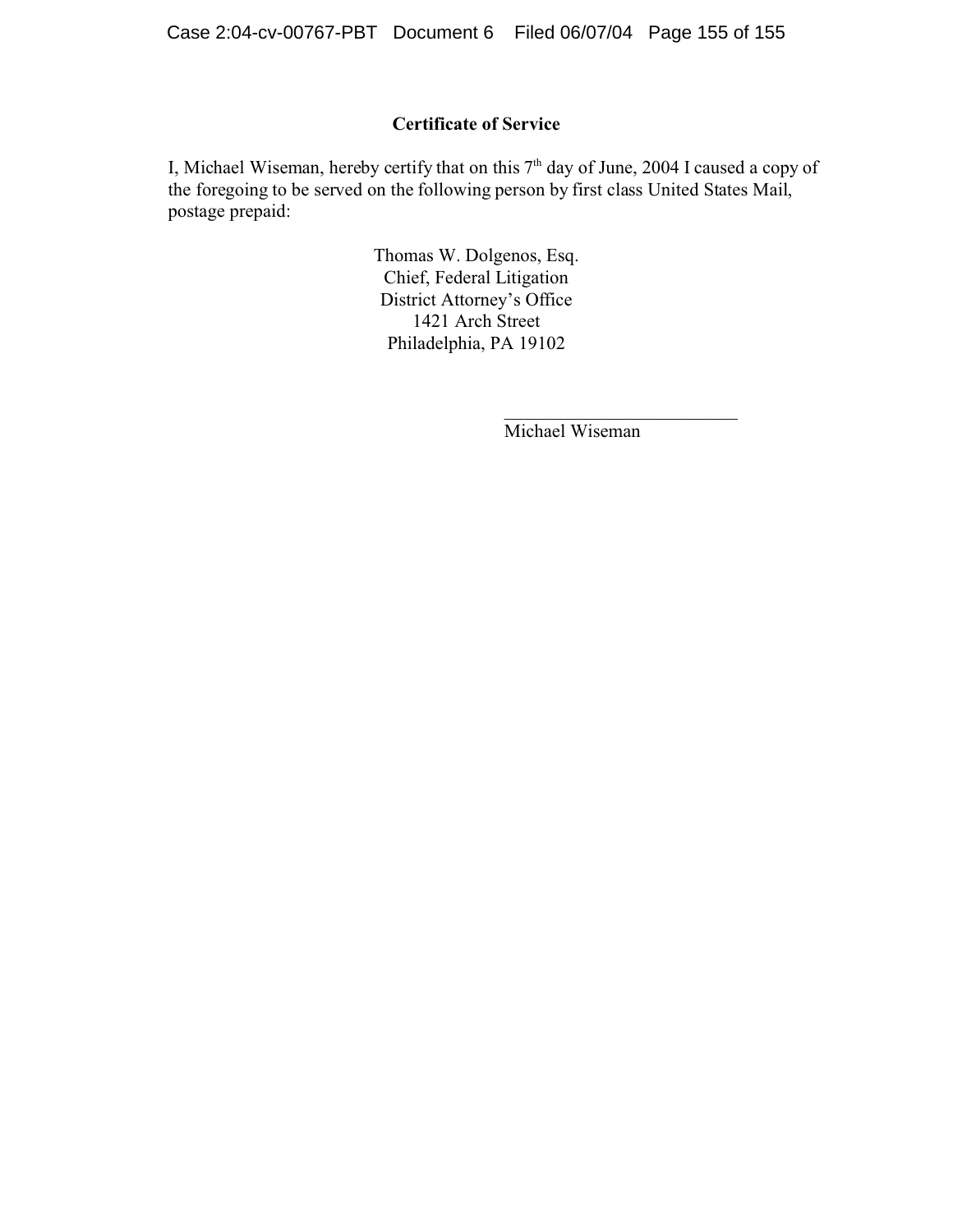**Certificate of Service**

I, Michael Wiseman, hereby certify that on this 7th day of June, 2004 I caused a copy of the foregoing to be served on the following person by first class United States Mail, postage prepaid:

Thomas W. Dolgenos, Esq.
Chief, Federal Litigation
District Attorney's Office
1421 Arch Street
Philadelphia, PA 19102

\_\_\_\_\_\_\_\_\_\_\_\_\_\_\_\_\_\_\_\_\_\_\_\_\_\_
Michael Wiseman